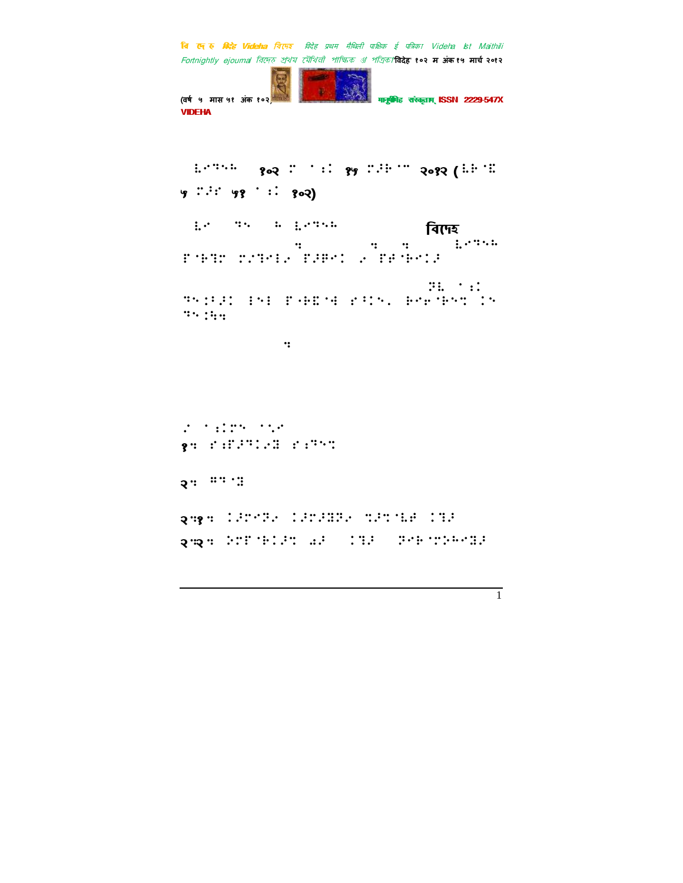⠇⠑⠙⠓⠁ १०२ ⠍ ⠁⠅ १५ ⠍⠜⠗⠉ २०१२ (⠧⠗⠱ ५ ⠍⠜⠎ ५१ ⠁⠅ १०२)

⠇⠑ ⠙⠓ ⠓ ⠇⠑⠙⠓⠁ विदेह ⠂ ⠂ ⠂ ⠇⠑⠙⠓⠁ ⠋⠗⠞⠝ ⠍⠌⠙⠑⠇⠑ ⠋⠜⠟⠑⠅ ⠑ ⠋⠯⠗⠑⠅⠜

⠝⠇ ⠁⠅ ⠙⠓⠅⠃⠅ ⠇⠓⠇ ⠋⠗⠧⠀⠗⠻ ⠎⠊⠓⠂ ⠗⠑⠗⠗⠓⠞ ⠅⠓ ⠙⠓⠅⠓⠂

⠂

⠑ ⠁⠥⠅⠍⠓ ⠁⠌⠑
१⠂ ⠎⠥⠋⠜⠙⠅⠑⠯ ⠎⠥⠙⠓⠞

२⠂ ⠛⠙⠈⠯

२⠂१⠂ ⠅⠜⠍⠑⠝⠑ ⠅⠜⠍⠜⠯⠝⠑ ⠞⠜⠍⠈⠇⠱ ⠅⠙⠜
२⠂२⠂ ⠅⠍⠋⠈⠗⠅⠜⠞ ⠡⠜ ⠅⠙⠜ ⠝⠑⠗⠈⠍⠊⠓⠑⠯⠜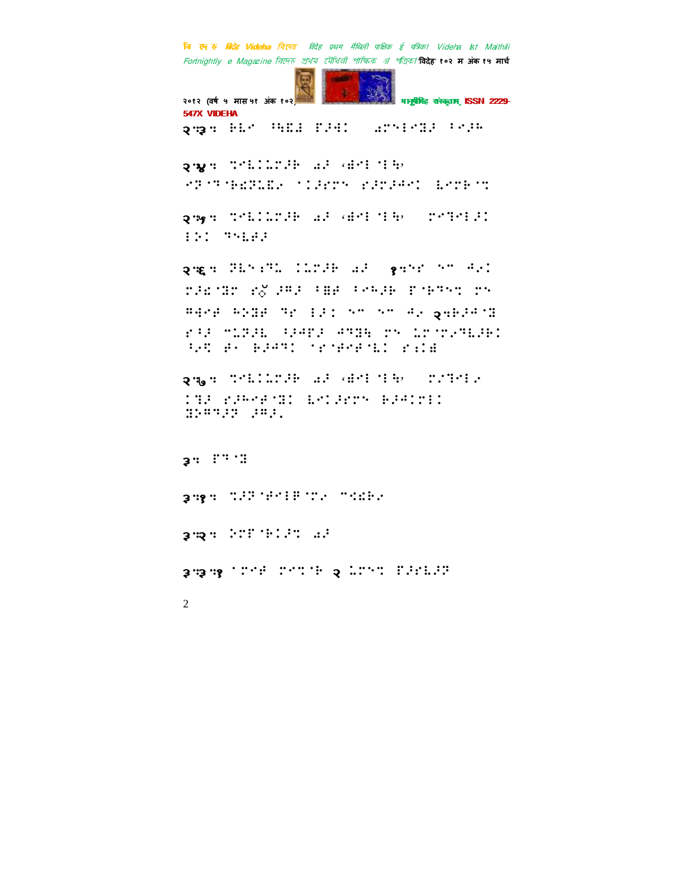२.३. ⠗⠇⠉ ⠦⠹⠫⠜ ⠋⠌⠻⠅ ⠀⠜⠍⠑⠇⠉⠽⠌ ⠐⠉⠌⠓

२.४. ⠙⠊⠇⠅⠥⠍⠌⠗ ⠜⠌ ⠐⠻⠉⠇⠈⠇⠓⠂ ⠊⠝⠈⠞⠈⠗⠫⠝⠥⠫⠊ ⠈⠅⠌⠎⠍⠅ ⠎⠌⠍⠌⠺⠉⠅ ⠇⠊⠍⠗⠈⠉

२.५. ⠙⠊⠇⠅⠥⠍⠌⠗ ⠜⠌ ⠐⠻⠉⠇⠈⠇⠓⠂ ⠀⠍⠊⠞⠉⠇⠌⠅ ⠇⠕⠅ ⠞⠑⠇⠋⠌

२.६. ⠝⠇⠑⠆⠞⠥ ⠅⠥⠍⠌⠗ ⠜⠌ ⠀१.⠑⠎ ⠑⠉ ⠺⠊⠅ ⠍⠌⠫⠈⠽⠍ ⠎ॅ ⠌⠩⠌ ⠈⠿⠋ ⠈⠊⠓⠌⠗ ⠋⠈⠗⠞⠑⠉ ⠍⠑ ⠩⠻⠊⠋ ⠓⠕⠽⠋ ⠞⠎ ⠇⠌⠅ ⠑⠉ ⠑⠉ ⠺⠊ २.⠗⠌⠺⠈⠽ ⠎⠈⠌ ⠉⠥⠝⠌⠇ ⠈⠌⠺⠋⠌ ⠺⠞⠽⠓ ⠍⠑ ⠥⠍⠈⠍⠊⠞⠇⠌⠗⠅ ⠈⠊⠩ ⠋⠂ ⠗⠌⠺⠞⠅ ⠈⠎⠈⠋⠊⠋⠈⠇⠅ ⠎⠆⠅⠿

२.७. ⠙⠊⠇⠅⠥⠍⠌⠗ ⠜⠌ ⠐⠻⠉⠇⠈⠇⠓⠂ ⠀⠍⠊⠞⠉⠇⠊ ⠅⠞⠌ ⠎⠌⠓⠊⠋⠈⠽⠅ ⠇⠉⠅⠌⠎⠍⠑ ⠗⠌⠺⠅⠍⠉⠅ ⠽⠕⠩⠞⠌⠝ ⠌⠩⠌⠄

३. ⠋⠞⠈⠽

३.१. ⠙⠌⠝⠈⠋⠉⠇⠿⠈⠍⠊ ⠉⠹⠗⠊

३.२. ⠕⠍⠋⠈⠗⠅⠌⠙ ⠜⠌

३.३.१ ⠈⠍⠉⠋ ⠍⠉⠙⠈⠗ २ ⠥⠍⠑⠙ ⠋⠌⠎⠇⠌⠝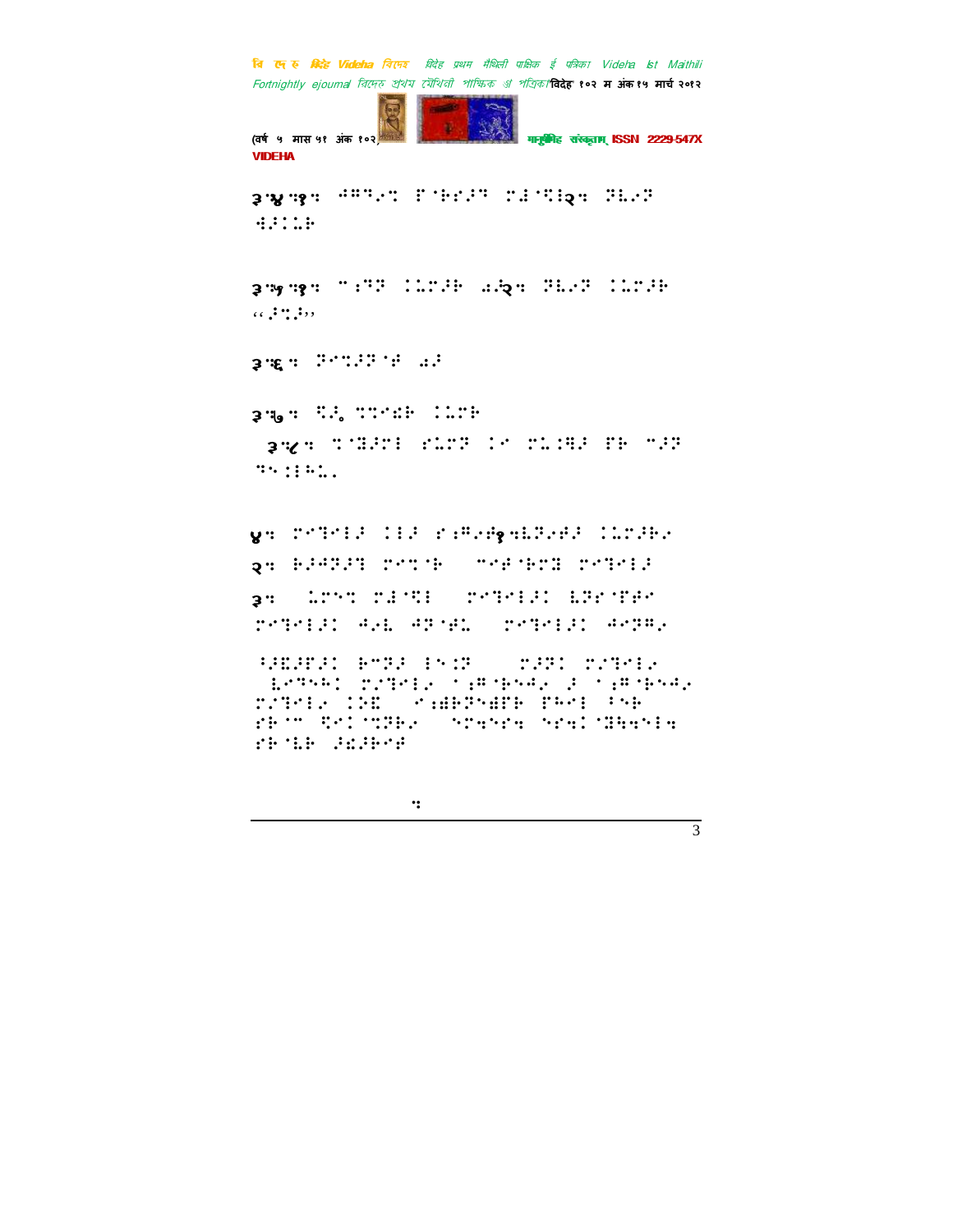३.४.१:

३.५.१:

३.६:

३.७:

३.८:

४:

२:

३: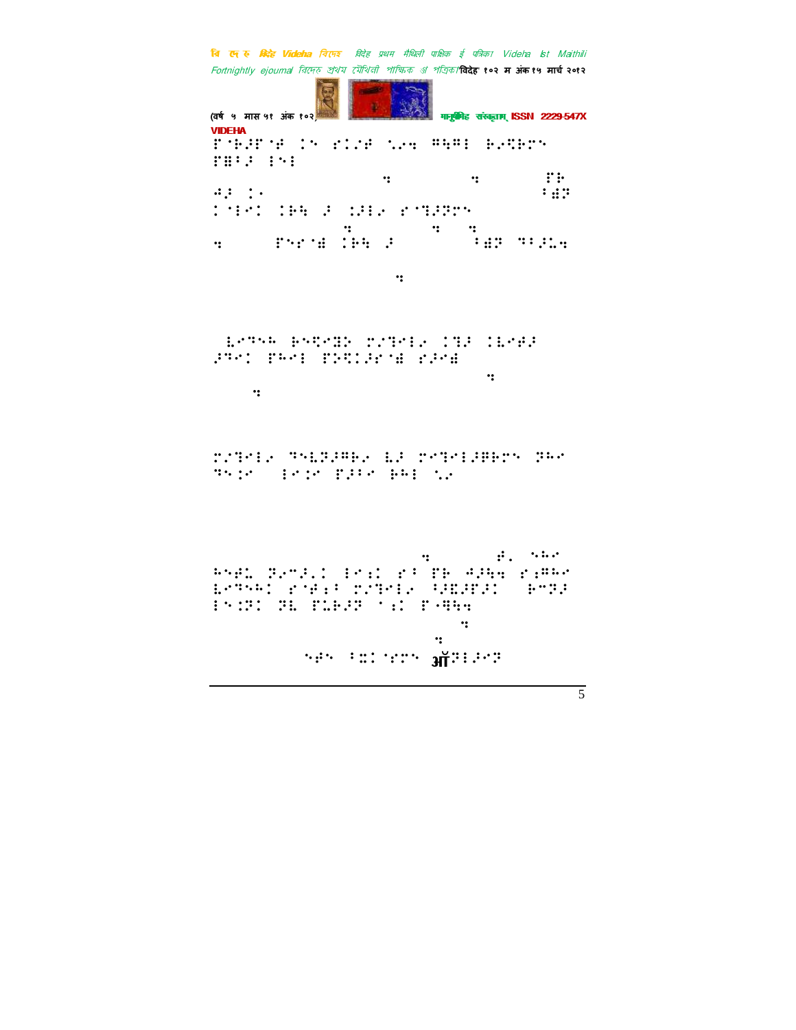अॅ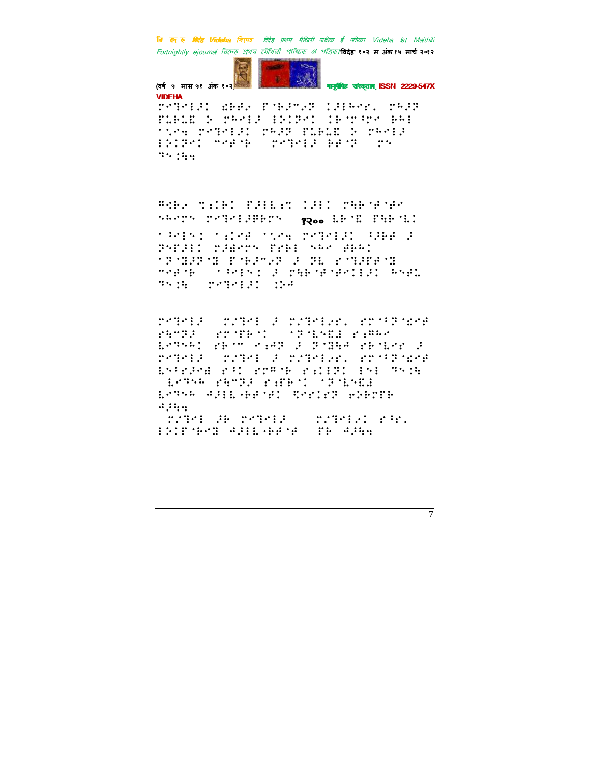VIDEHA

⠗⠑⠙⠑⠇⠁⠊ ⠫⠓⠊⠫ ⠏⠈⠓⠁⠍⠢⠗ ⠅⠁⠇⠓⠑⠗⠂ ⠗⠓⠁⠗ ⠏⠥⠃⠥⠫ ⠕ ⠗⠓⠑⠇⠁ ⠇⠕⠅⠗⠑⠅ ⠅⠓⠈⠗⠈⠗⠑ ⠓⠓⠇ ⠁⠎⠑⠹ ⠗⠑⠙⠑⠇⠁⠅ ⠗⠓⠁⠗ ⠏⠥⠃⠥⠫ ⠕ ⠗⠓⠑⠇⠁ ⠇⠕⠅⠗⠑⠅ ⠍⠑⠫⠈⠓ ⠀⠗⠑⠙⠑⠇⠁ ⠓⠫⠈⠗ ⠀⠗⠎ ⠙⠎⠅⠓⠹

⠻⠫⠓⠂ ⠹⠡⠅⠓⠅ ⠏⠁⠇⠇⠡⠞ ⠅⠁⠇⠅ ⠗⠓⠓⠈⠫⠈⠫⠑ ⠪⠓⠑⠗⠎ ⠗⠑⠙⠑⠇⠁⠻⠓⠗⠎ ⠀१२०० ⠇⠓⠈⠫ ⠏⠓⠓⠈⠇⠅ ⠁⠈⠑⠇⠎⠅ ⠁⠡⠅⠑⠫ ⠁⠎⠑⠹ ⠗⠑⠙⠑⠇⠁⠅ ⠈⠁⠓⠫ ⠁ ⠝⠎⠏⠁⠇⠅ ⠗⠁⠺⠑⠗⠎ ⠏⠗⠓⠇ ⠪⠓⠑ ⠻⠓⠅ ⠁⠗⠈⠙⠁⠗⠈⠙ ⠏⠈⠓⠁⠍⠢⠗ ⠁ ⠝⠇ ⠗⠈⠙⠁⠏⠫⠈⠙ ⠍⠑⠫⠈⠓ ⠀⠁⠈⠑⠇⠎⠅ ⠁ ⠗⠓⠓⠈⠫⠈⠫⠑⠅⠇⠁⠅ ⠓⠎⠫⠇ ⠙⠎⠅⠓ ⠀⠗⠑⠙⠑⠇⠁⠅ ⠅⠕⠱

⠗⠑⠙⠑⠇⠁ ⠀⠗⠌⠙⠑⠇ ⠁ ⠗⠌⠙⠑⠇⠢⠗⠂ ⠗⠗⠈⠈⠗⠈⠡⠑⠫ ⠗⠓⠍⠗⠁ ⠀⠗⠗⠈⠏⠓⠈⠅ ⠀⠁⠗⠈⠇⠎⠫⠁ ⠗⠡⠻⠓⠑ ⠇⠑⠙⠎⠓⠅ ⠗⠓⠈⠍ ⠗⠡⠱⠗ ⠁ ⠗⠈⠙⠓⠱ ⠗⠓⠈⠇⠑⠗ ⠁ ⠗⠑⠙⠑⠇⠁ ⠀⠗⠌⠙⠑⠇ ⠁ ⠗⠌⠙⠑⠇⠢⠗⠂ ⠗⠗⠈⠈⠗⠈⠡⠑⠫ ⠇⠎⠈⠗⠁⠑⠫ ⠗⠈⠅ ⠗⠗⠻⠈⠓ ⠗⠡⠅⠇⠗⠅ ⠇⠎⠇ ⠙⠎⠅⠓ ⠀⠇⠑⠙⠎⠓ ⠗⠓⠍⠗⠁ ⠗⠡⠏⠓⠈⠅ ⠁⠗⠈⠇⠎⠫⠁ ⠇⠑⠙⠎⠓ ⠱⠁⠇⠇⠤⠓⠫⠈⠫⠅ ⠩⠑⠗⠅⠑⠗ ⠢⠕⠓⠉⠗⠓ ⠱⠁⠓⠹

⠀⠗⠌⠙⠑⠇ ⠁⠓ ⠗⠑⠙⠑⠇⠁ ⠀⠀⠗⠌⠙⠑⠇⠢⠅ ⠗⠈⠑⠂ ⠇⠕⠅⠏⠈⠓⠑⠫ ⠱⠁⠇⠇⠤⠓⠫⠈⠫ ⠀⠏⠓ ⠱⠁⠓⠹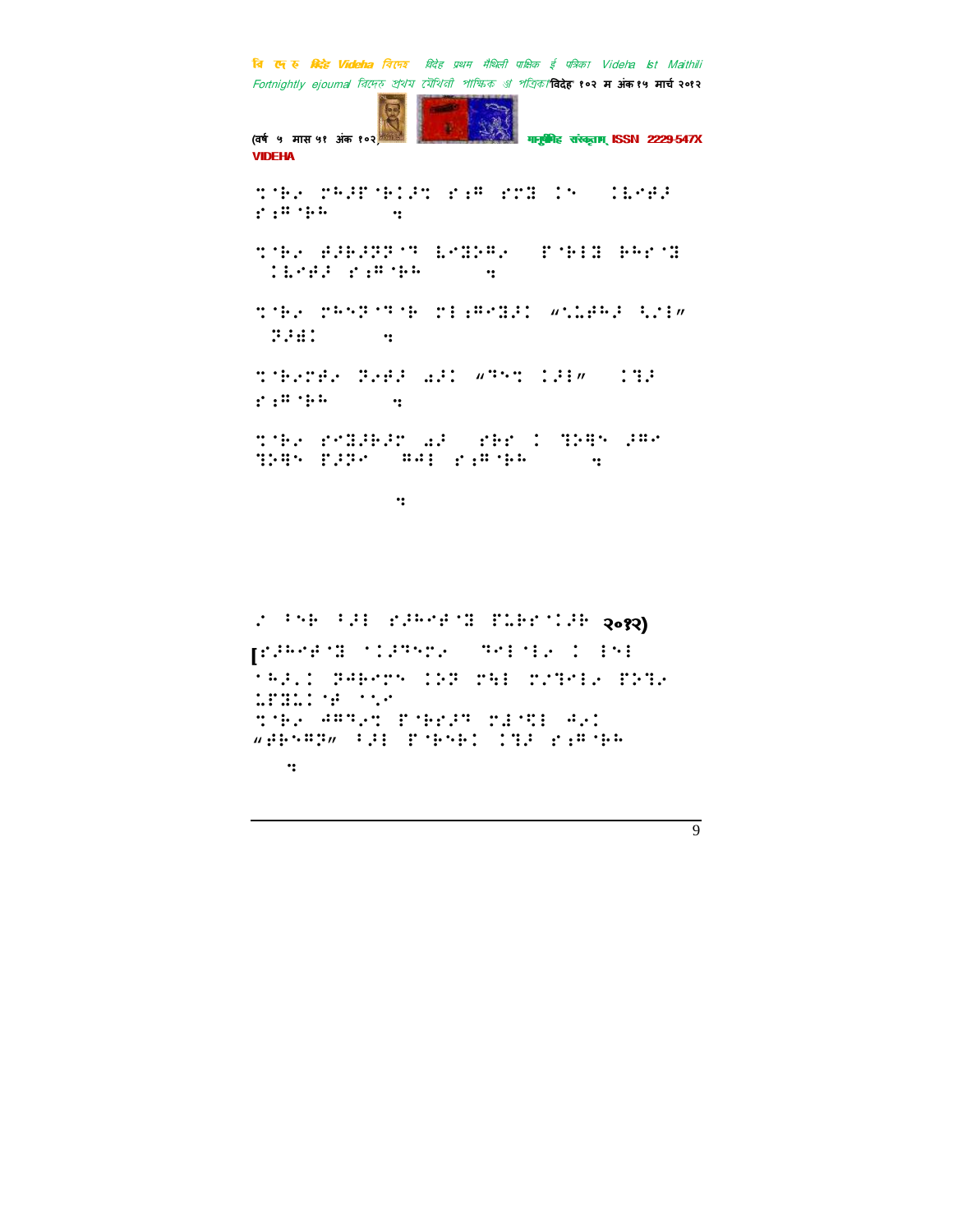⠙⠈⠗⠦ ⠉⠓⠼⠋⠈⠗⠥⠼⠙ ⠎⠆⠛ ⠎⠉⠿ ⠥⠒ ⠀⠥⠧⠢⠋⠼ ⠎⠆⠛⠈⠗⠓ ⠀⠀⠀⠀⠀⠒

⠙⠈⠗⠦ ⠿⠼⠗⠼⠽⠽⠈⠝ ⠧⠢⠿⠵⠛⠦ ⠀⠋⠈⠗⠇⠿ ⠗⠓⠎⠈⠿ ⠀⠥⠧⠢⠋⠼ ⠎⠆⠛⠈⠗⠓ ⠀⠀⠀⠀⠀⠒

⠙⠈⠗⠦ ⠉⠓⠢⠽⠈⠝⠈⠗ ⠉⠇⠆⠛⠢⠿⠼⠥ ⠦⠡⠧⠋⠓⠼ ⠣⠎⠇⠴ ⠀⠽⠼⠫⠥ ⠀⠀⠀⠀⠀⠒

⠙⠈⠗⠦⠉⠋⠦ ⠽⠦⠋⠼ ⠩⠼⠥ ⠦⠝⠢⠙ ⠥⠼⠇⠴ ⠀⠥⠹⠼ ⠎⠆⠛⠈⠗⠓ ⠀⠀⠀⠀⠀⠒

⠙⠈⠗⠦ ⠎⠢⠿⠼⠗⠼⠉ ⠩⠼ ⠀⠎⠗⠗ ⠥ ⠹⠵⠻⠢ ⠼⠛⠢ ⠹⠵⠻⠢ ⠋⠼⠽⠢ ⠀⠛⠙⠇ ⠎⠆⠛⠈⠗⠓ ⠀⠀⠀⠀⠀⠒

⠀⠀⠀⠀⠀⠀⠀⠀⠒

⠠ ⠑⠢⠗ ⠑⠼⠇ ⠎⠼⠓⠢⠋⠈⠿ ⠋⠡⠗⠎⠈⠥⠼⠗ २०१२)

[⠎⠼⠓⠢⠋⠈⠿ ⠈⠥⠼⠝⠢⠉⠦ ⠀⠝⠢⠇⠈⠇⠦ ⠥ ⠑⠢⠇ ⠈⠓⠼⠠⠥ ⠽⠙⠗⠢⠉⠢ ⠥⠵⠽ ⠉⠻⠇ ⠉⠠⠹⠢⠇⠦ ⠋⠵⠹⠦ ⠡⠋⠿⠡⠥⠈⠋ ⠈⠠⠦ ⠙⠈⠗⠦ ⠙⠛⠝⠦⠙ ⠋⠈⠗⠎⠼⠝ ⠉⠇⠈⠻⠇ ⠙⠦⠥ ⠦⠋⠗⠢⠛⠽⠴ ⠑⠼⠇ ⠋⠈⠗⠢⠗⠥ ⠥⠹⠼ ⠎⠆⠛⠈⠗⠓ ⠀⠒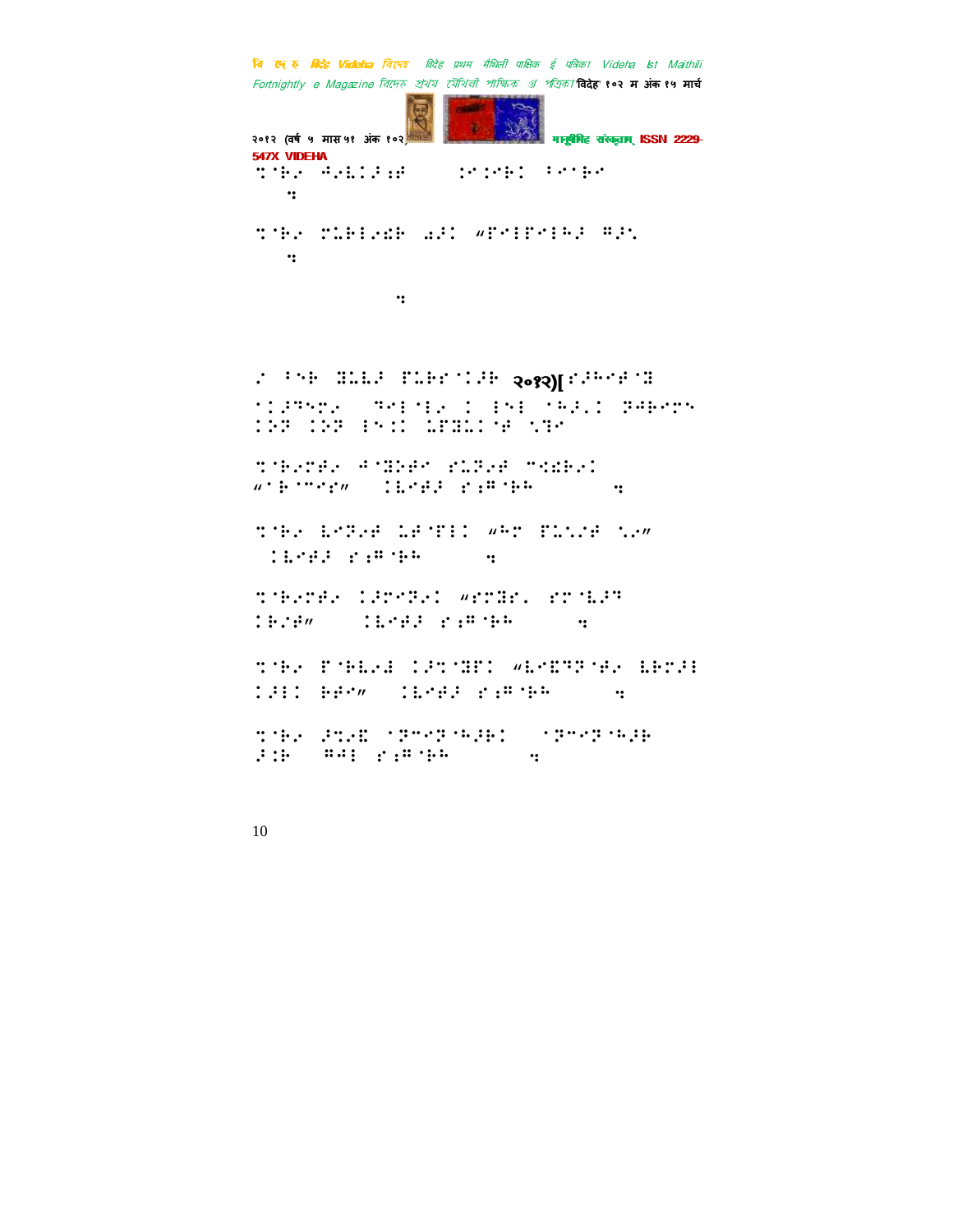⠙⠈⠗⠔ ⠻⠔⠇⠅⠜⠱⠋ ⠅⠑⠅⠑⠗⠅ ⠂⠑⠈⠗⠑
⠲

⠙⠈⠗⠔ ⠉⠇⠗⠃⠔⠫⠗ ⠼⠜⠅ ⠦⠋⠑⠃⠋⠑⠃⠓⠜ ⠻⠜⠡
⠲

⠲

⠎ ⠂⠕⠗ ⠛⠇⠇⠜ ⠋⠇⠗⠑⠈⠅⠜⠗ २०१२)[⠎⠜⠓⠑⠋⠈⠛
⠈⠅⠜⠙⠕⠉⠔ ⠙⠑⠃⠈⠃⠔ ⠅ ⠃⠕⠃ ⠈⠓⠜⠡⠅ ⠝⠺⠗⠑⠉⠕
⠅⠕⠝ ⠅⠕⠝ ⠃⠑⠅⠅ ⠇⠋⠛⠇⠅⠈⠋ ⠡⠙⠑

⠙⠈⠗⠔⠉⠋⠔ ⠺⠈⠛⠕⠋⠑ ⠎⠇⠝⠔⠋ ⠉⠫⠗⠔⠅
⠦⠈⠗⠈⠉⠑⠎⠴ ⠅⠇⠑⠋⠜ ⠎⠱⠻⠈⠗⠓ ⠲

⠙⠈⠗⠔ ⠇⠑⠝⠔⠋ ⠇⠋⠈⠋⠃⠅ ⠦⠓⠉ ⠋⠇⠡⠎⠋ ⠡⠔⠴
⠅⠇⠑⠋⠜ ⠎⠱⠻⠈⠗⠓ ⠲

⠙⠈⠗⠔⠉⠋⠔ ⠅⠜⠉⠑⠝⠔⠅ ⠦⠎⠉⠛⠗⠄ ⠎⠉⠈⠇⠜⠝
⠅⠗⠎⠋⠴ ⠅⠇⠑⠋⠜ ⠎⠱⠻⠈⠗⠓ ⠲

⠙⠈⠗⠔ ⠋⠈⠗⠇⠔⠙ ⠅⠜⠙⠈⠛⠋⠅ ⠦⠇⠑⠫⠝⠝⠈⠋⠔ ⠇⠗⠉⠜⠃
⠅⠜⠃⠅ ⠗⠋⠑⠴ ⠅⠇⠑⠋⠜ ⠎⠱⠻⠈⠗⠓ ⠲

⠙⠈⠗⠔ ⠜⠙⠔⠫ ⠈⠝⠉⠑⠝⠈⠓⠜⠗⠅ ⠈⠝⠉⠑⠝⠈⠓⠜⠗
⠜⠱⠗ ⠻⠺⠃ ⠎⠱⠻⠈⠗⠓ ⠲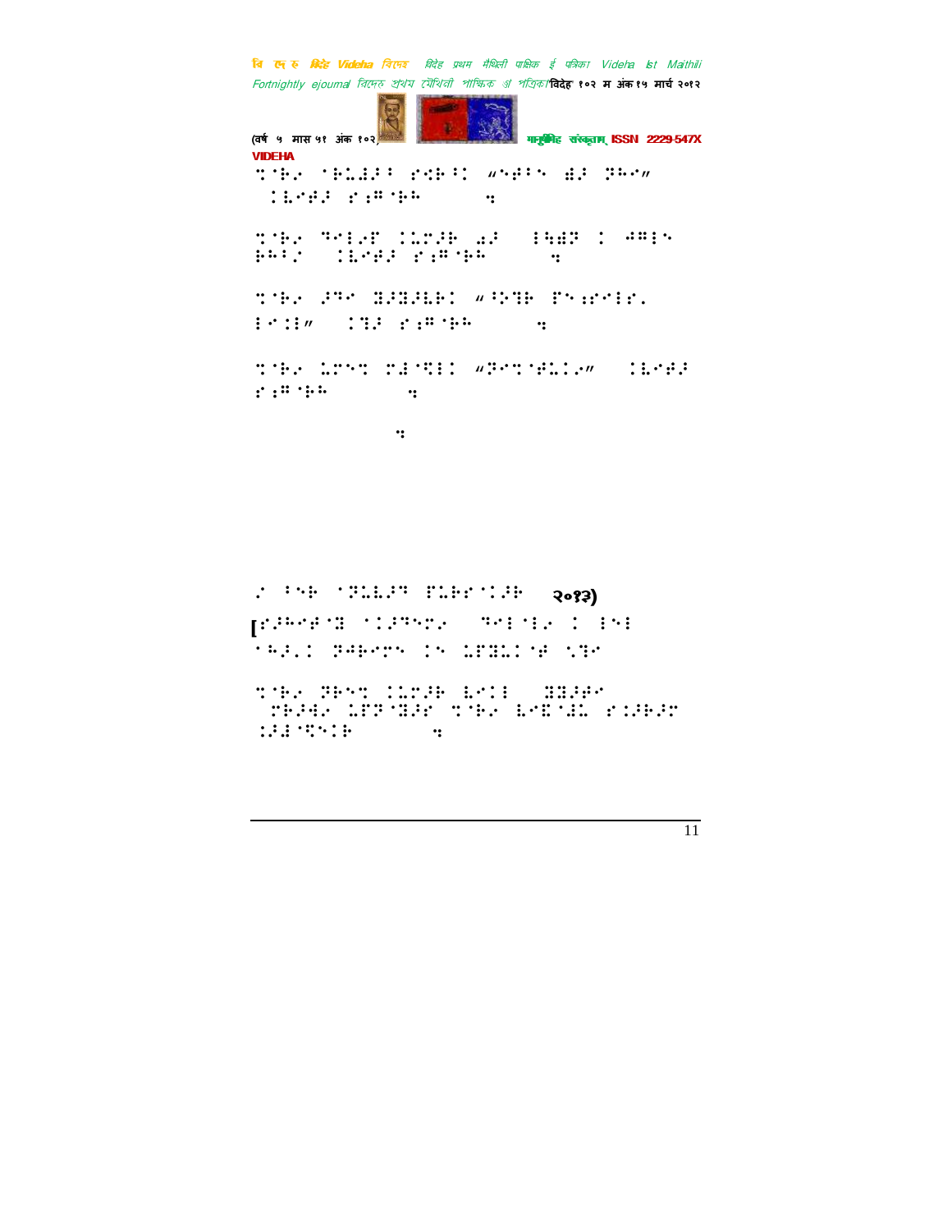⠍⠈⠗⠂ ⠁⠗⠥⠙⠜⠃ ⠎⠩⠗⠃⠅ ⠰⠝⠋⠃⠝ ⠻⠜ ⠝⠓⠂⠴
⠀⠅⠇⠊⠋⠜ ⠎⠆⠛⠈⠗⠓ ⠀⠀⠀⠀⠀⠀⠀⠀⠀⠀⠀⠀⠀⠀⠀⠀⠀⠀⠀⠀⠒

⠍⠈⠗⠂ ⠙⠊⠇⠂⠋ ⠅⠥⠍⠜⠗ ⠠⠜ ⠀⠀⠇⠳⠻⠝ ⠅ ⠚⠛⠇⠝ ⠗⠓⠃⠔ ⠀⠀⠅⠇⠊⠋⠜ ⠎⠆⠛⠈⠗⠓ ⠀⠀⠀⠀⠀⠀⠀⠀⠀⠀⠀⠀⠀⠀⠀⠀⠀⠀⠀⠀⠒

⠍⠈⠗⠂ ⠜⠙⠊ ⠙⠜⠙⠜⠇⠗⠅ ⠰⠃⠕⠙⠗ ⠏⠝⠆⠎⠊⠇⠎⠲ ⠇⠊⠅⠇⠴ ⠀⠀⠅⠙⠜ ⠎⠆⠛⠈⠗⠓ ⠀⠀⠀⠀⠀⠀⠀⠀⠀⠀⠀⠀⠀⠀⠀⠀⠀⠀⠀⠀⠒

⠍⠈⠗⠂ ⠥⠍⠊⠍ ⠍⠜⠈⠟⠇⠅ ⠰⠙⠊⠍⠈⠋⠥⠅⠂⠴ ⠀⠀⠅⠇⠊⠋⠜ ⠎⠆⠛⠈⠗⠓ ⠀⠀⠀⠀⠀⠀⠀⠀⠀⠀⠀⠀⠀⠀⠀⠀⠀⠀⠀⠀⠒

⠀⠀⠀⠀⠀⠀⠀⠀⠀⠀⠀⠀⠀⠀⠀⠀⠀⠀⠀⠀⠒

⠔ ⠃⠝⠗ ⠁⠙⠥⠇⠜⠙ ⠏⠥⠗⠎⠈⠅⠜⠗ ⠀⠀२०१३)

[⠎⠜⠓⠊⠋⠈⠙ ⠁⠅⠜⠙⠊⠍⠂ ⠀⠀⠙⠊⠇⠈⠇⠂ ⠅ ⠇⠝⠇ ⠁⠓⠜⠲⠅ ⠙⠚⠗⠊⠍⠝ ⠅⠝ ⠥⠋⠙⠥⠅⠈⠋ ⠡⠙⠊

⠍⠈⠗⠂ ⠙⠗⠊⠍ ⠅⠥⠍⠜⠗ ⠇⠊⠅⠇ ⠀⠀⠙⠙⠜⠋⠊ ⠀⠍⠗⠜⠚⠂ ⠥⠋⠙⠈⠙⠜⠎ ⠍⠈⠗⠂ ⠇⠊⠛⠈⠚⠥ ⠎⠅⠜⠗⠜⠍ ⠅⠜⠚⠈⠟⠝⠅⠗ ⠀⠀⠀⠀⠀⠀⠀⠀⠀⠀⠀⠀⠀⠀⠀⠀⠀⠀⠀⠀⠒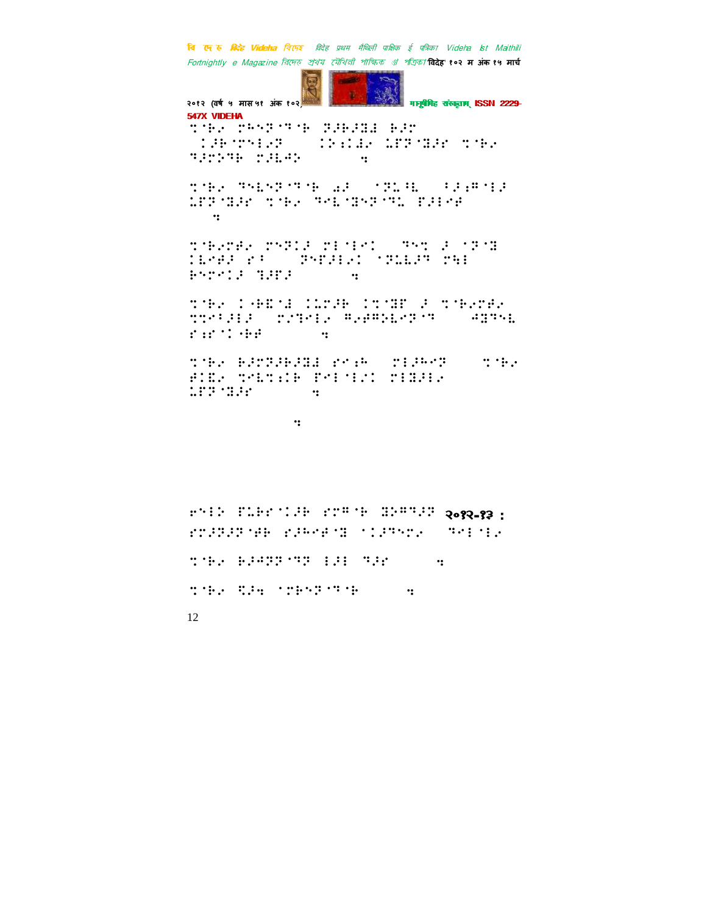२०१२-१३ :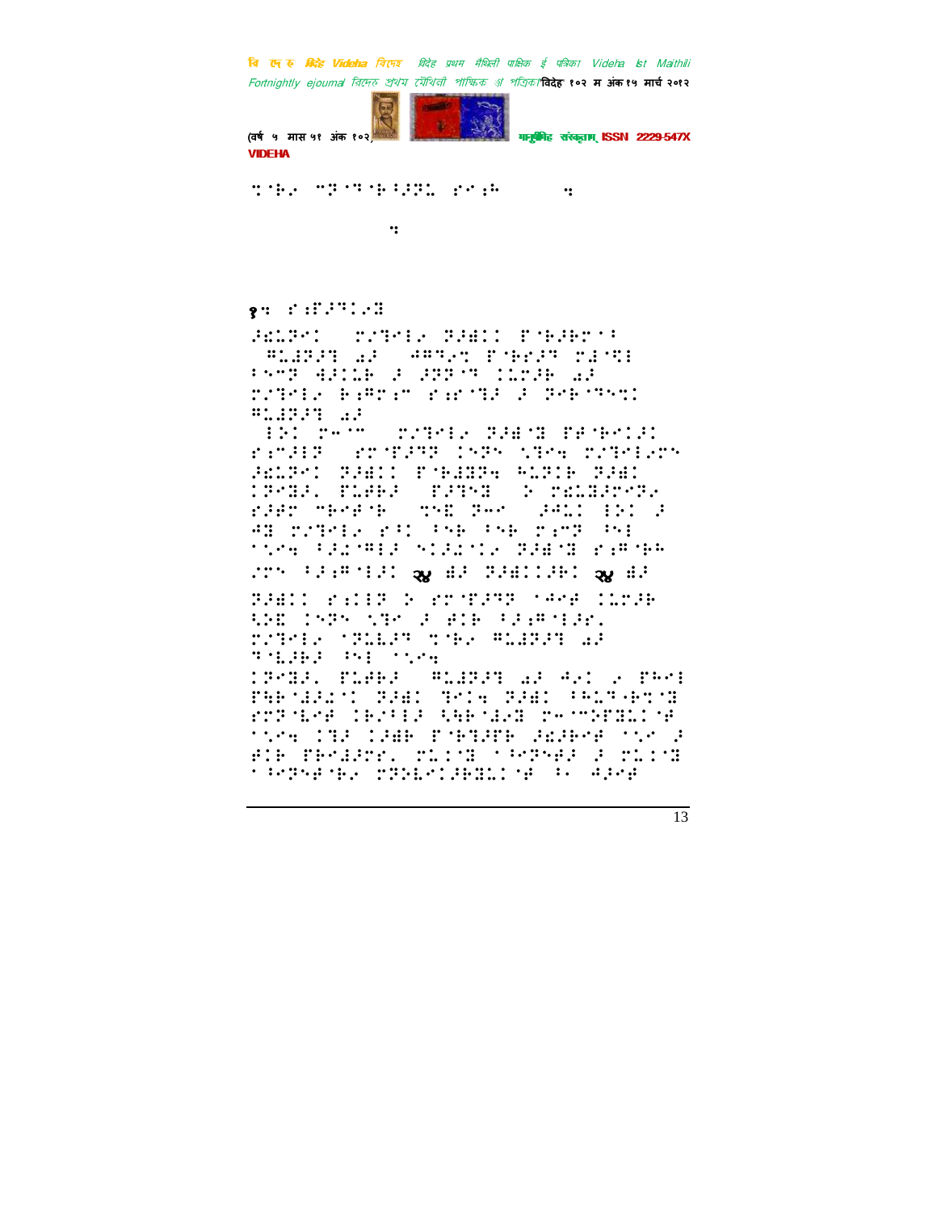१: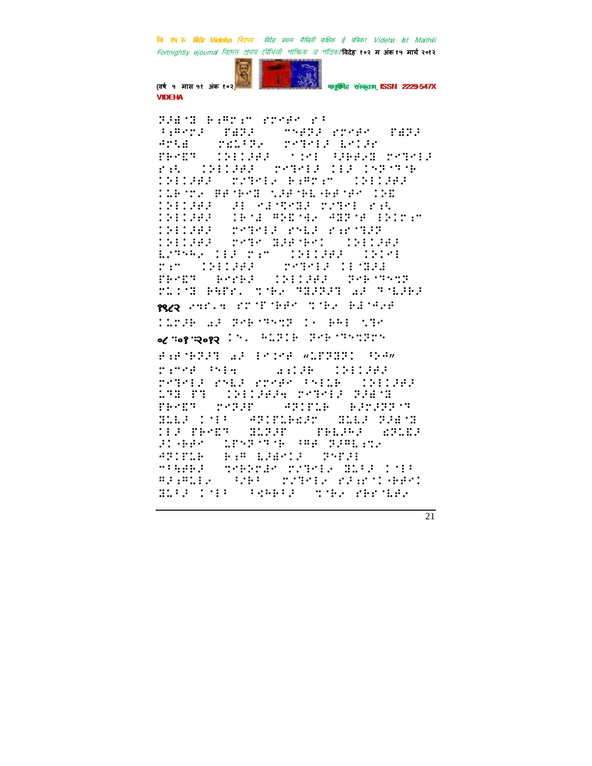१९/२

०८.०१.२०१२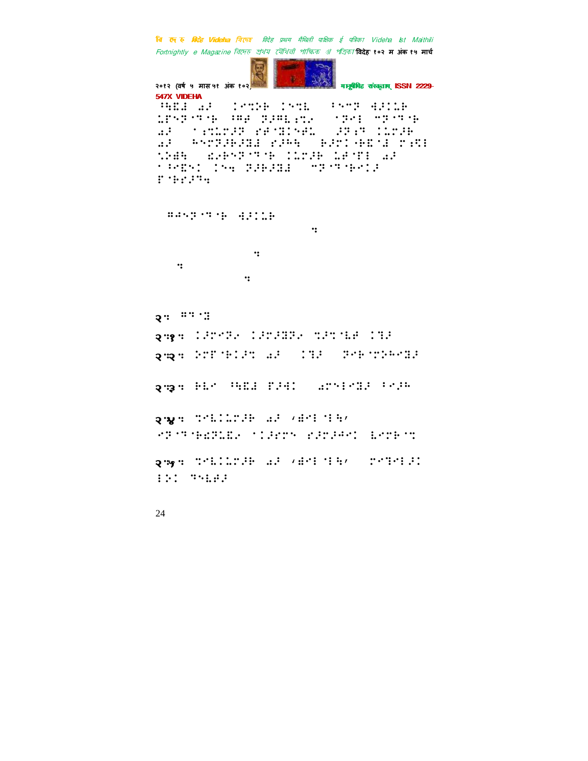⠳⠓⠪⠇ ⠪⠜ ⠀⠊⠑⠝⠕⠃ ⠊⠑⠝⠃ ⠀⠅⠑⠉⠗ ⠙⠜⠊⠩⠃ ⠩⠗⠑⠝⠗⠐⠗⠐⠃ ⠳⠻⠂ ⠝⠜⠻⠃⠾⠝⠢ ⠀⠐⠝⠑⠇ ⠉⠝⠐⠗⠐⠃ ⠪⠜ ⠀⠐⠾⠝⠩⠍⠝ ⠎⠂⠐⠓⠊⠑⠂⠃ ⠀⠜⠝⠾⠗ ⠊⠩⠍⠜⠃ ⠪⠜ ⠀⠓⠑⠍⠝⠜⠃⠜⠓⠇ ⠎⠜⠓⠹ ⠀⠃⠜⠍⠊⠐⠃⠪⠐⠇ ⠍⠾⠻ ⠹⠕⠿⠹ ⠀⠪⠢⠃⠑⠝⠐⠗⠐⠃ ⠊⠩⠍⠜⠃ ⠩⠂⠐⠋⠇ ⠪⠜ ⠐⠓⠑⠪⠑⠊ ⠊⠑⠹ ⠝⠜⠃⠜⠓⠇ ⠀⠉⠝⠐⠗⠐⠃⠑⠊⠜ ⠋⠐⠃⠎⠜⠗⠹

⠀⠿⠂⠑⠝⠐⠗⠐⠃ ⠙⠜⠊⠩⠃

२⠹ ⠿⠗⠐⠓

२⠹१⠹ ⠊⠜⠍⠑⠝⠢ ⠊⠜⠍⠜⠓⠝⠢ ⠝⠜⠝⠐⠇⠂ ⠊⠓⠜

२⠹२⠹ ⠕⠍⠋⠐⠃⠊⠜⠝ ⠪⠜ ⠀⠊⠓⠜ ⠀⠝⠑⠃⠐⠍⠕⠓⠑⠓⠜

२⠹३⠹ ⠃⠇⠑ ⠳⠓⠪⠇ ⠋⠜⠙⠊ ⠀⠪⠍⠑⠻⠑⠓⠜ ⠳⠑⠜⠓

२⠹४⠹ ⠝⠑⠇⠊⠩⠍⠜⠃ ⠪⠜ ⠐⠹⠑⠻⠐⠻⠹⠐ ⠑⠝⠐⠗⠐⠃⠪⠝⠇⠪⠢ ⠐⠊⠜⠎⠍⠑ ⠎⠜⠍⠜⠂⠑⠊ ⠇⠑⠍⠃⠐⠝

२⠹५⠹ ⠝⠑⠇⠊⠩⠍⠜⠃ ⠪⠜ ⠐⠹⠑⠻⠐⠻⠹⠐ ⠀⠍⠑⠗⠑⠻⠜⠊ ⠻⠕⠊ ⠗⠑⠇⠂⠜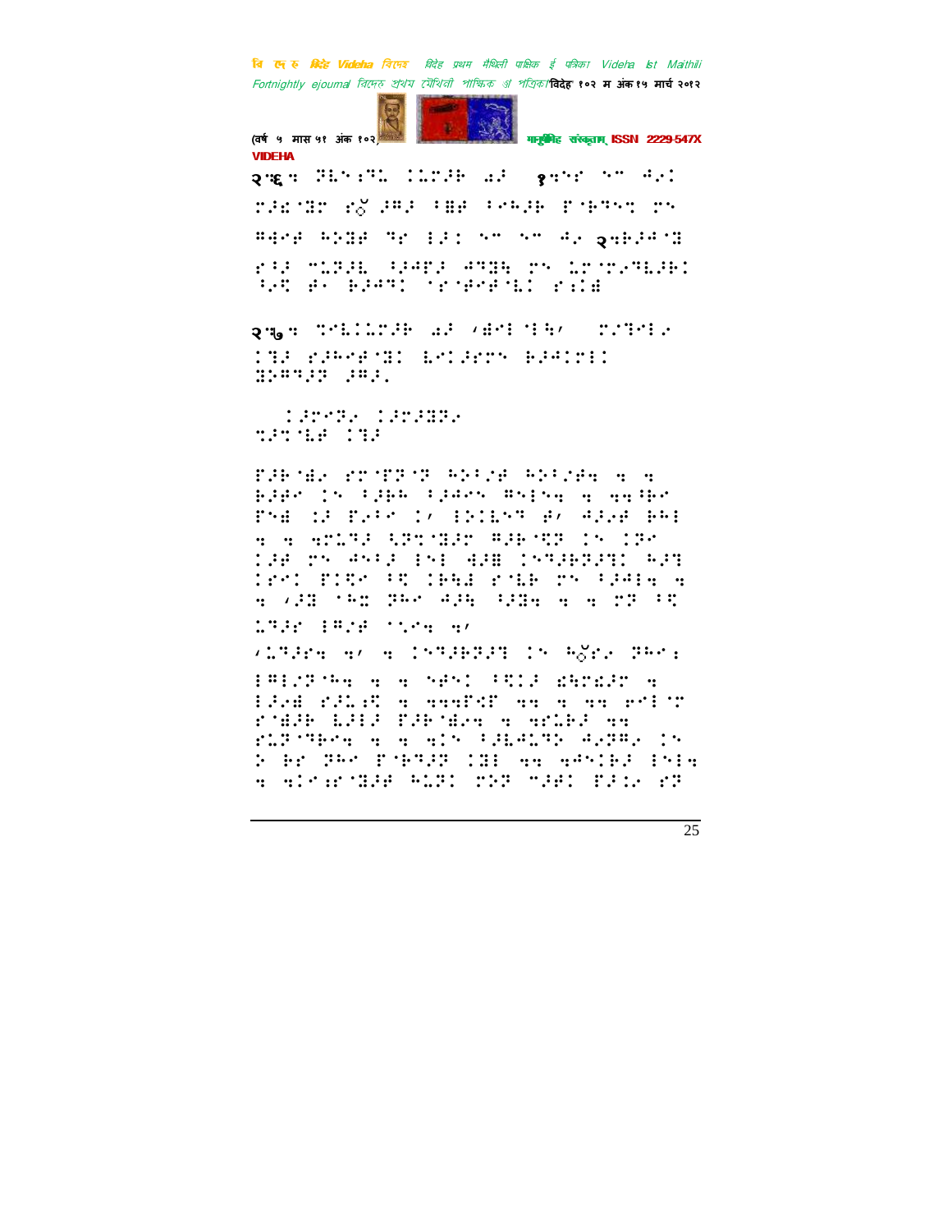२६. ⠠⠓⠇⠑⠎⠓⠥ ⠈⠇⠥⠗⠚⠓ �D⠚ १.⠑⠎ ⠑⠉ ⠙⠖⠁

२७. ⠹⠑⠇⠈⠇⠥⠗⠚⠓ ⠁⠚ ⠠⠙⠑⠇⠑⠇⠓⠂

⠀⠀⠈⠚⠗⠑⠝⠂ ⠈⠚⠗⠚⠝⠝⠂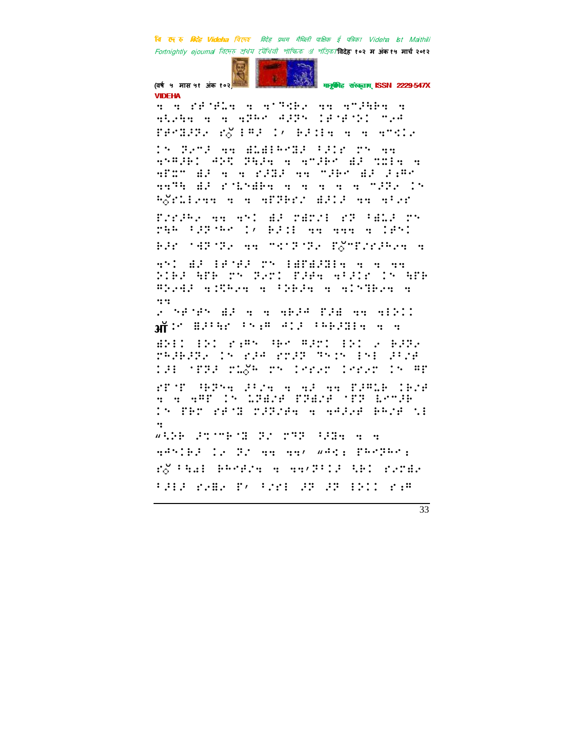⠠⠮⠀⠑⠧⠑⠗⠽⠀⠞⠓⠊⠝⠛

(वर्ष ५ मास ५१ अंक १०२)

**VIDEHA**

⠹⠀⠹⠀⠗⠋⠈⠋⠇⠹⠀⠹⠀⠹⠈⠹⠩⠃⠢⠀⠹⠹⠀⠹⠉⠜⠓⠃⠹⠀⠹
⠹⠣⠢⠓⠹⠀⠹⠀⠹⠀⠹⠝⠓⠉⠀⠙⠜⠝⠀⠩⠋⠈⠋⠈⠝⠩⠀⠉⠢⠙
⠏⠋⠉⠫⠜⠝⠢⠀⠗ॅ⠀⠂⠛⠜⠀⠩⠌⠀⠓⠜⠩⠂⠹⠀⠹⠀⠹⠀⠹⠉⠩⠇⠢

⠩⠝⠀⠝⠢⠉⠜⠀⠹⠹⠀⠫⠇⠫⠂⠓⠉⠫⠜⠀⠋⠜⠩⠗⠀⠗⠝⠀⠹⠹
⠹⠝⠛⠜⠓⠩⠀⠙⠕⠟⠀⠝⠓⠜⠹⠀⠹⠀⠹⠉⠜⠓⠉⠀⠫⠜⠀⠹⠩⠂⠹⠀⠹
⠹⠏⠹⠉⠀⠫⠜⠀⠹⠀⠹⠀⠗⠜⠫⠜⠀⠹⠹⠀⠉⠜⠓⠉⠀⠫⠜⠀⠜⠱⠛⠉
⠹⠹⠛⠓⠀⠫⠜⠀⠗⠈⠇⠝⠫⠓⠹⠀⠹⠀⠹⠀⠹⠀⠹⠀⠹⠀⠉⠜⠝⠢⠀⠩⠝
⠓ॅ⠗⠇⠂⠢⠹⠹⠀⠹⠀⠹⠀⠹⠏⠝⠓⠗⠌⠀⠫⠜⠩⠜⠀⠹⠹⠀⠹⠋⠢⠗

⠏⠌⠗⠜⠓⠢⠀⠹⠹⠀⠹⠝⠩⠀⠫⠜⠀⠗⠫⠗⠌⠂⠀⠗⠝⠀⠋⠫⠇⠜⠀⠗⠝
⠗⠓⠓⠀⠋⠜⠝⠈⠓⠉⠀⠩⠌⠀⠓⠜⠩⠂⠀⠹⠹⠀⠹⠹⠹⠀⠹⠀⠩⠋⠝⠩
⠓⠜⠗⠀⠈⠹⠝⠈⠝⠢⠀⠹⠹⠀⠉⠩⠝⠈⠝⠢⠀⠏ॅ⠉⠏⠌⠗⠜⠓⠢⠹⠀⠹

⠹⠝⠩⠀⠫⠜⠀⠂⠋⠈⠋⠜⠀⠗⠝⠀⠂⠫⠋⠫⠜⠫⠂⠹⠀⠹⠀⠹⠀⠹⠹
⠕⠩⠓⠜⠀⠓⠏⠓⠀⠗⠝⠀⠝⠢⠗⠩⠀⠏⠜⠓⠹⠀⠹⠋⠜⠩⠗⠀⠩⠝⠀⠓⠏⠓
⠛⠕⠢⠹⠜⠀⠹⠩⠟⠓⠢⠹⠀⠹⠀⠋⠕⠓⠜⠹⠀⠹⠀⠹⠩⠝⠹⠓⠢⠹⠀⠹
⠹⠹

⠢⠀⠝⠋⠈⠋⠝⠀⠫⠜⠀⠹⠀⠹⠀⠹⠓⠜⠙⠀⠏⠜⠫⠀⠹⠹⠀⠹⠂⠕⠩⠩
ऑ⠩⠝⠀⠫⠜⠋⠓⠗⠀⠋⠝⠱⠛⠀⠙⠩⠜⠀⠋⠓⠓⠜⠫⠂⠹⠀⠹⠀⠹

⠫⠕⠂⠩⠀⠂⠕⠩⠀⠗⠱⠛⠝⠀⠓⠓⠉⠀⠛⠜⠗⠩⠀⠂⠕⠩⠀⠢⠀⠓⠜⠝⠢
⠗⠓⠜⠓⠜⠝⠢⠀⠩⠝⠀⠗⠜⠙⠀⠗⠗⠜⠝⠀⠹⠝⠩⠝⠀⠂⠝⠂⠀⠜⠋⠌⠫
⠩⠜⠂⠀⠈⠏⠝⠜⠀⠗⠇ॅ⠓⠀⠗⠝⠀⠩⠗⠢⠗⠀⠩⠗⠢⠗⠀⠩⠝⠀⠛⠏

⠗⠏⠈⠏⠀⠓⠓⠝⠝⠹⠀⠜⠋⠌⠹⠀⠹⠀⠹⠜⠀⠹⠹⠀⠏⠜⠛⠇⠓⠀⠩⠓⠌⠫
⠹⠀⠹⠀⠹⠛⠏⠀⠩⠝⠀⠇⠝⠫⠌⠫⠀⠏⠝⠫⠌⠫⠀⠈⠏⠝⠀⠧⠉⠜⠓
⠩⠝⠀⠏⠓⠗⠀⠗⠋⠈⠫⠀⠗⠜⠝⠌⠋⠹⠀⠹⠀⠹⠙⠜⠢⠫⠀⠓⠓⠌⠫⠀⠣⠂
⠹

"⠣⠕⠓⠀⠜⠹⠉⠓⠈⠫⠀⠝⠌⠀⠗⠹⠝⠀⠋⠜⠫⠹⠀⠹⠀⠹
⠹⠙⠝⠩⠓⠜⠀⠩⠢⠀⠝⠌⠀⠹⠹⠀⠹⠹⠌⠀"⠙⠹⠱⠀⠏⠓⠉⠝⠓⠉⠱
⠗ॅ⠀⠋⠓⠇⠂⠀⠓⠓⠉⠋⠌⠹⠀⠹⠀⠹⠹⠌⠝⠋⠩⠜⠀⠣⠓⠩⠀⠗⠢⠗⠫⠢
⠋⠜⠂⠜⠀⠗⠢⠫⠢⠀⠏⠌⠀⠋⠌⠗⠂⠀⠜⠝⠀⠜⠝⠀⠂⠕⠩⠩⠀⠗⠱⠛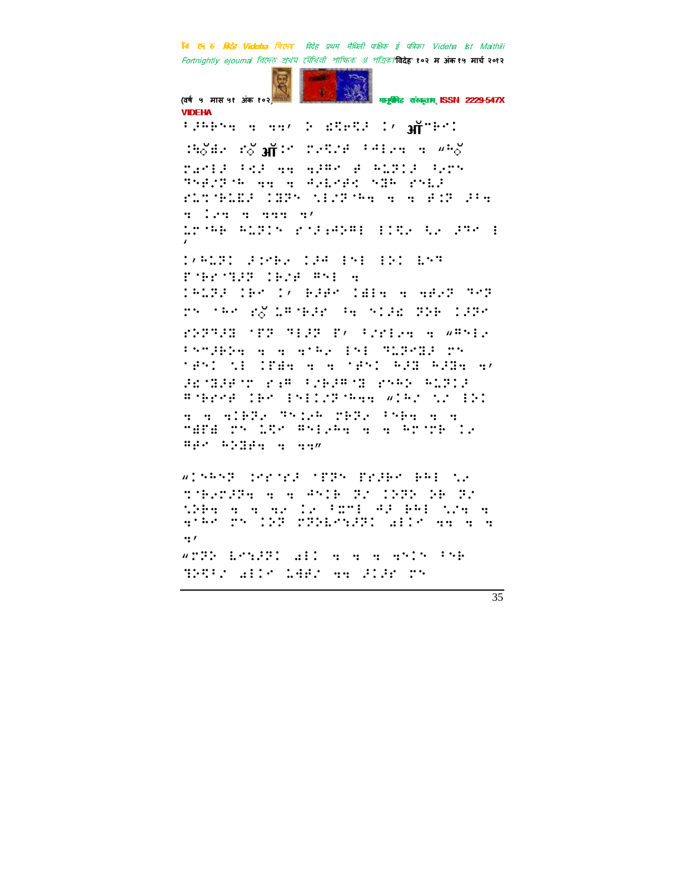VIDEHA

⠃⠔⠓⠃⠝⠻ ⠻ ⠻⠻⠂ ⠕ ⠫⠩⠗⠩⠔ ⠅⠂ ऑ⠉⠓⠉⠅

⠨⠓ॅ⠻⠄ ⠗ॅ ऑ⠅⠉ ⠍⠄⠩⠌⠋ ⠃⠙⠇⠄⠻ ⠻ ⠦⠓ॅ

⠍⠜⠉⠇⠔ ⠃⠹⠔ ⠻⠻ ⠻⠔⠛⠉ ⠋ ⠓⠥⠗⠅⠔ ⠃⠄⠍⠝ ⠙⠝⠋⠌⠗⠈⠓ ⠻⠻ ⠻ ⠙⠄⠇⠉⠋⠅ ⠝⠯⠓ ⠗⠝⠇⠔ ⠗⠥⠍⠈⠃⠥⠫⠔ ⠅⠯⠗⠝ ⠎⠇⠌⠗⠈⠓⠻ ⠻ ⠻ ⠋⠱⠗ ⠔⠃⠻ ⠻ ⠅⠄⠹ ⠻ ⠻⠹⠹ ⠻⠂

⠥⠗⠈⠓⠃ ⠓⠥⠗⠅⠝ ⠗⠈⠔⠆⠙⠕⠛⠇ ⠇⠅⠩⠄ ⠩⠄ ⠔⠹⠉ ⠇⠂

⠅⠂⠓⠥⠗⠅ ⠔⠱⠉⠃⠄ ⠅⠔⠚ ⠇⠝⠇ ⠇⠕⠅ ⠇⠝⠹ ⠏⠈⠃⠗⠈⠹⠔⠗ ⠅⠃⠌⠋ ⠛⠝⠇ ⠻ ⠅⠓⠥⠗⠔ ⠅⠃⠉ ⠅⠂ ⠃⠔⠋⠉ ⠅⠫⠇⠻ ⠻ ⠻⠋⠄⠗ ⠹⠉⠗ ⠍⠝ ⠈⠓⠉ ⠗ॅ ⠥⠛⠈⠃⠔⠗ ⠓⠻ ⠝⠅⠔⠫ ⠹⠕⠃ ⠅⠔⠗⠉

⠗⠕⠗⠹⠔⠹ ⠈⠋⠗ ⠹⠇⠔⠗ ⠏⠂ ⠃⠌⠗⠇⠄⠻ ⠻ ⠦⠛⠝⠇⠄ ⠃⠝⠉⠔⠃⠕⠻ ⠻ ⠻ ⠻⠈⠓⠄ ⠇⠝⠇ ⠹⠥⠗⠉⠹⠔ ⠍⠝ ⠈⠋⠝⠅ ⠎⠇ ⠅⠋⠫⠻ ⠻ ⠻ ⠈⠋⠝⠅ ⠓⠔⠹ ⠓⠔⠹⠻ ⠻⠂ ⠔⠫⠈⠹⠔⠋⠈⠍ ⠗⠆⠛ ⠃⠌⠃⠔⠛⠈⠹ ⠗⠝⠓⠕ ⠓⠥⠗⠅⠔ ⠛⠈⠃⠗⠉⠋ ⠅⠃⠉ ⠇⠝⠇⠅⠌⠗⠈⠓⠻⠻ ⠦⠅⠓⠌ ⠎⠌ ⠇⠕⠅ ⠻ ⠻ ⠻⠅⠃⠗⠄ ⠹⠝⠅⠄⠓ ⠍⠃⠗⠄ ⠃⠝⠃⠻ ⠻ ⠻ ⠉⠫⠋⠫ ⠍⠝ ⠥⠩⠉ ⠛⠝⠇⠄⠓⠻ ⠻ ⠻ ⠓⠗⠈⠍⠃ ⠅⠄ ⠛⠋⠉ ⠓⠕⠹⠋⠻ ⠻ ⠻⠻⠴

⠦⠅⠝⠓⠝⠗ ⠅⠗⠉⠈⠗⠔ ⠈⠋⠗⠝ ⠏⠗⠔⠃⠉ ⠃⠓⠇ ⠎⠄ ⠍⠈⠃⠄⠍⠔⠗⠻ ⠻ ⠻ ⠙⠝⠅⠃ ⠗⠌ ⠅⠯⠗⠝ ⠕⠃ ⠗⠌ ⠎⠕⠃⠻ ⠻ ⠻ ⠻⠄ ⠅⠄ ⠃⠭⠉⠇ ⠙⠔ ⠃⠓⠇ ⠎⠌⠻ ⠻ ⠻⠈⠓⠉ ⠍⠝ ⠅⠕⠗ ⠍⠗⠕⠇⠉⠝⠆⠗⠅ ⠁⠇⠅⠉ ⠻⠻ ⠻ ⠻ ⠻⠂

⠦⠍⠗⠕ ⠇⠉⠝⠆⠗⠅ ⠁⠇⠅ ⠻ ⠻ ⠻ ⠻⠝⠅⠝ ⠃⠝⠃ ⠹⠕⠩⠃⠌ ⠁⠇⠅⠉ ⠥⠫⠋⠌ ⠻⠻ ⠔⠅⠔⠗ ⠍⠝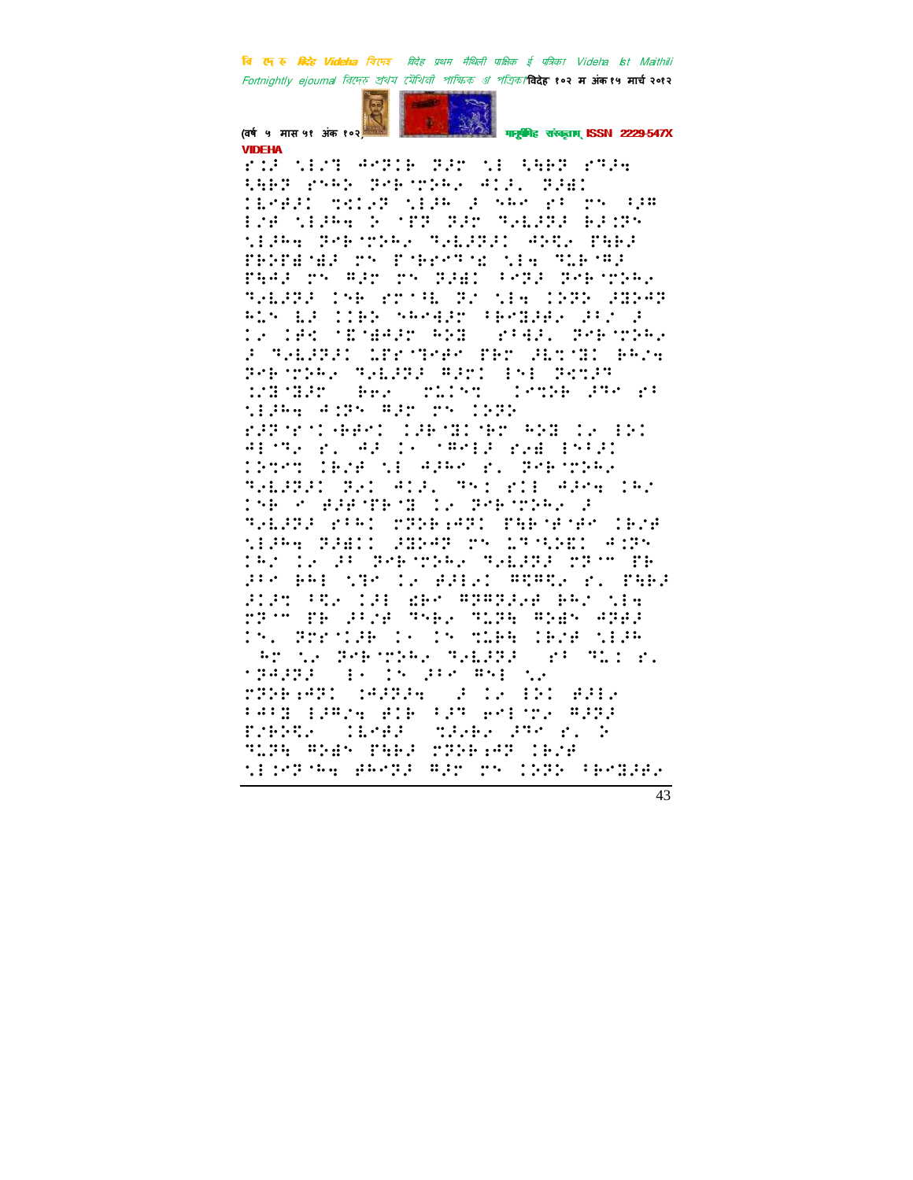VIDEHA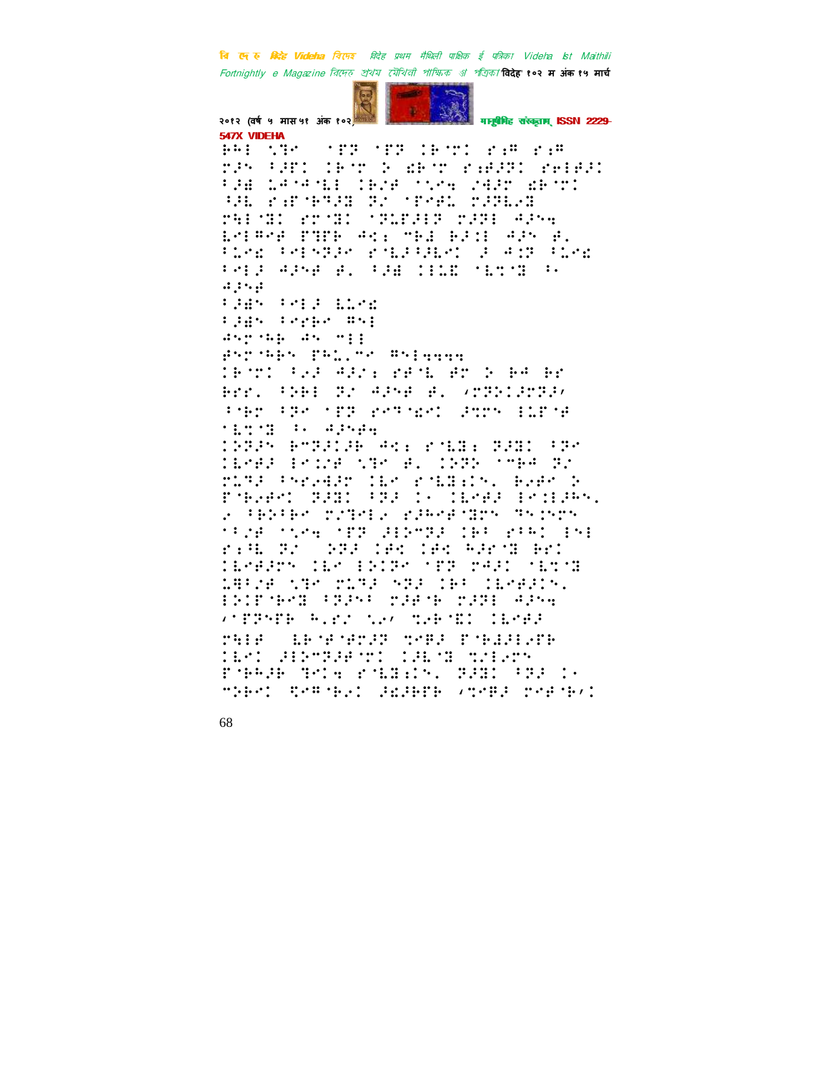ÞÞ¦!⣁⢹⢑!!⢾⢏!⢾⢏!⢷⢉!⢶⣐⢻!⢶⣐⢻!⢶⢼⢳!⢼⢿!⢷⢉!⢵!⣎⢷⢉!⢶⣐⢾⢼⢽!⢶⢷⢾⢼!⢼⣞!⣅⢺⢺⣇⣟!⢷⢼⢾!⢳⢳!⢴⢺⢼⢺!⣎⢷⢉!⢸⢼⣇!⢶⣐⢽⢷⢹⢼⢾!⢽⢼!⢿⢶⢿⣅!⢻⢼⢽⣇⢔⢾!⢳⢸⢹⣟!⢶⣐⢹⣟!⢹⣅⣊⢼⢸⢽!⢻⢼⢽!⢺⢼⢳⢴!⣇⢷⢻⢶⢾!⢿⢹⢽⢷!⢺⣊⣐!⢻⢷⢾!⢷⢼⢸!⢺⢼⢳!⢾⢄!⣅⢶⣎!⢷⢳⢽⢼⢷!⢶⣇⢼⢸⢼⣇⢷!⢼!⢺⢸⢽!⣅⢶⣎!⢷⢷⢼!⢺⢼⢳⢾!⢾⢄!⢼⣞!⣅⣅⣎!⣇⣉⢹⢼!⢷!⢺⢼⢳⢾!

⢼⣞⢳!⢷⢷⢼!⣇⣅⢶⣎!

⢼⣞⢳!⢷⢶⢷⢷!⢻⢳⢷!

⢺⢳⢷⢷!⢺⢳!⢻⢷⢷!

⢾⢳⢷⢳⢷!⢿⢳⣅⢄⢻⢢!⢻⢳⢷⢺⢺⢺⢺!

⢷⢉!⢴⢼!⢺⢼⢴⣐!⢶⢾⣇!⢾⢉!⢵!⢷⢺!⢷⢉!⢷⢶⢶⢄!⢵⢷⢷!⢽⢴!⢺⢼⢳⢾!⢾⢄!⢼⢹⢽⢵⢼⢹⢽⢼⢼!⢷⢉!⢽⢢!⢿⢽!⢶⢶⢹⢾⣊⢁!⢼⣉⢹⢳!⣅⣅⢿⢾!⣇⣉⢹⢼!⢷!⢺⢼⢳⢾⢺!

⢵⢽⢼⢳!⢷⢹⢽⢼⢵⢼⢷!⢺⣊⣐!⢶⢾⣇⢼⣐!⢽⢼⢼⢾!⢽⢢!⣇⢶⢾⢼!⣇⢸⢴⢾!⣁⢹⢑!⢾⢄!⢵⢽⢵!⢻⢷⢺!⢽⢴!⢹⣅⢹⢼!⢶⢴⢺⢼⢉!⣇⢶!⢶⣇⢼⣐⢸⢳⢄!⢷⢶⢾⢶!⢵!⢿⢷⢴⢾⢶⢁!⢽⢼⢼⢾!⢽⢼!⢄!⣇⢶⢾⢼!⣇⢸⣐⢼⢳⢳⢄!⢴!⢷⢵⢷⢶!⢴⢹⢶⣇⢴!⢶⢼⢳⢶⢾⢹⢽⢳!⢹⢳⢸⢳⢳!⢼⢴⢾!⢸⢴⢺!⢿⢽!⢼⣇⢵⢹⢽⢼!⢷!⢶⢳⢁!⣇⢳⣇!⢶⣐⢳⣇!⢽⢴!!⢵⢽⢼!⣇⢾⣊!⣇⢾⣊!⢳⢼⢶⢹!⢷⢶⢁!⣇⢶⢾⢼⢼⢳!⣇⢶!⣇⢵⢸⢽⢶!⢿⢽!⢹⢺⢼⢁!⣇⣉⢹⢼!⣅⢻⢴⢾!⣁⢹⢑!⢹⣅⢹⢼!⢳⢽⢼!⢷!⣇⢶⢾⢼⢼⢸⢳⢄!⣇⢵⢸⢿⢷⢶⢼!⢽⢼⢳!⢹⢼⢾⢷!⢹⢼⢽⢼⣇!⢺⢼⢳⢺!⢼⢿⢽⢳⢿⢷!⢳⢄⢶⢴!⣁⢶⢼!⣉⢶⢷⢻⣏⢁!⣇⢶⢾⢼!⢹⢳⣇⢾!!⣅⢷⢾⢾⢶⢽⢼!⣉⢶⢷⢼!⢿⢷⢼⣇⢼⣇⢶⢿⢷!⣇⢶⢁!⢼⣇⢵⢹⢽⢼⢾⢉⢁!⢼⣇⢹⢼!⣉⢴⣇⢶⢉⢳!⢿⢷⢳⢼⢷!⢹⢶⢁⢺!⢶⣇⢼⣐⢸⢳⢄!⢽⢼⢼⢾!⢽⢼!⢄!⢹⢵⢷⢶⢁!⣋⢶⢻⢷⢴⢁!⢼⣎⢼⢷⢿⢷!⢼⣉⢶⢷⢼!⢶⢶⢾⢷⢼⢁!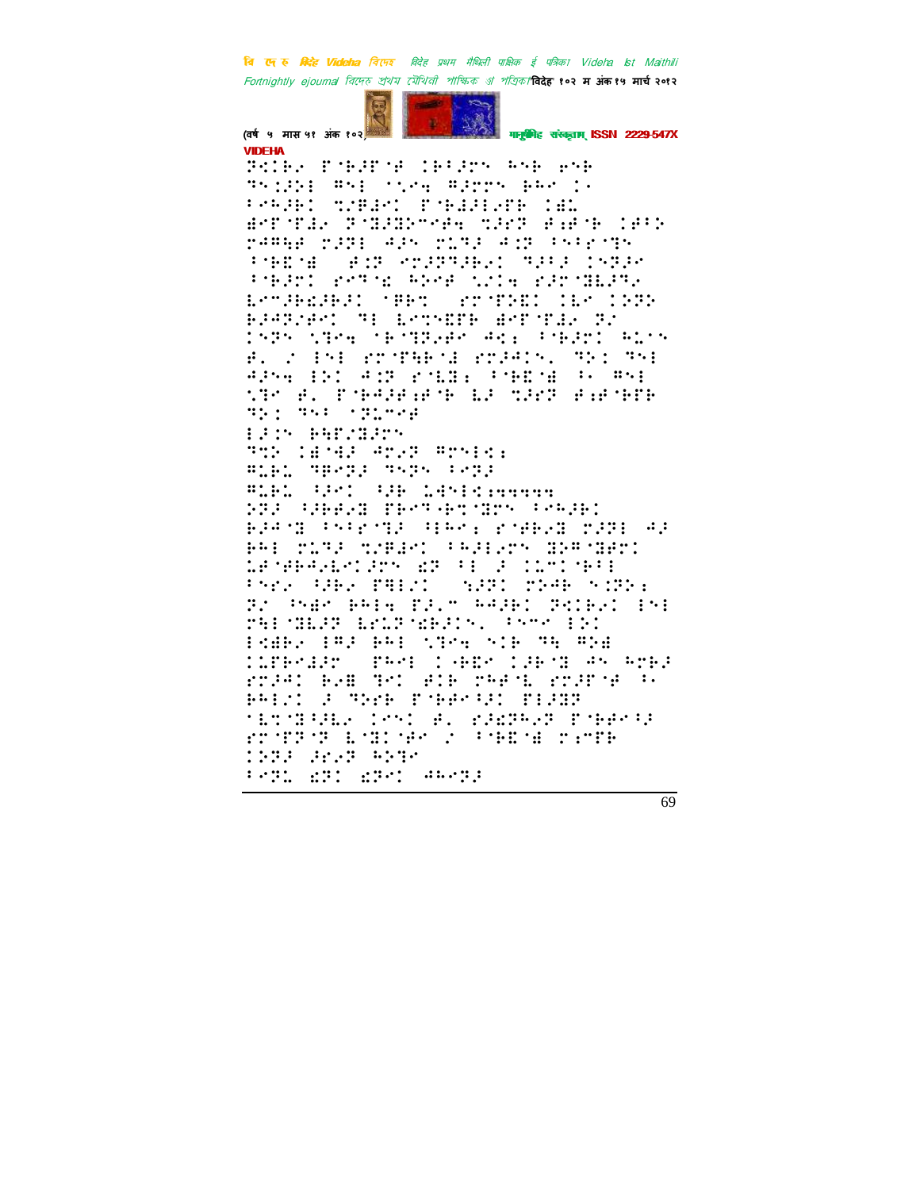(वर्ष ५ मास ५१ अंक १०२) मानुषीमिह संस्कृताम् ISSN 2229-547X

VIDEHA

⠗⠅⠊⠃�František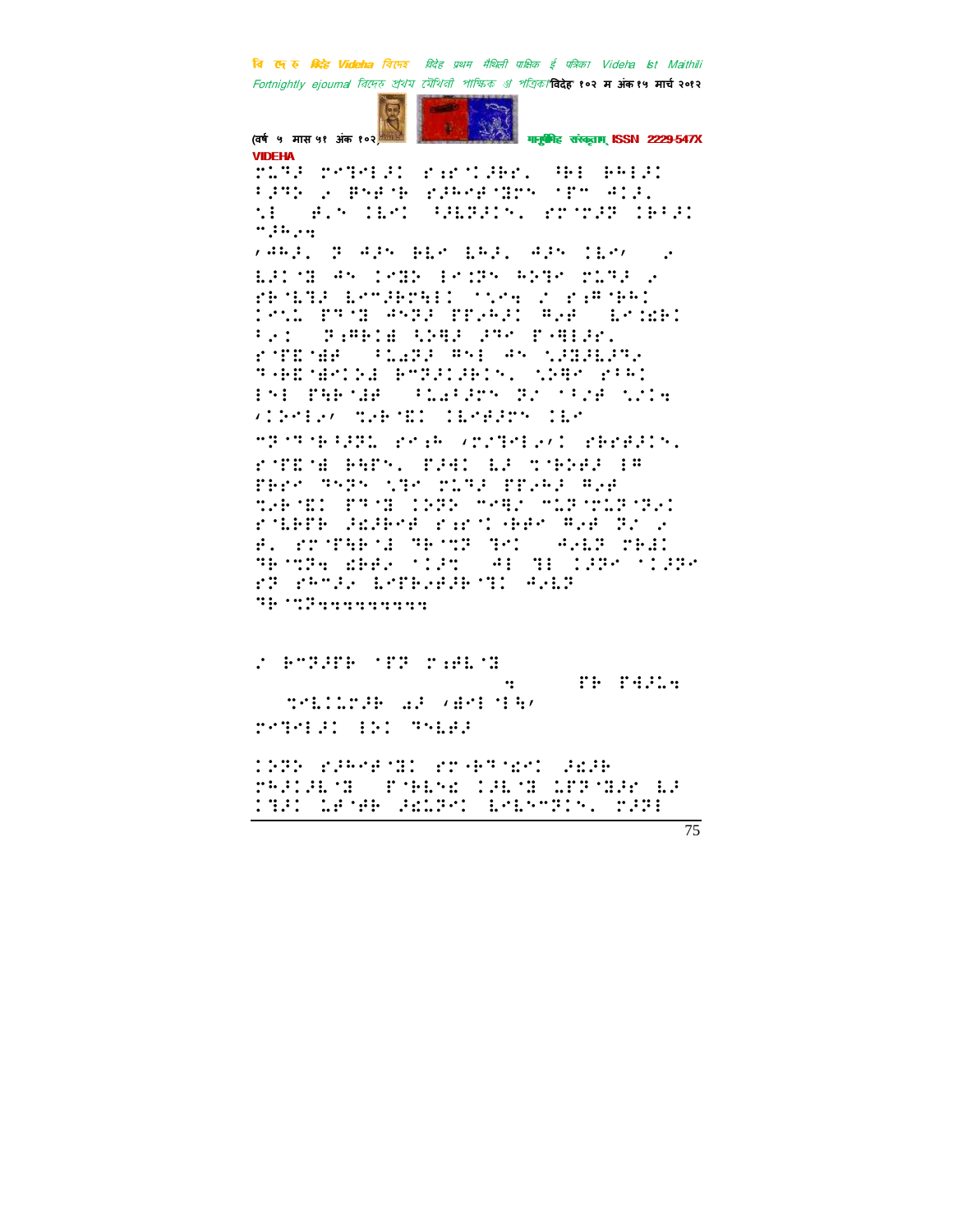ꣻ⢷⢳⢸⢵⢶⢷⢰⢸⢵⢶ ⢴⢾⢸⢶⢷⢿ ⢹⢳⢿ ⢷⢳⢸⢵⢶ ⢵⢶⢷⢰⢸⢵⢶ ⢴⢾⢸⢶⢷⢿ ⢹⢳⢿⢷⢳ ⢸⢵⢶ ⢴⢾⢸⢶⢷⢿ ⢹⢳⢿ ⢷⢳⢸⢵⢶ ⢴⢾

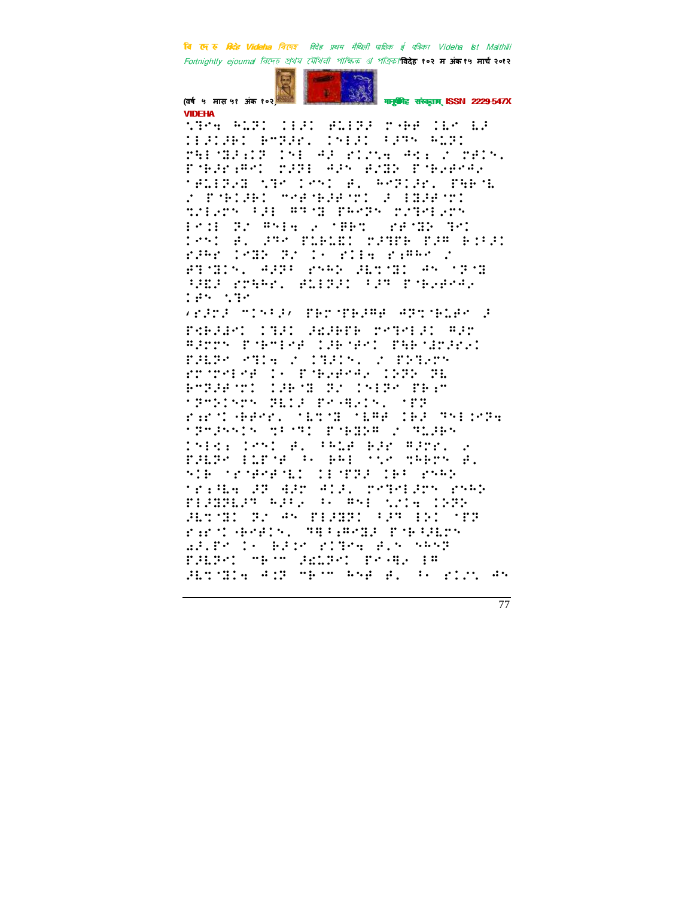VIDEHA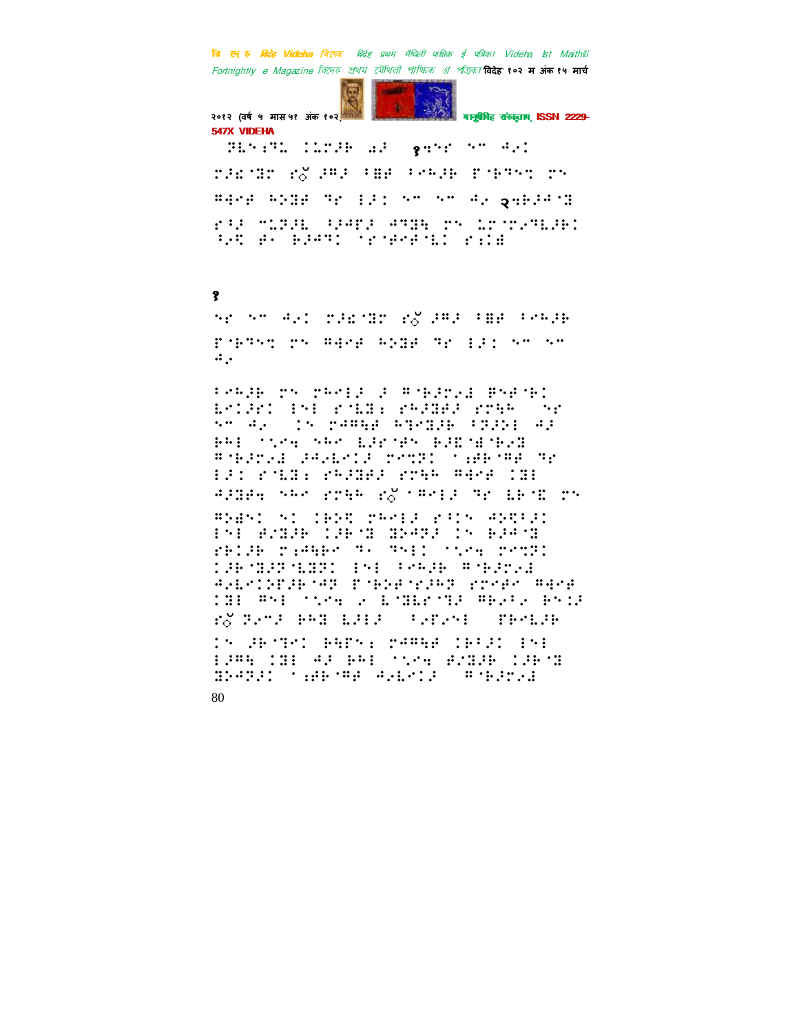१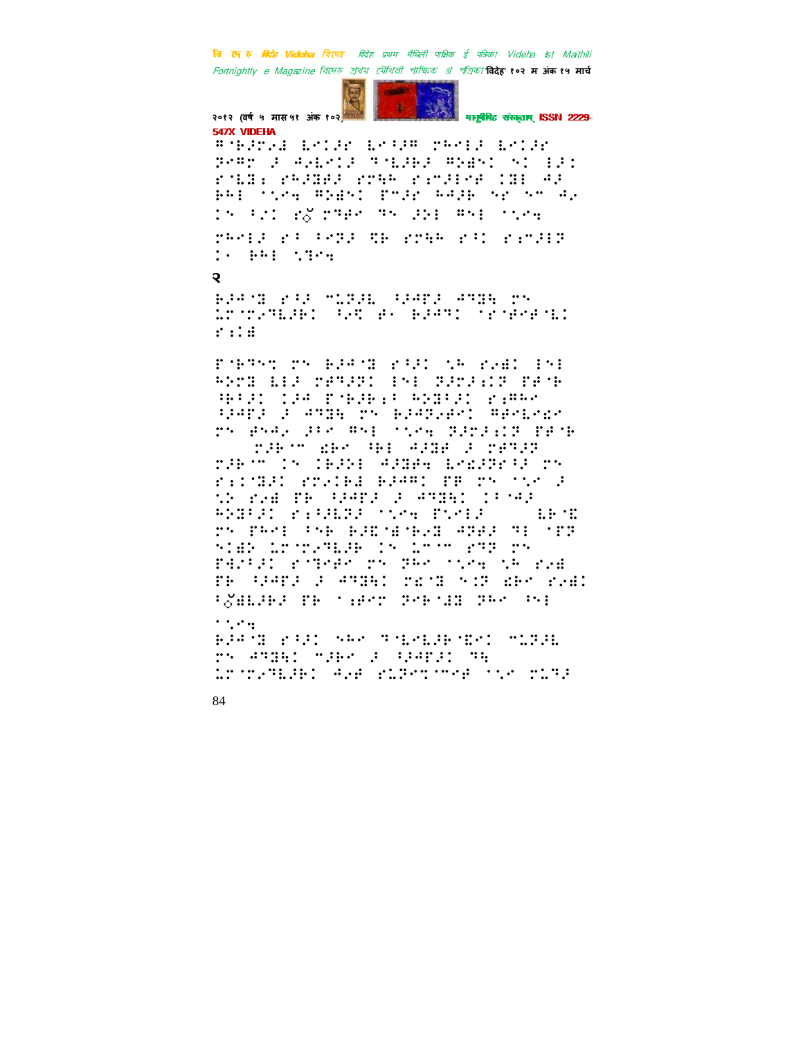२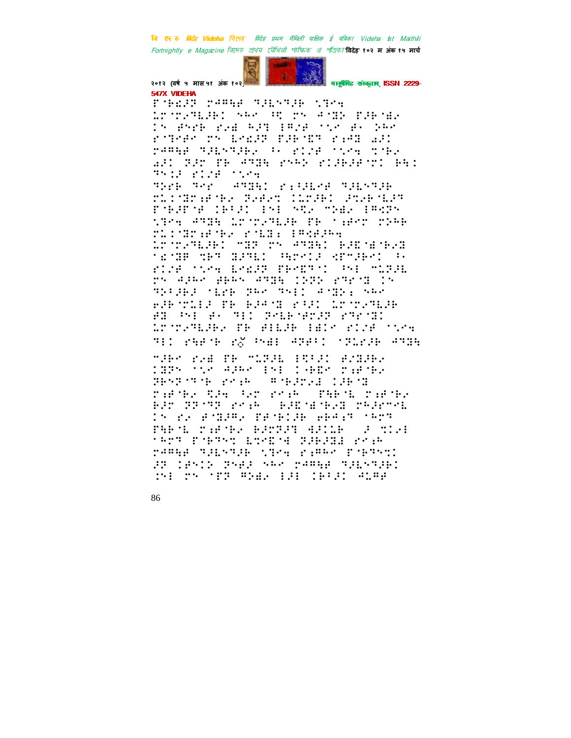विदेह प्रथम मैथिली पाक्षिक ई पत्रिका Videha Ist Maithili Fortnightly e Magazine विदेह १०२ म अंक १५ मार्च २०१२ (वर्ष ५ मास ५१ अंक १०२) मानुषीमिह संस्कृताम् ISSN 2229-547X VIDEHA

⠏⠀⠃⠫⠼⠗⠀⠗⠁⠛⠓⠋⠀⠹⠼⠇⠝⠹⠼⠃⠀⠣⠹⠉⠙
⠇⠗⠀⠗⠐⠹⠇⠼⠃⠁⠀⠎⠓⠊⠀⠓⠂⠀⠗⠝⠀⠁⠀⠹⠜⠀⠏⠼⠃⠀⠱⠐
⠁⠝⠀⠯⠝⠗⠃⠀⠗⠐⠱⠀⠓⠼⠹⠀⠷⠛⠀⠐⠁⠐⠁⠀⠯⠐⠀⠜⠓⠊

⠹⠗⠃⠀⠹⠑⠗⠀⠀⠁⠹⠻⠓⠁⠀⠗⠆⠳⠇⠑⠋⠀⠹⠼⠇⠝⠹⠼⠃

⠍⠼⠃⠊⠀⠗⠐⠱⠀⠏⠃⠀⠍⠇⠼⠼⠇⠀⠷⠹⠳⠼⠁⠀⠯⠐⠹⠼⠃⠐

⠗⠆⠋⠀⠃⠐⠀⠹⠉⠀⠕⠐⠗⠀⠗⠊⠗⠁⠀⠀⠏⠓⠃⠇⠀⠗⠆⠋⠀⠃⠐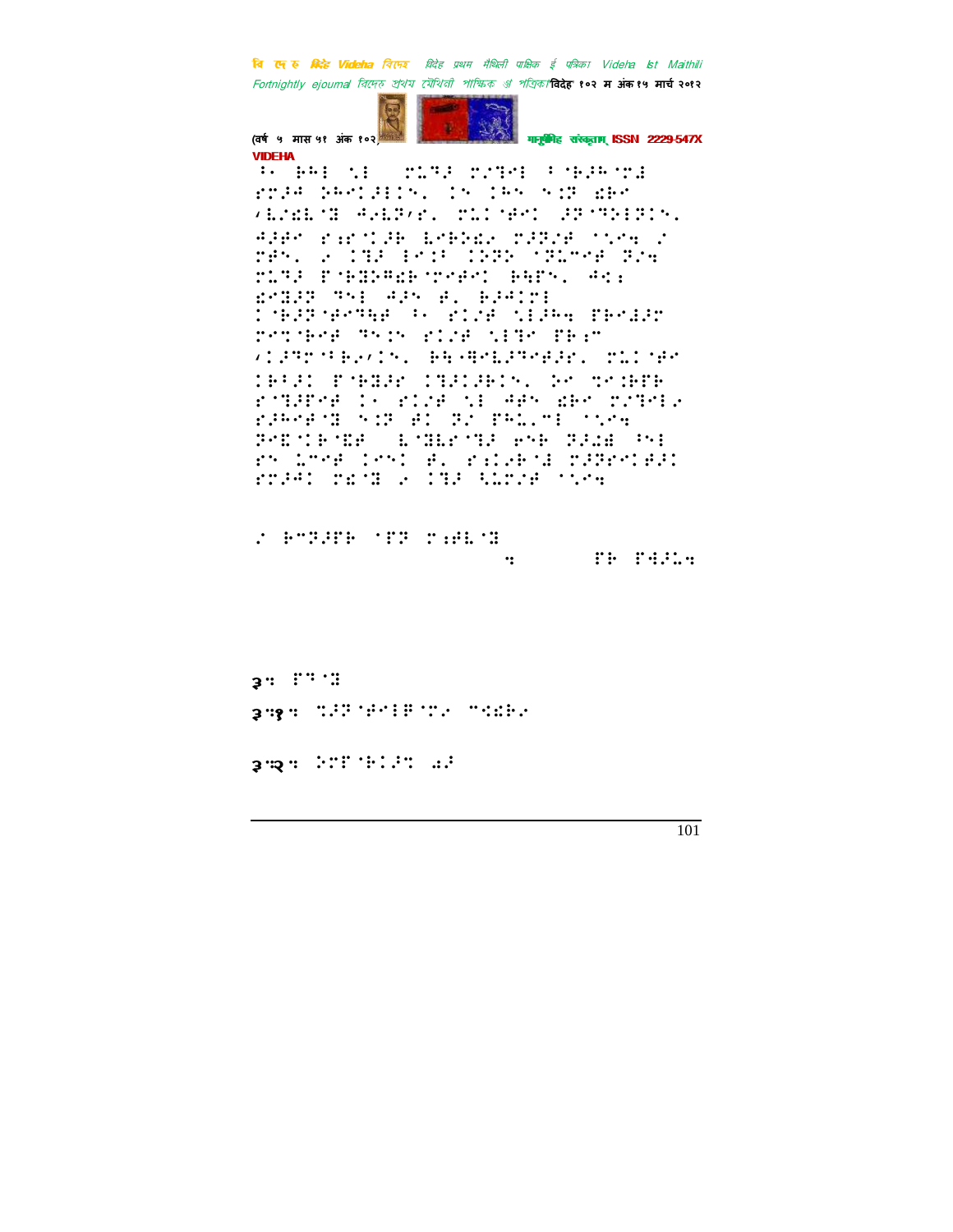३.

३.१.

३.२.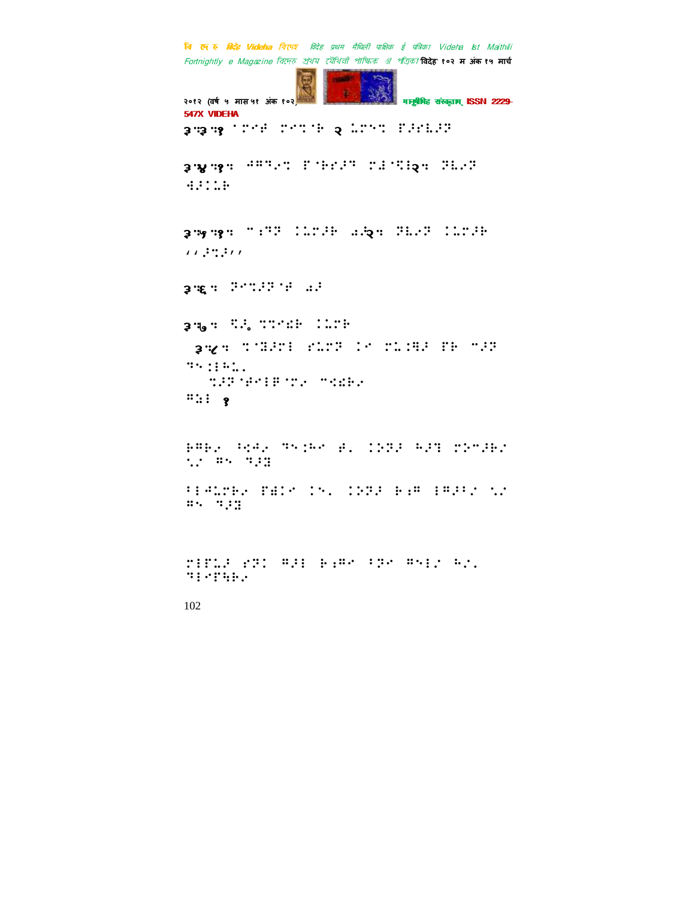३.३.१ ⠁⠍⠑⠞ ⠍⠑⠝⠊⠓ २ ⠅⠍⠑⠝ ⠏⠗⠎⠇⠗⠝

३.४.१: ⠚⠛⠙⠢⠝ ⠏⠊⠓⠗⠎⠝ ⠍⠚⠊⠝⠇२: ⠝⠇⠢⠝ ⠫⠗⠉⠉⠥⠓

३.५.१: ⠉⠎⠝⠝ ⠉⠉⠥⠍⠗⠓ ⠜⠆२: ⠝⠇⠢⠝ ⠉⠉⠥⠍⠗⠓ ⠄⠄⠗⠝⠉⠗⠄⠄

३.६: ⠝⠑⠝⠗⠝⠊⠋ ⠜⠗

३.७: ⠩⠗˳ ⠝⠝⠑⠫⠓ ⠉⠉⠥⠍⠓

३.८: ⠝⠊⠻⠗⠍⠇ ⠎⠥⠍⠝ ⠉⠑ ⠍⠥⠉⠻⠗ ⠏⠓ ⠉⠗⠝ ⠙⠢⠨⠇⠓⠥⠄
⠝⠗⠝⠊⠋⠑⠇⠏⠊⠝⠢ ⠉⠫⠫⠓⠢
⠛⠥⠇ १

⠓⠛⠓⠢ ⠁⠫⠚⠢ ⠙⠢⠨⠓⠑ ⠋⠄ ⠉⠕⠝⠗ ⠓⠗⠇ ⠍⠕⠉⠗⠓⠎ ⠡⠎ ⠛⠢ ⠙⠗⠻

⠃⠇⠚⠥⠍⠓⠢ ⠏⠫⠉⠑ ⠉⠢⠄ ⠉⠕⠝⠗ ⠓⠆⠛ ⠇⠛⠗⠃⠎ ⠡⠎ ⠛⠢ ⠙⠗⠻

⠍⠇⠏⠥⠗ ⠎⠝⠉ ⠛⠗⠇ ⠓⠆⠛⠑ ⠃⠝⠑ ⠛⠢⠇⠎ ⠓⠎⠄ ⠙⠇⠑⠏⠩⠓⠢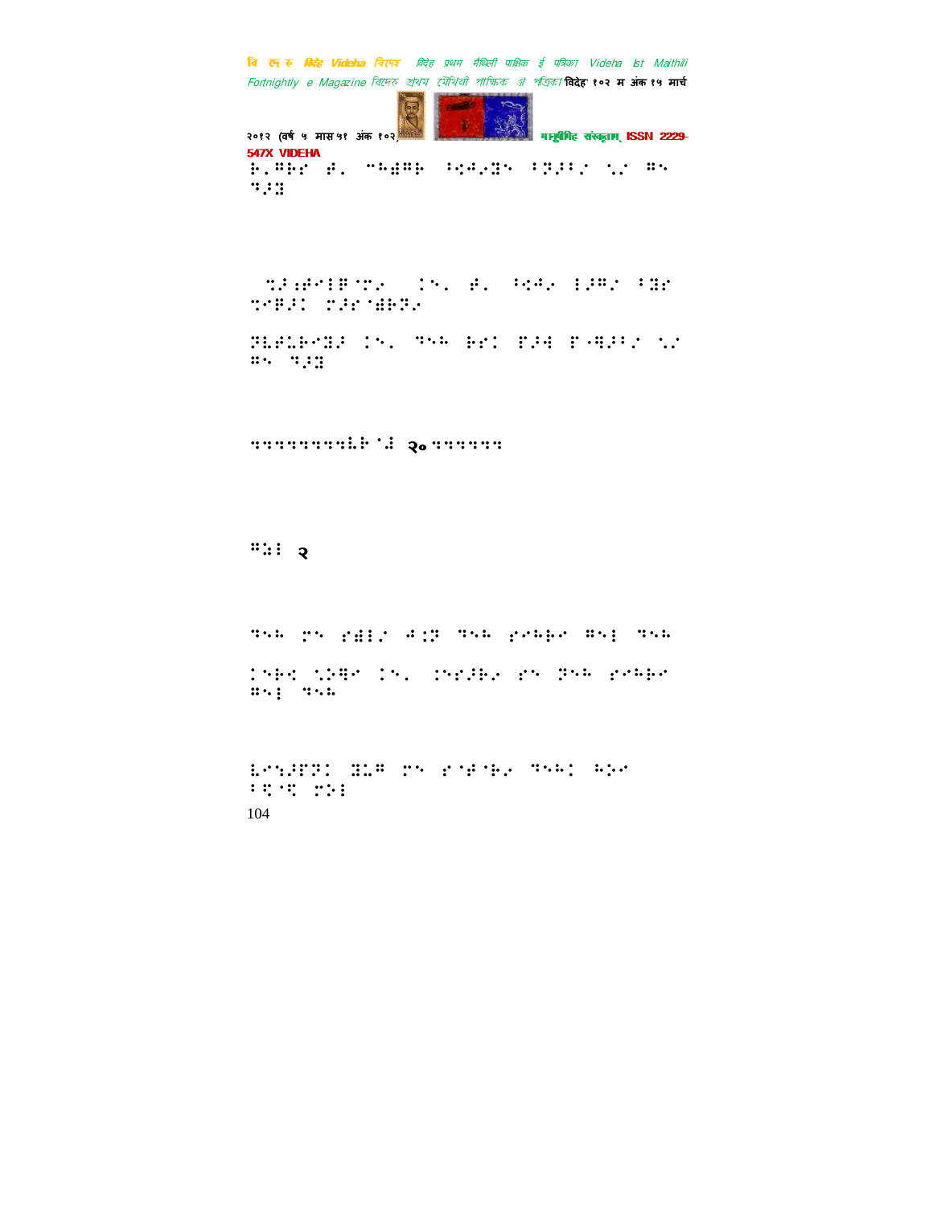⠗⠂⠋⠗⠎ ⠐⠂ ⠉⠓⠻⠋⠗ ⠓⠪⠐⠂⠿⠕ ⠓⠝⠆⠓⠎ ⠌⠂ ⠋⠕ ⠝⠆⠿

⠌⠆⠾⠋⠑⠇⠋⠈⠍⠂ ⠀⠇⠕⠂ ⠐⠂ ⠓⠪⠐⠂ ⠇⠆⠋⠎ ⠓⠻⠎ ⠍⠋⠆⠇ ⠍⠆⠎⠈⠻⠗⠂

⠝⠡⠐⠡⠗⠋⠻⠆ ⠇⠕⠂ ⠝⠕⠓ ⠗⠎⠇ ⠏⠆⠙ ⠏⠐⠹⠆⠓⠎ ⠌⠂ ⠋⠕ ⠝⠆⠿

⠝⠝⠝⠝⠝⠝⠝⠝⠝⠡⠗⠈⠆ २०⠝⠝⠝⠝⠝⠝

⠋⠱⠇ २

⠝⠕⠓ ⠍⠕ ⠎⠻⠇⠎ ⠙⠣⠝ ⠝⠕⠓ ⠎⠋⠓⠗⠂ ⠋⠕⠇ ⠝⠕⠓

⠇⠕⠗⠪ ⠌⠕⠋⠂ ⠇⠕⠂ ⠇⠕⠎⠆⠗⠂ ⠎⠕ ⠝⠕⠓ ⠎⠋⠓⠗⠂ ⠋⠕⠇ ⠝⠕⠓

⠡⠋⠕⠆⠏⠝⠇ ⠻⠡⠋ ⠍⠕ ⠎⠈⠋⠈⠗⠂ ⠝⠕⠓⠇ ⠓⠕⠂ ⠓⠪⠈⠪ ⠍⠕⠇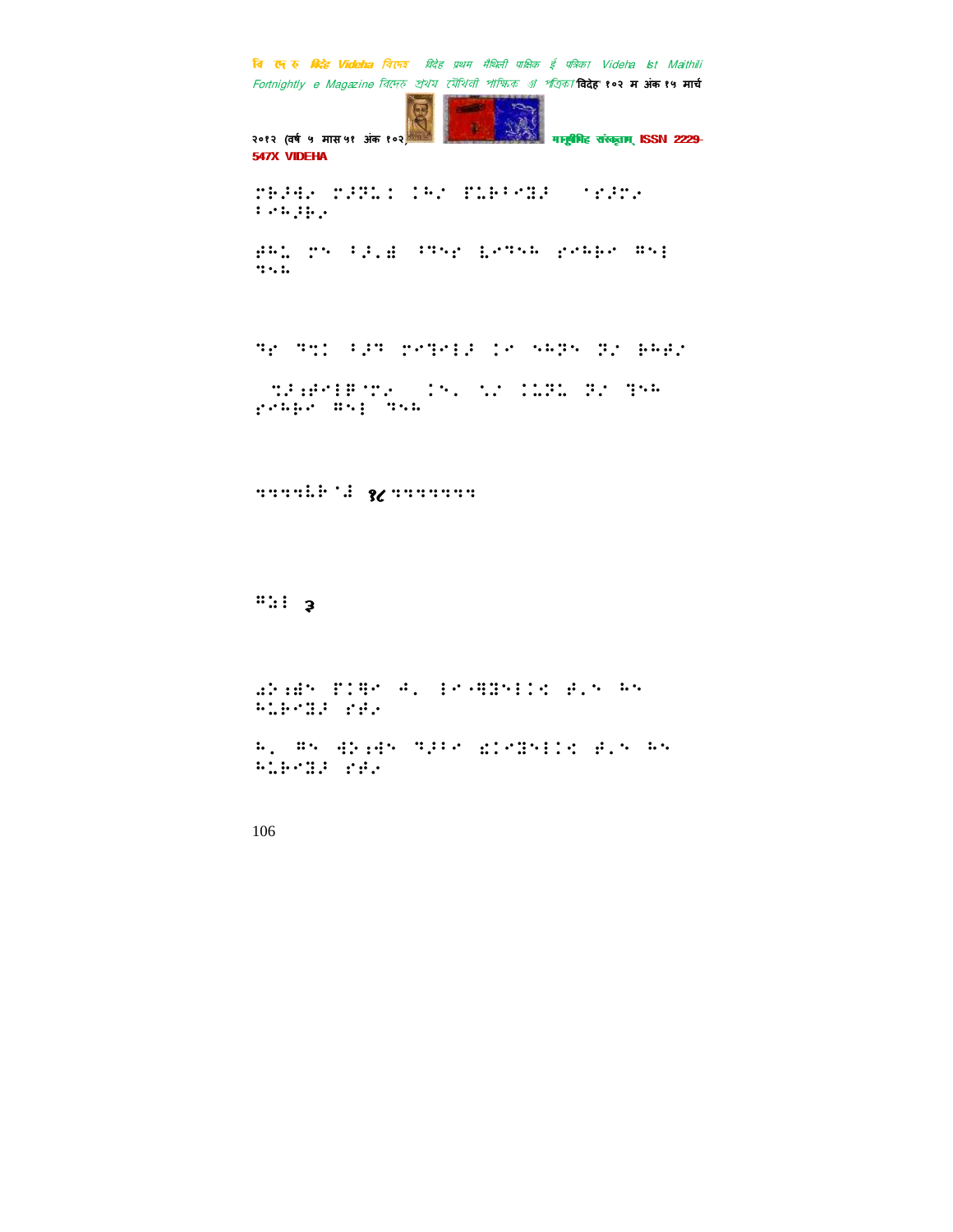⠍⠗⠔⠙⠂ ⠍⠔⠝⠡⠅ ⠅⠓⠌ ⠏⠡⠗⠁⠊⠻⠔ ⠀⠈⠎⠔⠍⠂ ⠁⠊⠓⠔⠗⠂

⠞⠓⠡ ⠍⠑ ⠁⠔⠄⠫ ⠁⠛⠑⠎ ⠇⠊⠛⠑⠓ ⠎⠊⠓⠗⠊ ⠋⠑⠇ ⠙⠑⠡

⠙⠎ ⠙⠣ ⠁⠔⠛ ⠍⠊⠇⠊⠇⠔ ⠅⠊ ⠑⠓⠝⠑ ⠝⠌ ⠗⠓⠞⠌

⠀⠣⠔⠜⠞⠊⠇⠿⠈⠍⠂ ⠀⠅⠑⠄ ⠡⠌ ⠅⠡⠝⠡ ⠝⠌ ⠛⠑⠓ ⠎⠊⠓⠗⠊ ⠋⠑⠇ ⠙⠑⠡

⠙⠙⠙⠙⠧⠗⠈⠫ १८⠙⠙⠙⠙⠙⠙⠙

⠋⠡⠇ ३

⠫⠕⠜⠫⠑ ⠏⠅⠟⠊ ⠙⠄ ⠇⠊⠈⠻⠻⠑⠇⠅⠪ ⠞⠄⠑ ⠓⠑ ⠓⠡⠗⠊⠻⠔ ⠎⠞⠂

⠓⠄ ⠋⠑ ⠙⠕⠜⠙⠑ ⠙⠔⠁⠊ ⠫⠅⠊⠻⠑⠇⠅⠪ ⠞⠄⠑ ⠓⠑ ⠓⠡⠗⠊⠻⠔ ⠎⠞⠂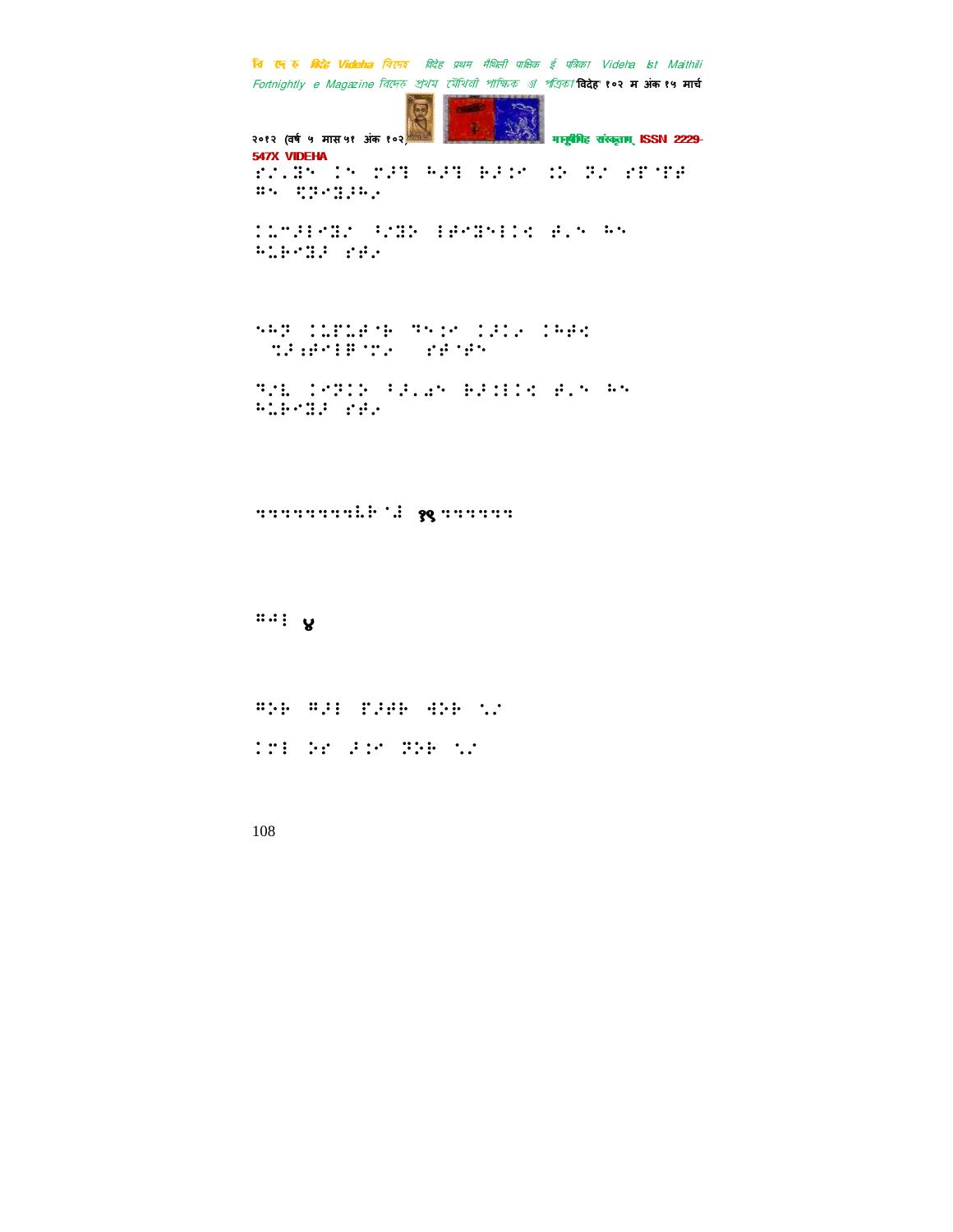⠗⠌⠂⠻⠑⠀⠡⠑⠀⠍⠑⠀⠓⠑⠀⠃⠑⠡⠑⠀⠡⠕⠀⠝⠌⠀⠗⠋⠈⠋⠋
⠛⠑⠀⠌⠝⠑⠻⠑⠓⠂

⠡⠥⠉⠑⠇⠑⠻⠌⠀⠁⠌⠻⠕⠀⠇⠋⠑⠻⠑⠇⠇⠪⠀⠋⠂⠑⠀⠓⠑
⠓⠥⠃⠑⠻⠑⠀⠗⠋⠂

⠑⠓⠝⠀⠡⠥⠋⠥⠋⠈⠃⠀⠙⠑⠡⠑⠀⠡⠑⠡⠂⠀⠡⠓⠋⠪
⠀⠌⠑⠆⠋⠑⠇⠋⠈⠍⠂⠀⠀⠗⠋⠈⠋⠑

⠝⠌⠇⠀⠡⠑⠝⠡⠕⠀⠁⠑⠂⠩⠑⠀⠃⠑⠇⠇⠪⠀⠋⠂⠑⠀⠓⠑
⠓⠥⠃⠑⠻⠑⠀⠗⠋⠂

⠒⠒⠒⠒⠒⠒⠒⠒⠒⠇⠃⠈⠙ १९ ⠒⠒⠒⠒⠒⠒

⠛⠙⠇ ४

⠛⠕⠃⠀⠛⠑⠇⠀⠋⠑⠋⠃⠀⠙⠕⠃⠀⠌⠂⠌

⠡⠍⠇⠀⠕⠗⠀⠑⠡⠑⠀⠝⠕⠃⠀⠌⠂⠌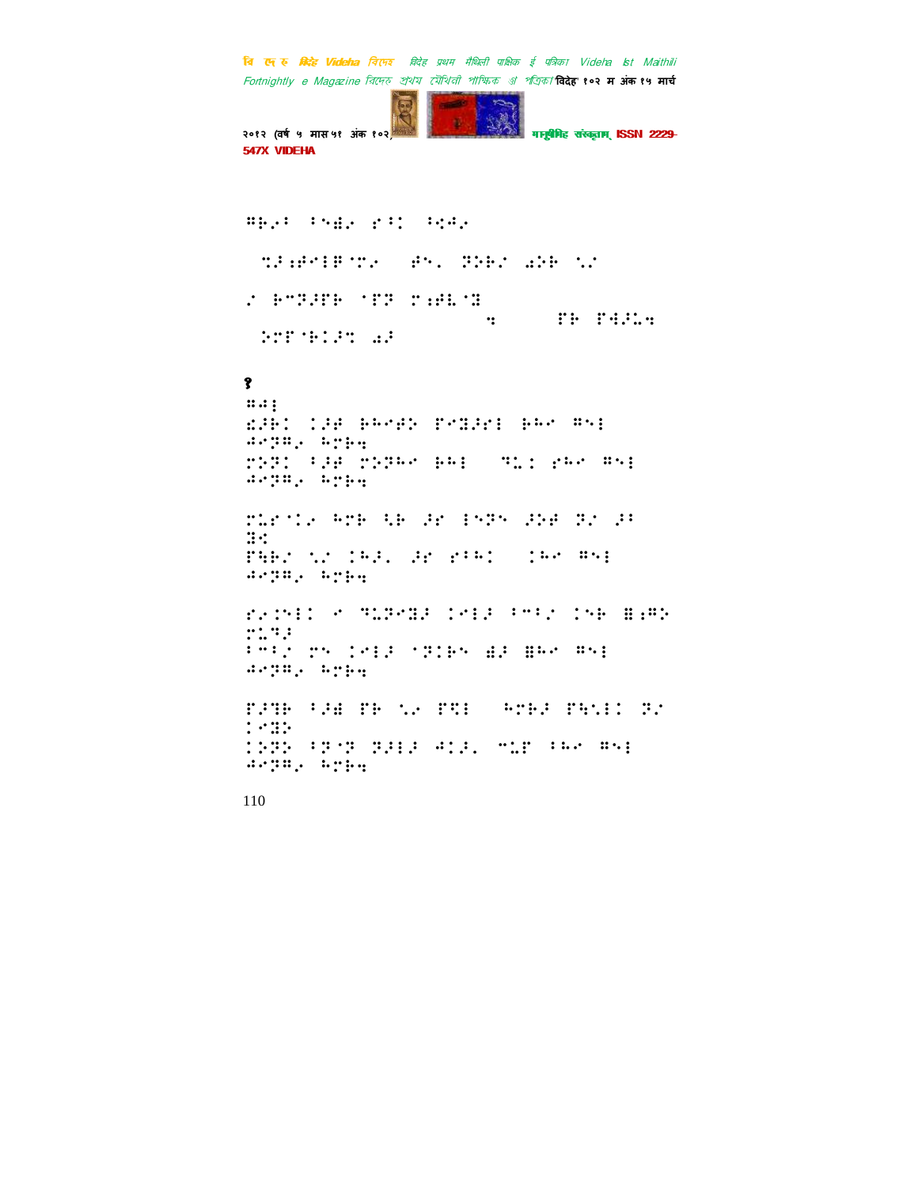⠛⠗⠂⠅ ⠅⠝⠫⠂ ⠎⠅⠅ ⠅⠖⠲⠂

⠌⠐⠆⠰⠁⠗⠛⠌⠂ ⠰⠝⠄ ⠝⠕⠗⠎ ⠨⠕⠗ ⠌⠎

⠎ ⠗⠉⠝⠐⠋⠗ ⠈⠋⠝ ⠉⠆⠰⠇⠈⠙

⠹ ⠋⠗ ⠋⠲⠐⠇⠹

⠕⠍⠋⠈⠗⠅⠐⠌ ⠨⠐

१

⠛⠲⠇

⠮⠐⠗⠅ ⠅⠐⠰ ⠗⠉⠊⠰⠕ ⠋⠊⠙⠐⠊⠇ ⠗⠓⠊ ⠛⠝⠇
⠲⠊⠝⠛⠂ ⠓⠍⠗⠹

⠍⠕⠝⠅ ⠅⠐⠰ ⠍⠕⠝⠓⠊ ⠗⠓⠇ ⠙⠥⠅ ⠎⠓⠊ ⠛⠝⠇
⠲⠊⠝⠛⠂ ⠓⠍⠗⠹

⠍⠥⠎⠈⠅⠂ ⠓⠍⠗ ⠳⠗ ⠐⠎ ⠇⠝⠝⠊ ⠐⠕⠰ ⠝⠎ ⠐⠅
⠙⠖

⠋⠹⠗⠎ ⠌⠎ ⠅⠓⠐⠄ ⠐⠎ ⠎⠅⠓⠅ ⠅⠓⠊ ⠛⠝⠇
⠲⠊⠝⠛⠂ ⠓⠍⠗⠹

⠎⠂⠅⠊⠇⠅ ⠊ ⠙⠥⠝⠊⠙⠐ ⠅⠊⠇⠐ ⠅⠉⠅⠎ ⠅⠊⠗ ⠿⠆⠛⠕
⠍⠥⠙⠐

⠅⠉⠅⠎ ⠍⠊ ⠅⠊⠇⠐ ⠈⠝⠅⠗⠊ ⠫⠐ ⠿⠓⠊ ⠛⠝⠇
⠲⠊⠝⠛⠂ ⠓⠍⠗⠹

⠋⠐⠙⠗ ⠅⠐⠱ ⠋⠗ ⠌⠂ ⠋⠩⠇ ⠓⠍⠗⠐ ⠋⠹⠌⠇⠅ ⠝⠎
⠅⠊⠙⠕

⠅⠕⠝⠕ ⠅⠝⠈⠝ ⠝⠐⠇⠐ ⠲⠅⠐⠄ ⠉⠥⠋ ⠅⠓⠊ ⠛⠝⠇
⠲⠊⠝⠛⠂ ⠓⠍⠗⠹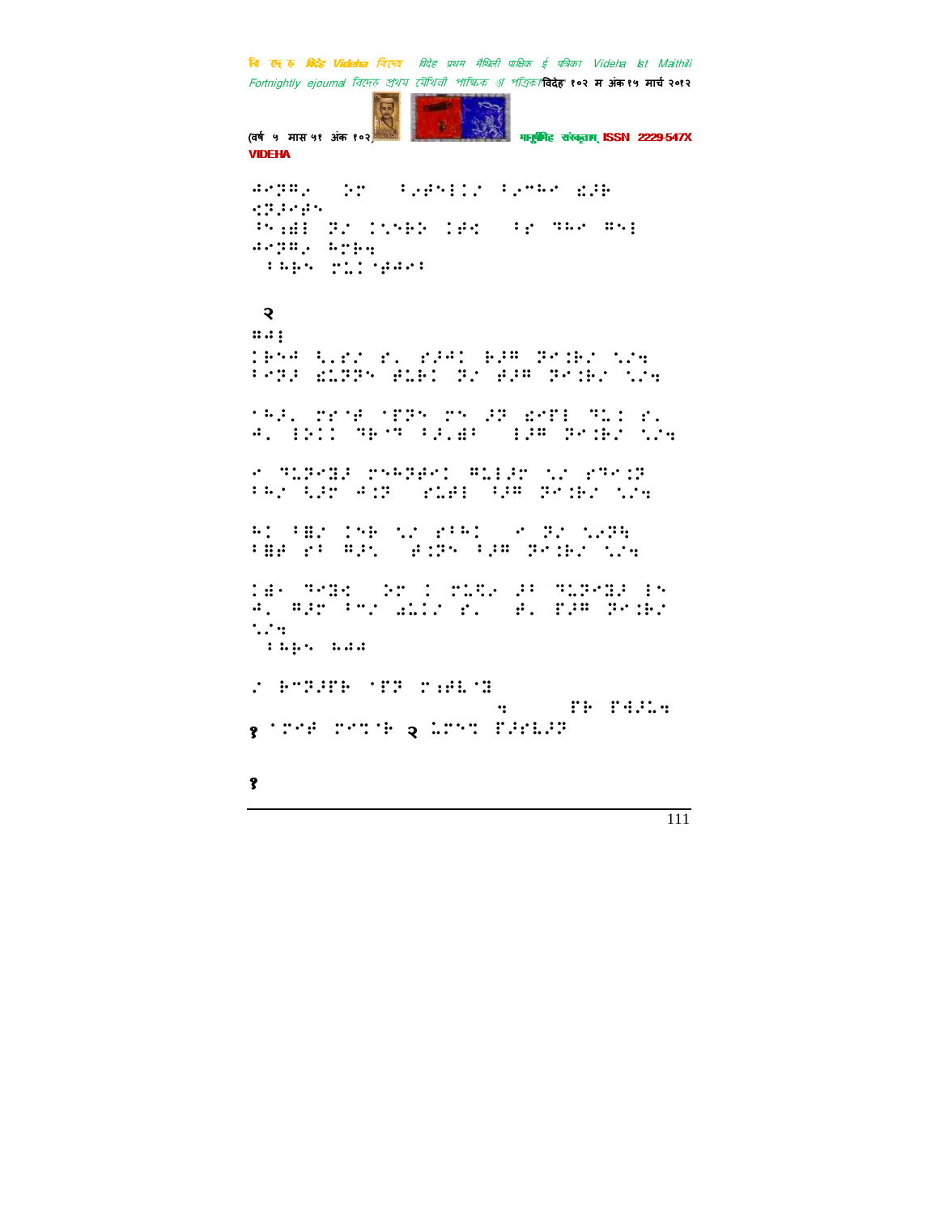२

१ २

१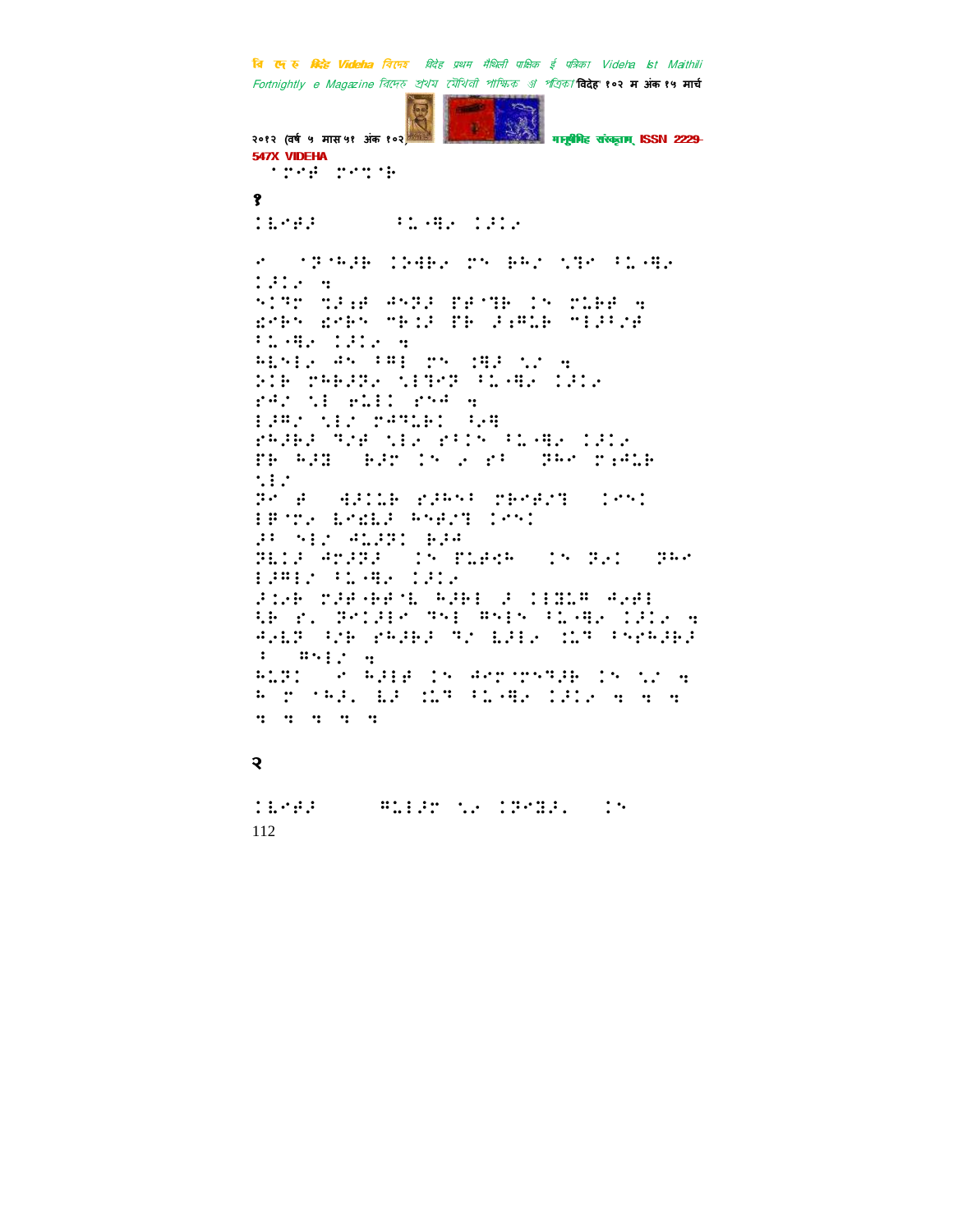१

२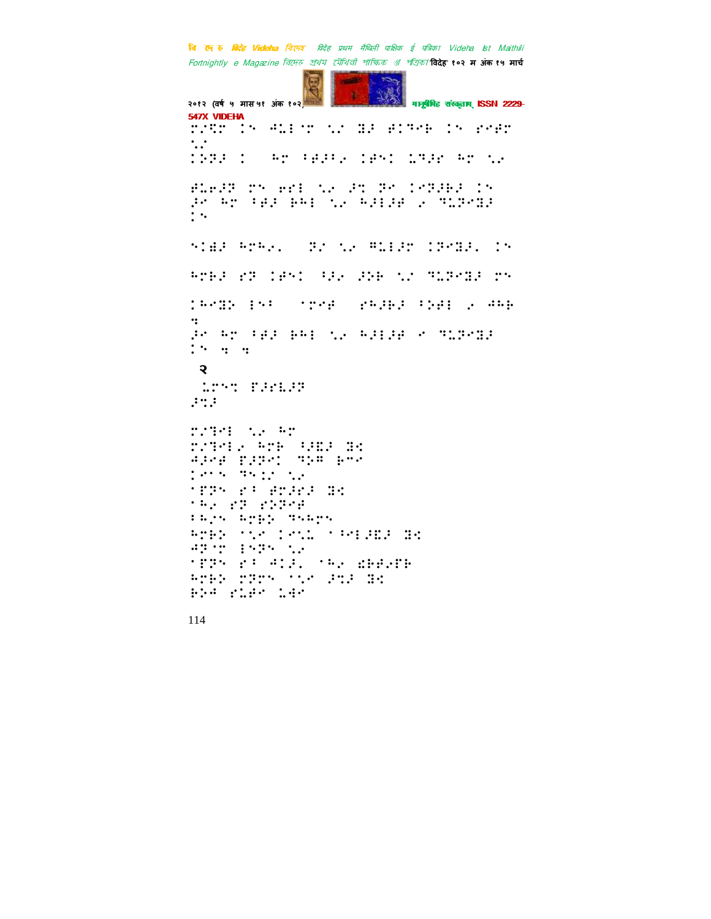२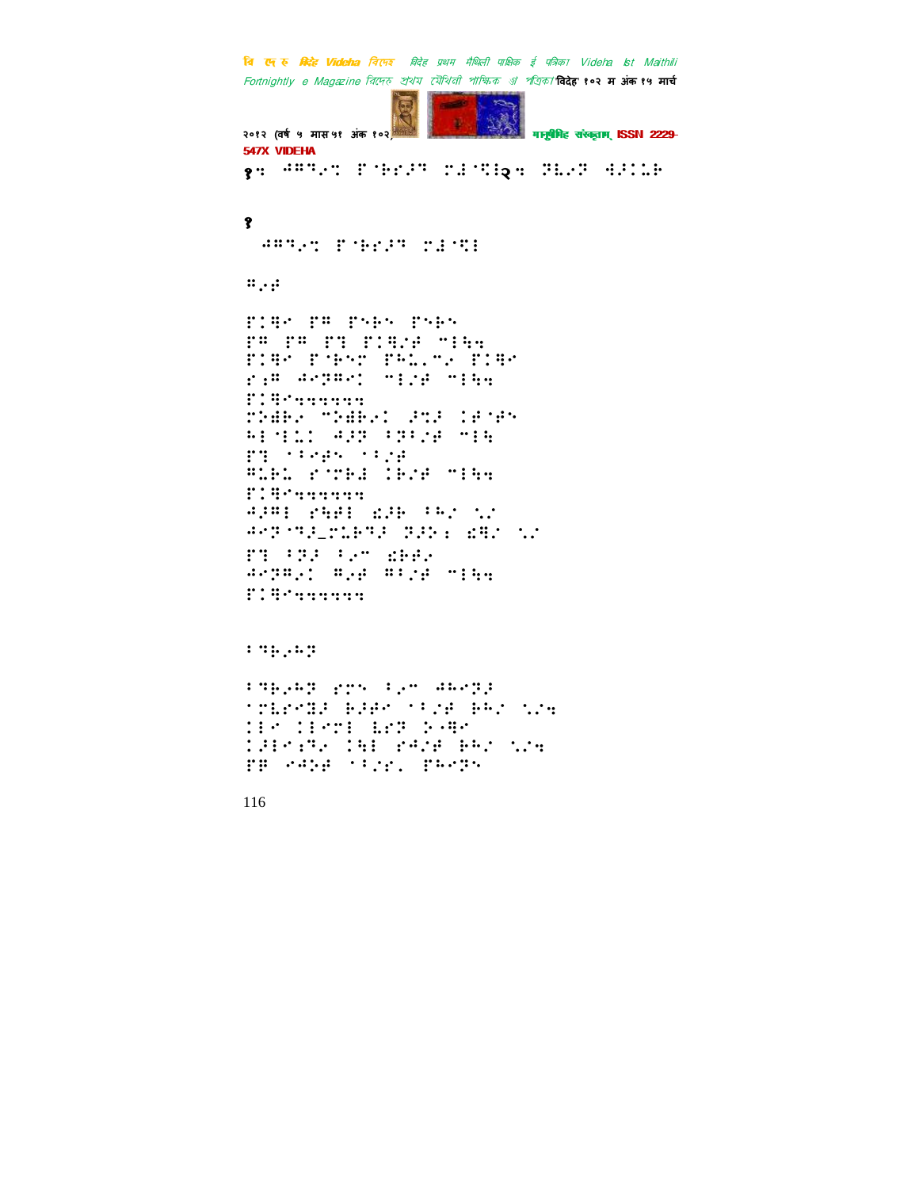१: ⠚⠛⠙⠢⠩ ⠋⠈⠗⠋⠂⠙ ⠍⠾⠈⠻⠇२: ⠝⠦⠢⠝ ⠻⠂�におい

१

⠚⠛⠙⠢⠩ ⠋⠈⠗⠋⠂⠙ ⠍⠾⠈⠻⠇

⠛⠢⠾

⠋⠒⠻⠉ ⠋⠛ ⠋⠑⠗⠑ ⠋⠑⠗⠑
⠋⠛ ⠋⠛ ⠋⠙ ⠋⠒⠻⠌⠾ ⠉⠇⠳⠹
⠋⠒⠻⠉ ⠋⠈⠗⠑⠩ ⠋⠓⠦⠄⠉⠢ ⠋⠒⠻⠉
⠗⠆⠛ ⠚⠉⠝⠛⠉⠒ ⠉⠇⠌⠾ ⠉⠇⠳⠹
⠋⠒⠻⠉⠹⠹⠹⠹⠹⠹⠹
⠍⠑⠾⠗⠢ ⠉⠑⠾⠗⠢⠒ ⠣⠩⠂ ⠇⠾⠈⠾⠑
⠓⠇⠈⠇⠦⠒ ⠚⠂⠝ ⠂⠝⠂⠌⠾ ⠉⠇⠳
⠋⠙ ⠁⠂⠉⠾⠑ ⠁⠂⠌⠾
⠛⠦⠗⠦ ⠗⠈⠍⠗⠾ ⠇⠗⠌⠾ ⠉⠇⠳⠹
⠋⠒⠻⠉⠹⠹⠹⠹⠹⠹⠹
⠚⠂⠛⠇ ⠗⠳⠾⠇ ⠫⠂⠗ ⠂⠓⠌ ⠦⠌
⠚⠉⠝⠈⠙⠾⠤⠍⠦⠗⠙⠂ ⠝⠂⠕⠆ ⠫⠻⠌ ⠦⠌
⠋⠙ ⠂⠝⠂ ⠂⠢⠉ ⠫⠗⠾⠢
⠚⠉⠝⠛⠢⠒ ⠛⠢⠾ ⠛⠂⠌⠾ ⠉⠇⠳⠹
⠋⠒⠻⠉⠹⠹⠹⠹⠹⠹⠹

⠂⠙⠗⠢⠓⠝

⠂⠙⠗⠢⠓⠝ ⠗⠍⠑ ⠂⠢⠉ ⠚⠓⠉⠝⠂
⠁⠍⠦⠗⠉⠝⠂ ⠗⠂⠾⠉ ⠁⠂⠌⠾ ⠗⠓⠌ ⠦⠌⠹
⠇⠇⠉ ⠇⠇⠉⠍⠇ ⠦⠗⠝ ⠕⠢⠻⠉
⠒⠂⠇⠉⠆⠙⠢ ⠇⠳⠇ ⠗⠚⠌⠾ ⠗⠓⠌ ⠦⠌⠹
⠋⠛ ⠢⠚⠕⠾ ⠁⠂⠌⠗⠄ ⠋⠓⠉⠝⠑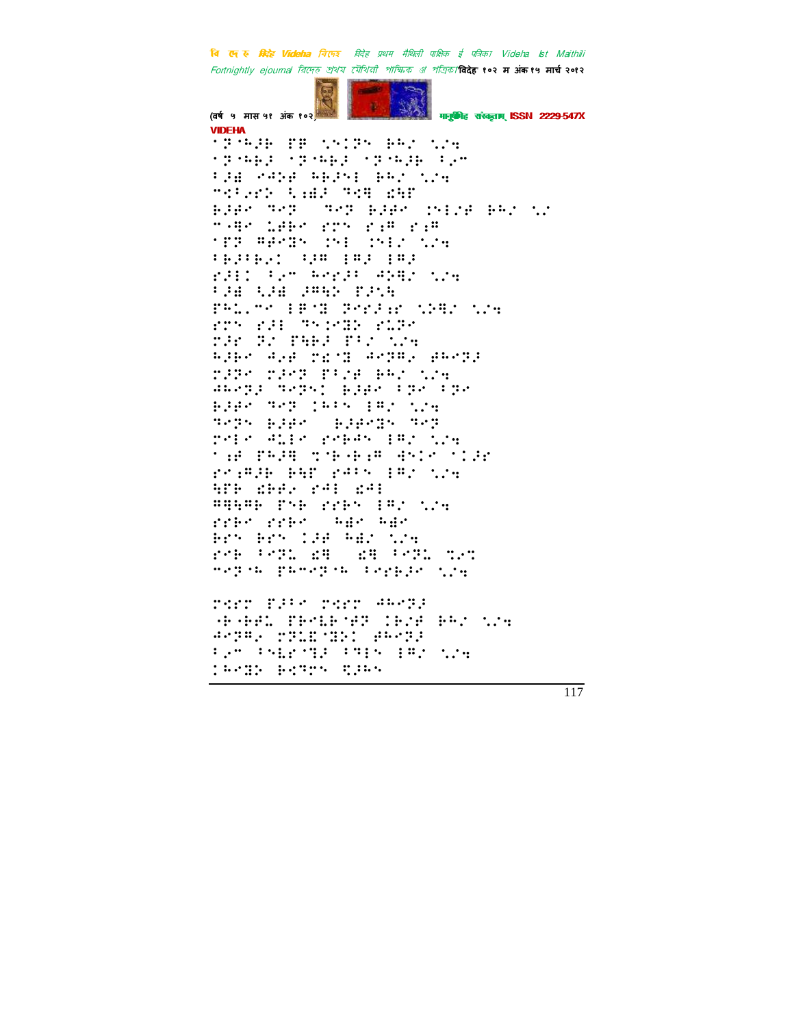VIDEHA

⠁⠝⠁⠓⠼⠃ ⠏⠋ ⠌⠑⠭⠝⠑ ⠃⠁⠡ ⠌⠡⠹
⠁⠝⠁⠓⠃⠼ ⠁⠝⠁⠓⠃⠼ ⠁⠝⠁⠓⠼⠃ ⠃⠢⠉
⠃⠼⠫ ⠗⠙⠕⠋ ⠓⠃⠼⠑⠇ ⠃⠁⠡ ⠌⠡⠹
⠉⠅⠃⠢⠗⠕ ⠡⠪⠫⠼ ⠙⠅⠻ ⠫⠻⠏
⠃⠼⠋⠑ ⠙⠑⠝ ⠙⠑⠝ ⠃⠼⠋⠑ ⠭⠑⠇⠌⠋ ⠃⠁⠡ ⠌⠡
⠉⠐⠻⠑ ⠇⠋⠃⠑ ⠗⠍⠑ ⠗⠪⠍ ⠗⠪⠍
⠁⠏⠝ ⠍⠋⠑⠙⠑ ⠭⠑⠇ ⠭⠑⠇⠌ ⠌⠡⠹
⠃⠃⠼⠃⠃⠢⠉ ⠳⠼⠍ ⠇⠍⠼ ⠇⠍⠼
⠗⠼⠇⠉ ⠃⠢⠉ ⠓⠑⠗⠼⠃ ⠙⠕⠻⠌ ⠌⠡⠹
⠃⠼⠫ ⠡⠼⠫ ⠼⠍⠳⠕ ⠏⠼⠡⠹
⠏⠓⠇⠄⠉⠑ ⠇⠋⠁⠻ ⠝⠑⠗⠼⠪ ⠌⠕⠻⠌ ⠌⠡⠹
⠗⠍⠑ ⠗⠼⠇ ⠙⠑⠭⠑⠻⠕ ⠗⠇⠼⠑
⠗⠼⠗ ⠝⠌ ⠏⠓⠃⠼ ⠏⠃⠌ ⠌⠡⠹
⠓⠼⠃⠑ ⠙⠢⠋ ⠗⠪⠁⠻ ⠙⠑⠝⠍⠢ ⠋⠓⠑⠝⠼
⠗⠼⠝⠑ ⠗⠼⠑⠝ ⠏⠃⠌⠋ ⠃⠁⠡ ⠌⠡⠹
⠙⠓⠑⠝⠼ ⠙⠑⠝⠑⠉ ⠃⠼⠋⠑ ⠃⠝⠑ ⠃⠝⠑
⠃⠼⠋⠑ ⠙⠑⠝ ⠭⠓⠃⠑ ⠇⠍⠌ ⠌⠡⠹
⠙⠑⠝⠑ ⠃⠼⠋⠑ ⠃⠼⠋⠑⠻⠑ ⠙⠑⠝
⠗⠑⠇⠑ ⠙⠇⠇⠑ ⠗⠑⠃⠙⠑ ⠇⠍⠌ ⠌⠡⠹
⠁⠪⠋ ⠏⠓⠼⠻ ⠭⠁⠃⠁⠃⠪⠍ ⠙⠑⠭⠑ ⠁⠭⠼⠗
⠗⠑⠪⠍⠼⠃ ⠃⠓⠏ ⠗⠙⠃⠑ ⠇⠍⠌ ⠌⠡⠹
⠻⠏⠃ ⠫⠃⠃⠢ ⠗⠙⠇ ⠫⠙⠇
⠍⠻⠻⠍⠃ ⠏⠑⠃ ⠗⠑⠃⠑ ⠇⠍⠌ ⠌⠡⠹
⠗⠑⠃⠑ ⠗⠑⠃⠑ ⠓⠫⠑ ⠓⠫⠑
⠃⠗⠑ ⠃⠗⠑ ⠇⠼⠋ ⠓⠫⠌ ⠌⠡⠹
⠗⠑⠃ ⠃⠑⠝⠇ ⠫⠻ ⠫⠻ ⠃⠑⠝⠇ ⠹⠢⠹
⠉⠑⠝⠁⠓ ⠏⠓⠉⠑⠝⠁⠓ ⠃⠑⠗⠃⠼⠑ ⠌⠡⠹

⠗⠭⠗⠗ ⠏⠼⠃⠑ ⠗⠭⠗⠗ ⠙⠓⠑⠝⠼
⠐⠃⠐⠃⠼⠇ ⠏⠃⠑⠇⠃⠁⠋⠝ ⠇⠃⠌⠋ ⠃⠁⠡ ⠌⠡⠹
⠙⠑⠝⠍⠢ ⠗⠝⠇⠫⠁⠻⠕⠉ ⠋⠓⠑⠝⠼
⠃⠢⠉ ⠃⠑⠇⠗⠁⠻⠼ ⠃⠻⠑⠑ ⠇⠍⠌ ⠌⠡⠹
⠇⠓⠑⠻⠕ ⠃⠑⠻⠝⠑ ⠻⠼⠓⠑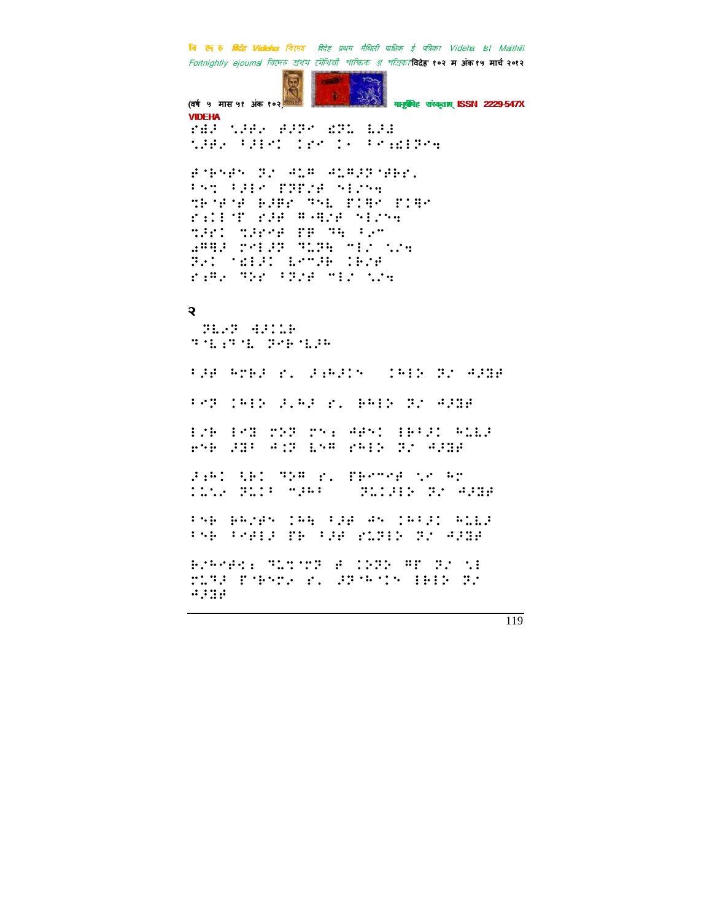⠗⠻⠘⠀⠑⠚⠗⠄⠀⠋⠚⠝⠉⠀⠌⠝⠇⠀⠇⠚⠾
⠑⠚⠗⠄⠀⠁⠚⠑⠉⠀⠉⠗⠉⠀⠉⠄⠀⠁⠉⠆⠌⠑⠝⠉⠲

⠋⠈⠗⠉⠋⠉⠀⠝⠠⠀⠲⠥⠛⠀⠲⠥⠛⠚⠝⠈⠋⠗⠗⠂
⠁⠉⠹⠀⠁⠚⠑⠉⠀⠏⠝⠏⠌⠋⠀⠉⠑⠌⠉⠲
⠹⠗⠈⠋⠈⠋⠀⠗⠚⠛⠗⠀⠙⠉⠇⠀⠏⠉⠛⠉⠀⠏⠉⠛⠉
⠗⠆⠉⠑⠈⠏⠀⠗⠚⠋⠀⠛⠤⠻⠌⠋⠀⠉⠑⠌⠉⠲
⠹⠚⠗⠉⠀⠹⠚⠗⠉⠋⠀⠏⠛⠀⠙⠓⠀⠁⠌⠉
⠠⠛⠻⠚⠀⠍⠉⠑⠚⠝⠀⠙⠥⠝⠓⠀⠍⠑⠌⠀⠑⠌⠲
⠝⠚⠉⠀⠈⠌⠑⠚⠉⠀⠇⠉⠍⠚⠗⠀⠉⠗⠌⠋
⠗⠆⠛⠄⠀⠙⠕⠗⠀⠁⠝⠌⠋⠀⠍⠑⠌⠀⠑⠌⠲

२

⠀⠝⠇⠔⠝⠀⠲⠚⠉⠥⠗
⠙⠈⠇⠆⠙⠈⠇⠀⠝⠉⠗⠈⠇⠚⠓

⠁⠚⠋⠀⠓⠍⠗⠚⠀⠗⠂⠀⠚⠆⠓⠚⠉⠉⠀⠀⠉⠓⠑⠕⠀⠝⠌⠀⠲⠚⠻⠋

⠁⠉⠝⠀⠉⠓⠑⠕⠀⠚⠂⠓⠚⠀⠗⠂⠀⠗⠓⠑⠕⠀⠝⠌⠀⠲⠚⠻⠋

⠑⠌⠗⠀⠑⠉⠻⠀⠍⠕⠝⠀⠍⠉⠆⠀⠲⠋⠉⠉⠀⠑⠗⠁⠚⠉⠀⠓⠥⠇⠚
⠋⠉⠗⠀⠚⠻⠁⠀⠲⠆⠝⠀⠇⠉⠛⠀⠗⠓⠑⠕⠀⠝⠌⠀⠲⠚⠻⠋

⠚⠆⠓⠉⠀⠳⠗⠉⠀⠙⠕⠛⠀⠗⠂⠀⠏⠗⠉⠍⠉⠋⠀⠑⠉⠀⠓⠍
⠉⠥⠑⠄⠀⠝⠥⠉⠁⠀⠍⠚⠓⠁⠀⠀⠀⠝⠥⠉⠚⠑⠕⠀⠝⠌⠀⠲⠚⠻⠋

⠁⠉⠗⠀⠗⠓⠌⠋⠉⠀⠉⠓⠓⠀⠁⠚⠋⠀⠲⠉⠀⠉⠓⠁⠚⠉⠀⠓⠥⠇⠚
⠁⠉⠗⠀⠁⠉⠋⠑⠚⠀⠏⠗⠀⠁⠚⠋⠀⠗⠥⠝⠑⠕⠀⠝⠌⠀⠲⠚⠻⠋

⠗⠌⠓⠉⠋⠉⠆⠀⠙⠥⠹⠈⠍⠝⠀⠋⠀⠉⠉⠝⠕⠀⠛⠏⠀⠝⠌⠀⠑⠑
⠍⠥⠙⠚⠀⠏⠈⠗⠉⠍⠄⠀⠗⠂⠀⠚⠝⠈⠓⠈⠉⠉⠀⠑⠗⠑⠕⠀⠝⠌
⠲⠚⠻⠋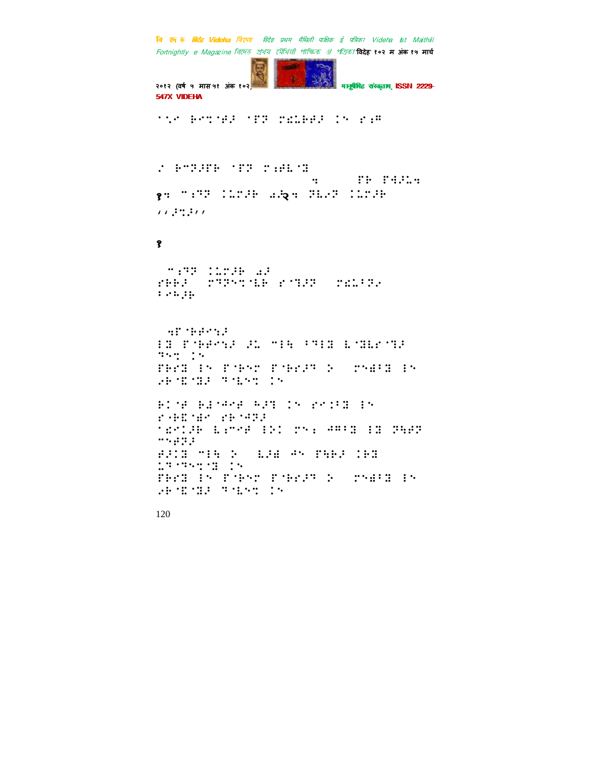१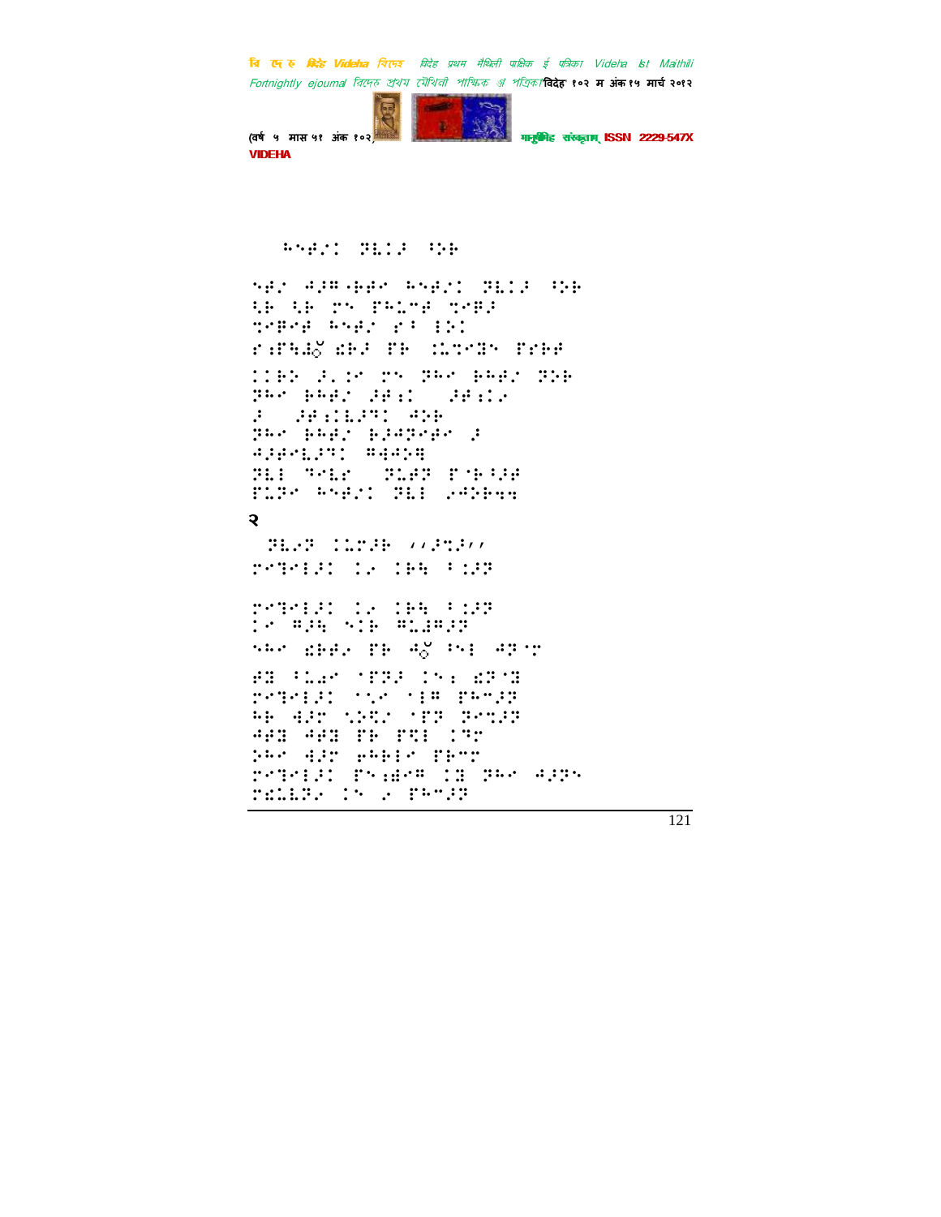२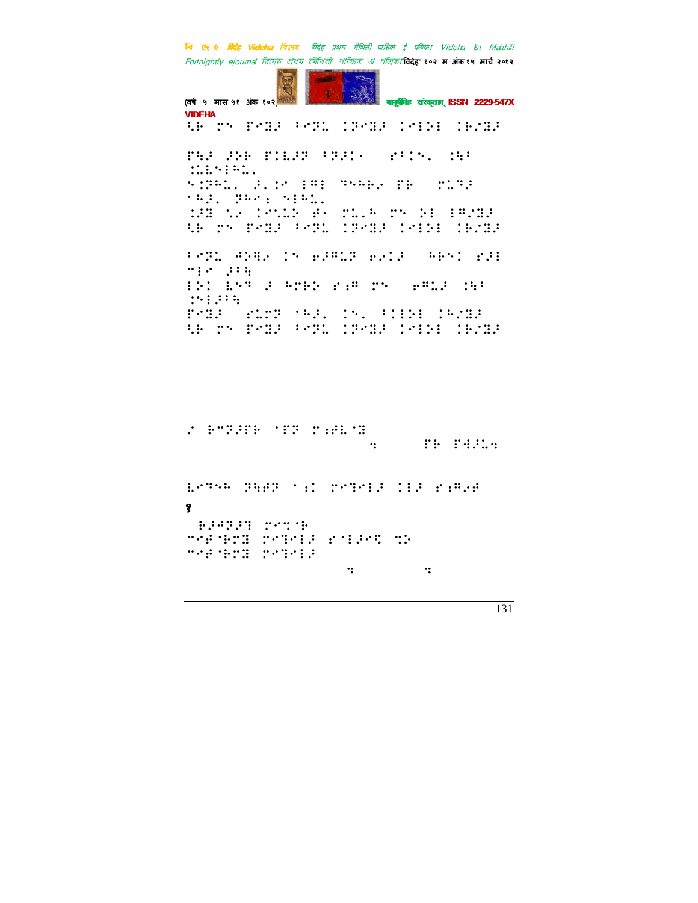⠹⠗⠀⠍⠝⠀⠏⠑⠽⠜⠀⠃⠑⠝⠥⠀⠨⠝⠑⠽⠜⠀⠨⠊⠼⠊⠀⠨⠗⠌⠽⠜

⠏⠻⠜⠀⠜⠕⠗⠀⠏⠨⠇⠜⠝⠀⠃⠝⠜⠨⠂⠀⠀⠗⠃⠨⠝⠄⠀⠨⠻⠃⠀⠨⠇⠇⠝⠊⠓⠇⠄

⠝⠨⠝⠓⠇⠄⠀⠜⠄⠨⠊⠀⠊⠛⠊⠀⠹⠝⠓⠗⠂⠀⠏⠗⠀⠀⠍⠇⠹⠜⠀⠁⠓⠜⠄⠀⠝⠓⠑⠆⠀⠝⠊⠓⠇⠄

⠨⠜⠽⠀⠣⠂⠀⠨⠑⠝⠇⠕⠀⠗⠂⠀⠍⠇⠄⠓⠀⠍⠝⠀⠕⠊⠀⠊⠛⠌⠽⠜

⠹⠗⠀⠍⠝⠀⠏⠑⠽⠜⠀⠃⠑⠝⠥⠀⠨⠝⠑⠽⠜⠀⠨⠊⠼⠊⠀⠨⠗⠌⠽⠜

⠃⠑⠝⠥⠀⠙⠕⠻⠂⠀⠨⠝⠀⠗⠜⠛⠥⠝⠀⠗⠂⠨⠜⠀⠀⠓⠗⠝⠨⠀⠗⠜⠊⠀⠉⠊⠑⠀⠜⠃⠻

⠊⠕⠨⠀⠇⠝⠹⠀⠜⠀⠓⠍⠗⠕⠀⠗⠆⠛⠀⠍⠝⠀⠀⠗⠛⠇⠜⠀⠨⠻⠃⠀⠨⠝⠊⠜⠃⠻

⠏⠑⠽⠜⠀⠀⠗⠇⠍⠝⠀⠁⠓⠜⠄⠀⠨⠝⠄⠀⠃⠨⠊⠕⠊⠀⠨⠓⠌⠽⠜

⠹⠗⠀⠍⠝⠀⠏⠑⠽⠜⠀⠃⠑⠝⠥⠀⠨⠝⠑⠽⠜⠀⠨⠊⠼⠊⠀⠨⠗⠌⠽⠜

⠌⠀⠗⠉⠝⠜⠏⠗⠀⠁⠏⠝⠀⠍⠆⠗⠇⠁⠽

⠒⠀⠀⠀⠀⠀⠀⠏⠗⠀⠏⠙⠜⠇⠒

⠇⠑⠹⠝⠓⠀⠝⠻⠗⠝⠀⠁⠆⠨⠀⠍⠑⠹⠑⠊⠜⠀⠨⠊⠜⠀⠗⠆⠛⠂⠗

१

⠗⠜⠙⠝⠜⠹⠀⠍⠑⠉⠁⠗

⠉⠑⠗⠁⠗⠍⠽⠀⠍⠑⠹⠑⠊⠜⠀⠗⠁⠊⠜⠑⠹⠀⠉⠕

⠉⠑⠗⠁⠗⠍⠽⠀⠍⠑⠹⠑⠊⠜

⠒⠀⠀⠀⠀⠀⠀⠀⠀⠒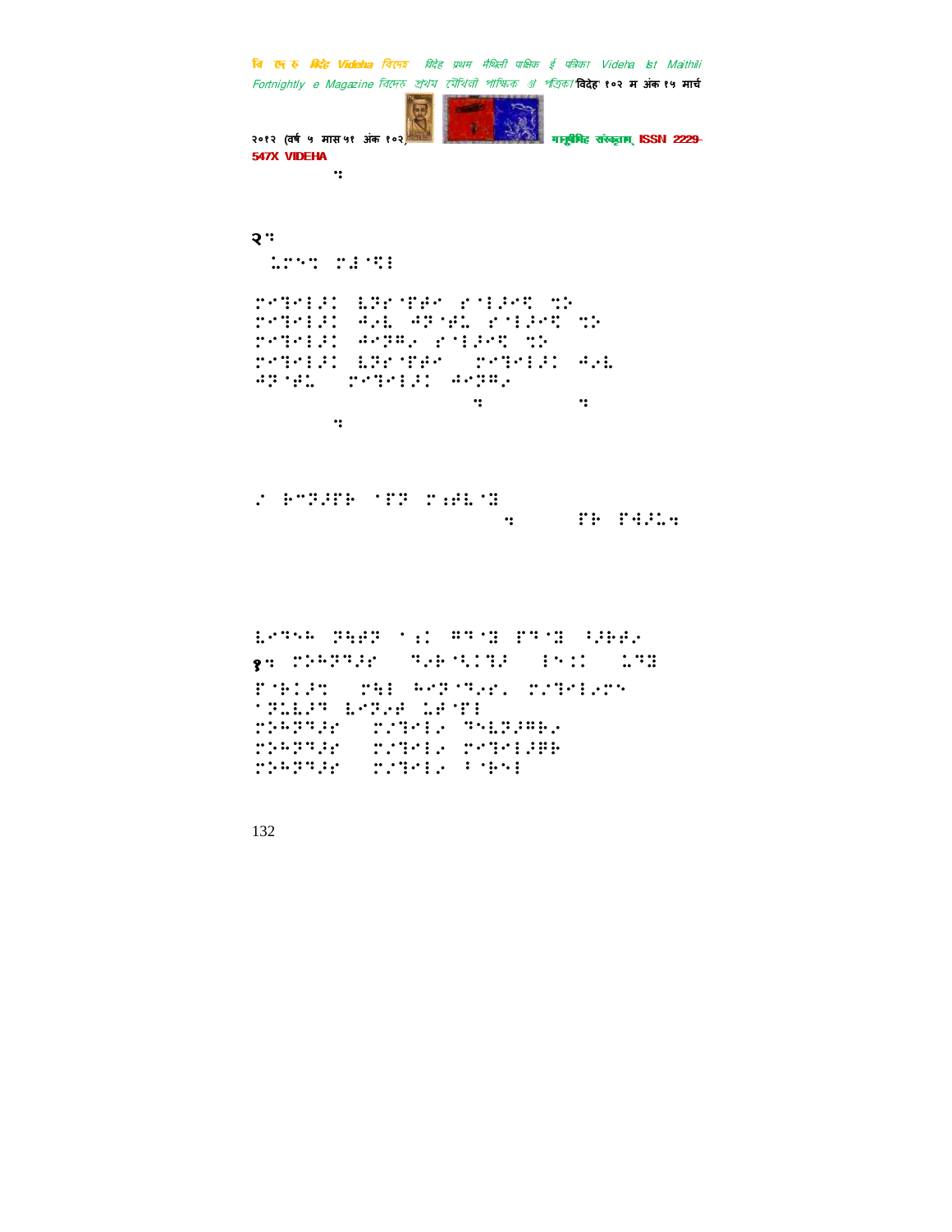⠒

२⠒

⠀⠥⠗⠝⠒⠀⠗⠚⠈⠻⠇

⠗⠊⠓⠑⠇⠜⠅⠀⠧⠝⠗⠈⠋⠛⠊⠀⠗⠈⠇⠜⠊⠻⠀⠒⠕
⠗⠊⠓⠑⠇⠜⠅⠀⠹⠔⠧⠀⠹⠝⠈⠛⠥⠀⠗⠈⠇⠜⠊⠻⠀⠒⠕
⠗⠊⠓⠑⠇⠜⠅⠀⠹⠊⠝⠍⠔⠀⠗⠈⠇⠜⠊⠻⠀⠒⠕
⠗⠊⠓⠑⠇⠜⠅⠀⠧⠝⠗⠈⠋⠛⠊⠀⠀⠗⠊⠓⠑⠇⠜⠅⠀⠹⠔⠧
⠹⠝⠈⠛⠥⠀⠀⠗⠊⠓⠑⠇⠜⠅⠀⠹⠊⠝⠍⠔
⠒⠀⠒
⠒

⠔⠀⠃⠉⠝⠜⠋⠃⠀⠈⠋⠝⠀⠗⠆⠛⠧⠈⠻
⠒⠀⠋⠃⠀⠋⠹⠜⠥⠒

⠧⠊⠓⠝⠓⠀⠝⠹⠛⠝⠀⠈⠆⠅⠀⠍⠓⠈⠻⠀⠋⠓⠈⠻⠀⠪⠜⠃⠛⠔
१⠒⠀⠗⠕⠓⠝⠓⠜⠗⠀⠀⠓⠔⠃⠈⠪⠅⠓⠜⠀⠀⠇⠝⠅⠅⠀⠀⠥⠓⠻
⠋⠈⠃⠅⠜⠒⠀⠀⠗⠹⠇⠀⠓⠊⠝⠈⠓⠔⠗⠂⠀⠗⠔⠓⠑⠇⠔⠗⠝
⠈⠝⠥⠧⠜⠓⠀⠧⠊⠝⠔⠛⠀⠥⠛⠈⠋⠇
⠗⠕⠓⠝⠓⠜⠗⠀⠀⠗⠔⠓⠑⠇⠔⠀⠓⠑⠧⠝⠜⠍⠃⠔
⠗⠕⠓⠝⠓⠜⠗⠀⠀⠗⠔⠓⠑⠇⠔⠀⠗⠊⠓⠑⠇⠜⠍⠃
⠗⠕⠓⠝⠓⠜⠗⠀⠀⠗⠔⠓⠑⠇⠔⠀⠊⠈⠃⠝⠇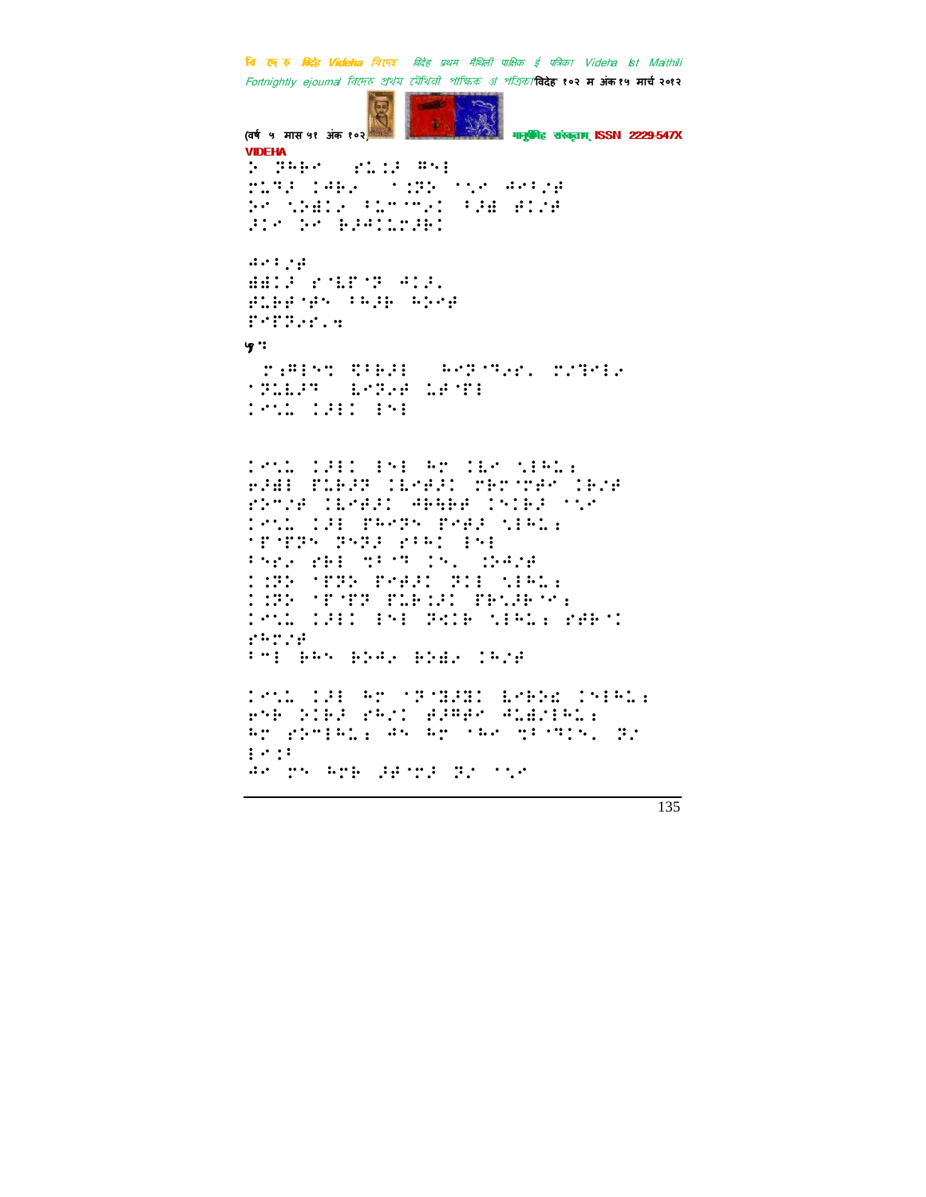VIDEHA

⠵⠀⠝⠓⠃⠊⠀⠀⠗⠥⠅⠨⠀⠻⠑⠇
⠗⠥⠻⠨⠀⠅�W⠃⠐⠀⠀⠁⠅⠝⠕⠀⠁⠌⠊⠀⠺⠊⠁⠌⠋
⠕⠊⠀⠌⠕⠫⠅⠐⠀⠂⠥⠉⠈⠉⠐⠅⠀⠂⠨⠫⠀⠋⠅⠌⠋
⠨⠅⠊⠀⠕⠊⠀⠃⠨⠺⠅⠥⠉⠨⠃⠅

⠺⠊⠂⠌⠋
⠫⠫⠅⠨⠀⠗⠈⠥⠋⠈⠝⠀⠻⠅⠨⠄
⠋⠥⠃⠋⠈⠋⠎⠀⠂⠓⠨⠃⠀⠓⠕⠊⠋
⠏⠊⠏⠝⠐⠗⠄⠹

**५ः**

⠀⠗⠆⠻⠇⠎⠞⠀⠫⠂⠃⠨⠇⠀⠀⠓⠊⠝⠈⠻⠐⠗⠄⠀⠗⠌⠻⠊⠇⠐
⠈⠝⠥⠃⠨⠻⠀⠀⠇⠊⠝⠐⠋⠀⠥⠋⠈⠏⠇
⠅⠊⠌⠥⠀⠅⠨⠇⠅⠀⠇⠎⠇

⠅⠊⠌⠥⠀⠅⠨⠇⠅⠀⠇⠎⠇⠀⠓⠉⠀⠅⠇⠊⠀⠌⠇⠓⠥⠆
⠋⠨⠫⠇⠀⠏⠥⠃⠨⠝⠀⠅⠇⠊⠋⠨⠅⠀⠍⠃⠉⠈⠍⠋⠊⠀⠅⠃⠌⠋
⠗⠕⠉⠌⠋⠀⠅⠇⠊⠋⠨⠅⠀⠻⠃⠓⠃⠋⠀⠅⠎⠅⠃⠨⠀⠁⠌⠊
⠅⠊⠌⠥⠀⠅⠨⠇⠀⠏⠓⠊⠝⠎⠀⠏⠊⠋⠨⠀⠌⠇⠓⠥⠆
⠈⠏⠈⠏⠝⠎⠀⠝⠎⠝⠨⠀⠗⠂⠓⠅⠀⠇⠎⠇
⠂⠎⠗⠐⠀⠗⠃⠇⠀⠞⠂⠈⠻⠀⠅⠎⠄⠀⠀⠒⠕⠺⠌⠋
⠅⠒⠝⠕⠀⠈⠏⠝⠕⠀⠏⠊⠋⠨⠅⠀⠝⠅⠇⠀⠌⠇⠓⠥⠆
⠅⠒⠝⠕⠀⠈⠏⠈⠏⠀⠏⠥⠃⠒⠅⠀⠏⠃⠌⠨⠃⠈⠊⠆
⠅⠊⠌⠥⠀⠅⠨⠇⠅⠀⠇⠎⠇⠀⠝⠫⠅⠃⠀⠌⠇⠓⠥⠆⠀⠗⠋⠃⠈⠅
⠗⠓⠉⠌⠋
⠂⠉⠇⠀⠃⠓⠎⠀⠃⠕⠺⠐⠀⠃⠕⠫⠐⠀⠅⠓⠌⠋

⠅⠊⠌⠥⠀⠅⠨⠇⠀⠓⠉⠀⠈⠝⠈⠹⠨⠹⠅⠀⠇⠊⠃⠕⠱⠀⠅⠎⠇⠓⠥⠆
⠗⠎⠃⠀⠕⠅⠃⠨⠀⠗⠓⠌⠅⠀⠋⠨⠻⠋⠊⠀⠻⠥⠫⠌⠇⠓⠥⠆
⠓⠉⠀⠗⠕⠉⠇⠓⠥⠆⠀⠺⠎⠀⠓⠉⠀⠈⠓⠊⠀⠹⠂⠈⠻⠅⠄⠀⠝⠌
⠇⠊⠒⠂
⠺⠊⠀⠉⠎⠀⠓⠉⠃⠀⠨⠋⠈⠍⠨⠀⠝⠌⠀⠁⠌⠊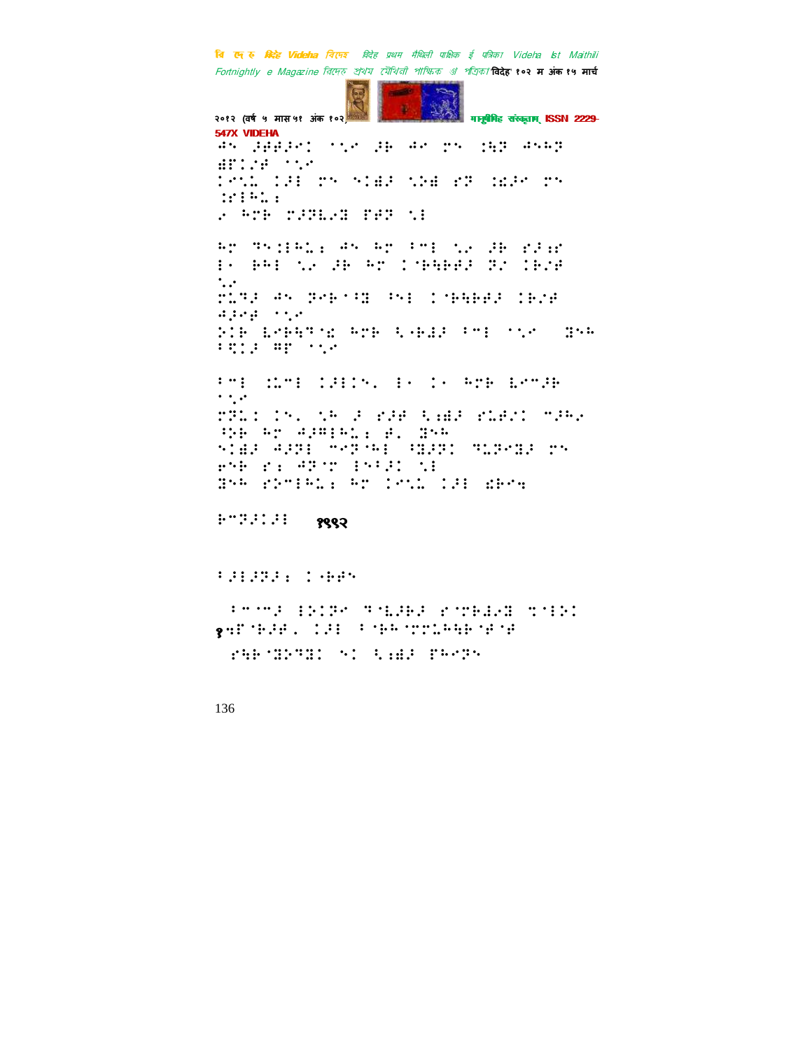१९९२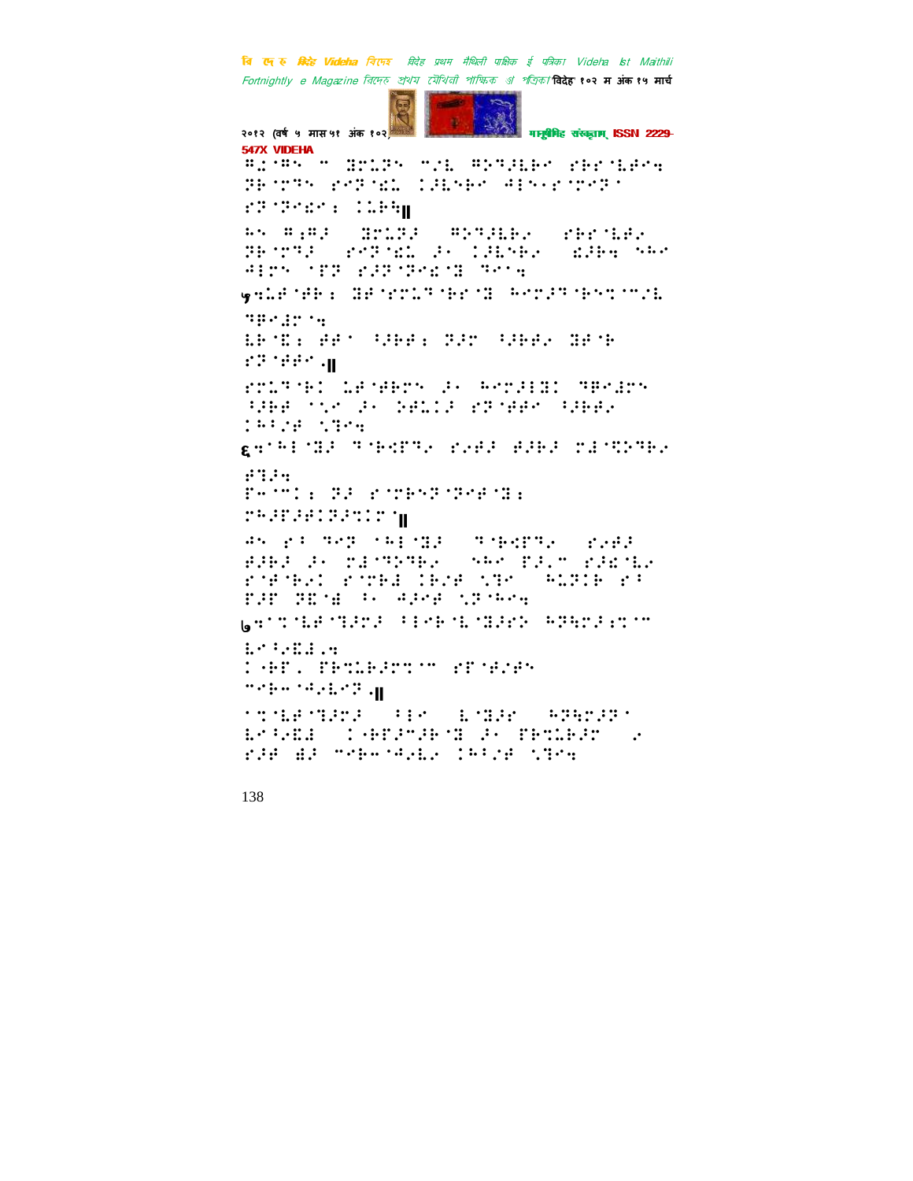⠻⠄⠈⠻⠅⠀⠉⠀⠙⠗⠥⠵⠅⠀⠉⠴⠇⠀⠻⠕⠞⠺⠇⠃⠑⠀⠎⠓⠗⠈⠇⠋⠑⠆ ⠟⠓⠈⠗⠞⠅⠀⠎⠑⠟⠈⠫⠄⠀⠨⠺⠇⠅⠓⠑⠀⠫⠑⠅⠐⠎⠈⠗⠑⠟⠁ ⠎⠟⠈⠟⠑⠫⠑⠆⠀⠨⠥⠓⠹॥

⠓⠅⠀⠻⠆⠻⠺⠀⠀⠙⠗⠥⠵⠺⠀⠀⠻⠕⠞⠺⠇⠃⠂⠀⠀⠎⠓⠗⠈⠇⠋⠂ ⠟⠓⠈⠗⠞⠺⠀⠀⠎⠑⠟⠈⠫⠄⠀⠺⠂⠀⠨⠺⠇⠅⠓⠂⠀⠀⠫⠺⠓⠆⠀⠌⠓⠑ ⠫⠇⠗⠅⠀⠈⠋⠟⠀⠎⠺⠟⠈⠟⠑⠫⠈⠙⠀⠞⠑⠁⠆

५⠆⠥⠋⠈⠋⠓⠆⠀⠙⠋⠈⠎⠗⠥⠞⠈⠓⠗⠈⠙⠀⠓⠑⠗⠺⠞⠈⠓⠅⠉⠈⠉⠴⠇ ⠞⠻⠑⠼⠗⠈⠆ ⠇⠃⠈⠫⠆⠀⠋⠋⠁⠀⠁⠺⠓⠋⠆⠀⠝⠺⠗⠀⠁⠺⠓⠋⠂⠀⠙⠋⠈⠓ ⠎⠟⠈⠋⠋⠑⠄॥

⠎⠗⠥⠞⠈⠓⠉⠀⠥⠋⠈⠋⠓⠗⠅⠀⠺⠂⠀⠓⠑⠗⠺⠇⠙⠉⠀⠞⠻⠑⠼⠗⠅ ⠁⠺⠓⠋⠀⠈⠌⠑⠀⠺⠂⠀⠝⠋⠥⠉⠺⠀⠎⠟⠈⠋⠋⠑⠀⠁⠺⠓⠋⠂ ⠨⠓⠁⠴⠋⠀⠌⠞⠑⠆

६⠆⠈⠓⠇⠈⠙⠺⠀⠞⠈⠓⠫⠟⠞⠂⠀⠎⠂⠋⠺⠀⠋⠺⠓⠺⠀⠗⠼⠈⠭⠕⠞⠓⠂ ⠋⠞⠺⠆ ⠏⠑⠈⠉⠆⠀⠝⠺⠀⠎⠈⠗⠓⠕⠟⠈⠟⠑⠋⠈⠙⠆ ⠗⠓⠺⠏⠺⠋⠉⠝⠺⠉⠗⠁॥

⠙⠅⠀⠎⠁⠀⠞⠑⠟⠀⠈⠓⠇⠈⠙⠺⠀⠀⠞⠈⠓⠫⠟⠞⠂⠀⠀⠎⠂⠋⠺ ⠋⠺⠓⠺⠀⠺⠂⠀⠗⠼⠈⠞⠕⠞⠓⠂⠀⠀⠌⠓⠑⠀⠏⠺⠂⠉⠀⠎⠺⠫⠈⠇⠂ ⠎⠈⠋⠈⠓⠂⠉⠀⠎⠈⠗⠓⠼⠀⠨⠓⠴⠋⠀⠌⠞⠑⠀⠀⠓⠥⠟⠨⠓⠀⠎⠁ ⠏⠺⠏⠀⠝⠫⠈⠻⠀⠁⠂⠀⠫⠺⠑⠋⠀⠌⠟⠈⠓⠑⠆

७⠆⠈⠉⠈⠇⠋⠈⠞⠺⠗⠺⠀⠁⠇⠑⠓⠈⠇⠈⠙⠺⠗⠕⠀⠓⠟⠹⠗⠺⠆⠉⠈⠉ ⠇⠑⠁⠂⠫⠼⠄⠆ ⠨⠓⠋⠏⠂⠀⠏⠓⠉⠥⠓⠺⠗⠉⠈⠉⠀⠎⠟⠈⠋⠴⠋⠅ ⠉⠑⠓⠤⠈⠫⠂⠇⠑⠟⠄॥

⠁⠉⠈⠇⠋⠈⠞⠺⠗⠺⠀⠀⠁⠇⠑⠀⠀⠇⠈⠙⠺⠗⠀⠀⠓⠟⠹⠗⠺⠟⠁ ⠇⠑⠁⠂⠫⠼⠀⠀⠨⠓⠋⠺⠉⠺⠓⠈⠙⠀⠺⠂⠀⠏⠓⠉⠥⠓⠺⠗⠀⠀⠂ ⠎⠺⠋⠀⠱⠺⠀⠉⠑⠓⠤⠈⠫⠂⠇⠂⠀⠨⠓⠁⠴⠋⠀⠌⠞⠑⠆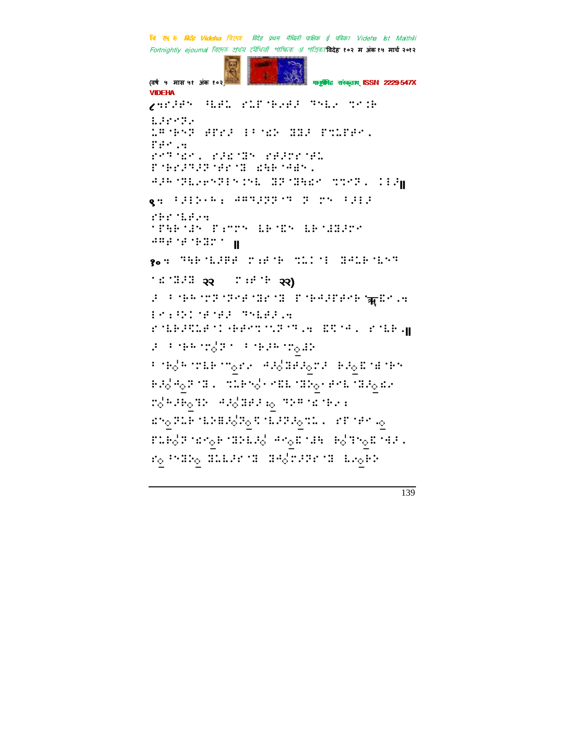¿⠩⠗⠼⠋⠝⠀⠾⠇⠋⠅⠀⠎⠥⠋⠐⠧⠴⠋⠼⠀⠹⠑⠇⠔⠀⠹⠉⠾⠀⠇⠼⠗⠉⠝⠔⠀⠅⠛⠐⠗⠝⠝⠀⠋⠋⠗⠼⠀⠄⠃⠈⠮⠕⠀⠒⠒⠼⠀⠏⠹⠅⠏⠋⠉⠂⠀⠏⠋⠉⠨⠩⠀⠗⠉⠹⠈⠮⠉⠂⠀⠎⠼⠮⠈⠒⠝⠀⠗⠋⠼⠗⠗⠐⠋⠅⠀⠏⠐⠗⠗⠼⠹⠼⠗⠐⠋⠗⠈⠒⠀⠮⠓⠗⠐⠩⠋⠝⠂⠀⠩⠼⠓⠈⠒⠇⠔⠗⠝⠹⠃⠝⠣⠇⠀⠒⠝⠈⠒⠓⠮⠉⠀⠹⠹⠉⠹⠂⠀⠉⠃⠼‖

९⠩⠀⠃⠼⠃⠕⠐⠓⠆⠀⠩⠛⠹⠼⠝⠝⠈⠹⠀⠝⠀⠗⠝⠀⠃⠼⠃⠼⠀⠗⠓⠗⠈⠇⠋⠔⠩⠀⠈⠏⠳⠗⠈⠩⠝⠀⠏⠆⠉⠗⠝⠀⠇⠗⠈⠮⠝⠀⠇⠗⠈⠼⠒⠼⠗⠉⠀⠩⠛⠋⠈⠋⠈⠗⠒⠉⠁‖

१०⠩⠀⠹⠳⠗⠈⠇⠼⠛⠋⠀⠗⠆⠋⠈⠗⠀⠹⠇⠉⠈⠃⠀⠒⠩⠇⠗⠈⠇⠝⠹⠀⠈⠮⠈⠒⠼⠒⠀२२⠀⠀⠗⠆⠋⠈⠗⠀२२)

⠼⠀⠃⠐⠗⠓⠈⠗⠝⠐⠝⠋⠈⠒⠗⠈⠒⠀⠏⠐⠗⠩⠼⠋⠋⠉⠗⠀ऋ⠮⠉⠨⠩⠀⠃⠉⠆⠳⠕⠉⠈⠋⠈⠋⠼⠀⠹⠑⠇⠋⠼⠨⠩⠀⠗⠈⠇⠗⠼⠹⠇⠋⠉⠐⠗⠋⠋⠉⠹⠈⠝⠝⠈⠹⠨⠩⠀⠮⠹⠈⠩⠂⠀⠗⠈⠇⠗⠨‖

⠼⠀⠃⠐⠗⠓⠈⠗⠀⠃⠐⠗⠼⠓⠈⠗⠀⠃⠐⠗⠓⠈⠗⠇⠗⠈⠝⠔⠀⠩⠼⠒⠋⠼⠗⠼⠀⠗⠼⠮⠈⠺⠐⠗⠝⠀⠗⠼⠩⠝⠈⠒⠂⠀⠹⠇⠗⠝⠐⠎⠮⠇⠈⠒⠕⠐⠋⠉⠇⠈⠒⠼⠮⠔⠀⠗⠓⠼⠗⠹⠕⠀⠩⠼⠒⠋⠼⠆⠀⠹⠕⠛⠈⠮⠈⠗⠔⠆⠀⠮⠝⠝⠇⠗⠈⠇⠕⠒⠼⠝⠹⠈⠇⠝⠼⠹⠇⠂⠀⠎⠋⠈⠋⠉⠨⠀⠏⠇⠗⠝⠈⠮⠝⠗⠈⠒⠕⠇⠼⠀⠩⠉⠮⠈⠼⠳⠀⠗⠹⠝⠮⠈⠩⠼⠂⠀⠎⠀⠳⠝⠒⠕⠀⠒⠇⠇⠼⠗⠈⠒⠀⠒⠩⠗⠼⠝⠗⠈⠒⠀⠇⠔⠗⠕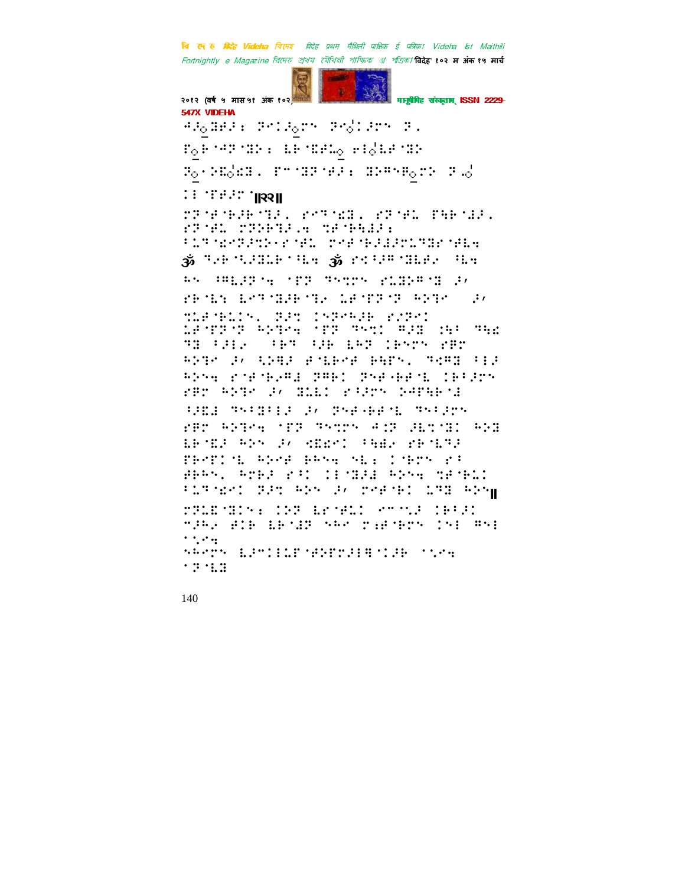⠚⠚⠴⠿⠿⠚⠆ ⠝⠉⠅⠚⠴⠗⠅ ⠝⠉⠴⠅⠚⠗⠅ ⠝⠄

⠋⠴⠗⠈⠚⠝⠈⠿⠕⠆ ⠇⠗⠈⠿⠋⠧⠴ ⠗⠖⠴⠇⠋⠈⠿⠕

⠝⠴⠐⠕⠣⠴⠿⠿⠄ ⠋⠉⠈⠿⠝⠈⠋⠚⠆ ⠿⠕⠋⠅⠟⠴⠗⠕ ⠝⠄⠴

⠅⠖⠈⠋⠋⠚⠗⠈ ||२२||

⠗⠝⠈⠋⠈⠗⠚⠗⠈⠹⠚⠄ ⠗⠉⠹⠈⠿⠿⠄ ⠗⠝⠈⠋⠧ ⠋⠻⠗⠈⠇⠚⠄ ⠗⠝⠈⠋⠧ ⠗⠝⠕⠗⠹⠚⠄⠲ ⠹⠋⠈⠗⠻⠇⠚⠆ ⠐⠇⠹⠈⠿⠉⠝⠚⠹⠕⠐⠗⠈⠋⠧ ⠗⠉⠋⠈⠗⠚⠇⠚⠗⠇⠹⠿⠗⠈⠋⠇⠲

ॐ ⠹⠢⠗⠈⠣⠚⠿⠇⠗⠈⠓⠇⠲ ॐ ⠗⠖⠐⠚⠋⠈⠿⠇⠋⠢ ⠓⠇⠲

⠓⠅ ⠐⠋⠇⠚⠝⠈⠲ ⠈⠋⠝ ⠹⠅⠹⠗⠅ ⠗⠇⠿⠕⠋⠈⠿ ⠚⠂ ⠗⠗⠈⠇⠪ ⠇⠉⠹⠈⠿⠚⠗⠈⠹⠢ ⠇⠋⠈⠋⠝⠈⠝ ⠓⠕⠹⠉ ⠚⠂ ⠹⠇⠋⠈⠗⠇⠅⠅⠄ ⠝⠚⠹ ⠅⠝⠗⠓⠚⠗ ⠗⠌⠝⠅ ⠇⠋⠈⠋⠝⠈⠝ ⠓⠕⠹⠉⠲ ⠈⠋⠝ ⠹⠅⠹⠅ ⠋⠚⠿ ⠅⠻⠐ ⠹⠻⠿ ⠹⠿ ⠐⠚⠇⠢ ⠐⠗⠹ ⠐⠚⠗ ⠇⠓⠝ ⠅⠗⠅⠗⠅ ⠗⠋⠗ ⠓⠕⠹⠉ ⠚⠂ ⠣⠕⠻⠚ ⠋⠈⠇⠗⠉⠋ ⠗⠻⠋⠅⠄ ⠹⠉⠋⠿ ⠐⠇⠚ ⠓⠕⠅⠲ ⠗⠈⠋⠈⠗⠢⠋⠇ ⠝⠋⠗⠅ ⠝⠅⠋⠐⠗⠋⠈⠇ ⠅⠗⠐⠚⠗⠅ ⠗⠋⠗ ⠓⠕⠹⠉ ⠚⠂ ⠿⠇⠇⠅ ⠗⠐⠚⠗⠅ ⠕⠚⠋⠻⠗⠈⠇

⠣⠚⠿⠇ ⠹⠅⠐⠿⠐⠇⠚ ⠚⠂ ⠝⠅⠋⠐⠗⠋⠈⠇ ⠹⠅⠐⠚⠗⠅ ⠗⠋⠗ ⠓⠕⠹⠉⠲ ⠈⠋⠝ ⠹⠅⠹⠗⠅ ⠚⠅⠝ ⠚⠇⠹⠈⠿⠅ ⠓⠕⠿ ⠇⠗⠈⠿⠚ ⠓⠕⠅ ⠚⠂ ⠮⠿⠿⠉⠅ ⠐⠻⠇⠢ ⠗⠗⠈⠇⠹⠚ ⠋⠗⠋⠋⠅⠈⠇ ⠓⠕⠉⠋ ⠗⠓⠅⠲ ⠅⠇⠆ ⠅⠈⠗⠉⠅ ⠗⠐ ⠋⠗⠓⠅⠄ ⠓⠉⠗⠚ ⠗⠐⠅ ⠅⠇⠈⠿⠚⠇ ⠓⠕⠅⠲ ⠹⠋⠈⠗⠇⠅ ⠐⠇⠹⠈⠿⠉⠅ ⠝⠚⠹ ⠓⠕⠅ ⠚⠂ ⠗⠉⠋⠈⠗⠅ ⠇⠹⠿ ⠓⠕⠅||

⠗⠝⠇⠿⠈⠿⠅⠅⠆ ⠅⠕⠝ ⠇⠗⠈⠋⠇⠅ ⠉⠉⠈⠣⠚ ⠅⠗⠐⠚⠅ ⠉⠚⠗⠢ ⠋⠅⠗ ⠇⠗⠈⠇⠚ ⠅⠓⠉ ⠗⠆⠋⠈⠗⠗⠅ ⠅⠅⠆ ⠋⠅⠆ ⠈⠣⠉⠲

⠅⠓⠉⠗⠅ ⠇⠚⠉⠅⠅⠇⠋⠈⠋⠕⠋⠗⠚⠅⠻⠈⠅⠚⠗ ⠈⠣⠉⠲ ⠈⠝⠈⠇⠿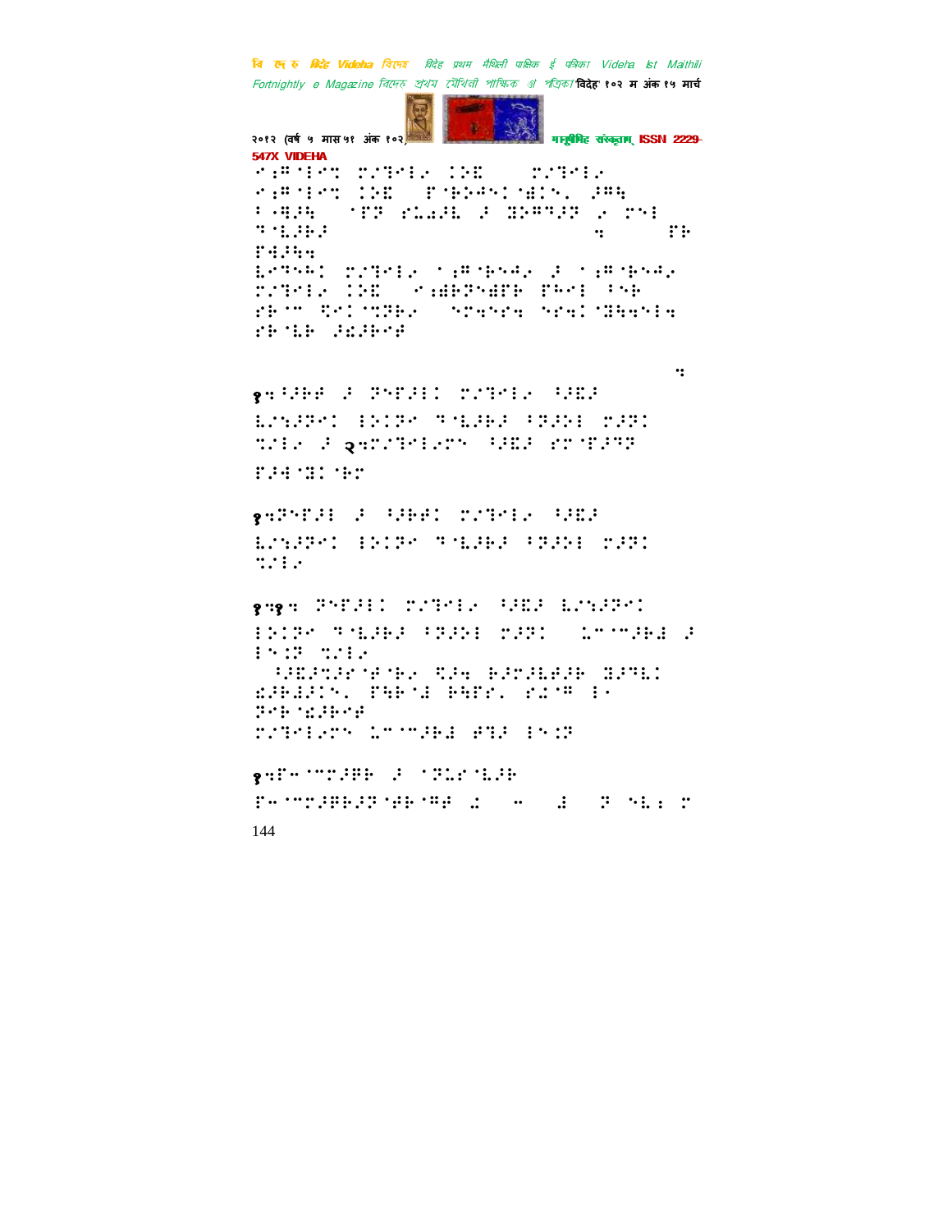⠊⠖⠛⠈⠇⠉⠅ ⠍⠎⠙⠉⠇⠢ �STANDARD ⠍⠎⠙⠉⠇⠢

⠊⠖⠛⠈⠇⠉⠅ ⠯⠕⠿ ⠋⠈⠗⠕⠡⠉⠈⠹⠯⠑⠂ ⠚⠛⠓

⠃⠤⠻⠚⠓ ⠈⠏⠝ ⠎⠥⠩⠚⠣ ⠚ ⠽⠕⠛⠙⠚⠝ ⠢ ⠍⠑⠇

⠙⠈⠣⠚⠗⠚ ⠒ ⠏⠗

⠏⠻⠚⠓⠒

⠣⠙⠑⠅⠯ ⠍⠎⠙⠉⠇⠢ ⠁⠖⠛⠈⠗⠑⠜⠢ ⠚ ⠁⠖⠛⠈⠗⠑⠜⠢

⠍⠎⠙⠉⠇⠢ ⠯⠕⠿ ⠊⠖⠿⠗⠝⠿⠋⠗ ⠏⠓⠉⠇ ⠁⠑⠗

⠎⠗⠈⠉ ⠟⠑⠯⠈⠞⠝⠗⠢ ⠁⠎⠒⠑⠎⠒ ⠁⠎⠒⠯⠈⠹⠓⠒⠑⠇⠒

⠎⠗⠈⠣⠗ ⠚⠿⠚⠗⠑⠚

⠒

१⠒⠁⠚⠗⠚ ⠚ ⠝⠑⠋⠚⠇⠯ ⠍⠎⠙⠉⠇⠢ ⠁⠚⠿⠚

⠣⠎⠪⠚⠝⠑⠯ ⠇⠕⠯⠝⠑ ⠙⠈⠣⠚⠗⠚ ⠁⠝⠚⠕⠇ ⠍⠚⠝⠯

⠞⠎⠇⠢ ⠚ २⠒⠍⠎⠙⠉⠇⠢⠉⠝ ⠁⠚⠿⠚ ⠎⠉⠈⠋⠚⠙⠝

⠋⠚⠓⠈⠹⠯⠈⠗⠉

१⠒⠝⠑⠋⠚⠇ ⠚ ⠁⠚⠗⠚⠯ ⠍⠎⠙⠉⠇⠢ ⠁⠚⠿⠚

⠣⠎⠪⠚⠝⠑⠯ ⠇⠕⠯⠝⠑ ⠙⠈⠣⠚⠗⠚ ⠁⠝⠚⠕⠇ ⠍⠚⠝⠯

⠞⠎⠇⠢

१⠒१⠒ ⠝⠑⠋⠚⠇⠯ ⠍⠎⠙⠉⠇⠢ ⠁⠚⠿⠚ ⠣⠎⠪⠚⠝⠑⠯

⠇⠕⠯⠝⠑ ⠙⠈⠣⠚⠗⠚ ⠁⠝⠚⠕⠇ ⠍⠚⠝⠯ ⠣⠉⠈⠉⠚⠗⠱ ⠚

⠇⠑⠯⠝ ⠞⠎⠇⠢

⠁⠚⠿⠚⠞⠚⠑⠈⠋⠈⠗⠢ ⠟⠚⠓ ⠗⠚⠍⠚⠣⠋⠚⠗ ⠹⠚⠙⠣⠯

⠮⠚⠗⠱⠚⠯⠑⠂ ⠏⠓⠗⠈⠱ ⠗⠓⠋⠎⠂ ⠎⠩⠈⠛ ⠇⠢

⠝⠑⠗⠈⠮⠚⠗⠑⠋

⠍⠎⠙⠉⠇⠢⠉⠝ ⠣⠉⠈⠉⠚⠗⠱ ⠋⠙⠚ ⠇⠑⠯⠝

१⠒⠋⠤⠈⠉⠍⠚⠗⠗ ⠚ ⠈⠝⠥⠎⠈⠣⠚⠗

⠋⠤⠈⠉⠍⠚⠗⠗⠚⠝⠈⠋⠗⠈⠛⠋ ⠩ ⠤ ⠱ ⠝ ⠑⠣⠆ ⠍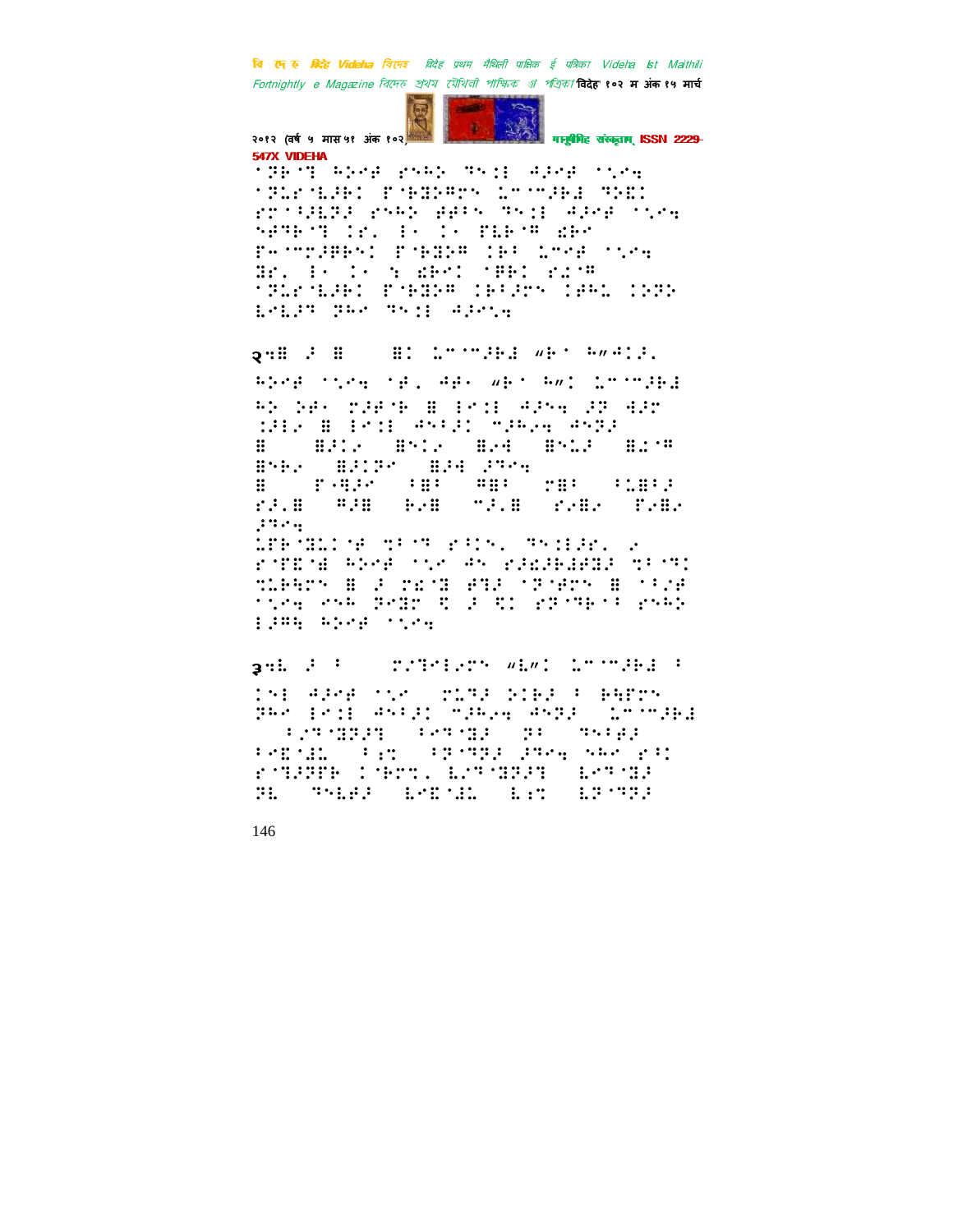⠁⠝⠗⠁⠈⠃ ⠓⠕⠑⠃ ⠗⠝⠓⠕ ⠙⠝⠣⠇ ⠚⠜⠑⠃ ⠁⠡⠑⠴
⠁⠝⠇⠗⠈⠇⠜⠗⠅ ⠏⠈⠗⠃⠕⠛⠗⠝ ⠇⠉⠈⠉⠜⠗⠇ ⠙⠕⠑⠅
⠗⠉⠁⠪⠇⠕⠜ ⠗⠝⠓⠕ ⠛⠋⠪⠝ ⠙⠝⠣⠇ ⠚⠜⠑⠃ ⠁⠡⠑⠴
⠝⠋⠙⠗⠈⠃ ⠅⠗⠄ ⠪⠂ ⠅⠂ ⠋⠇⠗⠈⠛ ⠫⠗⠂
⠏⠤⠈⠉⠜⠋⠗⠝⠅ ⠏⠈⠗⠃⠕⠛ ⠅⠗⠪ ⠇⠉⠑⠃ ⠁⠡⠑⠴
⠙⠗⠄ ⠪⠂ ⠅⠂ ⠕ ⠫⠗⠅ ⠈⠋⠗⠅ ⠗⠅⠈⠛
⠁⠝⠇⠗⠈⠇⠜⠗⠅ ⠏⠈⠗⠃⠕⠛ ⠅⠗⠪⠜⠝ ⠅⠋⠓⠇ ⠅⠕⠝⠕
⠇⠗⠇⠜⠙ ⠝⠓⠗ ⠙⠝⠣⠇ ⠚⠜⠑⠴

२⠒⠿ ⠜ ⠿ ⠿⠅ ⠇⠉⠈⠉⠜⠗⠇ ⠐⠗⠂ ⠓⠐⠚⠅⠜⠄

⠓⠕⠑⠃ ⠁⠡⠑⠴ ⠈⠋⠄ ⠚⠋⠂ ⠐⠗⠂ ⠓⠐⠅ ⠇⠉⠈⠉⠜⠗⠇
⠓⠕ ⠕⠋⠂ ⠍⠜⠋⠈⠗ ⠿ ⠪⠉⠅⠣ ⠚⠜⠝⠴ ⠜⠝ ⠚⠜⠉
⠅⠜⠣⠔ ⠿ ⠪⠉⠅⠣ ⠙⠝⠪⠜⠅ ⠉⠜⠓⠔⠴ ⠙⠝⠕⠜
⠿ ⠿⠜⠅⠔ ⠿⠝⠅⠔ ⠿⠔⠚ ⠿⠝⠇⠜ ⠿⠅⠈⠛
⠿⠝⠗⠔ ⠿⠜⠅⠕⠉ ⠿⠜⠚ ⠜⠝⠑⠴
⠿ ⠏⠤⠛⠜⠉ ⠪⠿⠪ ⠛⠿⠪ ⠍⠿⠪ ⠪⠇⠿⠪⠜
⠗⠜⠄⠿ ⠛⠜⠿ ⠗⠔⠿ ⠉⠜⠄⠿ ⠗⠔⠿⠔ ⠏⠔⠿⠔
⠜⠝⠑⠴
⠇⠏⠗⠈⠿⠇⠅⠈⠋ ⠹⠪⠈⠝ ⠗⠪⠅⠝⠄ ⠙⠝⠣⠜⠗⠄ ⠔
⠗⠈⠏⠑⠈⠿ ⠓⠕⠑⠃ ⠁⠡⠑ ⠚⠝ ⠗⠜⠫⠜⠗⠇⠋⠿⠜ ⠹⠪⠈⠝⠅
⠹⠇⠗⠓⠉⠝ ⠿ ⠜ ⠍⠣⠈⠿ ⠋⠹⠜ ⠁⠝⠈⠋⠉⠝ ⠿ ⠁⠪⠜⠑
⠁⠡⠑⠴ ⠑⠝⠓ ⠝⠑⠿⠗ ⠹ ⠜ ⠹⠅ ⠗⠝⠈⠙⠗⠈⠪ ⠗⠝⠓⠕
⠪⠜⠛⠹ ⠓⠕⠑⠃ ⠁⠡⠑⠴

३⠒⠇ ⠜ ⠪ ⠍⠜⠙⠑⠪⠗⠉⠝ ⠐⠇⠐⠅ ⠇⠉⠈⠉⠜⠗⠇ ⠪

⠅⠝⠪ ⠚⠜⠑⠃ ⠁⠡⠑ ⠍⠇⠙⠜ ⠕⠅⠗⠜ ⠪ ⠗⠹⠏⠉⠝
⠝⠓⠗ ⠪⠉⠅⠣ ⠙⠝⠪⠜⠅ ⠉⠜⠓⠔⠴ ⠙⠝⠕⠜ ⠇⠉⠈⠉⠜⠗⠇
⠪⠜⠙⠈⠹⠕⠜⠙ ⠪⠑⠙⠈⠹⠜ ⠕⠪ ⠙⠝⠪⠋⠜
⠪⠑⠿⠈⠿⠇ ⠪⠔⠹ ⠪⠕⠈⠙⠕⠜ ⠜⠝⠑⠴ ⠝⠓⠗ ⠗⠪⠅
⠗⠈⠹⠜⠏⠗ ⠅⠈⠗⠉⠹⠄ ⠇⠜⠙⠈⠹⠕⠜⠙ ⠇⠑⠙⠈⠹⠜
⠕⠇ ⠙⠝⠇⠋⠜ ⠇⠑⠿⠈⠿⠇ ⠇⠔⠹ ⠇⠕⠈⠙⠕⠜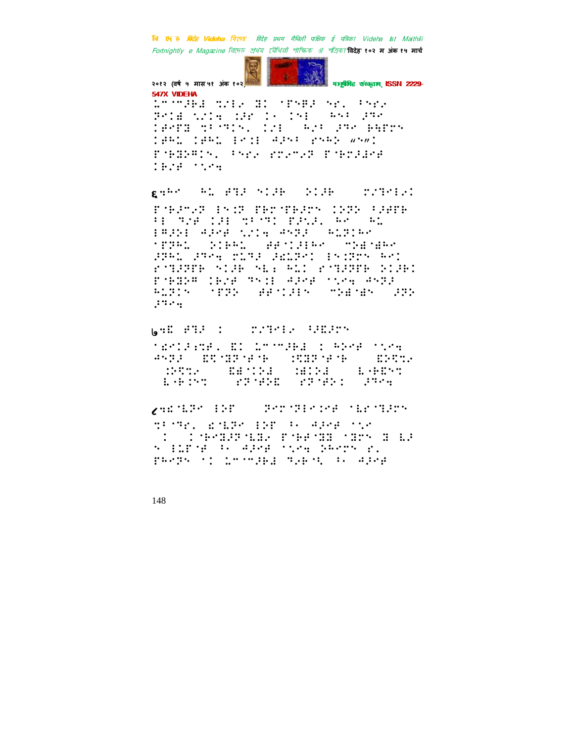बि दे रु बिदेह Videha विदेह विदेह प्रथम मैथिली पाक्षिक ई पत्रिका Videha Ist Maithili Fortnightly e Magazine विदेह प्रथम मैथिली पाक्षिक ई पत्रिका विदेह १०२ म अंक १५ मार्च २०१२ (वर्ष ५ मास ५१ अंक १०२) मानुषीमिह संस्कृताम् ISSN 2229-547X VIDEHA

⠇⠉⠉⠚⠗⠑ ⠍⠎⠊⠐ ⠃⠅ ⠈⠋⠝⠗⠚ ⠝⠗⠂ ⠃⠝⠗⠐ ⠗⠅⠃ ⠎⠎⠅⠹ ⠅⠚⠋ ⠅⠐ ⠅⠝⠊ ⠓⠝⠃ ⠚⠹⠉ ⠅⠗⠋⠗ ⠍⠃⠹⠅⠝⠂ ⠅⠎⠊ ⠓⠎⠃ ⠚⠹⠉ ⠗⠓⠋⠗⠝ ⠅⠗⠓⠇ ⠅⠗⠓⠇ ⠑⠉⠅⠇ ⠺⠚⠝⠃ ⠗⠝⠓⠕ ⠰⠝⠰⠅ ⠋⠘⠗⠃⠕⠗⠅⠝⠂ ⠃⠝⠗⠐ ⠗⠍⠐⠉⠐⠗ ⠋⠘⠗⠍⠚⠑⠉⠋ ⠅⠗⠎⠋ ⠈⠎⠉⠹

६⠹⠓⠉ ⠓⠇ ⠋⠹⠚ ⠝⠅⠚⠗ ⠕⠅⠚⠗ ⠍⠎⠹⠉⠇⠐⠅

⠋⠘⠗⠚⠉⠐⠗ ⠇⠝⠅⠗ ⠋⠗⠍⠘⠋⠗⠚⠍⠝ ⠅⠕⠗⠕ ⠃⠚⠋⠋⠗ ⠃⠇ ⠹⠎⠋ ⠅⠚⠇ ⠍⠃⠘⠹⠅ ⠋⠚⠎⠚⠂ ⠓⠉ ⠓⠇ ⠇⠻⠚⠕⠇ ⠺⠚⠉⠋ ⠎⠎⠅⠹ ⠺⠝⠹⠚ ⠓⠇⠗⠅⠓⠉ ⠈⠋⠗⠓⠇ ⠕⠅⠗⠓⠇ ⠋⠋⠘⠅⠚⠇⠓⠉ ⠍⠕⠑⠘⠑⠓⠉ ⠚⠗⠓⠇ ⠚⠹⠉⠹ ⠍⠇⠹⠚ ⠚⠑⠇⠗⠉⠅ ⠇⠝⠅⠗⠍⠝ ⠓⠉⠅ ⠗⠘⠹⠚⠗⠋⠗ ⠝⠅⠚⠗ ⠝⠣⠆ ⠓⠇⠅ ⠗⠘⠹⠚⠗⠋⠗ ⠕⠅⠚⠗⠅ ⠋⠘⠗⠃⠕⠻ ⠅⠗⠎⠋ ⠹⠝⠅⠇ ⠺⠚⠉⠋ ⠈⠎⠉⠹ ⠺⠝⠹⠚ ⠓⠇⠗⠅⠝ ⠈⠋⠗⠕ ⠋⠋⠘⠅⠚⠇⠝ ⠍⠕⠑⠘⠑⠝ ⠚⠗⠕ ⠚⠹⠉⠹

७⠹⠪ ⠋⠹⠚ ⠅ ⠍⠎⠹⠉⠇⠐ ⠃⠚⠪⠚⠗⠝

⠈⠪⠉⠅⠚⠱⠹⠋⠂ ⠪⠅ ⠇⠉⠉⠚⠗⠑ ⠅ ⠓⠕⠉⠋ ⠈⠎⠉⠹ ⠺⠝⠹⠚ ⠪⠹⠘⠃⠗⠘⠋⠘⠗ ⠅⠹⠃⠗⠘⠋⠘⠗ ⠪⠕⠹⠹⠐ ⠅⠕⠹⠹⠐ ⠪⠑⠅⠅⠕⠑ ⠅⠑⠅⠕⠑ ⠇⠘⠗⠪⠝⠹ ⠇⠘⠗⠅⠝⠹ ⠗⠗⠘⠋⠕⠪ ⠗⠗⠘⠋⠕⠅ ⠚⠹⠉⠹

८⠹⠪⠘⠇⠗⠉ ⠃⠕⠋ ⠗⠉⠗⠘⠗⠃⠉⠅⠉⠋ ⠈⠇⠗⠘⠹⠚⠗⠝ ⠍⠃⠘⠹⠗⠂ ⠪⠘⠇⠗⠉ ⠃⠕⠋ ⠃⠐ ⠺⠚⠉⠋ ⠈⠎⠐ ⠅ ⠅⠘⠗⠉⠃⠚⠗⠘⠇⠃⠐ ⠋⠘⠗⠋⠘⠃⠃ ⠈⠃⠗⠝ ⠃ ⠇⠚ ⠝ ⠃⠇⠗⠘⠋ ⠃⠐ ⠺⠚⠉⠋ ⠈⠎⠉⠹ ⠕⠓⠉⠗⠝ ⠗⠂ ⠗⠓⠉⠗⠝ ⠈⠅ ⠇⠉⠉⠚⠗⠑ ⠹⠐⠗⠈⠣ ⠃⠐ ⠺⠚⠉⠋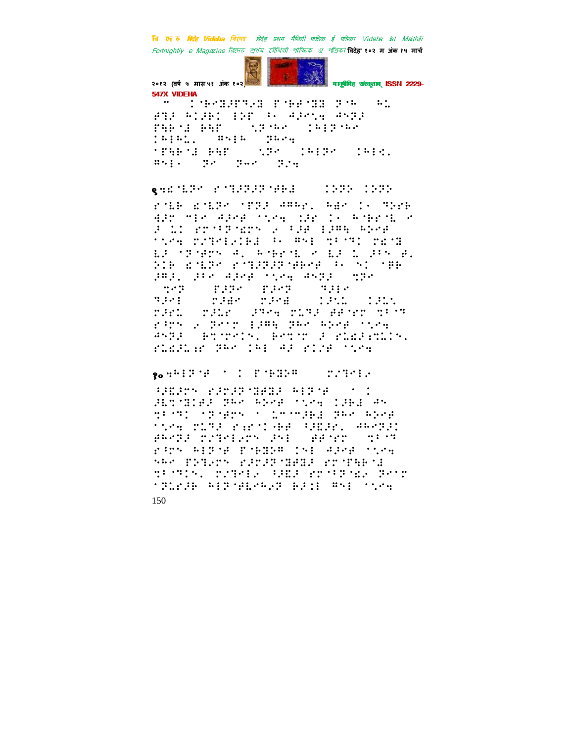९

१०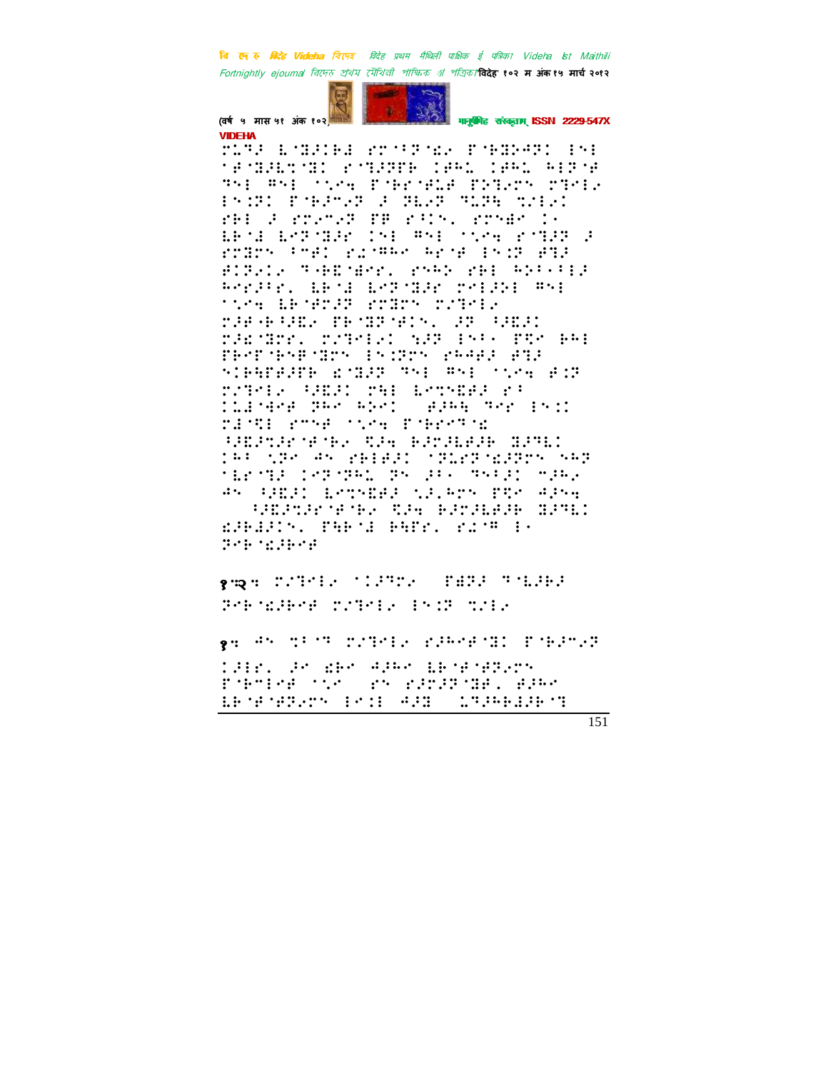१.२. ⠍⠌⠙⠑⠇⠂ ⠁⠅⠜⠙⠗⠂ ⠏⠫⠗⠜ ⠙⠈⠇⠜⠗⠜

१. ⠲⠝ ⠐⠞⠃⠑⠙ ⠍⠌⠙⠑⠇⠂ ⠗⠜⠓⠑⠋⠈⠈⠁ ⠏⠈⠗⠜⠉⠂⠗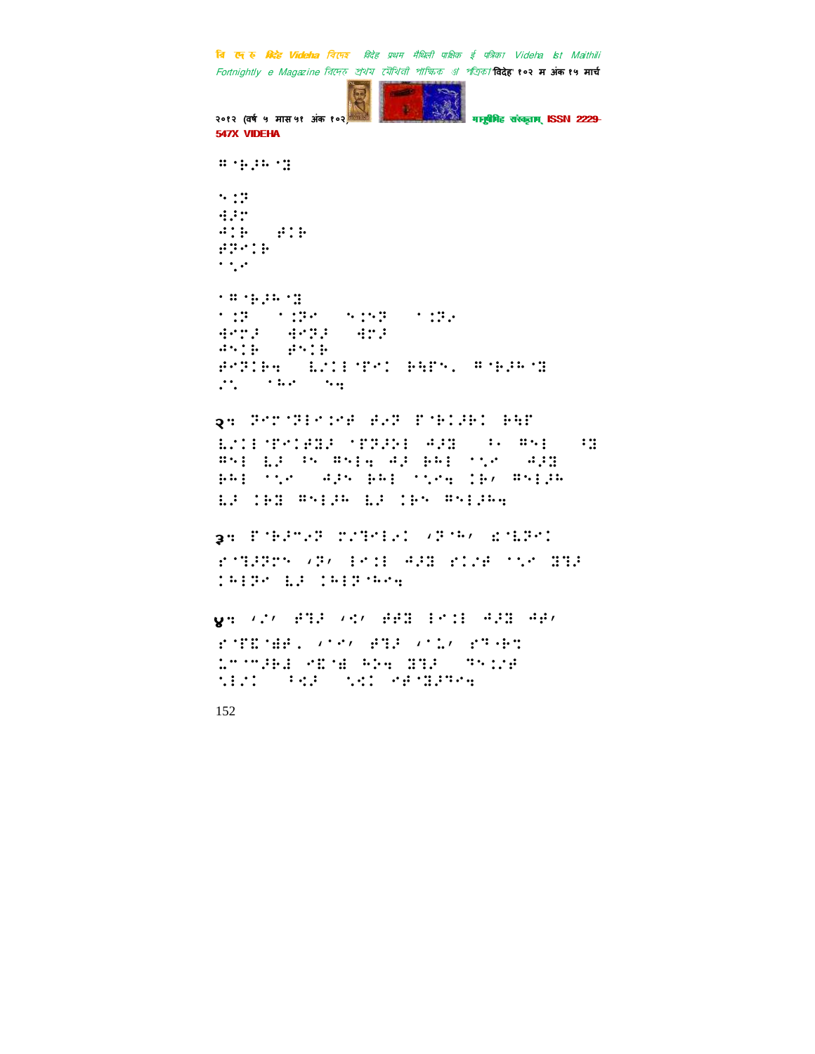२:

३:

४: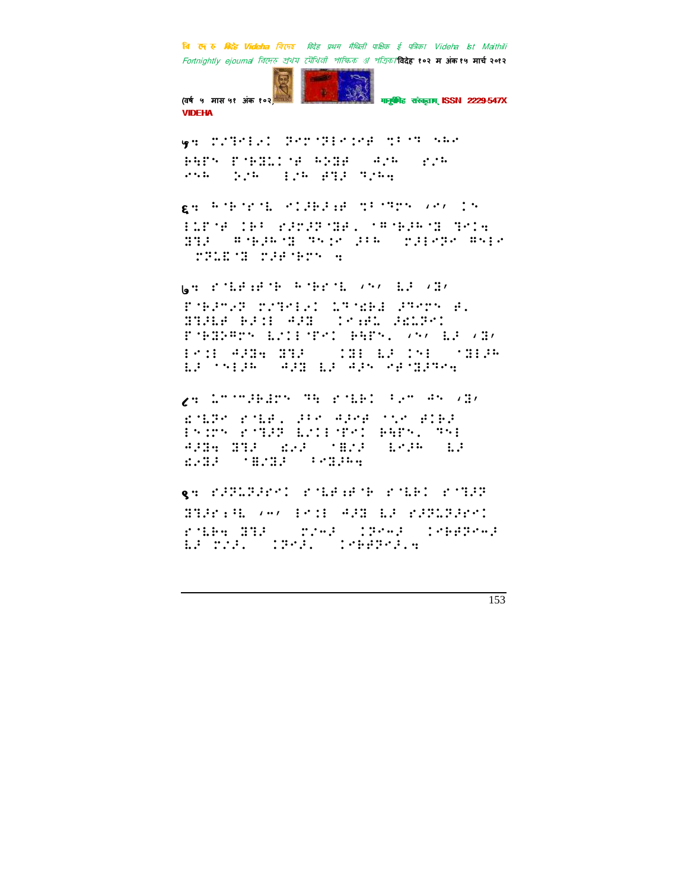५:

६:

७:

८:

९: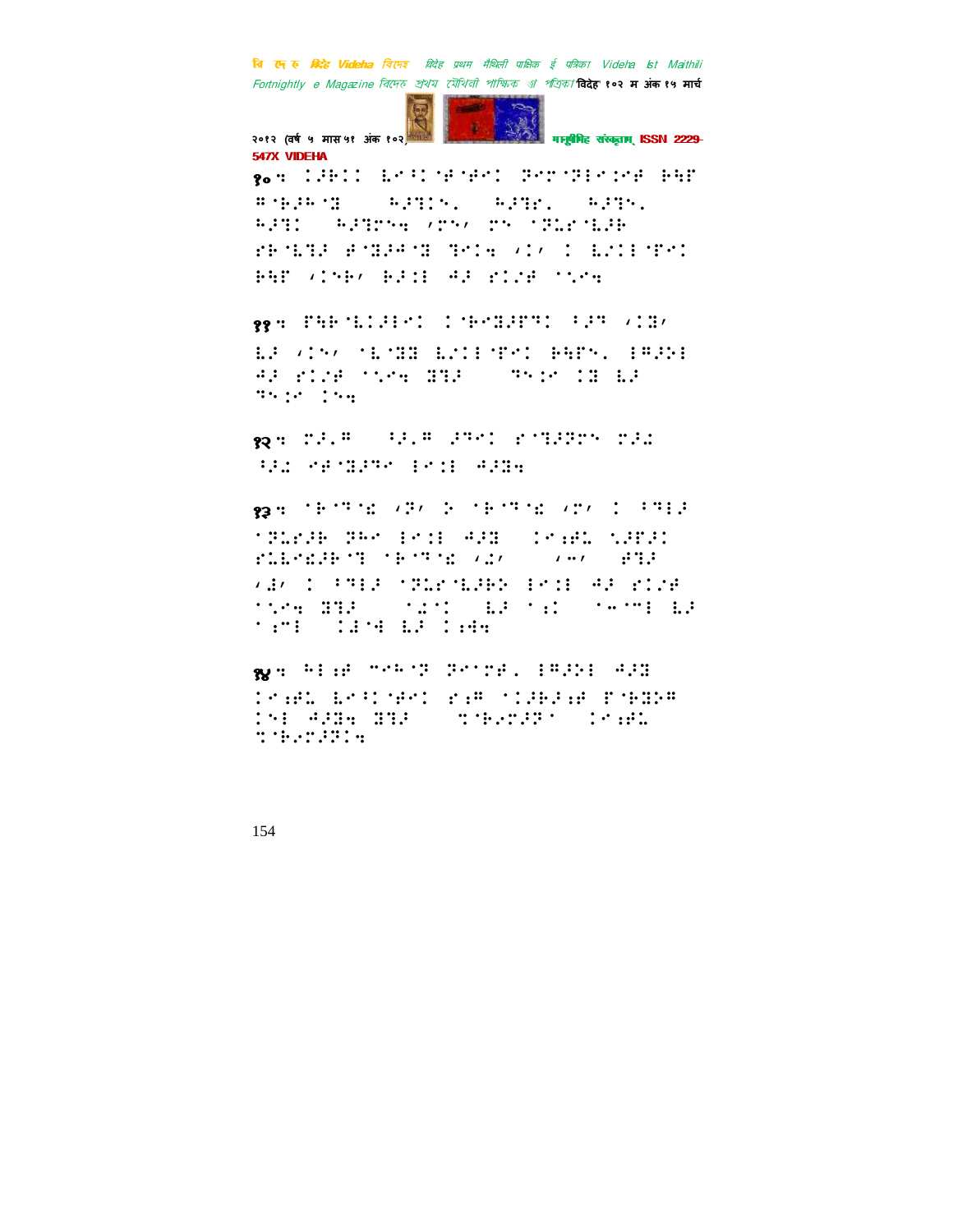१०:

११:

१२:

१३:

१४: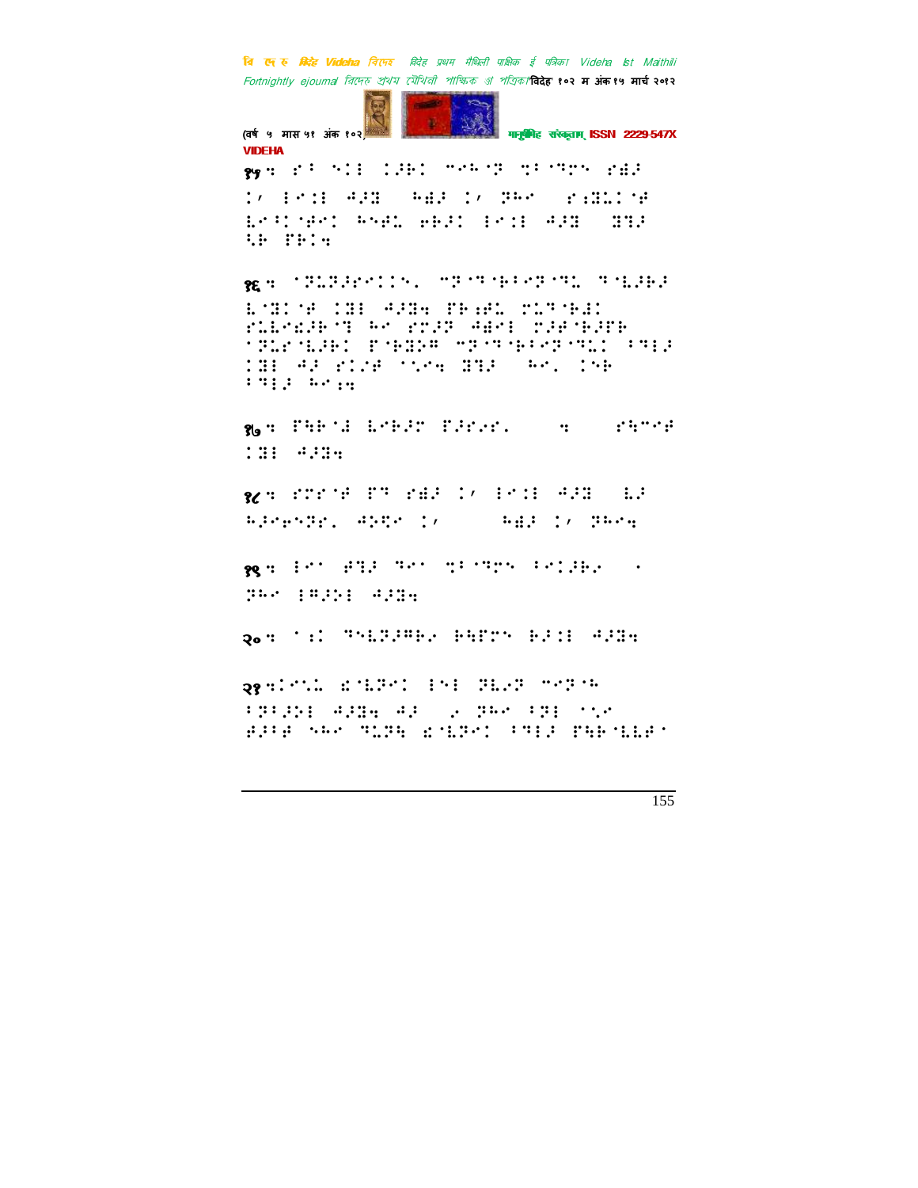१५

१६

१७

१८

१९

२०

२१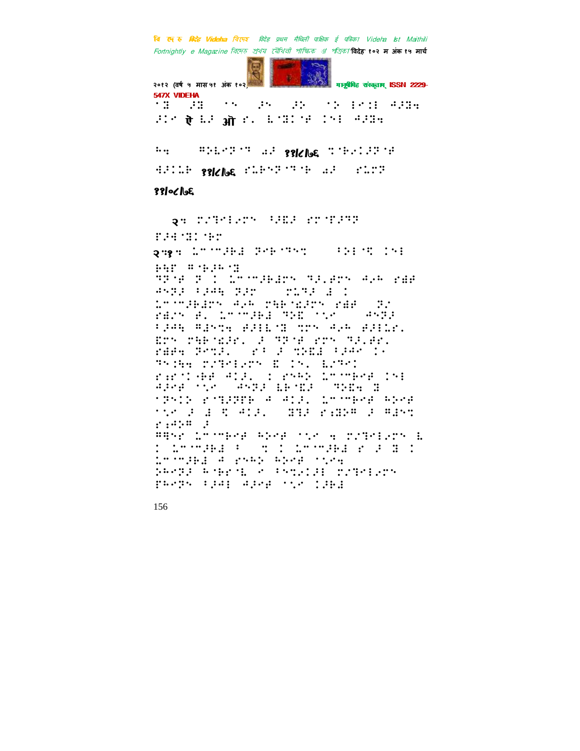⠁⠰⠃⠀⠀⠔⠰⠃⠀⠀⠀⠁⠑⠀⠀⠀⠔⠑⠀⠀⠀⠔⠕⠀⠀⠀⠁⠕⠀⠇⠑⠡⠇⠀⠙⠔⠰⠃⠪
⠔⠡⠉⠀ऎ ⠇⠔⠀ऒ ⠗⠄⠀⠇⠁⠰⠃⠡⠁⠋⠀⠡⠑⠇⠀⠙⠔⠰⠃⠪

⠓⠪⠀⠀⠀⠀⠣⠕⠇⠑⠝⠁⠞⠀⠨⠔⠀११/८/७६ ⠹⠁⠓⠑⠡⠔⠝⠁⠋

⠙⠔⠡⠇⠓⠀११/८/७६ ⠗⠇⠓⠑⠝⠁⠞⠁⠓⠀⠨⠔⠀⠀⠗⠇⠉⠝

११/०८/७६

२⠪ ⠍⠌⠞⠑⠇⠑⠉⠀⠃⠔⠣⠔⠀⠗⠉⠁⠏⠔⠝⠝
⠏⠔⠙⠁⠰⠃⠡⠁⠓⠉

२.१⠪ ⠇⠉⠁⠉⠔⠓⠙⠀⠝⠑⠓⠁⠞⠑⠹⠀⠀⠀⠃⠕⠇⠁⠹⠀⠡⠑⠇
⠓⠪⠏⠀⠣⠁⠓⠔⠓⠁⠰⠃

⠝⠝⠁⠋⠀⠝⠀⠡⠀⠇⠉⠁⠉⠔⠓⠙⠉⠑⠀⠞⠔⠌⠙⠉⠑⠀⠙⠌⠓⠀⠗⠙⠋
⠙⠑⠝⠔⠀⠃⠔⠙⠪⠀⠝⠔⠉⠀⠀⠀⠍⠇⠞⠔⠀⠙⠀⠡
⠇⠉⠁⠉⠔⠓⠙⠉⠑⠀⠙⠌⠓⠀⠍⠪⠓⠁⠩⠔⠉⠑⠀⠗⠙⠋⠀⠀⠝⠌
⠗⠙⠌⠑⠀⠋⠄⠀⠇⠉⠁⠉⠔⠓⠙⠀⠞⠕⠩⠀⠁⠌⠑⠀⠀⠀⠙⠑⠝⠔
⠃⠔⠙⠪⠀⠣⠙⠑⠹⠪⠀⠋⠔⠇⠇⠁⠰⠃⠀⠹⠉⠑⠀⠙⠌⠓⠀⠋⠔⠇⠇⠌⠄
⠩⠉⠑⠀⠍⠪⠓⠁⠩⠔⠗⠄⠀⠔⠀⠝⠝⠁⠋⠀⠗⠉⠑⠀⠞⠔⠌⠋⠗⠄
⠗⠙⠋⠪⠀⠝⠑⠹⠔⠄⠀⠀⠗⠃⠀⠔⠀⠹⠕⠩⠙⠀⠃⠔⠙⠑⠀⠡⠄
⠝⠑⠡⠪⠪⠀⠍⠌⠞⠑⠇⠑⠉⠀⠩⠀⠡⠑⠄⠀⠇⠌⠞⠑⠡
⠗⠔⠗⠁⠡⠤⠓⠋⠀⠙⠡⠔⠄⠀⠡⠀⠗⠑⠓⠕⠀⠇⠉⠁⠉⠓⠑⠋⠀⠡⠑⠇
⠙⠔⠑⠋⠀⠁⠌⠑⠀⠀⠀⠙⠑⠝⠔⠀⠇⠓⠁⠩⠔⠀⠀⠝⠕⠩⠪⠀⠰⠃
⠁⠝⠑⠡⠕⠀⠗⠁⠞⠔⠝⠏⠓⠀⠙⠀⠙⠡⠔⠄⠀⠇⠉⠁⠉⠓⠑⠋⠀⠓⠕⠑⠋
⠁⠌⠑⠀⠔⠀⠙⠀⠹⠀⠙⠡⠔⠄⠀⠀⠰⠃⠝⠔⠀⠗⠆⠰⠃⠕⠣⠀⠔⠀⠣⠙⠑⠹
⠗⠆⠙⠕⠣⠀⠔
⠣⠓⠑⠗⠀⠇⠉⠁⠉⠓⠑⠋⠀⠓⠕⠑⠋⠀⠁⠌⠑⠀⠪⠀⠍⠌⠞⠑⠇⠑⠉⠀⠇
⠡⠀⠇⠉⠁⠉⠔⠓⠙⠀⠃⠀⠀⠹⠀⠡⠀⠇⠉⠁⠉⠔⠓⠙⠀⠗⠀⠔⠀⠰⠃⠀⠡
⠇⠉⠁⠉⠔⠓⠙⠀⠙⠀⠗⠑⠓⠕⠀⠓⠕⠑⠋⠀⠁⠌⠑⠪
⠕⠓⠑⠝⠔⠀⠓⠁⠓⠗⠑⠇⠀⠑⠀⠃⠑⠹⠑⠡⠔⠇⠀⠍⠌⠞⠑⠇⠑⠉
⠏⠓⠑⠝⠑⠀⠃⠔⠙⠇⠀⠙⠔⠑⠋⠀⠁⠌⠑⠀⠡⠔⠓⠙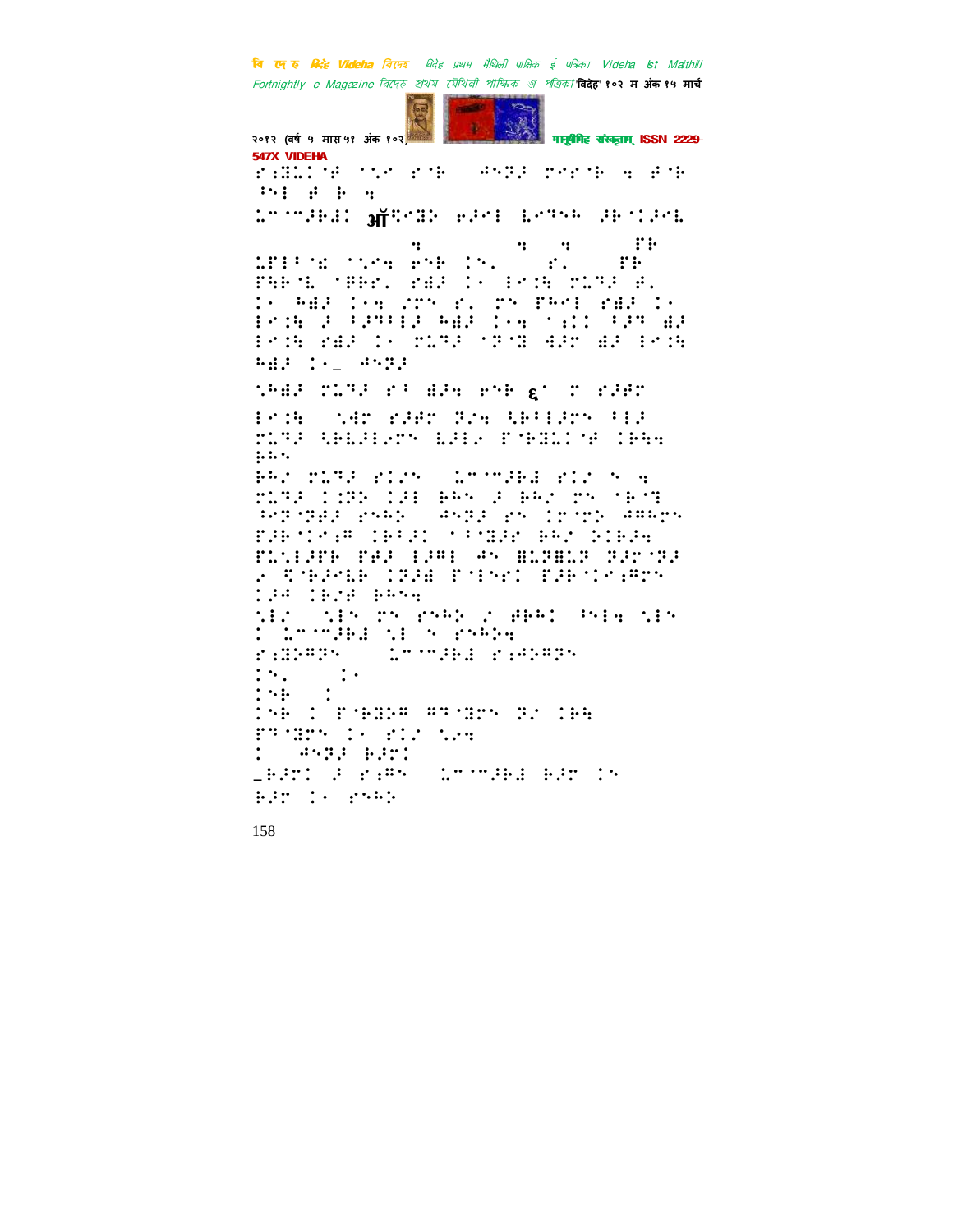⠗⠐⠿⠇⠅⠊⠎⠀⠁⠌⠉⠀⠗⠊⠗⠀⠀⠚⠝⠝⠚⠀⠍⠑⠗⠊⠗⠀⠹⠀⠎⠊⠗⠀⠒⠑⠇⠀⠎⠀⠗⠀⠹

⠇⠉⠉⠚⠗⠇⠅ ऑ⠉⠿⠿⠎ ⠐⠚⠐⠇ ⠇⠑⠝⠓⠗⠀⠚⠗⠁⠅⠚⠑⠇

⠹ ⠹ ⠹ ⠏⠗ ⠇⠏⠇⠃⠊⠅ ⠁⠌⠑⠹ ⠑⠝⠗ ⠅⠝⠄ ⠗⠄ ⠏⠗ ⠏⠓⠗⠊⠇ ⠁⠿⠗⠗⠄ ⠗⠿⠚ ⠅⠂ ⠇⠑⠅⠓ ⠍⠇⠝⠚ ⠿⠄ ⠅⠂ ⠓⠿⠚ ⠅⠂⠹ ⠌⠍⠝ ⠗⠄ ⠍⠝ ⠏⠓⠑⠇ ⠗⠿⠚ ⠅⠂ ⠇⠑⠅⠓ ⠚ ⠃⠚⠉⠃⠚ ⠓⠿⠚ ⠅⠂⠹ ⠁⠆⠅⠅ ⠃⠚⠍ ⠿⠚ ⠇⠑⠅⠓ ⠗⠿⠚ ⠅⠂ ⠍⠇⠝⠚ ⠁⠝⠁⠍ ⠹⠚⠍ ⠿⠚ ⠇⠑⠅⠓ ⠓⠿⠚ ⠅⠂_ ⠚⠝⠝⠚

⠌⠓⠿⠚ ⠍⠇⠝⠚ ⠗⠃ ⠿⠚⠹ ⠑⠝⠗ ε⠁ ⠍ ⠗⠚⠿⠍

⠇⠑⠅⠓ ⠌⠹⠍ ⠗⠚⠿⠍ ⠝⠚⠹ ⠌⠗⠃⠇⠚⠍⠝ ⠃⠇⠚ ⠍⠇⠝⠚ ⠌⠗⠇⠚⠇⠐⠍⠝ ⠇⠚⠇⠐ ⠏⠁⠗⠿⠇⠅⠁⠿ ⠅⠗⠹⠹ ⠗⠗⠝

⠗⠓⠐ ⠍⠇⠝⠚ ⠗⠅⠐⠝ ⠇⠉⠉⠚⠗⠇ ⠗⠅⠐ ⠝ ⠹ ⠍⠇⠝⠚ ⠅⠆⠝⠕ ⠅⠚⠇ ⠗⠓⠝ ⠚ ⠗⠓⠐ ⠍⠝ ⠁⠗⠁⠝ ⠘⠝⠁⠝⠿⠚ ⠗⠝⠓⠕ ⠚⠝⠝⠚ ⠗⠝ ⠅⠍⠁⠍⠕ ⠚⠿⠗⠍⠝ ⠏⠚⠗⠁⠅⠑⠆⠿ ⠅⠗⠃⠚⠅ ⠁⠃⠿⠚⠍ ⠗⠓⠐ ⠕⠅⠗⠚⠹ ⠏⠇⠌⠇⠚⠏⠗ ⠏⠿⠚ ⠇⠚⠿⠇ ⠚⠝ ⠿⠇⠝⠿⠇⠝ ⠝⠚⠍⠁⠝⠚ ⠐ ⠽⠁⠗⠚⠑⠇⠗ ⠅⠝⠚⠿ ⠏⠁⠇⠝⠗⠅ ⠏⠚⠗⠁⠅⠑⠆⠿⠍⠝ ⠅⠚⠚ ⠅⠗⠐⠚ ⠗⠓⠝⠹

⠌⠇⠐⠀⠌⠇⠝ ⠍⠝ ⠑⠝⠓⠕ ⠐ ⠿⠗⠓⠅ ⠘⠝⠇⠹ ⠌⠇⠝ ⠅ ⠇⠉⠉⠚⠗⠇ ⠌⠇ ⠝ ⠑⠝⠓⠕⠹

⠗⠆⠿⠕⠿⠝⠀⠀⠇⠉⠉⠚⠗⠇ ⠗⠆⠚⠕⠿⠝

⠅⠝⠄ ⠅⠂

⠅⠝⠗ ⠅

⠅⠝⠗ ⠅ ⠏⠁⠗⠿⠕⠿ ⠿⠝⠁⠿⠍⠝ ⠝⠐ ⠅⠗⠹

⠏⠝⠁⠿⠍⠝ ⠅⠂ ⠗⠅⠐ ⠌⠐⠹

⠅ ⠚⠝⠝⠚ ⠗⠚⠍⠅

_⠗⠚⠍⠅ ⠚ ⠗⠆⠿⠝⠀⠇⠉⠉⠚⠗⠇ ⠗⠚⠍ ⠅⠝

⠗⠚⠍ ⠅⠂ ⠑⠝⠓⠕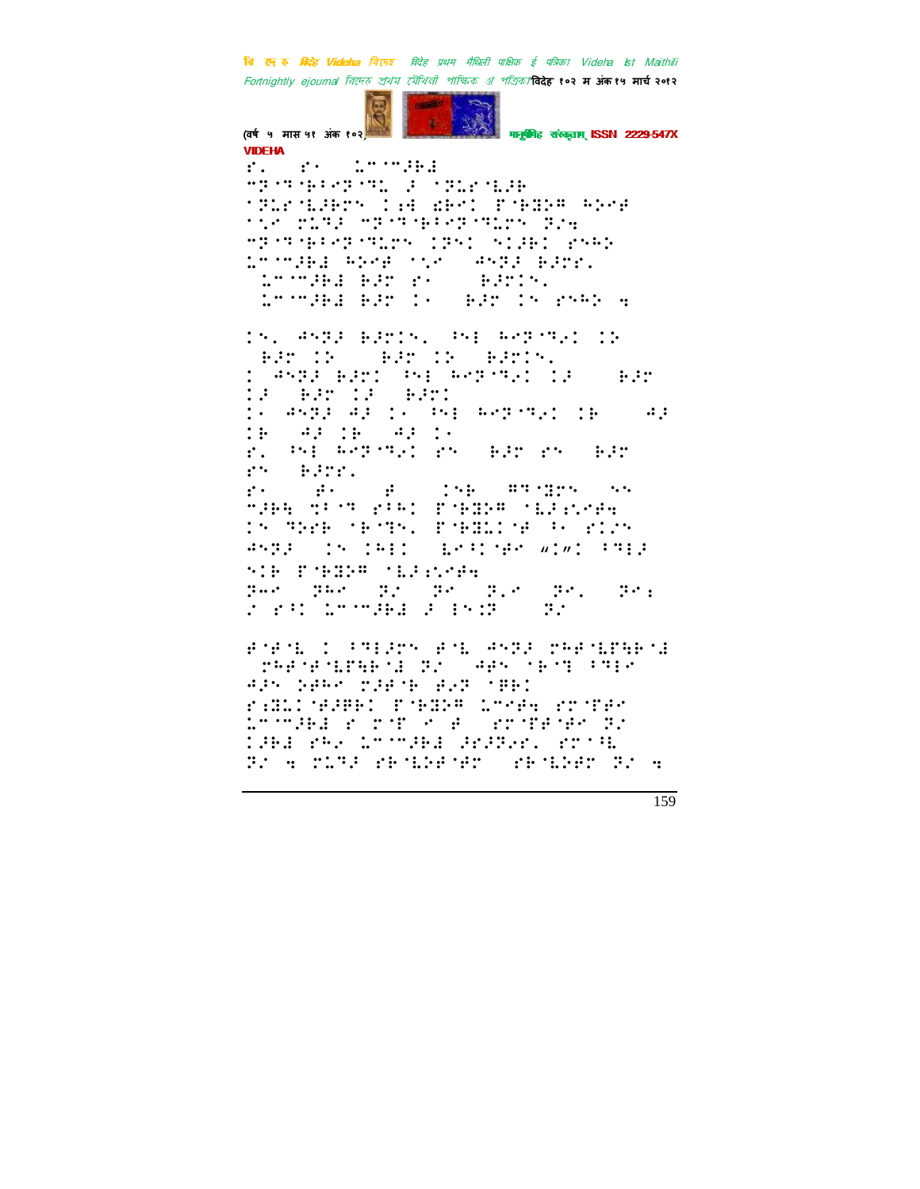VIDEHA

Braille content on this page (not transcribable as text).

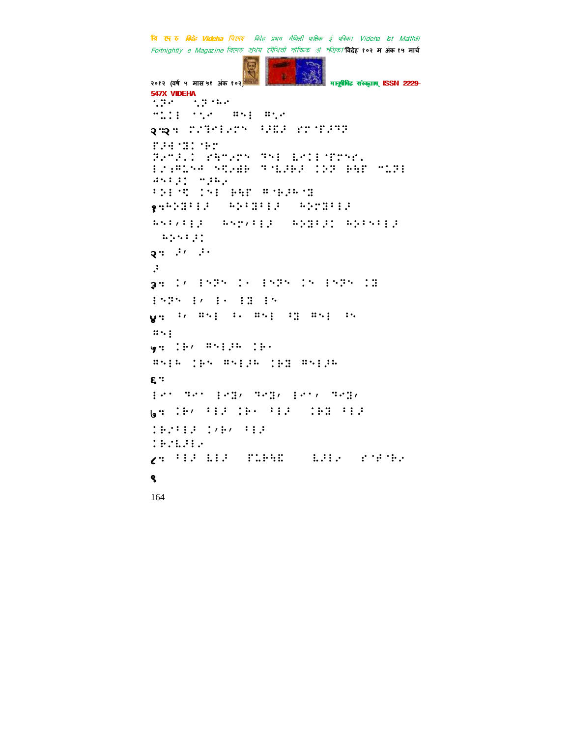⠑⠝⠊ ⠑⠝⠈⠓⠊

⠉⠥⠄⠇ ⠁⠑⠊ ⠛⠅⠇ ⠛⠑⠊

२.२: ⠍⠌⠙⠊⠇⠊⠍⠅ ⠫⠯⠵ ⠎⠍⠈⠋⠚⠝⠝

⠋⠚⠓⠈⠝⠄⠈⠗⠍

⠝⠊⠉⠚⠂⠄ ⠎⠓⠉⠊⠍⠅ ⠙⠅⠇ ⠇⠊⠄⠇⠈⠋⠍⠅⠌⠂

⠇⠌⠔⠛⠥⠅⠓ ⠅⠟⠊⠻⠗ ⠙⠈⠇⠚⠗⠚ ⠄⠕⠝ ⠗⠓⠋ ⠉⠥⠝⠇

⠲⠅⠃⠚⠄ ⠉⠚⠗⠊

⠃⠕⠇⠈⠟ ⠄⠅⠇ ⠗⠓⠋ ⠛⠈⠗⠚⠓⠈⠝

१:⠓⠕⠝⠃⠇⠚ ⠓⠕⠃⠝⠃⠇⠚ ⠓⠕⠍⠝⠃⠇⠚

⠓⠅⠇⠌⠃⠇⠚ ⠓⠅⠍⠌⠃⠇⠚ ⠓⠕⠝⠃⠚⠄ ⠓⠕⠃⠅⠃⠇⠚

⠓⠕⠅⠃⠚⠄

२: ⠚⠌ ⠚⠂

⠚

३: ⠄⠌ ⠇⠅⠝⠅ ⠄⠂ ⠇⠅⠝⠅ ⠄⠅ ⠇⠅⠝⠅ ⠄⠝

⠇⠅⠝⠅ ⠇⠌ ⠇⠂ ⠇⠝ ⠇⠅

४: ⠃⠌ ⠛⠅⠇ ⠃⠂ ⠛⠅⠇ ⠃⠝ ⠛⠅⠇ ⠃⠅

⠛⠅⠇

५: ⠄⠗⠌ ⠛⠅⠇⠚⠓ ⠄⠗⠂

⠛⠅⠇⠓ ⠄⠗⠅ ⠛⠅⠇⠚⠓ ⠄⠗⠝ ⠛⠅⠇⠚⠓

६:

⠇⠊⠂ ⠙⠊⠂ ⠇⠊⠝⠌ ⠙⠊⠝⠌ ⠇⠊⠂⠌ ⠙⠊⠝⠌

७: ⠄⠗⠌ ⠃⠇⠚ ⠄⠗⠂ ⠃⠇⠚ ⠄⠗⠝ ⠃⠇⠚

⠄⠗⠌⠃⠇⠚ ⠄⠌⠗⠌ ⠃⠇⠚

⠄⠗⠌⠇⠚⠇⠊

८: ⠃⠇⠚ ⠇⠇⠚ ⠋⠥⠗⠓⠮ ⠇⠚⠇⠊ ⠎⠈⠚⠈⠗⠊

९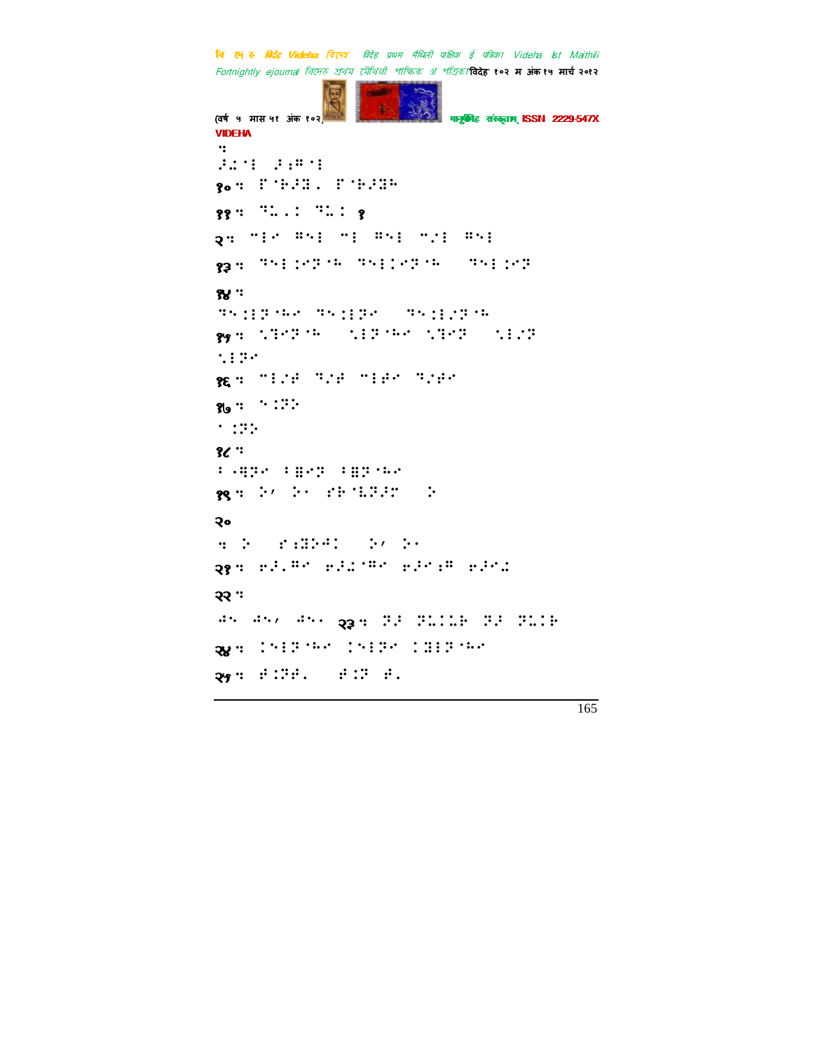:

⠼⠩⠁⠇ ⠼⠱⠁⠇

१० : ⠋⠈⠗⠼⠿⠄ ⠋⠈⠗⠼⠿⠓

११ : ⠙⠡⠄⠆ ⠙⠡⠆ १

२ : ⠉⠇⠊ ⠣⠑⠇ ⠉⠇ ⠣⠑⠇ ⠉⠌⠇ ⠣⠑⠇

१३ : ⠙⠑⠇⠅⠊⠝⠈⠓ ⠙⠑⠇⠅⠊⠝⠈⠓ ⠙⠑⠇⠅⠊⠝

१४ :

⠙⠑⠅⠇⠝⠈⠓⠊ ⠙⠑⠅⠇⠝⠊ ⠙⠑⠅⠇⠌⠝⠈⠓

१५ : ⠡⠛⠊⠝⠈⠓ ⠡⠇⠝⠈⠓⠊ ⠡⠛⠊⠝ ⠡⠇⠌⠝

⠡⠇⠝⠊

१६ : ⠉⠇⠌⠋ ⠙⠌⠋ ⠉⠇⠋⠊ ⠙⠌⠋⠊

१७ : ⠑⠅⠝⠕

⠁⠅⠝⠕

१८ :

⠃⠠⠻⠝⠊ ⠃⠿⠊⠝ ⠃⠿⠝⠈⠓⠊

१९ : ⠕⠌ ⠕⠁ ⠎⠗⠈⠧⠝⠼⠞ ⠕

२०

: ⠕ ⠎⠅⠿⠕⠋⠅ ⠕⠌ ⠕⠁

२१ : ⠢⠼⠄⠣⠊ ⠢⠼⠩⠈⠣⠊ ⠢⠼⠊⠅⠣ ⠢⠼⠊⠩

२२ :

⠚⠑ ⠚⠑⠌ ⠚⠑⠁ २३ : ⠝⠼ ⠝⠡⠅⠧⠗ ⠝⠼ ⠝⠡⠅⠗

२४ : ⠅⠑⠇⠝⠈⠓⠊ ⠅⠑⠇⠝⠊ ⠅⠿⠇⠝⠈⠓⠊

२५ : ⠋⠅⠝⠋⠄ ⠋⠅⠝ ⠋⠄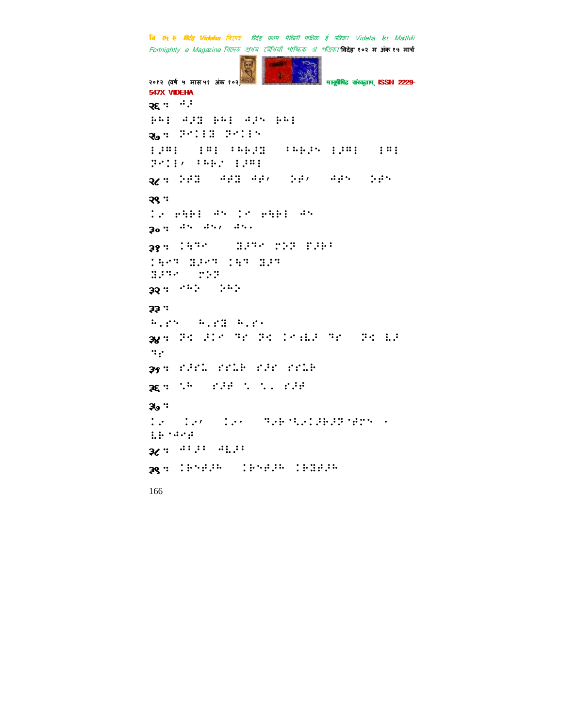२६ : ⠚⠆

⠗⠓⠇ ⠚⠆⠛ ⠗⠓⠇ ⠚⠆⠑ ⠗⠓⠇

२७ : ⠝⠊⠇⠇⠛ ⠝⠊⠇⠇⠑

⠇⠆⠻⠇ ⠇⠻⠇ ⠁⠓⠗⠆⠛ ⠁⠓⠗⠆⠑ ⠇⠆⠻⠇ ⠇⠻⠇ ⠝⠊⠇⠇⠄ ⠁⠓⠗⠌ ⠇⠆⠻⠇

२८ : ⠕⠋⠛ ⠚⠋⠛ ⠚⠋⠄ ⠕⠋⠄ ⠚⠋⠑ ⠕⠋⠑

२९ :

⠇⠌ ⠑⠳⠗⠇ ⠚⠑ ⠇⠊ ⠑⠳⠗⠇ ⠚⠑

३० : ⠚⠑ ⠚⠑⠄ ⠚⠑⠂

३१ : ⠇⠳⠟⠊ ⠛⠆⠟⠊ ⠉⠕⠝ ⠏⠆⠗⠁

⠇⠳⠊⠟ ⠛⠆⠊⠟ ⠇⠳⠟ ⠛⠆⠟ ⠛⠆⠟⠊ ⠉⠕⠝

३२ : ⠊⠓⠕ ⠕⠓⠕

३३ :

⠓⠂⠎⠑ ⠓⠂⠎⠛ ⠓⠂⠎⠂

३४ : ⠝⠊ ⠆⠇⠊ ⠟⠎ ⠝⠊ ⠇⠊⠆⠧⠆ ⠟⠎ ⠝⠊ ⠧⠆ ⠟⠎

३५ : ⠎⠆⠎⠇ ⠎⠎⠇⠗ ⠎⠆⠎ ⠎⠎⠇⠗

३६ : ⠁⠓ ⠎⠆⠋ ⠁ ⠁⠂ ⠎⠆⠋

३७ :

⠇⠌ ⠇⠌⠄ ⠇⠌⠂ ⠟⠌⠗⠈⠳⠌⠇⠆⠗⠆⠝⠈⠋⠉⠑ ⠂ ⠧⠗⠈⠚⠊⠋

३८ : ⠚⠁⠆⠁ ⠚⠧⠆⠁

३९ : ⠇⠗⠑⠋⠆⠓ ⠇⠗⠑⠋⠆⠓ ⠇⠗⠛⠋⠆⠓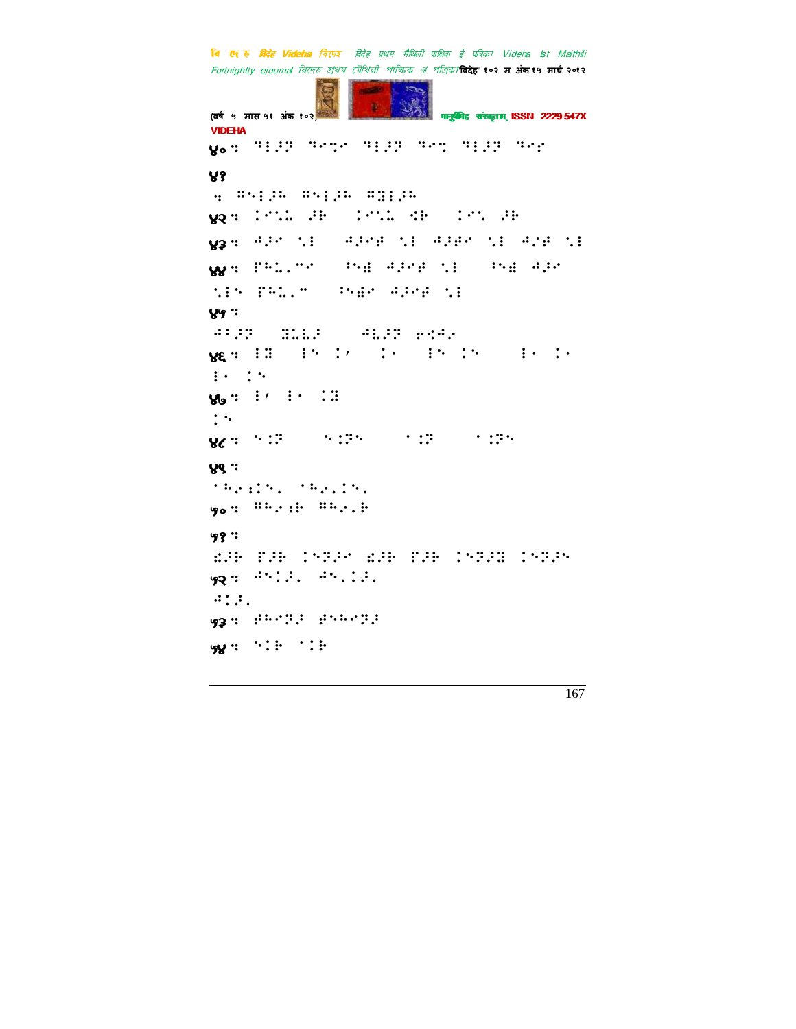४०:

४१

४२:

४३:

४४:

४५:

४६:

४७:

४८:

४९:

५०:

५१:

५२:

५३:

५४: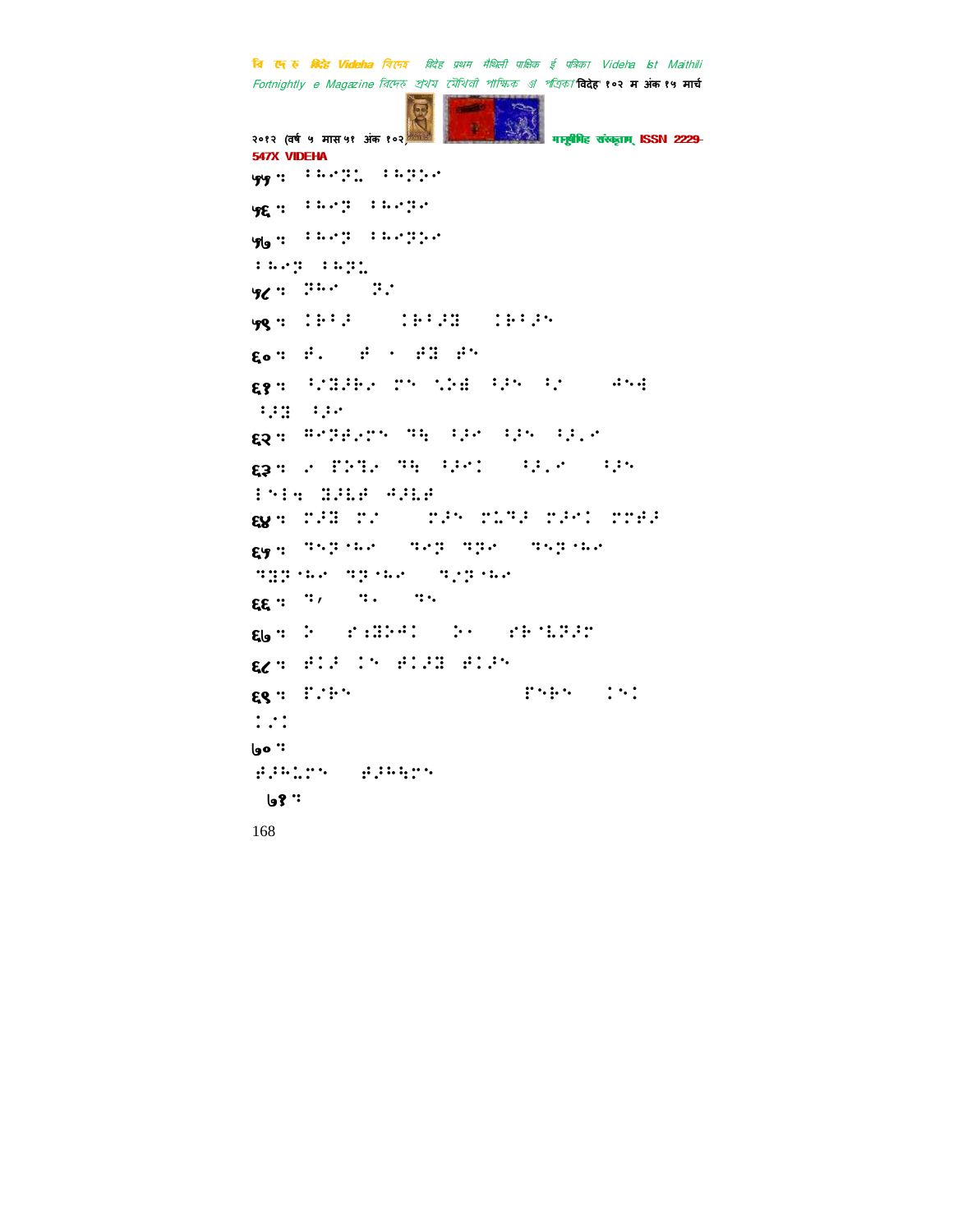५५ :

५६ :

५७ :

५८ :

५९ :

६० :

६१ :

६२ :

६३ :

६४ :

६५ :

६६ :

६७ :

६८ :

६९ :

७० :

७१ :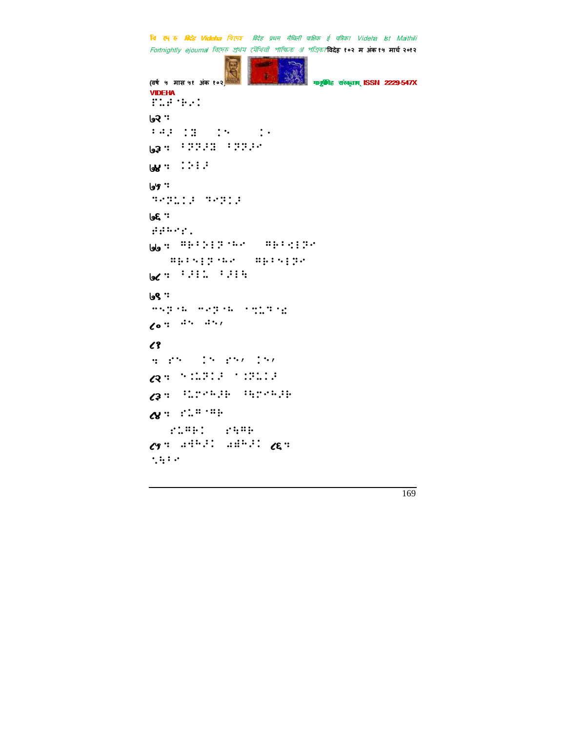VIDEHA

⠏⠥⠋⠈⠗⠊⠅

७२ ⠆

⠃⠺⠜ ⠅⠿ ⠅⠢ ⠅⠂

७३ ⠆ ⠃⠝⠝⠜⠿ ⠃⠝⠝⠜⠊

७४ ⠆ ⠅⠕⠇⠜

७५ ⠆

⠹⠊⠝⠥⠅⠜ ⠹⠊⠝⠅⠜

७६ ⠆

⠜⠋⠓⠊⠎⠄

७७ ⠆ ⠿⠗⠃⠕⠇⠝⠈⠓⠊ ⠿⠗⠃⠪⠇⠝⠊

⠿⠗⠃⠢⠇⠝⠈⠓⠊ ⠿⠗⠃⠢⠇⠝⠊

७८ ⠆ ⠃⠜⠇⠥ ⠃⠜⠇⠳

७९ ⠆

⠉⠢⠝⠈⠓ ⠉⠊⠝⠈⠓ ⠈⠹⠥⠹⠈⠩

८० ⠆ ⠺⠢ ⠺⠢⠌

८१

⠆ ⠎⠢ ⠅⠢ ⠎⠢⠌ ⠅⠢⠌

८२ ⠆ ⠢⠅⠥⠝⠅⠜ ⠈⠅⠝⠥⠅⠜

८३ ⠆ ⠳⠥⠗⠊⠓⠜⠗ ⠳⠥⠗⠊⠓⠜⠗

८४ ⠆ ⠎⠥⠿⠈⠿⠗

⠎⠥⠿⠗⠅ ⠎⠳⠿⠗

८५ ⠆ ⠠⠻⠓⠜⠅ ⠠⠿⠓⠜⠅ ८६ ⠆

⠁⠳⠃⠊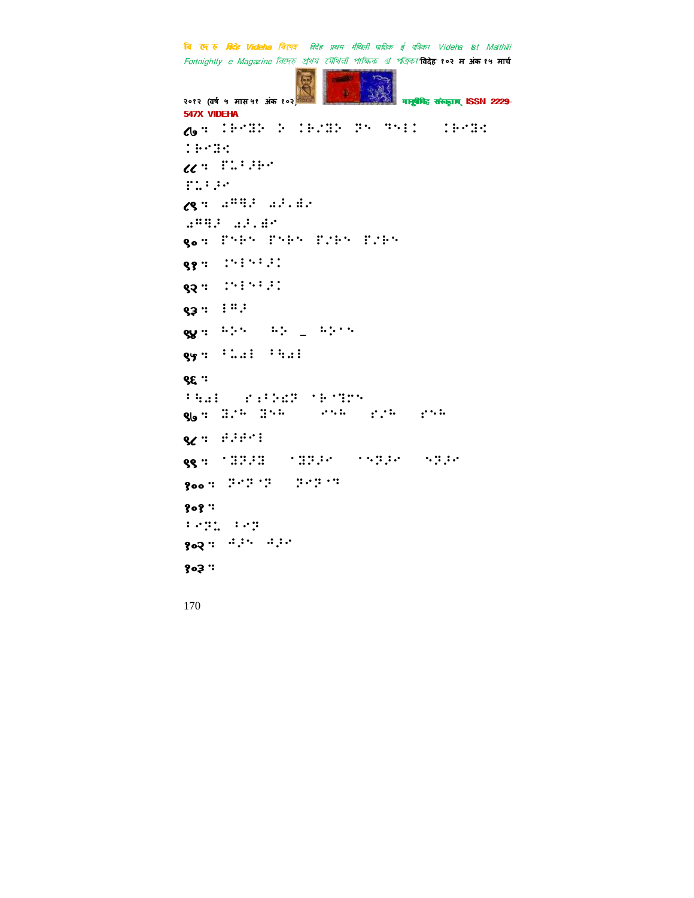८७ : ⠅⠗⠉⠽⠵ ⠵ ⠅⠗⠌⠽⠵ ⠽⠑ ⠻⠑⠇⠅ ⠅⠗⠉⠽⠩

⠅⠗⠉⠽⠩

८८ : ⠏⠥⠃⠚⠗⠉

⠏⠥⠃⠚⠉

८९ : ⠜⠝⠻⠚ ⠜⠚⠂⠙⠉

⠜⠝⠻⠚ ⠜⠚⠂⠙⠉

९० : ⠏⠑⠗⠑ ⠏⠑⠗⠑ ⠏⠌⠗⠑ ⠏⠌⠗⠑

९१ : ⠅⠑⠇⠑⠃⠚⠅

९२ : ⠅⠑⠇⠑⠃⠚⠅

९३ : ⠇⠝⠚

९४ : ⠓⠕⠑ ⠓⠕ _ ⠓⠕⠁⠑

९५ : ⠃⠥⠜⠇ ⠃⠳⠜⠇

९६ :

⠃⠳⠜⠇ ⠎⠖⠃⠕⠜⠝ ⠁⠗⠁⠻⠏⠑

९७ : ⠽⠌⠓ ⠽⠑⠓ ⠊⠑⠓ ⠎⠌⠓ ⠎⠑⠓

९८ : ⠋⠚⠋⠉⠇

९९ : ⠁⠽⠝⠚⠽ ⠁⠽⠝⠚⠉ ⠁⠑⠝⠚⠉ ⠑⠝⠚⠉

१०० : ⠝⠊⠝⠁⠝ ⠝⠊⠝⠁⠹

१०१ :

⠃⠊⠝⠥ ⠃⠊⠝

१०२ : ⠨⠚⠑ ⠨⠚⠉

१०३ :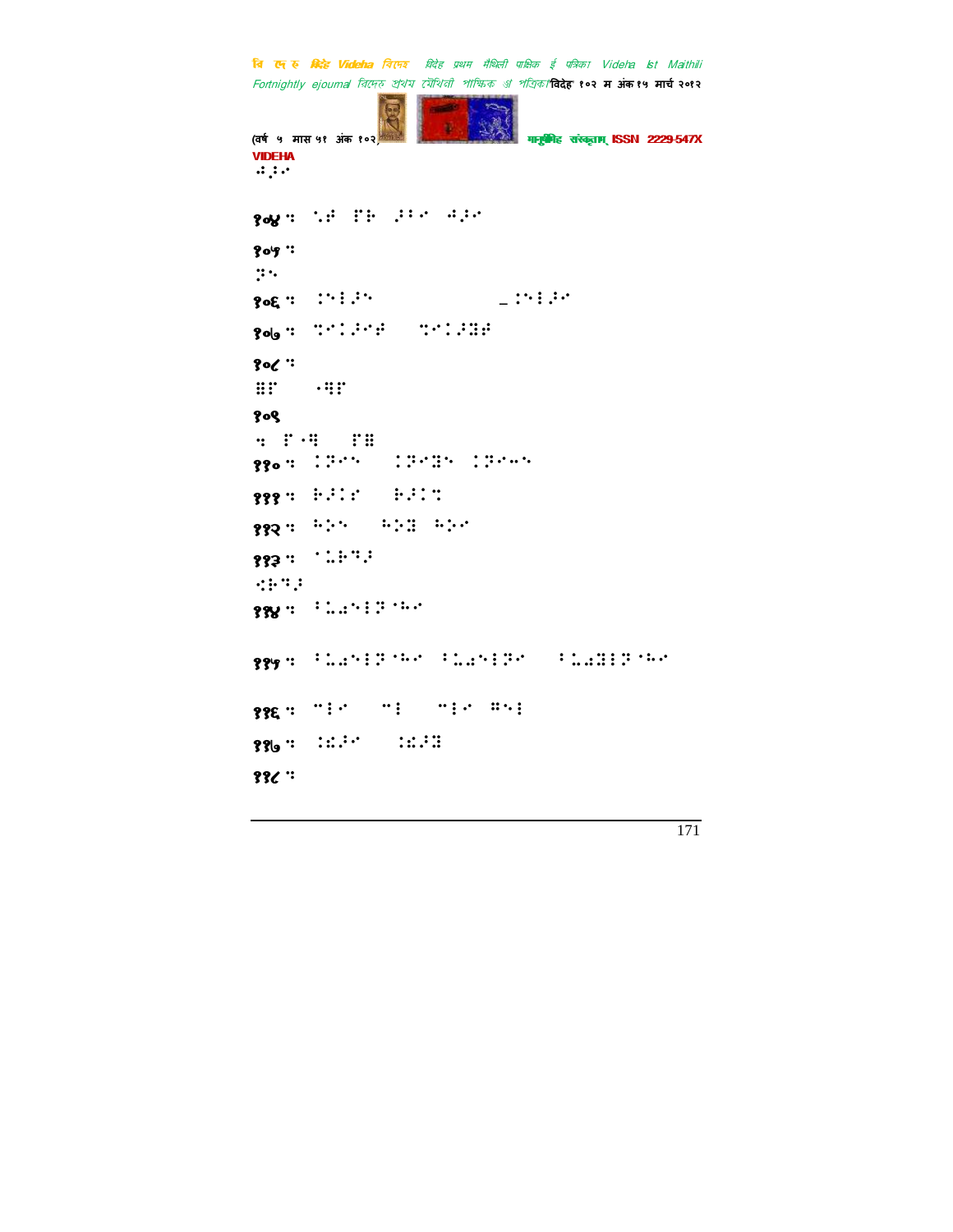⠚⠂⠅

१०४ ⠆ ⠑⠜ ⠏⠗ ⠡⠅ ⠚⠡⠅

१०५ ⠆

⠝⠑

१०६ ⠆ ⠥⠑⠇⠡⠑ ⠤⠥⠑⠇⠡⠅

१०७ ⠆ ⠳⠊⠅⠡⠊⠜ ⠳⠊⠅⠡⠿⠜

१०८ ⠆

⠿⠏ ⠠⠻⠏

१०९

⠆ ⠏⠠⠻ ⠏⠿

११० ⠆ ⠅⠝⠊⠑ ⠅⠝⠊⠿⠑ ⠅⠝⠊⠤⠑

१११ ⠆ ⠓⠡⠅⠊ ⠓⠡⠅⠳

११२ ⠆ ⠓⠕⠑ ⠓⠕⠿ ⠓⠕⠊

११३ ⠆ ⠈⠥⠗⠳⠜

⠪⠗⠳⠜

११४ ⠆ ⠁⠥⠩⠑⠇⠝⠈⠓⠊

११५ ⠆ ⠁⠥⠩⠑⠇⠝⠈⠓⠊ ⠁⠥⠩⠑⠇⠝⠊ ⠁⠥⠩⠿⠇⠝⠈⠓⠊

११६ ⠆ ⠉⠇⠊ ⠉⠇ ⠉⠇⠊ ⠿⠑⠇

११७ ⠆ ⠅⠪⠡⠊ ⠅⠪⠡⠿

११८ ⠆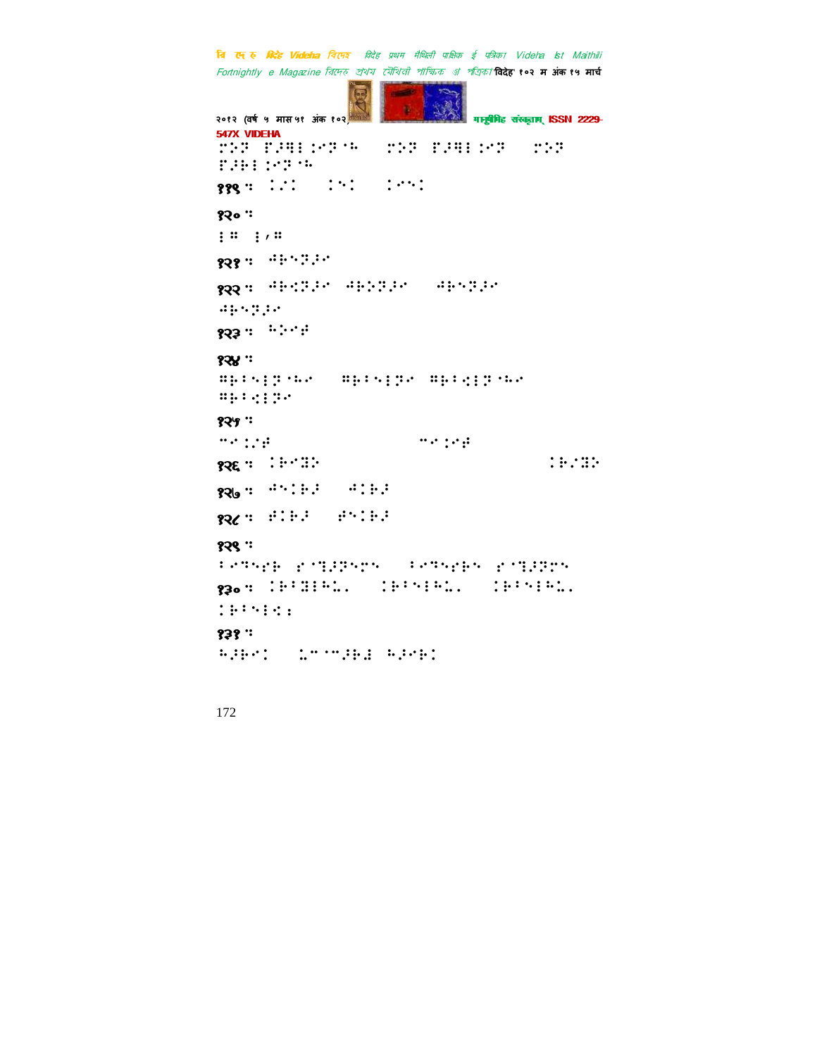११९ :

१२० :

१२१ :

१२२ :

१२३ :

१२४ :

१२५ :

१२६ :

१२७ :

१२८ :

१२९ :

१३० :

१३१ :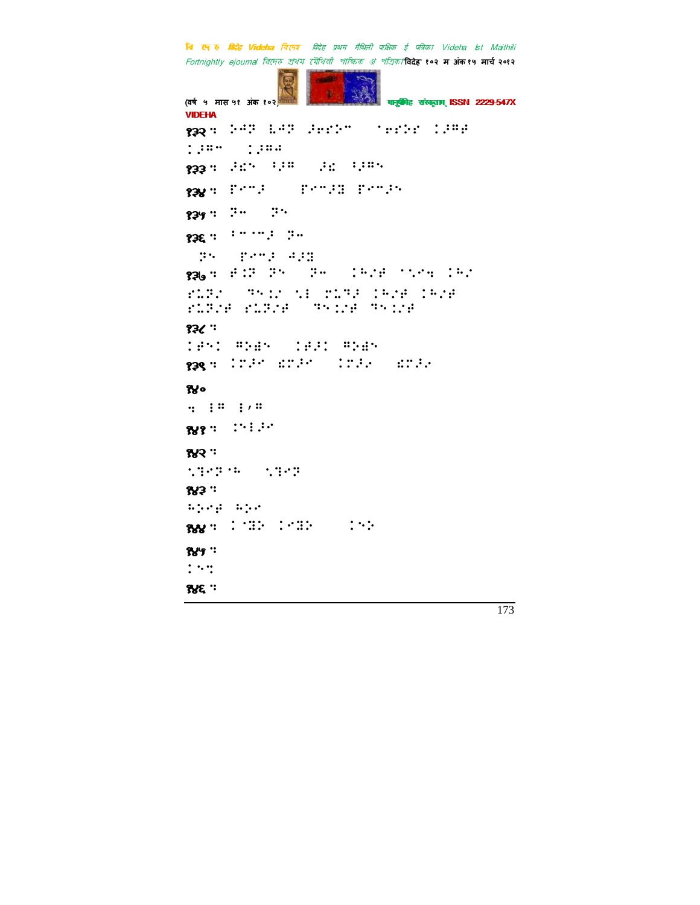१३२ :

१३३ :

१३४ :

१३५ :

१३६ :

१३७ :

१३८ :

१३९ :

१४०

१४१ :

१४२ :

१४३ :

१४४ :

१४५ :

१४६ :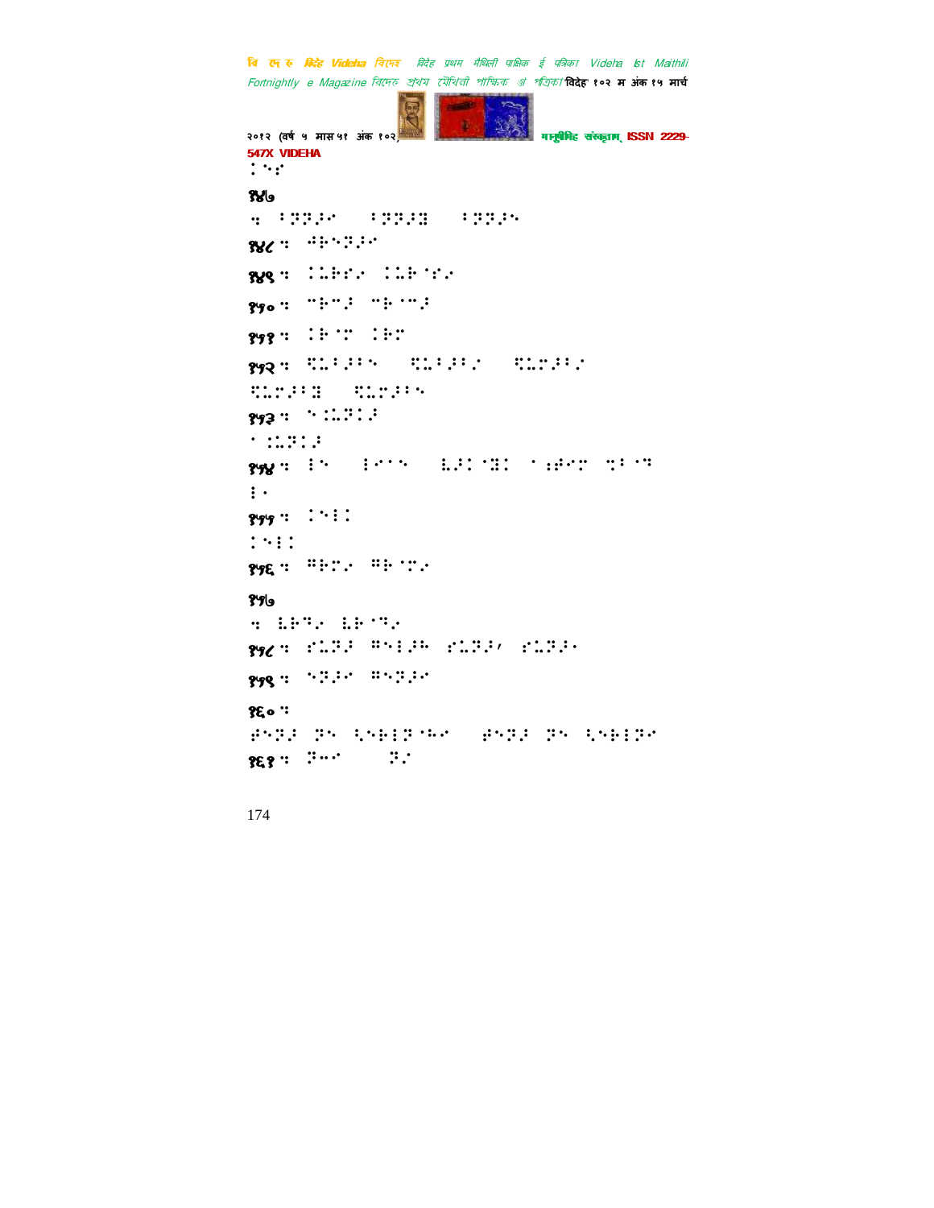⠇⠑⠎

१४७

⠒ ⠃⠝⠝⠜⠊ ⠃⠝⠝⠜⠿ ⠃⠝⠝⠜⠑

१४८ ⠒ ⠲⠗⠑⠝⠜⠊

१४९ ⠒ ⠇⠥⠗⠎⠴ ⠇⠥⠗⠈⠎⠴

१५० ⠒ ⠉⠗⠉⠜ ⠉⠗⠈⠉⠜

१५१ ⠒ ⠇⠗⠈⠉ ⠇⠗⠉

१५२ ⠒ ⠹⠥⠃⠜⠃⠑ ⠹⠥⠃⠜⠃⠴ ⠹⠥⠉⠜⠃⠴

⠹⠥⠉⠜⠃⠿ ⠹⠥⠉⠜⠃⠑

१५३ ⠒ ⠑⠇⠥⠝⠇⠜

⠁⠇⠥⠝⠇⠜

१५४ ⠒ ⠇⠑ ⠇⠊⠁⠑ ⠧⠜⠇⠈⠿⠇ ⠁⠼⠊⠉ ⠪⠃⠈⠛

⠇⠁

१५५ ⠒ ⠇⠑⠇⠇

⠇⠑⠇⠇

१५६ ⠒ ⠭⠗⠉⠴ ⠭⠗⠈⠉⠴

१५७

⠒ ⠧⠗⠛⠴ ⠧⠗⠈⠛⠴

१५८ ⠒ ⠎⠥⠝⠜ ⠭⠑⠇⠜⠗ ⠎⠥⠝⠜⠂ ⠎⠥⠝⠜⠁

१५९ ⠒ ⠑⠝⠜⠊ ⠭⠑⠝⠜⠊

१६० ⠒

⠋⠑⠝⠜ ⠝⠑ ⠩⠑⠗⠇⠝⠈⠓⠊ ⠋⠑⠝⠜ ⠝⠑ ⠩⠑⠗⠇⠝⠊

१६१ ⠒ ⠝⠒⠊ ⠝⠴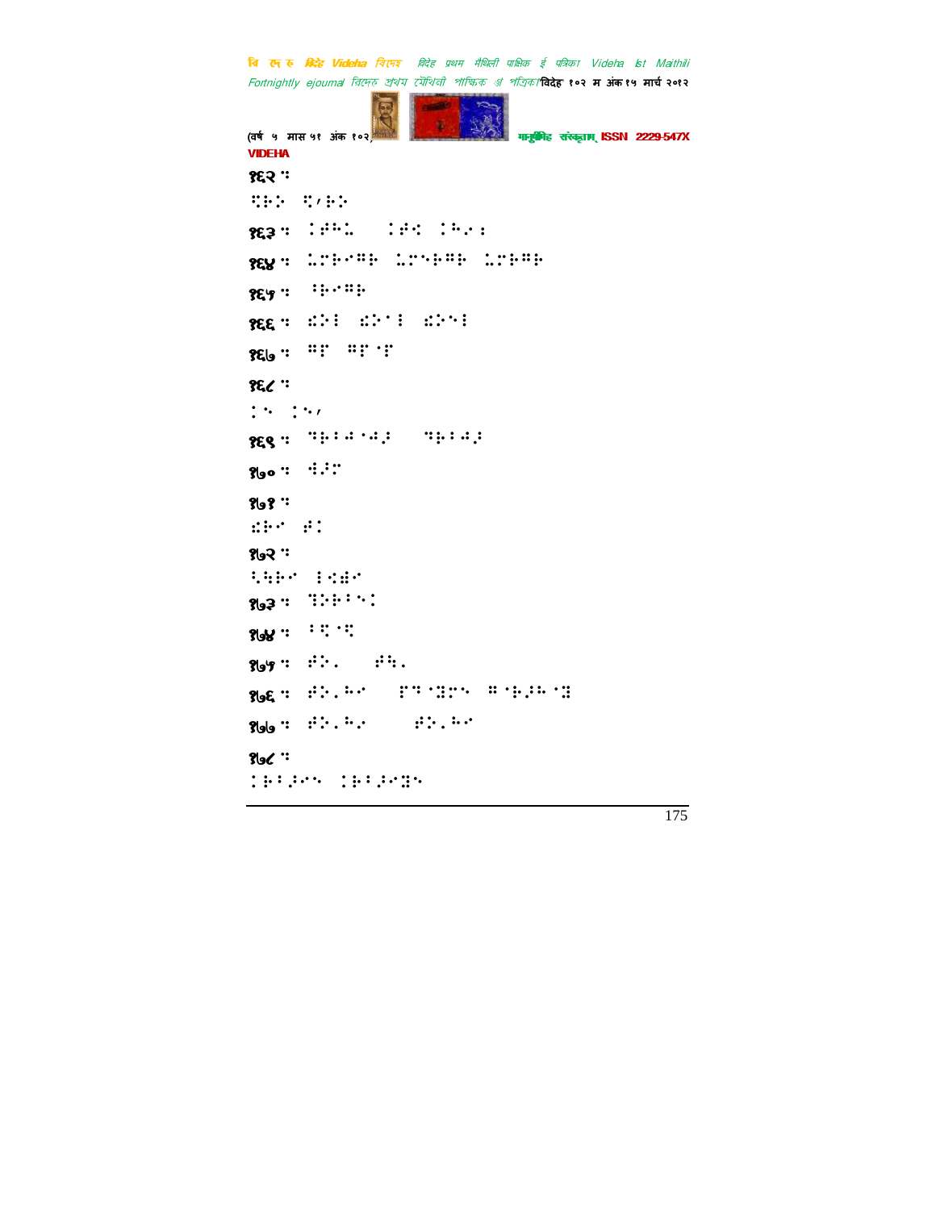१६२ ॰

⠝⠗⠕ ⠝⠂⠗⠕

१६३ ॰ ⠅⠋⠓⠄ ⠅⠋⠉ ⠅⠓⠊⠆

१६४ ॰ ⠅⠍⠗⠊⠛⠗ ⠅⠍⠑⠗⠛⠗ ⠅⠍⠗⠛⠗

१६५ ॰ ⠡⠗⠊⠛⠗

१६६ ॰ ⠩⠕⠇ ⠩⠕⠁⠇ ⠩⠕⠑⠇

१६७ ॰ ⠛⠏ ⠛⠏⠊⠏

१६८ ॰

⠅⠑ ⠅⠑⠂

१६९ ॰ ⠙⠗⠇⠚⠊⠚⠖ ⠙⠗⠇⠚⠖

१७० ॰ ⠙⠖⠍

१७१ ॰

⠩⠗⠊ ⠋⠅

१७२ ॰

⠑⠓⠗⠊ ⠇⠉⠿⠊

१७३ ॰ ⠹⠕⠗⠃⠑⠅

१७४ ॰ ⠃⠝⠊⠝

१७५ ॰ ⠋⠕⠄ ⠋⠓⠄

१७६ ॰ ⠋⠕⠄⠓⠊ ⠏⠙⠊⠻⠍⠑ ⠛⠊⠗⠖⠓⠊⠻

१७७ ॰ ⠋⠕⠄⠓⠊ ⠋⠕⠄⠓⠊

१७८ ॰

⠅⠗⠃⠖⠊⠑ ⠅⠗⠃⠖⠊⠻⠑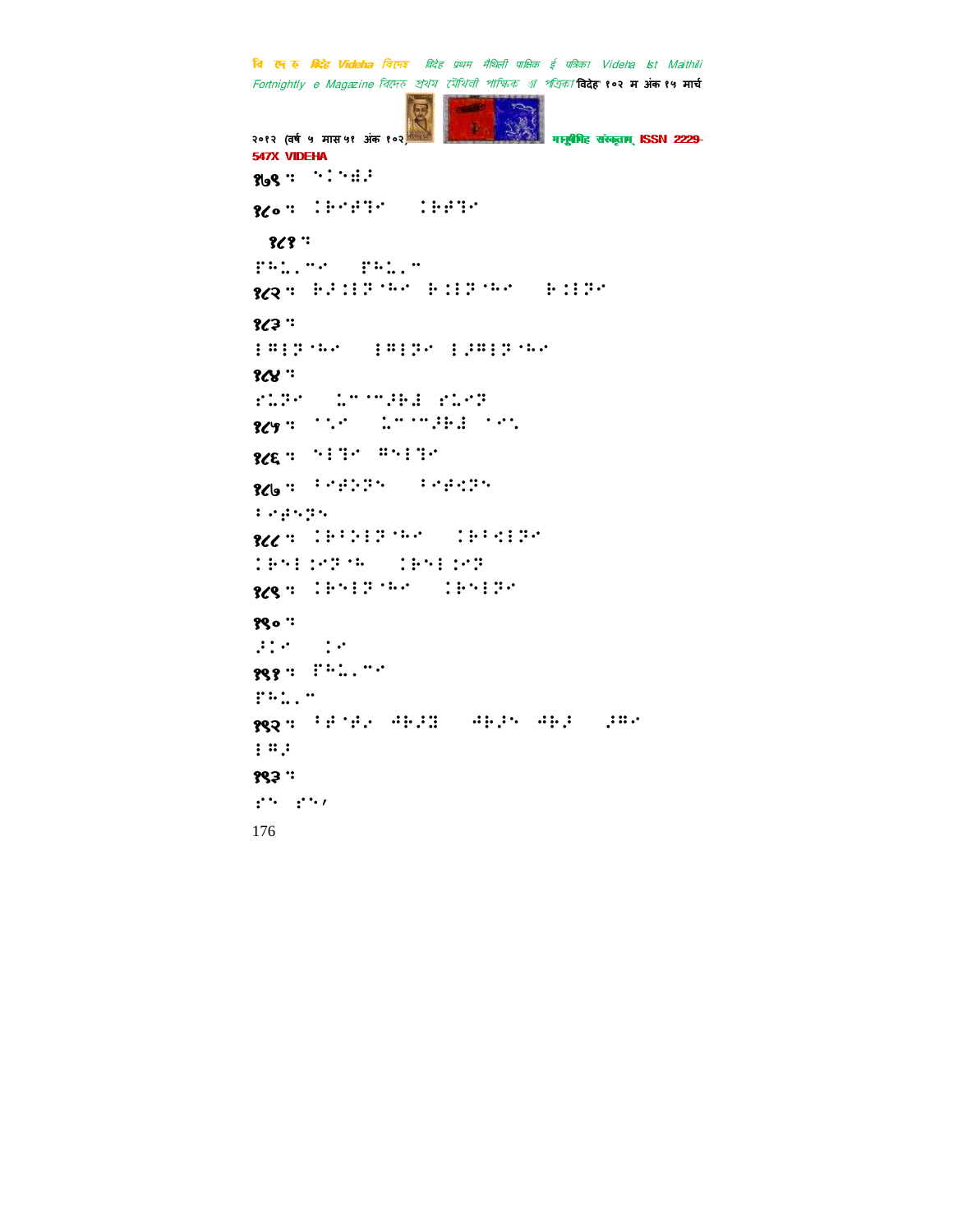१७९ : ⠑⠅⠑⠻⠜

१८० : ⠅⠗⠊⠗⠓⠊ ⠅⠗⠗⠓⠊

१८१ :

⠏⠓⠩⠄⠉⠊ ⠏⠓⠩⠄⠉

१८२ : ⠗⠜⠅⠇⠝⠈⠓⠊ ⠗⠅⠇⠝⠈⠓⠊ ⠗⠅⠇⠝⠊

१८३ :

⠇⠍⠇⠝⠈⠓⠊ ⠇⠍⠇⠝⠊ ⠇⠜⠍⠇⠝⠈⠓⠊

१८४ :

⠎⠩⠝⠊ ⠩⠉⠈⠉⠜⠗⠜ ⠎⠩⠊⠝

१८५ : ⠁⠡⠊ ⠩⠉⠈⠉⠜⠗⠜ ⠁⠊⠡

१८६ : ⠑⠇⠓⠊ ⠍⠑⠇⠓⠊

१८७ : ⠁⠊⠗⠕⠝⠑ ⠁⠊⠗⠣⠝⠑

⠁⠊⠗⠑⠝⠑

१८८ : ⠅⠗⠁⠕⠇⠝⠈⠓⠊ ⠅⠗⠁⠣⠇⠝⠊

⠅⠗⠑⠇⠅⠊⠝⠈⠓ ⠅⠗⠑⠇⠅⠊⠝

१८९ : ⠅⠗⠑⠇⠝⠈⠓⠊ ⠅⠗⠑⠇⠝⠊

१९० :

⠜⠅⠊ ⠅⠊

१९१ : ⠏⠓⠩⠄⠉⠊

⠏⠓⠩⠄⠉

१९२ : ⠁⠗⠈⠗⠄ ⠺⠗⠜⠻ ⠺⠗⠜⠑ ⠺⠗⠜ ⠜⠍⠊

⠇⠍⠜

१९३ :

⠎⠑ ⠎⠑⠂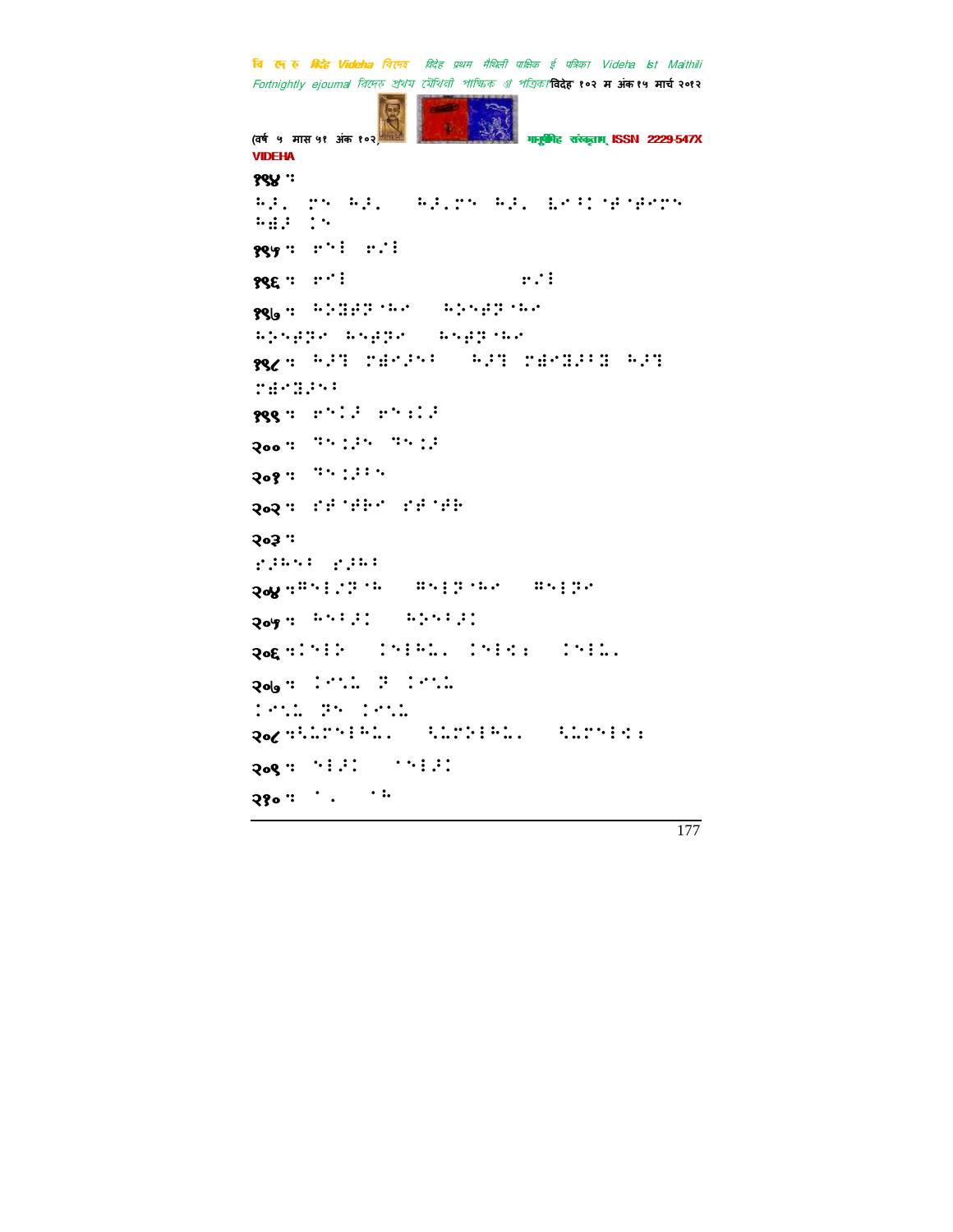१९४ :

१९५ :

१९६ :

१९७ :

१९८ :

१९९ :

२०० :

२०१ :

२०२ :

२०३ :

२०४ :

२०५ :

२०६ :

२०७ :

२०८ :

२०९ :

२१० :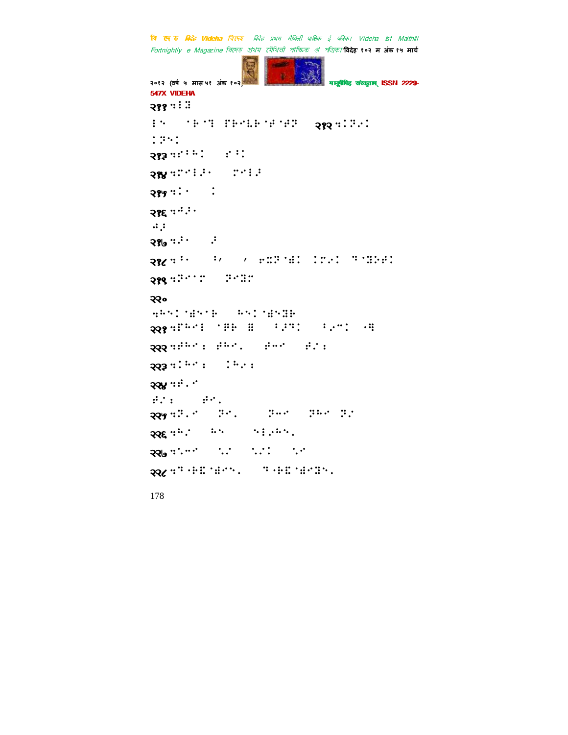२११ ⠅⠇⠻

⠇⠢ ⠀⠀⠁⠗⠊⠄ ⠋⠗⠊⠇⠗⠁⠞⠁⠞⠝ ⠀ २१२ ⠅⠅⠝⠔⠅

⠅⠝⠢⠅

२१३ ⠅⠋⠇⠓⠅ ⠀⠀⠋⠇⠅

२१४ ⠅⠍⠊⠇⠔⠂ ⠀⠀⠍⠊⠇⠔

२१५ ⠅⠅⠂ ⠀⠀⠅

२१६ ⠅⠊⠔⠂

⠊⠔

२१७ ⠅⠔⠂ ⠀⠀⠔

२१८ ⠅⠇⠂ ⠀⠀⠇⠂ ⠀⠀⠂ ⠑⠭⠝⠁⠱⠅ ⠅⠍⠔⠅ ⠄⠁⠭⠝⠞⠅

२१९ ⠅⠝⠊⠁⠍ ⠀⠀⠝⠊⠭⠍

२२०

⠒⠓⠢⠅⠁⠱⠢⠁⠗ ⠀⠀⠓⠢⠅⠁⠱⠢⠭⠗

२२१ ⠅⠋⠓⠊⠇ ⠁⠯⠗ ⠿ ⠀⠀⠇⠔⠄⠅ ⠀⠀⠇⠔⠉⠅ ⠠⠻

२२२ ⠅⠞⠓⠊⠆ ⠞⠓⠊⠄ ⠀⠀⠞⠉⠊ ⠀⠀⠞⠌⠆

२२३ ⠅⠅⠓⠊⠆ ⠀⠀⠅⠓⠔⠆

२२४ ⠅⠞⠄⠊

⠞⠌⠆ ⠀⠀⠀⠞⠊⠄

२२५ ⠅⠝⠄⠊ ⠀⠀⠝⠊⠄ ⠀⠀⠀⠝⠉⠊ ⠀⠀⠝⠓⠊ ⠝⠌

२२६ ⠅⠓⠌ ⠀⠀⠓⠢ ⠀⠀⠀⠢⠇⠔⠓⠢⠄

२२७ ⠅⠅⠉⠊ ⠀⠀⠀⠅⠌ ⠀⠀⠅⠌⠅ ⠀⠀⠅⠊

२२८ ⠅⠄⠠⠗⠭⠁⠱⠊⠢⠄ ⠀⠀⠄⠠⠗⠭⠁⠱⠊⠭⠢⠄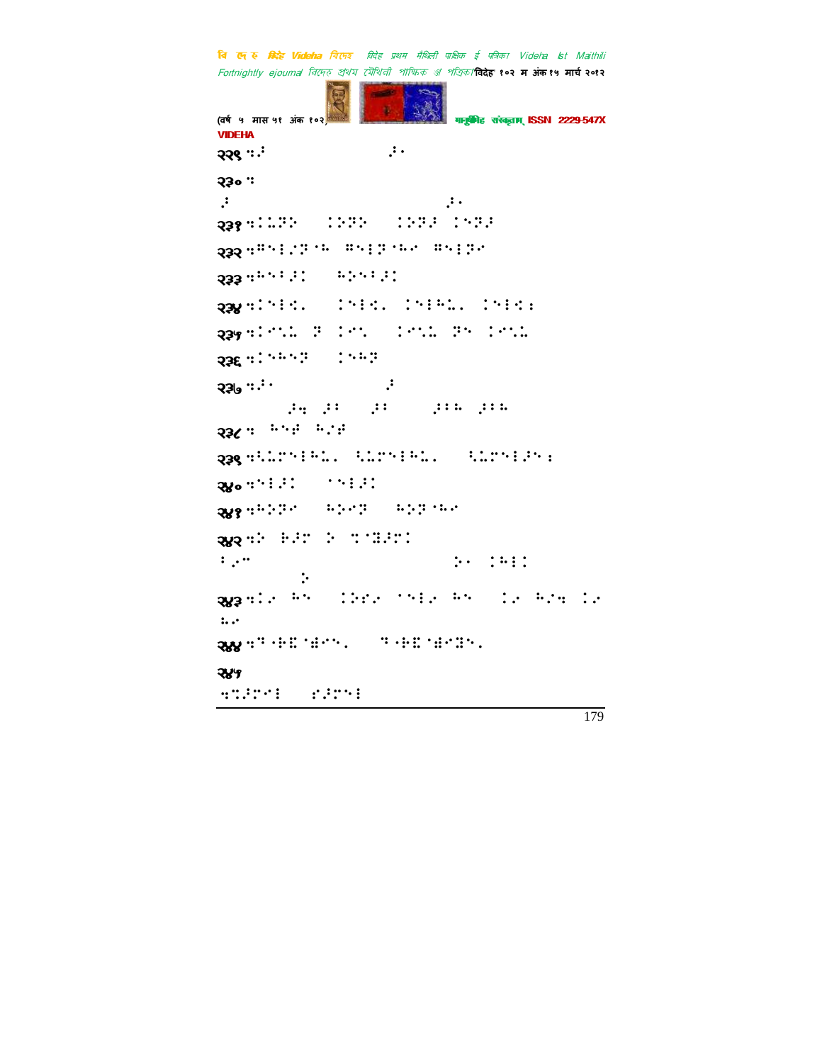२२९ ⠣⠲⠃ ⠼⠂

२३० ⠣

⠼ ⠼⠂

२३१ ⠣⠅⠅⠝⠕ ⠅⠕⠝⠕ ⠅⠕⠝⠗ ⠅⠑⠝⠗

२३२ ⠣⠺⠑⠇⠌⠝⠈⠓ ⠺⠑⠇⠝⠈⠓⠊ ⠺⠑⠇⠝⠊

२३३ ⠣⠓⠑⠃⠗⠅ ⠓⠕⠑⠃⠗⠅

२३४ ⠣⠅⠑⠇⠩⠄ ⠅⠑⠇⠩⠄ ⠅⠑⠇⠓⠅⠄ ⠅⠑⠇⠩⠆

२३५ ⠣⠅⠊⠱⠅ ⠝ ⠅⠊⠱ ⠅⠊⠱⠅ ⠝⠑ ⠅⠊⠱⠅

२३६ ⠣⠅⠑⠓⠑⠝ ⠅⠑⠓⠝

२३७ ⠣⠃⠂ ⠼

⠼⠣ ⠼⠃ ⠼⠃ ⠼⠃⠓ ⠼⠃⠓

२३८ ⠣ ⠓⠑⠿ ⠓⠌⠿

२३९ ⠣⠹⠅⠉⠑⠇⠓⠅⠄ ⠹⠅⠉⠑⠇⠓⠅⠄ ⠹⠅⠉⠑⠇⠗⠑⠆

२४० ⠣⠑⠇⠗⠅ ⠈⠑⠇⠗⠅

२४१ ⠣⠓⠕⠝⠊ ⠓⠕⠊⠝ ⠓⠕⠝⠈⠓⠊

२४२ ⠣⠕ ⠗⠗⠉ ⠕ ⠹⠈⠻⠗⠉⠅

⠃⠌⠉ ⠕⠂ ⠅⠓⠇⠅

⠕

२४३ ⠣⠅⠊ ⠓⠑ ⠅⠕⠋⠊ ⠈⠑⠇⠊ ⠓⠑ ⠅⠊ ⠓⠌⠣ ⠅⠊

⠅⠊

२४४ ⠣⠙⠐⠗⠿⠈⠻⠊⠑⠄ ⠙⠐⠗⠿⠈⠻⠊⠻⠑⠄

२४५

⠣⠹⠗⠉⠊⠇ ⠊⠗⠉⠑⠇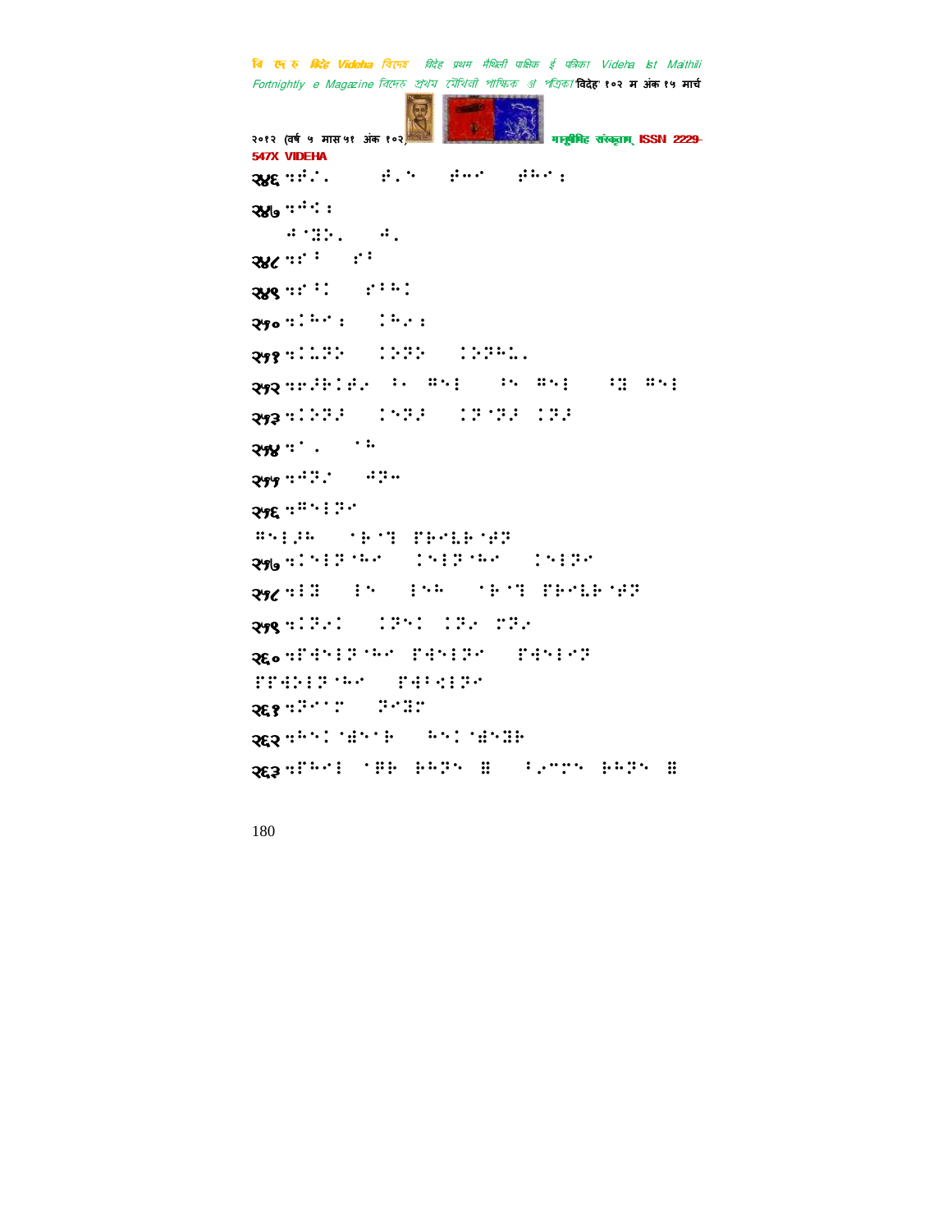२४६ ⠒⠋⠊⠄⠀⠀⠀⠀⠋⠄⠑⠀⠀⠋⠒⠒⠀⠀⠋⠓⠒⠆

२४७ ⠒⠓⠉⠆

⠀⠀⠓⠈⠻⠕⠄⠀⠀⠓⠄

२४८ ⠒⠋⠃⠀⠀⠋⠃

२४९ ⠒⠋⠃⠉⠀⠀⠋⠃⠓⠉

२५० ⠒⠉⠓⠒⠆⠀⠀⠉⠓⠔⠆

२५१ ⠒⠉⠥⠝⠕⠀⠀⠉⠕⠝⠕⠀⠀⠉⠕⠝⠓⠥⠄

२५२ ⠒⠗⠚⠗⠉⠋⠔⠀⠃⠄⠀⠻⠑⠇⠀⠀⠀⠃⠑⠀⠻⠑⠇⠀⠀⠀⠃⠻⠀⠻⠑⠇

२५३ ⠒⠉⠕⠝⠚⠀⠀⠉⠑⠝⠚⠀⠀⠉⠝⠈⠝⠚⠀⠉⠝⠚

२५४ ⠒⠁⠄⠀⠀⠀⠁⠓

२५५ ⠒⠓⠝⠊⠀⠀⠓⠝⠒

२५६ ⠒⠻⠑⠇⠝⠒

⠻⠑⠇⠚⠓⠀⠀⠈⠗⠈⠹⠀⠏⠗⠒⠇⠗⠈⠋⠝

२५७ ⠒⠉⠑⠇⠝⠈⠓⠒⠀⠀⠉⠑⠇⠝⠈⠓⠒⠀⠀⠉⠑⠇⠝⠒

२५८ ⠒⠇⠻⠀⠀⠇⠑⠀⠀⠇⠑⠓⠀⠀⠈⠗⠈⠹⠀⠏⠗⠒⠇⠗⠈⠋⠝

२५९ ⠒⠉⠝⠔⠉⠀⠀⠉⠝⠑⠉⠀⠉⠝⠔⠀⠍⠝⠔

२६० ⠒⠏⠙⠑⠇⠝⠈⠓⠒⠀⠏⠙⠑⠇⠝⠒⠀⠀⠏⠙⠑⠇⠒⠝

⠏⠏⠙⠕⠇⠝⠈⠓⠒⠀⠀⠏⠙⠃⠩⠇⠝⠒

२६१ ⠒⠝⠒⠈⠍⠀⠀⠝⠒⠻⠍

२६२ ⠒⠓⠑⠉⠈⠱⠑⠈⠗⠀⠀⠓⠑⠉⠈⠱⠑⠻⠗

२६३ ⠒⠏⠓⠒⠇⠀⠈⠏⠗⠀⠗⠓⠝⠑⠀⠿⠀⠀⠃⠔⠉⠍⠑⠀⠗⠓⠝⠑⠀⠿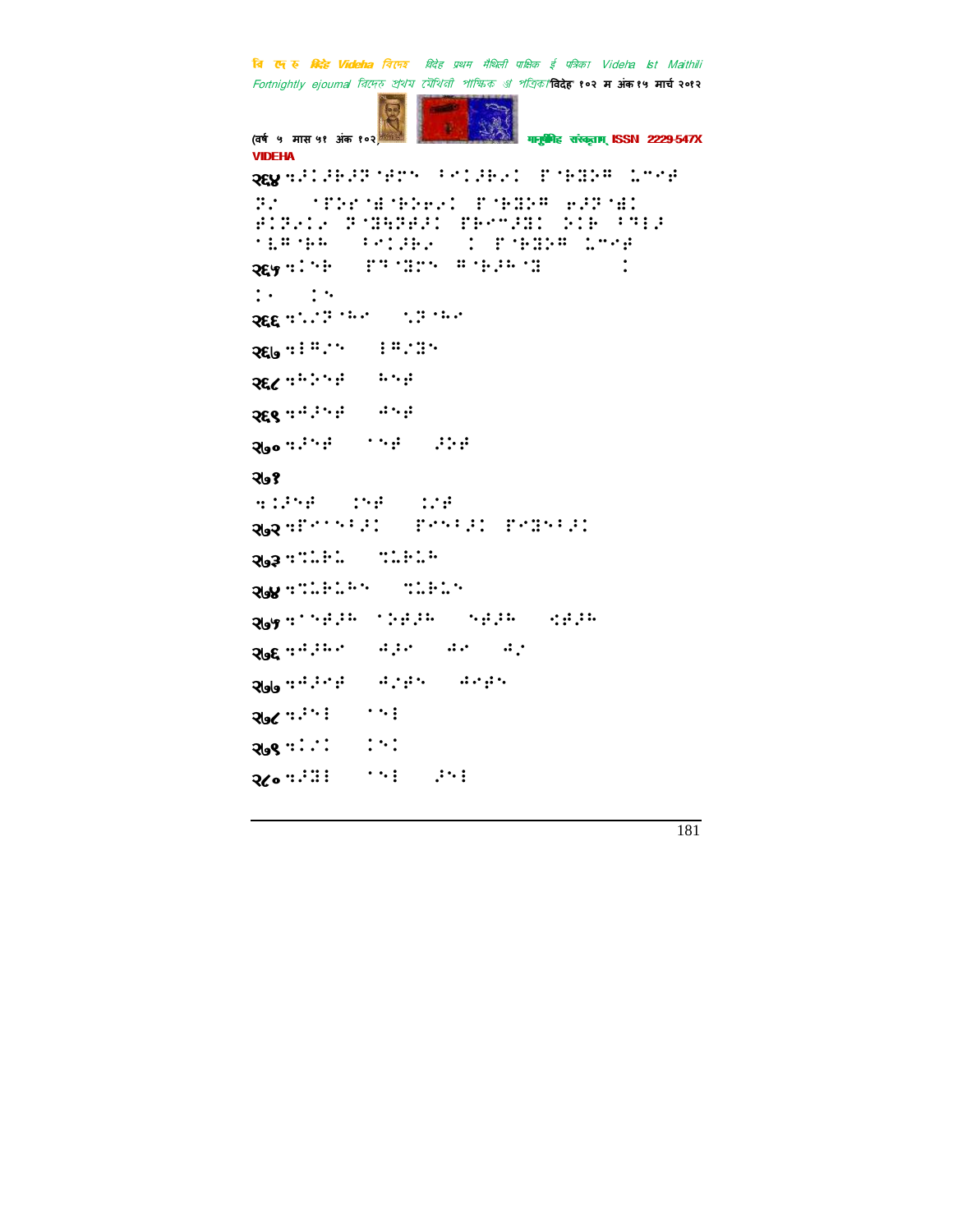२६४ ⠳⠮⠅⠒⠗⠮⠝⠊⠋⠉⠝ ⠃⠑⠅⠒⠗⠊⠅ ⠏⠊⠗⠻⠪⠻ ⠣⠉⠑⠋ ⠝⠌ ⠁⠏⠕⠗⠊⠱⠊⠗⠕⠋⠊⠅ ⠏⠊⠗⠻⠪⠻ ⠋⠮⠝⠊⠱ ⠋⠅⠝⠊⠅⠊ ⠝⠨⠻⠵⠝⠋⠮⠅ ⠏⠗⠑⠉⠮⠻⠅ ⠕⠅⠗ ⠃⠙⠇⠮ ⠁⠧⠻⠊⠗⠓ ⠃⠑⠅⠒⠗⠊ ⠅ ⠏⠊⠗⠻⠪⠻ ⠣⠉⠑⠋

२६५ ⠳⠅⠑⠗ ⠏⠹⠊⠻⠉⠝ ⠻⠊⠗⠮⠓⠊⠻ ⠅ ⠅⠂ ⠅⠑

२६६ ⠳⠡⠌⠝⠊⠓⠑ ⠡⠝⠊⠓⠑

२६७ ⠳⠇⠻⠌⠑ ⠇⠻⠌⠻⠑

२६८ ⠳⠓⠕⠑⠋ ⠓⠑⠋

२६९ ⠳⠙⠮⠑⠋ ⠙⠑⠋

२७० ⠳⠮⠑⠋ ⠁⠑⠋ ⠮⠕⠋

२७१

⠳⠅⠮⠑⠋ ⠅⠑⠋ ⠅⠌⠋

२७२ ⠳⠏⠑⠁⠑⠃⠮⠅ ⠏⠑⠑⠃⠮⠅ ⠏⠑⠻⠑⠃⠮⠅

२७३ ⠳⠩⠇⠗⠇ ⠩⠇⠗⠇⠓

२७४ ⠳⠩⠇⠗⠇⠓⠑ ⠩⠇⠗⠇⠑

२७५ ⠳⠁⠑⠋⠮⠓ ⠁⠕⠋⠮⠓ ⠑⠋⠮⠓ ⠪⠋⠮⠓

२७६ ⠳⠙⠮⠓⠑ ⠙⠮⠑ ⠙⠑ ⠙⠌

२७७ ⠳⠙⠮⠑⠋ ⠙⠌⠋⠑ ⠙⠑⠋⠑

२७८ ⠳⠮⠑⠇ ⠁⠑⠇

२७९ ⠳⠅⠌⠅ ⠅⠑⠅

२८० ⠳⠮⠻⠇ ⠁⠑⠇ ⠮⠑⠇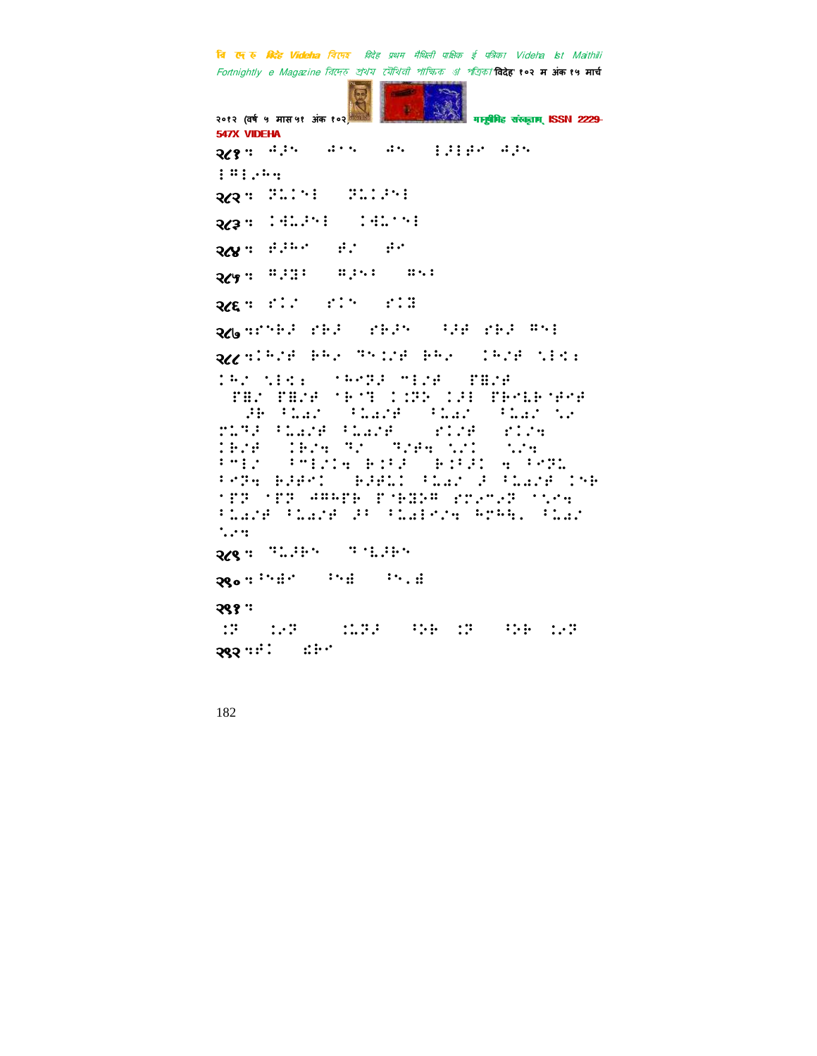२८१:

२८२:

२८३:

२८४:

२८५:

२८६:

२८७:

२८८:

२८९:

२९०:

२९१:

२९२: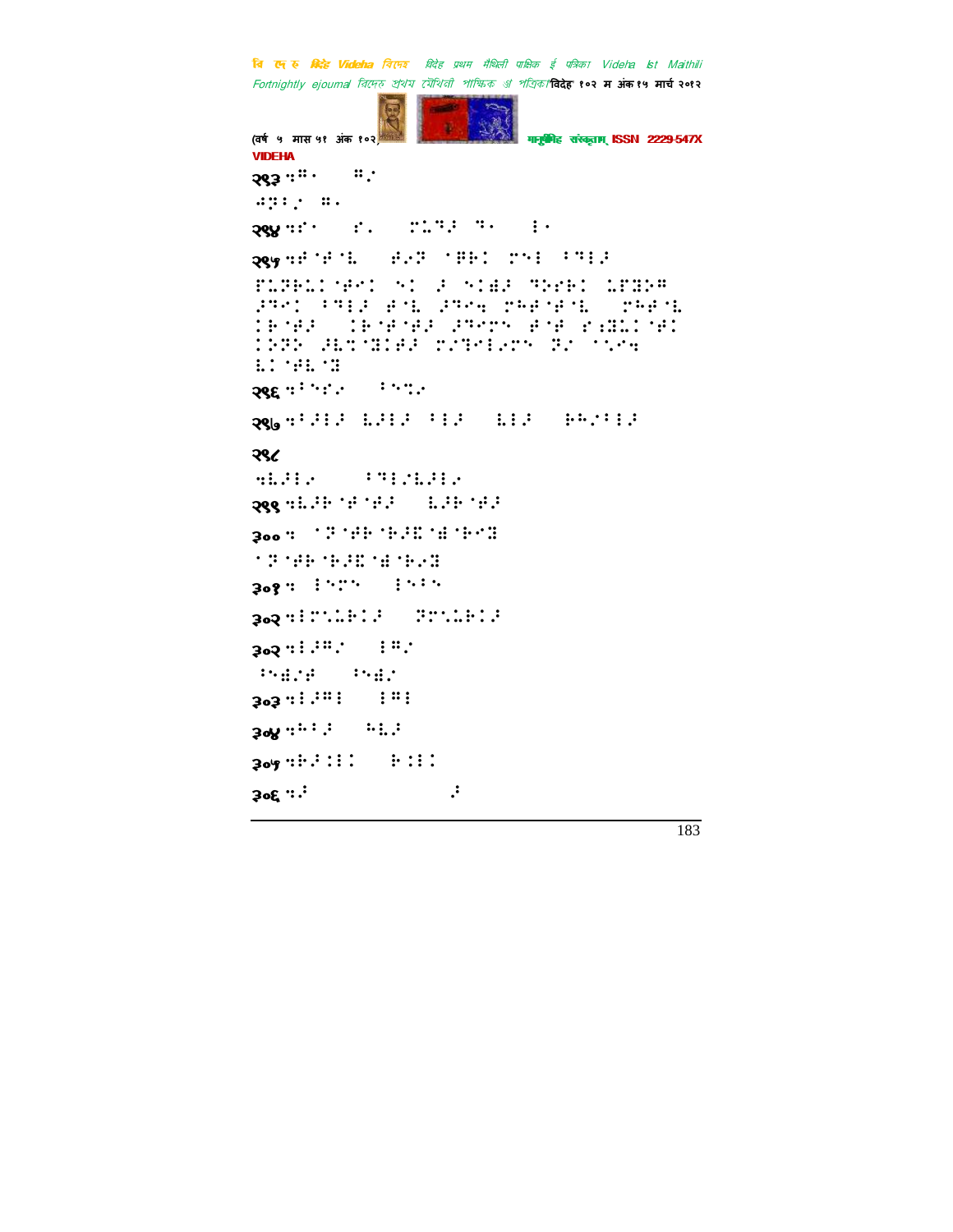२९३

२९४

२९५

२९६

२९७

२९८

२९९

३००

३०१

३०२

३०२

३०३

३०४

३०५

३०६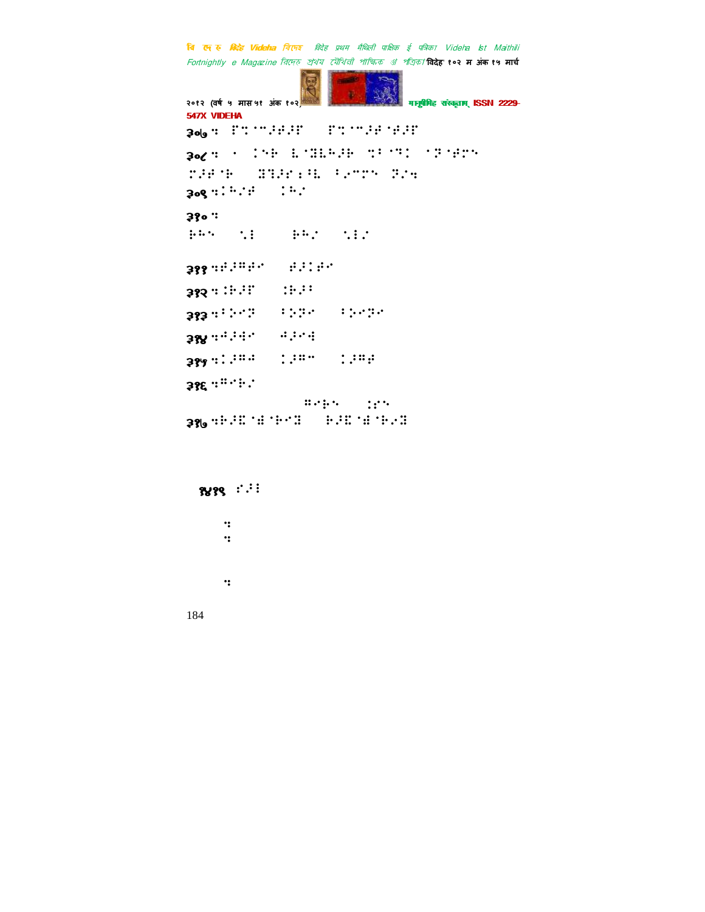३०७ ⠪⠀⠋⠍⠈⠉⠴⠋⠴⠋⠀⠀⠀⠋⠍⠈⠉⠴⠋⠈⠋⠴⠋

३०८ ⠪⠀⠁⠀⠅⠑⠗⠀⠇⠈⠿⠇⠓⠴⠗⠀⠍⠃⠈⠙⠅⠀⠁⠝⠈⠋⠉⠑ ⠉⠴⠋⠈⠗⠀⠀⠻⠝⠴⠋⠆⠃⠇⠀⠃⠔⠉⠍⠑⠀⠝⠜⠪

३०९ ⠪⠅⠓⠜⠋⠀⠀⠅⠓⠜

३१० ⠪

⠗⠓⠑⠀⠀⠀⠑⠇⠀⠀⠀⠀⠀⠗⠓⠜⠀⠀⠀⠑⠇⠜

३११ ⠪⠋⠴⠛⠋⠊⠀⠀⠀⠋⠴⠅⠋⠊

३१२ ⠪⠅⠗⠴⠋⠀⠀⠀⠅⠗⠴⠃

३१३ ⠪⠃⠔⠊⠝⠀⠀⠀⠃⠔⠝⠊⠀⠀⠀⠃⠔⠊⠝⠊

३१४ ⠪⠚⠴⠙⠊⠀⠀⠀⠚⠴⠊⠙

३१५ ⠪⠅⠴⠛⠚⠀⠀⠀⠅⠴⠛⠉⠀⠀⠀⠅⠴⠛⠋

३१६ ⠪⠛⠊⠗⠜

⠛⠊⠗⠑⠀⠀⠀⠅⠋⠑

३१७ ⠪⠗⠴⠿⠈⠻⠈⠗⠊⠻⠀⠀⠀⠗⠴⠿⠈⠻⠈⠗⠜⠻

१४१९ ⠋⠴⠇

⠪

⠪

⠪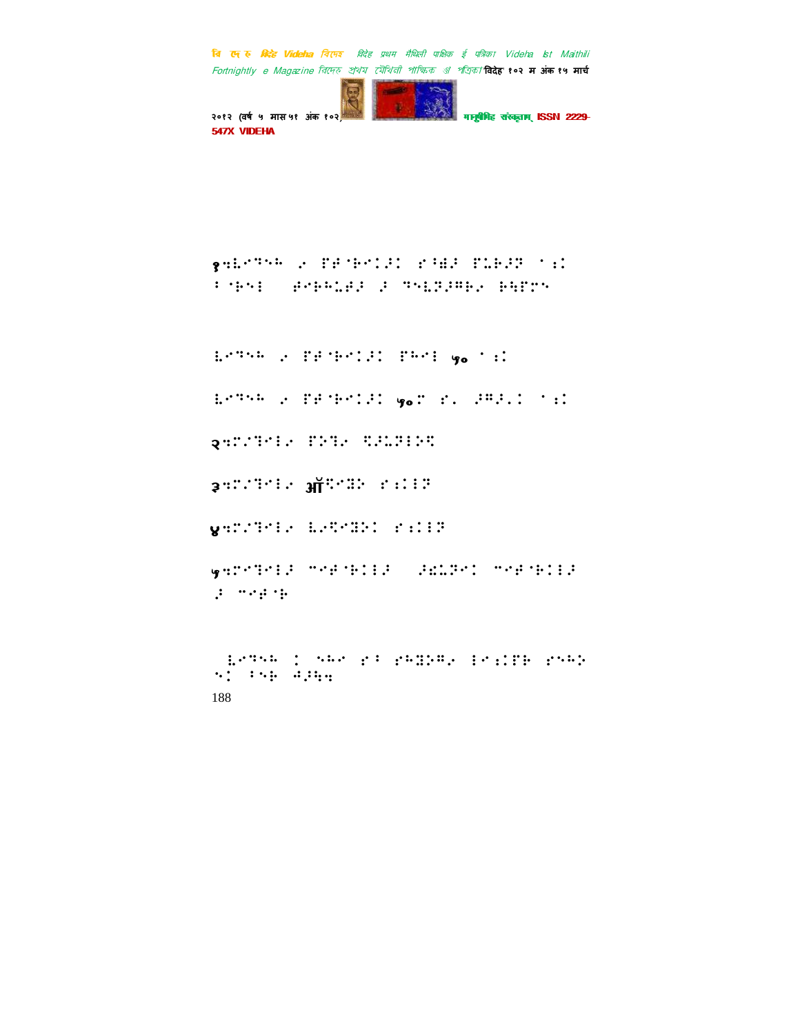१⣒⡓⠊⠙⠑⠓ ⠴ ⡋⡎⠈⠗⠊⠅⠅⠁ ⡊⠘⡘⠅ ⡋⡕⠗⠅⡖ ⠁⠆⠅ ⠇⠈⠗⠑⠇ ⠀⡞⠊⠗⠓⡕⡎⠅ ⠅ ⠙⠑⡕⡖⠅⠛⠗⠴ ⠗⡳⡋⠉⠑

⡓⠊⠙⠑⠓ ⠴ ⡋⡎⠈⠗⠊⠅⠅⠁ ⡋⠓⠊⠇ ५० ⠁⠆⠅

⡓⠊⠙⠑⠓ ⠴ ⡋⡎⠈⠗⠊⠅⠅⠁ ५०⠅ ⡊⠄ ⠅⠛⠅⠄⠁ ⠁⠆⠅

२⣒⠅⠌⠙⠊⠇⠴ ⡋⠕⠙⠴ ⡲⠅⡕⡖⠇⠕⡲

३⣒⠅⠌⠙⠊⠇⠴ ऑ⡲⠊⡙⠕ ⡊⠆⠅⠇⡖

४⣒⠅⠌⠙⠊⠇⠴ ⡓⠴⡲⠊⡙⠕⠅ ⡊⠆⠅⠇⡖

५⣒⠅⠊⠙⠊⠇⠅ ⠉⠊⡎⠈⠗⠅⠇⠅ ⠀⠅⡞⡕⡖⠊⠅ ⠉⠊⡎⠈⠗⠅⠇⠅ ⠅ ⠉⠊⡎⠈⠗

⠀⡓⠊⠙⠑⠓ ⠅ ⠑⠓⠊ ⡊⠁ ⡊⠓⡙⠕⠛⠴ ⠇⠊⠆⠅⡋⠗ ⡊⠑⠓⠕ ⠑⠅ ⠁⠑⠗ ⠙⠅⠗⣒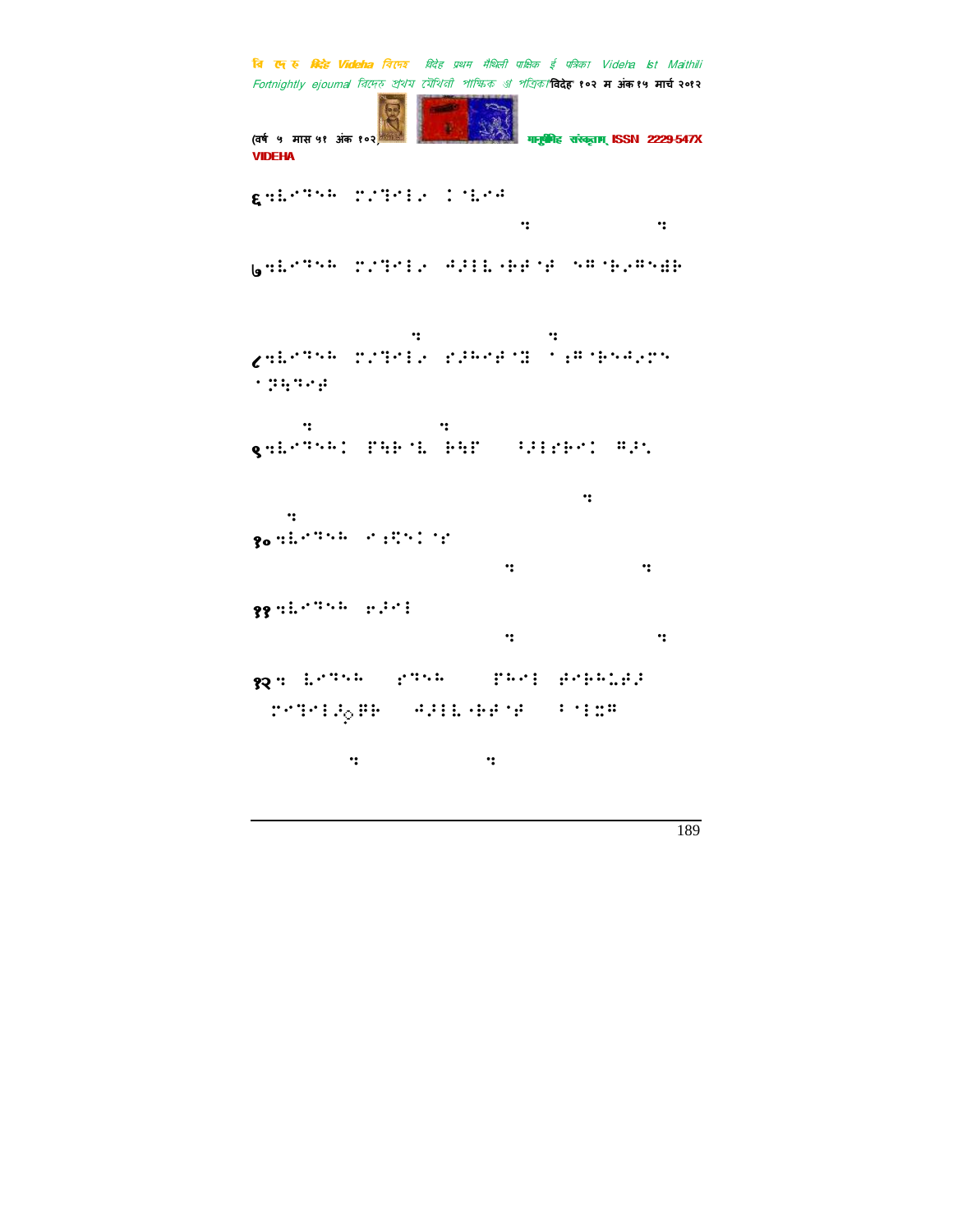६ ⠩⠇⠊⠉⠝⠓ ⠏⠁⠝⠊⠇⠁ ⠅⠈⠇⠊⠺

⠒ ⠒

७ ⠩⠇⠊⠉⠝⠓ ⠏⠁⠝⠊⠇⠁ ⠺⠗⠇⠇⠐⠗⠞⠈⠞ ⠑⠛⠈⠗⠁⠛⠑⠻⠗

⠒ ⠒

८ ⠩⠇⠊⠉⠝⠓ ⠏⠁⠝⠊⠇⠁ ⠎⠗⠓⠊⠞⠈⠻ ⠈⠆⠛⠈⠗⠑⠺⠁⠍⠑ ⠈⠝⠓⠉⠊⠞

⠒ ⠒

९ ⠩⠇⠊⠉⠝⠓⠅ ⠟⠓⠗⠈⠇ ⠗⠓⠟ ⠃⠗⠇⠎⠗⠊⠅ ⠛⠗⠡

⠒

⠒

१० ⠩⠇⠊⠉⠝⠓ ⠊⠆⠻⠑⠅⠈⠎

⠒ ⠒

११ ⠩⠇⠊⠉⠝⠓ ⠥⠗⠊⠇

⠒ ⠒

१२ ⠒ ⠇⠊⠉⠝⠓ ⠎⠉⠝⠓ ⠟⠓⠊⠇ ⠞⠊⠗⠓⠣⠞⠗ ⠏⠊⠉⠊⠇⠗⠛⠗ ⠺⠗⠇⠇⠐⠗⠞⠈⠞ ⠃⠈⠇⠻⠛

⠒ ⠒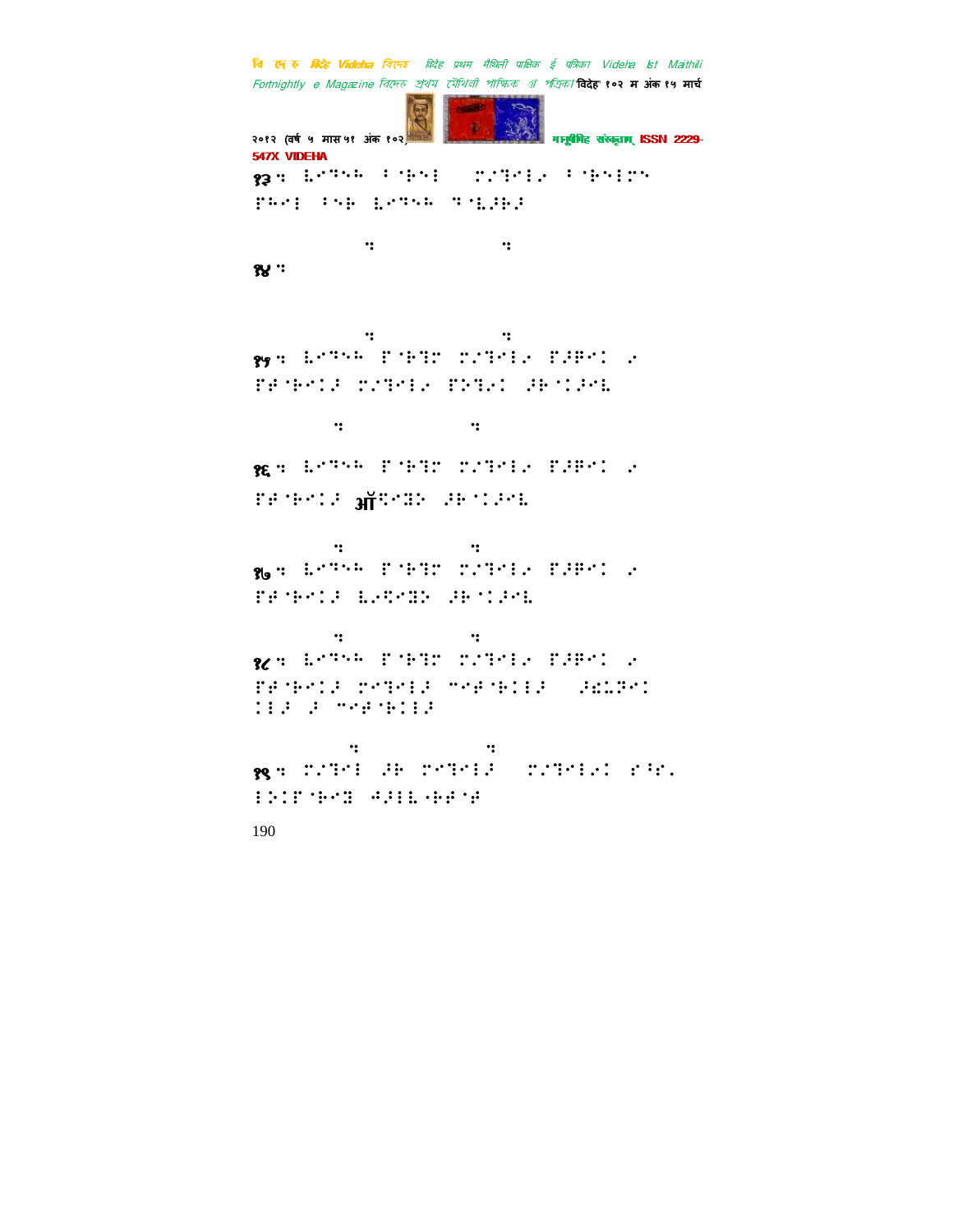१३ ः ⠇⠊⠙⠪⠓ ⠃⠈⠗⠪⠇ ⠀⠍⠌⠙⠊⠇⠮ ⠃⠈⠗⠪⠇⠍⠪ ⠏⠓⠊⠇ ⠃⠪⠗ ⠇⠊⠙⠪⠓ ⠙⠈⠧⠼⠗⠼

ः ः

१४ ः

ः ः

१५ ः ⠇⠊⠙⠪⠓ ⠏⠈⠗⠙⠍ ⠍⠌⠙⠊⠇⠮ ⠏⠼⠷⠊⠅ ⠮ ⠏⠋⠈⠗⠊⠅⠼ ⠍⠌⠙⠊⠇⠮ ⠏⠕⠙⠮⠅ ⠼⠗⠈⠅⠼⠊⠧

ः ः

१६ ः ⠇⠊⠙⠪⠓ ⠏⠈⠗⠙⠍ ⠍⠌⠙⠊⠇⠮ ⠏⠼⠷⠊⠅ ⠮ ⠏⠋⠈⠗⠊⠅⠼ ऑ⠫⠊⠭⠕ ⠼⠗⠈⠅⠼⠊⠧

ः ः

१७ ः ⠇⠊⠙⠪⠓ ⠏⠈⠗⠙⠍ ⠍⠌⠙⠊⠇⠮ ⠏⠼⠷⠊⠅ ⠮ ⠏⠋⠈⠗⠊⠅⠼ ⠇⠮⠫⠊⠭⠕ ⠼⠗⠈⠅⠼⠊⠧

ः ः

१८ ः ⠇⠊⠙⠪⠓ ⠏⠈⠗⠙⠍ ⠍⠌⠙⠊⠇⠮ ⠏⠼⠷⠊⠅ ⠮ ⠏⠋⠈⠗⠊⠅⠼ ⠍⠊⠙⠊⠇⠼ ⠉⠊⠋⠈⠗⠅⠇⠼ ⠀⠼⠫⠩⠝⠊⠅ ⠅⠇⠼ ⠼ ⠉⠊⠋⠈⠗⠅⠇⠼

ः ः

१९ ः ⠍⠌⠙⠊⠇ ⠼⠗ ⠍⠊⠙⠊⠇⠼ ⠀⠍⠌⠙⠊⠇⠮⠅ ⠗⠘⠗⠄ ⠇⠕⠅⠏⠈⠗⠊⠭ ⠲⠼⠇⠇⠐⠗⠋⠈⠋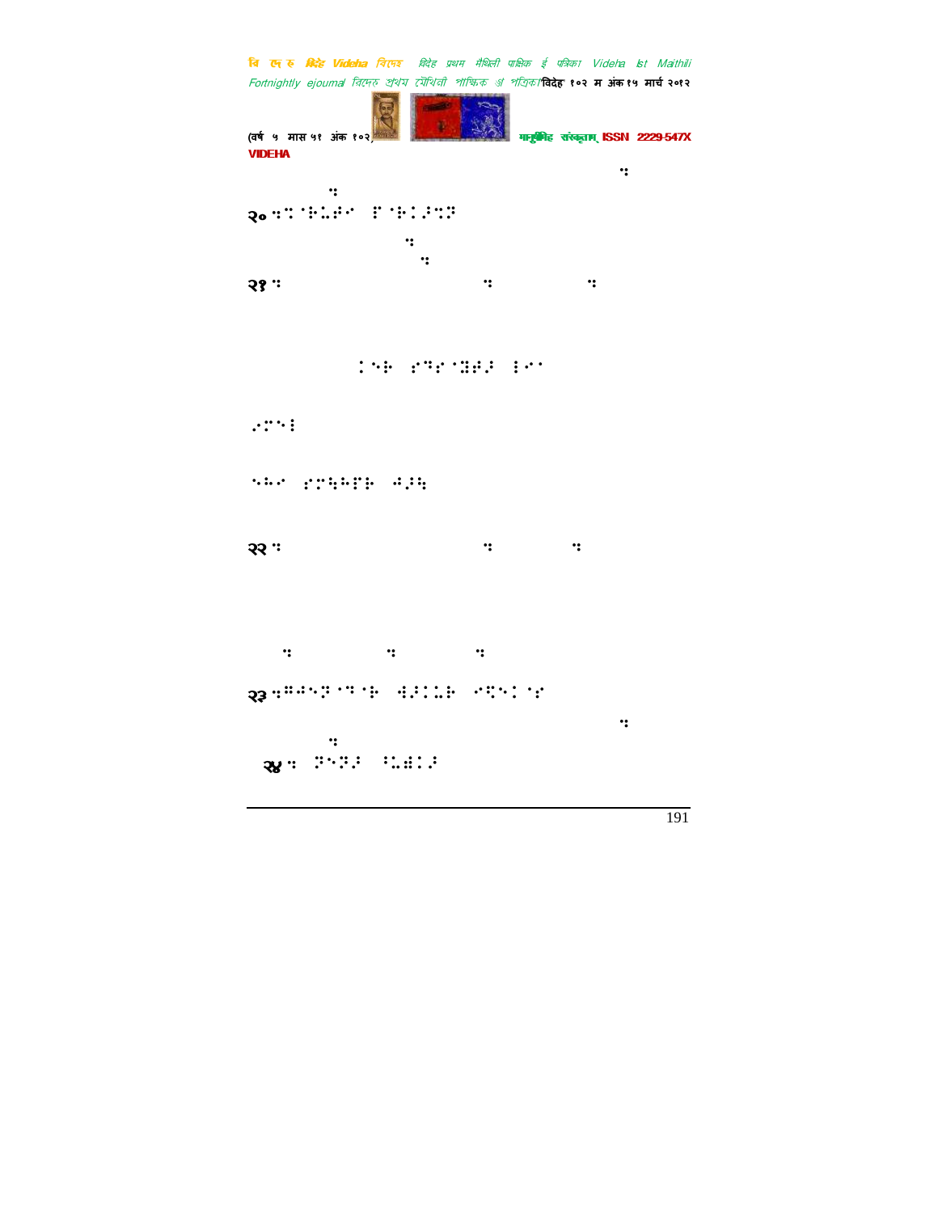⠒
⠒

२० ⠒⠙⠁⠗⠥⠛⠊ ⠟⠁⠗⠅⠛⠙⠝

⠒
⠒

२१ ⠒ ⠒ ⠒

⠅⠑⠗ ⠎⠙⠎⠁⠻⠛⠛ ⠇⠊⠊

⠠⠝⠑⠇

⠑⠓⠊ ⠎⠝⠓⠗⠟⠗ ⠫⠛⠓

२२ ⠒ ⠒ ⠒

⠒ ⠒ ⠒

२३ ⠒⠿⠫⠑⠝⠁⠙⠁⠗ ⠪⠛⠅⠥⠗ ⠊⠝⠑⠅⠁⠎

⠒
⠒

२४ ⠒ ⠟⠑⠟⠛ ⠳⠥⠿⠅⠛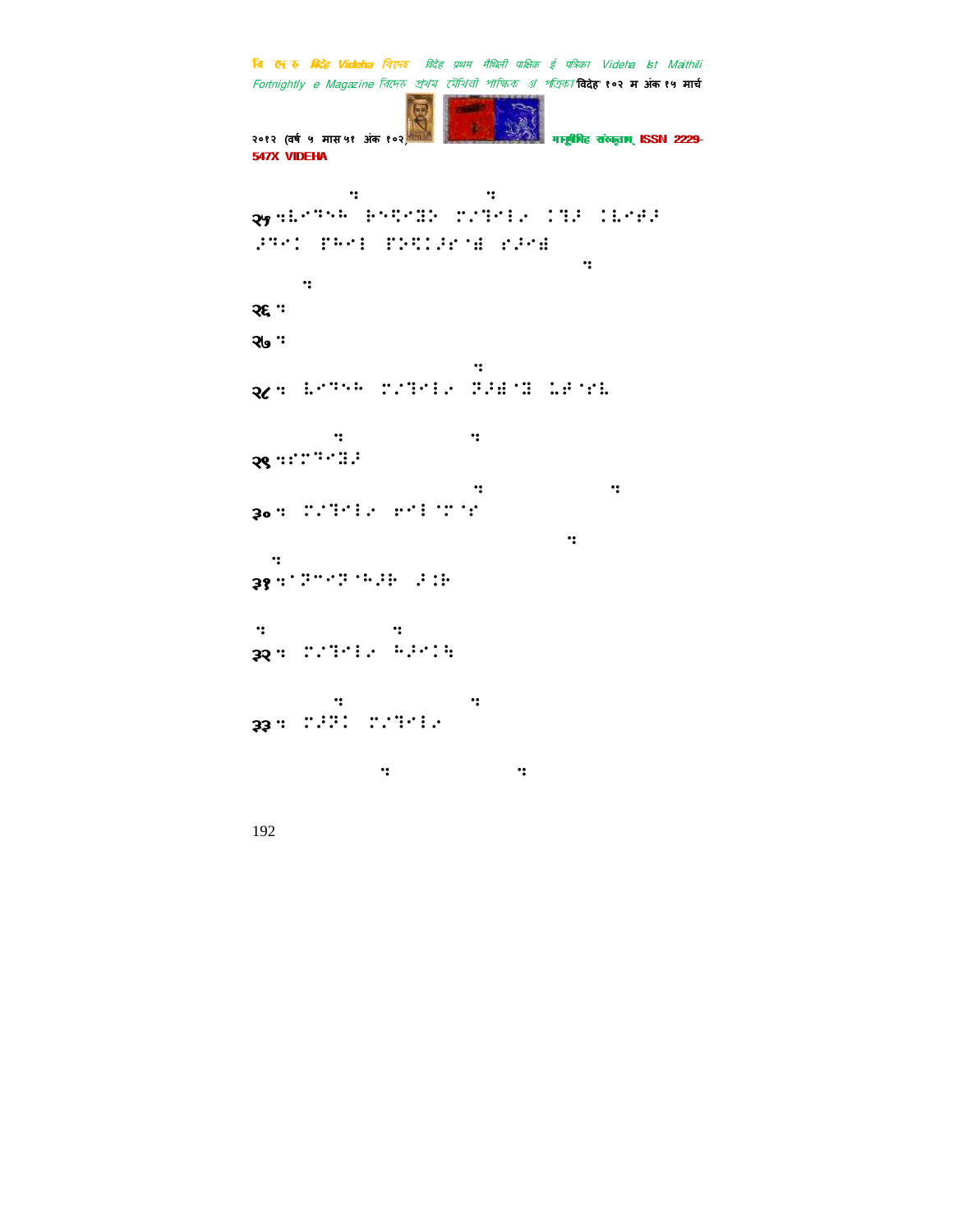२५ ⠒⠧⠊⠙⠓⠓ ⠗⠑⠝⠊⠽⠕ ⠏⠊⠙⠊⠇⠊ ⠁⠙⠔ ⠁⠧⠊⠉⠔ ⠔⠙⠊⠁ ⠋⠓⠊⠇ ⠏⠕⠝⠅⠔⠎⠌ ⠎⠔⠊⠌

२६ ⠒

२७ ⠒

२८ ⠒ ⠧⠊⠙⠓⠓ ⠏⠊⠙⠊⠇⠊ ⠝⠔⠌⠈⠽ ⠥⠉⠈⠎⠧

२९ ⠒⠎⠏⠙⠊⠽⠔

३० ⠒ ⠏⠊⠙⠊⠇⠊ ⠑⠊⠇⠈⠏⠈⠎

३१ ⠒⠈⠝⠉⠊⠝⠈⠓⠔⠗ ⠔⠃⠗

३२ ⠒ ⠏⠊⠙⠊⠇⠊ ⠓⠔⠊⠁⠹

३३ ⠒ ⠏⠔⠝⠁ ⠏⠊⠙⠊⠇⠊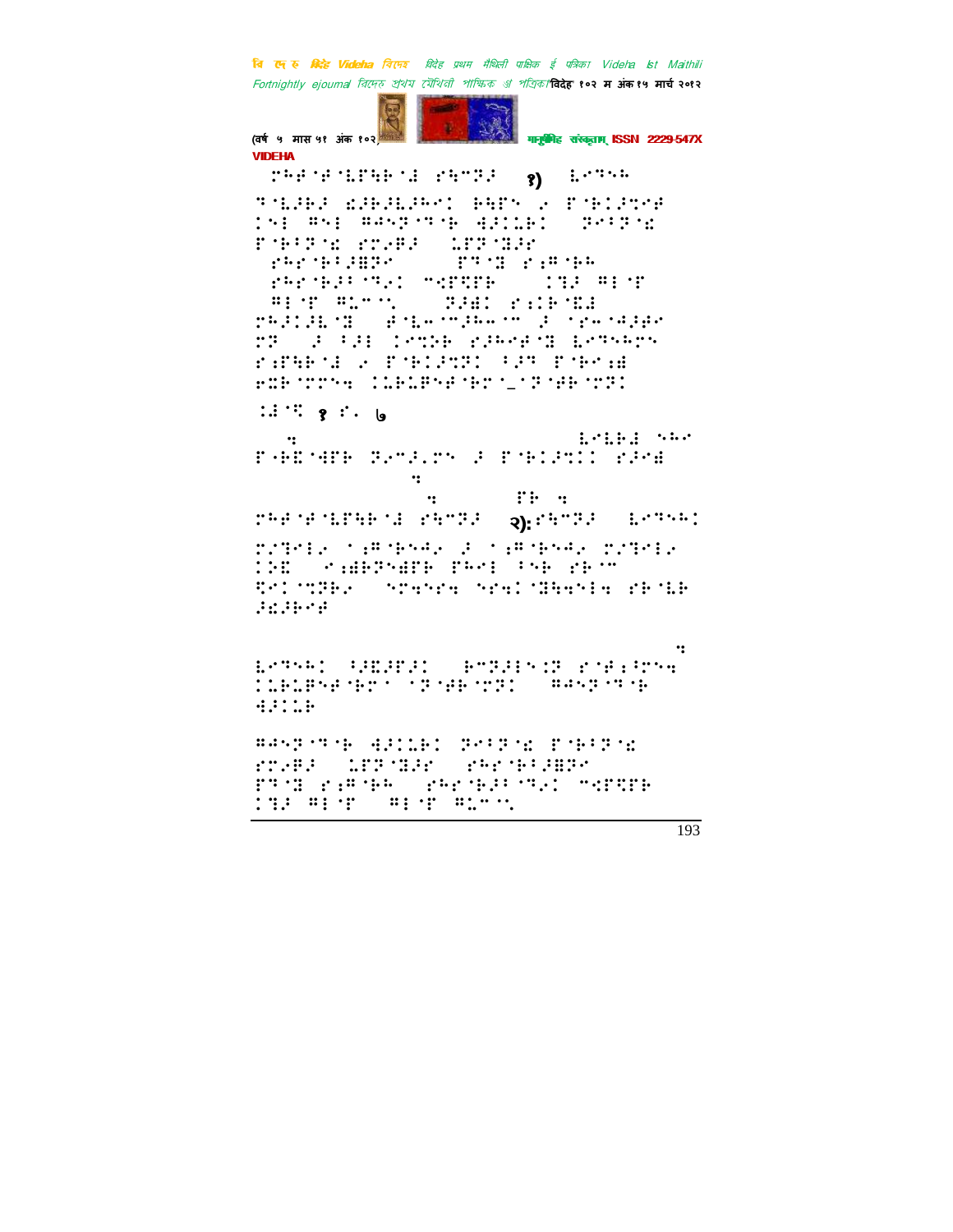VIDEHA

१)

१ ९- ७

२)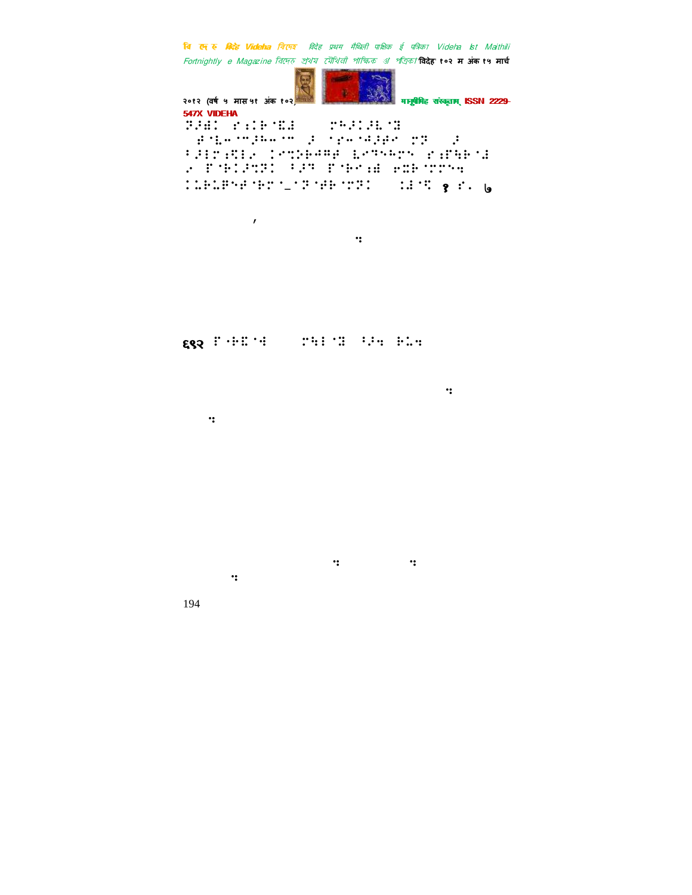१ ... ७

,

६९२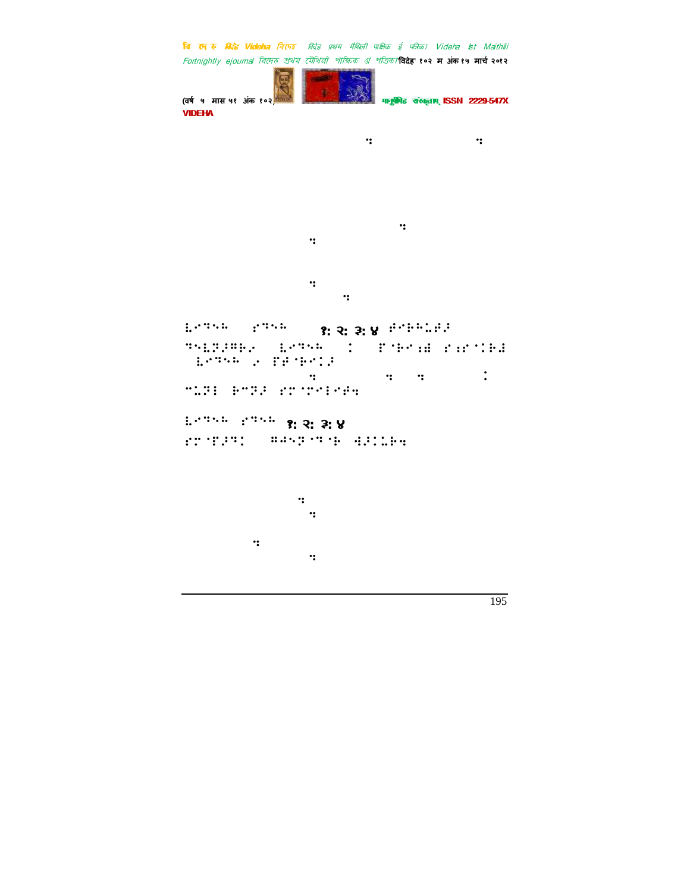⠇⠊⠙⠑⠓ ⠎⠙⠑⠓ १: २: ३: ४ ⠗⠊⠏⠓⠥⠗⠼

⠙⠑⠇⠽⠼⠛⠗⠊ ⠇⠊⠙⠑⠓ ⠁ ⠋⠈⠗⠊⠩⠻ ⠎⠩⠎⠈⠁⠗⠻ ⠇⠊⠙⠑⠓ ⠊ ⠋⠟⠈⠗⠊⠁⠼

⠉⠥⠽⠃ ⠗⠉⠽⠼ ⠎⠉⠈⠝⠊⠃⠊⠗⠹

⠇⠊⠙⠑⠓ ⠎⠙⠑⠓ १: २: ३: ४

⠎⠉⠈⠋⠼⠙⠁ ⠛⠟⠑⠽⠈⠙⠈⠗ ⠫⠼⠁⠥⠗⠹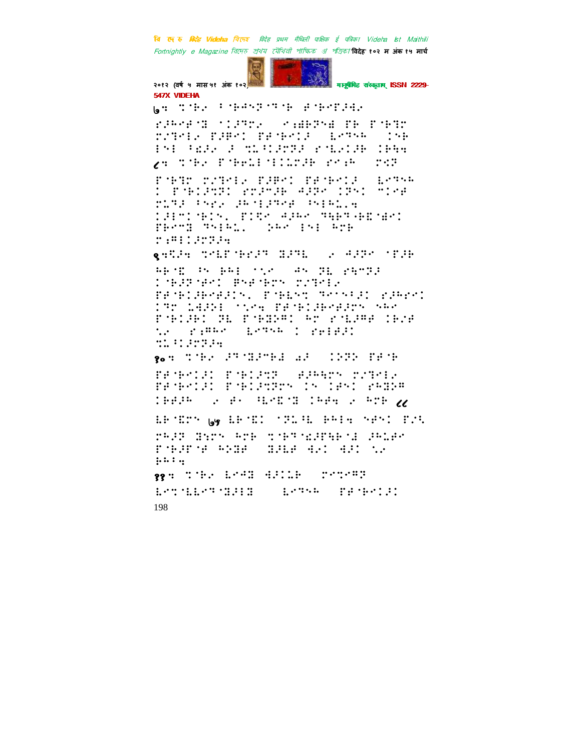७.

८.

९.

१०.

७७

११.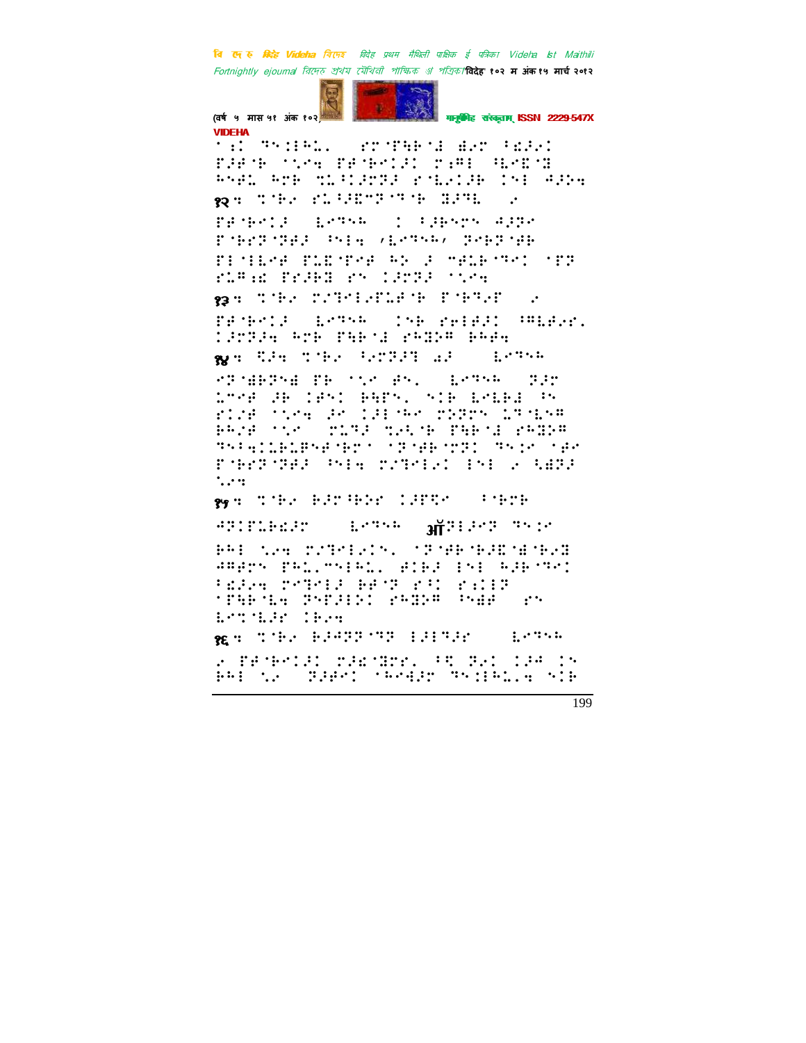'⠭⠅ ⠒⠑⠅⠂⠓⠥⠄ ⠎⠗⠈⠋⠻⠃⠈⠙ ⠺⠴⠗ ⠈⠪⠚⠴⠅ ⠋⠚⠋⠈⠃ ⠈⠞⠴⠒ ⠋⠗⠈⠃⠑⠅⠚⠅ ⠍⠆⠛⠂ ⠹⠑⠪⠈⠫ ⠓⠑⠛⠥ ⠓⠍⠃ ⠹⠥⠈⠅⠚⠍⠝⠚ ⠎⠈⠇⠴⠅⠚⠃ ⠅⠑⠂ ⠙⠚⠵⠒

१२ ⠒ ⠹⠈⠃⠴ ⠎⠥⠈⠚⠪⠉⠝⠈⠗⠈⠃ ⠫⠚⠹⠇ ⠀⠴

⠋⠗⠈⠃⠑⠅⠚ ⠀⠇⠑⠹⠑⠓ ⠀⠅ ⠈⠚⠃⠑⠉⠝ ⠙⠚⠝⠴ ⠋⠈⠃⠗⠝⠈⠝⠚⠚ ⠓⠑⠂⠒ ⠠⠇⠑⠹⠑⠓⠠ ⠝⠑⠃⠝⠈⠻ ⠋⠅⠈⠂⠇⠑⠋ ⠋⠥⠪⠈⠋⠑⠋ ⠓⠕ ⠚ ⠉⠋⠥⠃⠈⠹⠑⠅ ⠈⠋⠝ ⠎⠥⠛⠆⠭ ⠋⠗⠚⠃⠫ ⠎⠝ ⠅⠚⠗⠝⠚ ⠈⠞⠴⠒

१३ ⠒ ⠹⠈⠃⠴ ⠍⠌⠹⠑⠂⠴⠋⠥⠚⠈⠃ ⠋⠈⠃⠹⠴⠋ ⠀⠴

⠋⠗⠈⠃⠑⠅⠚ ⠀⠇⠑⠹⠑⠓ ⠀⠅⠝⠃ ⠎⠑⠂⠋⠚⠅ ⠈⠛⠥⠃⠚⠴⠄ ⠅⠚⠗⠝⠚⠒ ⠓⠗⠃ ⠋⠻⠃⠈⠙ ⠎⠓⠫⠵⠛ ⠃⠓⠋⠒

१४ ⠒ ⠩⠚⠒ ⠹⠈⠃⠴ ⠈⠪⠗⠝⠚⠝ ⠡⠚ ⠀⠇⠑⠹⠑⠓

⠎⠝⠈⠱⠃⠝⠑⠙ ⠋⠃ ⠈⠞⠴ ⠛⠝⠄ ⠀⠇⠑⠹⠑⠓ ⠀⠝⠚⠗ ⠥⠉⠑⠋ ⠚⠃ ⠅⠛⠝⠅ ⠃⠻⠋⠝⠄ ⠝⠊⠃ ⠇⠑⠇⠃⠙ ⠓⠝ ⠎⠅⠌⠋ ⠈⠞⠴⠒ ⠚⠴ ⠅⠚⠂⠈⠓⠴ ⠍⠵⠝⠗⠝ ⠥⠹⠈⠇⠝⠛ ⠃⠓⠌⠋ ⠈⠞⠴ ⠀⠍⠥⠹⠚ ⠹⠴⠡⠈⠃ ⠋⠻⠃⠈⠙ ⠎⠓⠫⠵⠛ ⠹⠑⠈⠒⠅⠥⠃⠥⠛⠝⠋⠈⠃⠗⠈ ⠈⠝⠈⠋⠃⠈⠍⠝⠅ ⠹⠑⠅⠴ ⠈⠛⠴ ⠋⠈⠃⠗⠝⠈⠝⠚⠚ ⠓⠑⠂⠒ ⠍⠌⠹⠑⠂⠴⠅ ⠂⠑⠂ ⠴ ⠩⠱⠝⠚ ⠞⠴⠒

१५ ⠒ ⠹⠈⠃⠴ ⠃⠚⠗⠈⠃⠕⠗ ⠅⠚⠋⠩⠈ ⠀⠈⠃⠍⠃

⠙⠝⠅⠋⠥⠃⠫⠚⠗ ⠀⠀⠇⠑⠹⠑⠓ ⠀ऑ⠝⠂⠚⠑⠝ ⠹⠑⠅⠴

⠃⠓⠂ ⠞⠴⠒ ⠍⠌⠹⠑⠂⠴⠅⠝⠄ ⠈⠝⠈⠋⠃⠈⠃⠚⠪⠈⠱⠈⠃⠴⠫ ⠙⠛⠋⠗⠝ ⠋⠓⠥⠄⠉⠑⠂⠓⠥⠄ ⠋⠅⠃⠚ ⠂⠑⠂ ⠓⠚⠃⠈⠹⠑⠅ ⠈⠪⠚⠴⠒ ⠍⠗⠹⠑⠂⠚ ⠃⠋⠈⠝ ⠎⠈⠅ ⠎⠆⠅⠂⠝ ⠈⠋⠻⠃⠈⠇⠒ ⠝⠑⠋⠚⠂⠅⠅ ⠎⠓⠫⠵⠛ ⠓⠑⠱ ⠀⠎⠝ ⠇⠑⠹⠈⠇⠚⠗ ⠅⠃⠴⠒

१६ ⠒ ⠹⠈⠃⠴ ⠃⠚⠙⠝⠝⠈⠹⠝ ⠂⠚⠂⠹⠚⠗ ⠀⠀⠇⠑⠹⠑⠓

⠴ ⠋⠗⠈⠃⠑⠅⠚⠅ ⠍⠚⠪⠈⠫⠗⠗⠄ ⠈⠹ ⠝⠴⠅ ⠅⠚⠙ ⠅⠝ ⠃⠓⠂ ⠞⠴ ⠀⠝⠚⠋⠑⠅ ⠈⠓⠑⠱⠚⠗ ⠹⠑⠅⠂⠓⠥⠄⠒ ⠝⠊⠃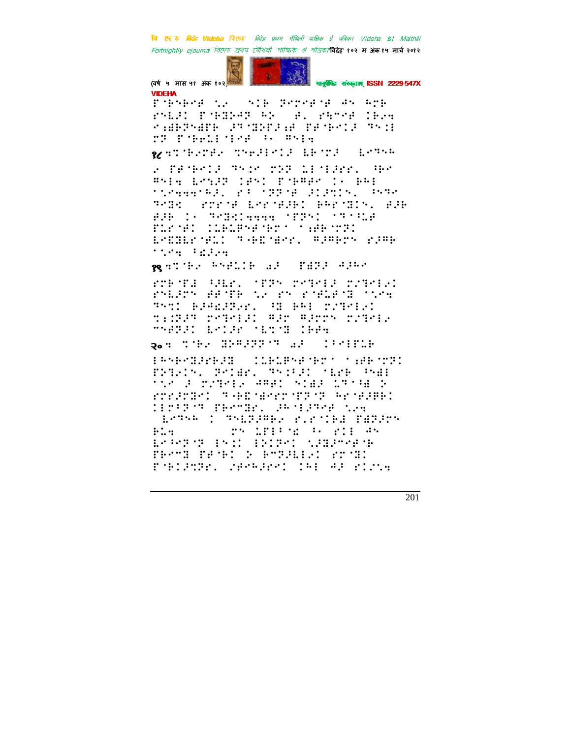VIDEHA

१८ ...

१९ ...

२० ...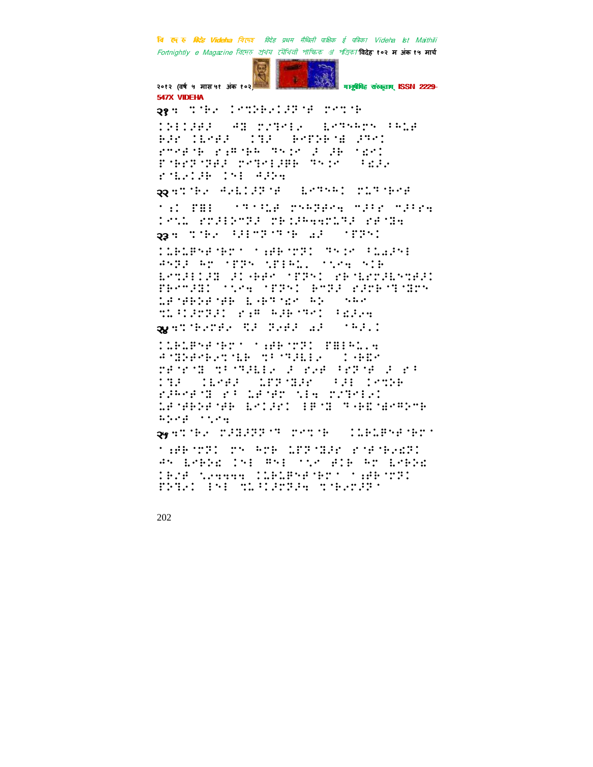२१ ः ⠉⠈⠓⠢ ⠇⠉⠵⠗⠢⠇⠟⠘⠋ ⠗⠉⠉⠈⠓

⠇⠵⠇⠇⠚⠋⠚ ⠀⠲⠙ ⠗⠴⠹⠉⠇⠢ ⠀⠇⠉⠹⠓⠓⠉ ⠓⠁⠩⠋ ⠓⠚⠗ ⠇⠇⠉⠋⠚ ⠀⠇⠹⠚ ⠀⠓⠉⠋⠵⠓⠈⠱ ⠚⠹⠉⠇ ⠗⠉⠋⠈⠓ ⠗⠆⠍⠈⠓⠓ ⠹⠢⠇⠉ ⠚ ⠚⠓ ⠈⠎⠉⠇ ⠋⠈⠓⠗⠟⠈⠟⠋⠚ ⠗⠉⠹⠉⠇⠚⠓⠓ ⠹⠢⠇⠉ ⠀⠁⠎⠚⠢ ⠗⠈⠇⠢⠇⠚⠓ ⠇⠢⠇ ⠲⠚⠵⠲

२२ ः⠉⠈⠓⠢ ⠲⠢⠇⠇⠚⠟⠈⠋ ⠀⠇⠉⠹⠓⠓⠇ ⠗⠩⠹⠈⠓⠉⠋

⠁⠆⠇ ⠋⠿⠇ ⠀⠁⠹⠁⠩⠋ ⠗⠓⠓⠟⠋⠉⠲ ⠉⠚⠁⠗ ⠉⠚⠁⠗⠲ ⠇⠉⠩⠩ ⠗⠉⠚⠇⠵⠉⠟⠚ ⠗⠓⠇⠚⠓⠲⠲⠗⠩⠹⠚ ⠗⠋⠈⠙⠲

२३ ः ⠉⠈⠓⠢ ⠁⠚⠇⠉⠟⠈⠹⠈⠓ ⠡⠚ ⠀⠈⠋⠟⠓⠇

⠇⠇⠓⠩⠋⠓⠋⠈⠓⠉⠁ ⠁⠆⠋⠓⠈⠉⠟⠇ ⠹⠢⠇⠉ ⠁⠩⠡⠚⠓⠇ ⠲⠓⠟⠚ ⠓⠉ ⠈⠋⠟⠓ ⠎⠋⠇⠓⠩⠄ ⠁⠎⠉⠲ ⠓⠇⠓ ⠇⠉⠉⠚⠇⠇⠚⠙ ⠚⠇⠈⠓⠋⠉ ⠈⠋⠟⠓⠇ ⠗⠓⠈⠇⠉⠉⠚⠇⠉⠉⠋⠚⠇ ⠋⠓⠉⠉⠚⠙⠇ ⠁⠎⠉⠲ ⠈⠋⠟⠓⠇ ⠓⠉⠟⠚ ⠗⠚⠗⠓⠈⠹⠈⠙⠗⠓ ⠩⠋⠈⠓⠓⠵⠋⠈⠓⠓ ⠇⠈⠓⠹⠈⠎⠉ ⠓⠵ ⠀⠎⠓⠉ ⠉⠩⠁⠇⠚⠗⠟⠚⠇ ⠗⠆⠍ ⠓⠚⠓⠈⠹⠉⠇ ⠁⠎⠚⠢⠲

२४ ः⠉⠈⠓⠢⠗⠋⠢ ⠝⠚ ⠟⠢⠋⠚ ⠡⠚ ⠀⠈⠓⠚⠄⠇

⠇⠇⠓⠩⠋⠓⠋⠈⠓⠉⠁ ⠁⠆⠋⠓⠈⠉⠟⠇ ⠋⠿⠇⠓⠩⠄⠲ ⠲⠈⠙⠵⠋⠉⠓⠢⠉⠈⠇⠓ ⠉⠁⠈⠹⠚⠇⠇⠢ ⠀⠇⠈⠓⠎⠉ ⠗⠋⠈⠗⠈⠙ ⠉⠁⠈⠹⠚⠇⠇⠢ ⠚ ⠗⠢⠋ ⠁⠗⠟⠈⠋ ⠚ ⠗⠁ ⠇⠹⠚ ⠀⠇⠇⠉⠋⠚ ⠀⠩⠋⠟⠈⠙⠚⠗ ⠀⠁⠚⠇ ⠇⠉⠉⠵⠓ ⠗⠚⠓⠉⠋⠈⠙ ⠗⠁ ⠩⠋⠈⠋⠉ ⠎⠇⠲ ⠗⠴⠹⠉⠇⠢⠇ ⠩⠋⠈⠓⠓⠵⠋⠈⠓⠓ ⠇⠉⠇⠚⠗⠇ ⠇⠋⠈⠙ ⠹⠈⠓⠎⠈⠱⠉⠍⠵⠉⠓ ⠓⠵⠉⠋ ⠁⠎⠉⠲

२५ ः⠉⠈⠓⠢ ⠗⠚⠙⠚⠟⠟⠈⠹ ⠗⠉⠉⠈⠓ ⠀⠇⠇⠓⠩⠋⠓⠋⠈⠓⠉⠁

⠁⠆⠋⠓⠈⠉⠟⠇ ⠗⠓ ⠓⠉⠓ ⠩⠋⠟⠈⠙⠚⠗ ⠗⠋⠈⠓⠢⠎⠟⠇ ⠲⠓ ⠇⠉⠓⠵⠎ ⠇⠓⠇ ⠍⠓⠇ ⠁⠎⠉ ⠋⠇⠓ ⠓⠉ ⠇⠉⠓⠵⠎ ⠇⠓⠢⠋ ⠎⠉⠲⠲⠲⠲ ⠇⠇⠓⠩⠋⠓⠋⠈⠓⠉⠁ ⠁⠆⠋⠓⠈⠉⠟⠇ ⠋⠵⠹⠢⠇ ⠇⠓⠇ ⠉⠩⠁⠇⠚⠗⠟⠚⠲ ⠉⠈⠓⠢⠗⠚⠟⠁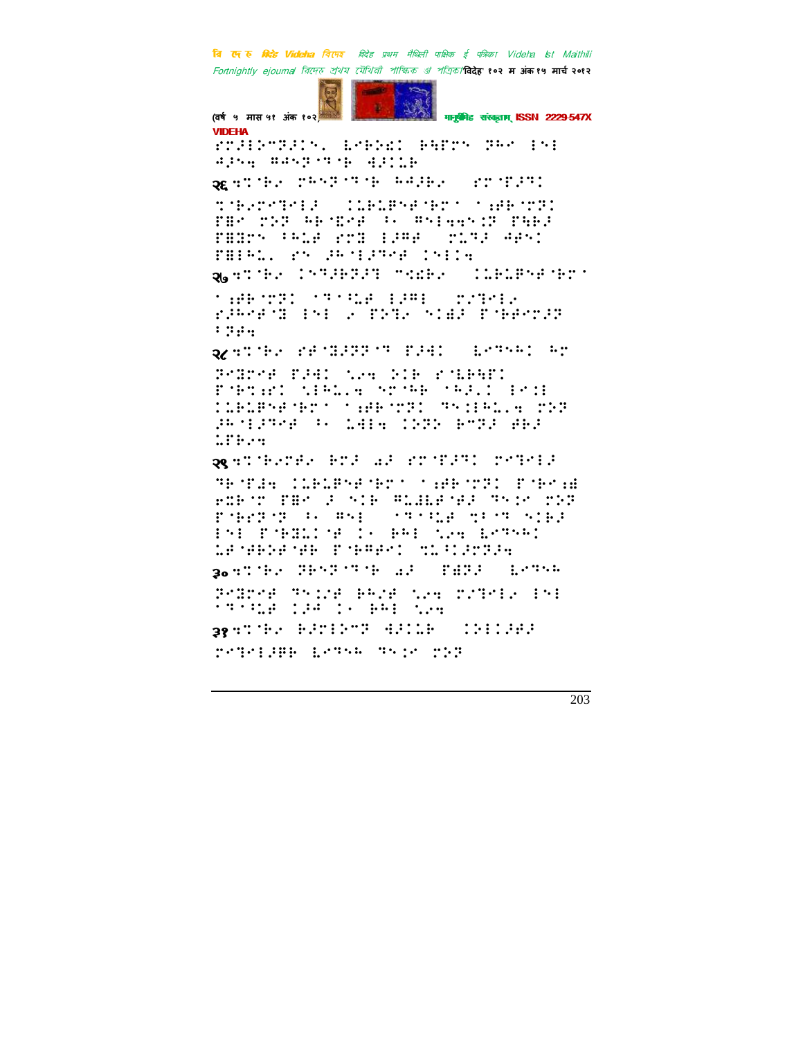⠗⠉⠼⠇⠐⠉⠐⠝⠼⠇⠉⠲⠄⠀⠇⠐⠣⠼⠑⠀⠣⠻⠋⠉⠝⠀⠝⠓⠉⠀⠇⠝⠇
⠙⠼⠝⠹⠀⠻⠙⠝⠝⠐⠞⠐⠣⠀⠙⠼⠇⠇⠣

२६ ⠹⠉⠐⠣⠎⠀⠗⠓⠝⠝⠐⠞⠐⠣⠀⠓⠙⠼⠣⠎⠀⠀⠗⠉⠐⠋⠼⠞⠇

⠉⠐⠣⠎⠗⠞⠑⠇⠼⠀⠀⠇⠇⠣⠇⠋⠝⠋⠐⠣⠗⠁⠀⠁⠆⠋⠣⠐⠗⠝⠇
⠋⠻⠉⠀⠗⠝⠝⠀⠓⠣⠐⠫⠋⠀⠃⠂⠀⠻⠝⠇⠹⠹⠝⠇⠝⠀⠋⠹⠣⠼
⠋⠻⠻⠉⠝⠀⠃⠓⠇⠋⠀⠗⠉⠻⠀⠇⠼⠻⠇⠀⠀⠗⠇⠞⠼⠀⠙⠋⠝⠇
⠋⠻⠇⠓⠇⠄⠀⠗⠝⠀⠼⠓⠐⠇⠼⠞⠋⠀⠇⠝⠇⠇⠹

२७ ⠹⠉⠐⠣⠎⠀⠇⠝⠞⠼⠣⠝⠼⠞⠀⠐⠉⠫⠣⠎⠀⠀⠇⠇⠣⠇⠋⠝⠋⠐⠣⠗⠁

⠁⠆⠋⠣⠐⠗⠝⠇⠀⠁⠞⠁⠃⠇⠋⠀⠇⠼⠻⠇⠀⠀⠗⠌⠞⠑⠇⠎
⠗⠼⠓⠉⠋⠐⠻⠀⠇⠝⠇⠀⠎⠀⠋⠝⠞⠎⠀⠝⠇⠫⠼⠀⠋⠐⠣⠋⠋⠉⠼⠝
⠃⠝⠋⠹

२८ ⠹⠉⠐⠣⠎⠀⠗⠋⠐⠻⠼⠝⠝⠐⠞⠀⠋⠼⠹⠇⠀⠀⠇⠉⠞⠝⠓⠇⠀⠓⠉

⠝⠐⠻⠉⠉⠋⠀⠋⠼⠹⠇⠀⠌⠎⠹⠀⠕⠇⠣⠀⠗⠐⠇⠣⠹⠋⠇
⠋⠐⠣⠉⠆⠗⠇⠀⠌⠇⠓⠇⠄⠹⠀⠝⠉⠐⠓⠣⠀⠁⠓⠼⠄⠇⠀⠇⠉⠇⠇
⠇⠇⠣⠇⠋⠝⠋⠐⠣⠗⠁⠀⠁⠆⠋⠣⠐⠗⠝⠇⠀⠞⠝⠇⠇⠓⠇⠄⠹⠀⠗⠝⠝
⠼⠓⠐⠇⠼⠞⠋⠀⠃⠂⠀⠇⠹⠇⠹⠀⠇⠕⠝⠀⠣⠉⠞⠼⠀⠋⠣⠼
⠇⠋⠣⠎⠹

२९ ⠹⠉⠐⠣⠎⠗⠋⠎⠀⠣⠗⠼⠀⠪⠼⠀⠗⠉⠐⠋⠼⠞⠇⠀⠗⠉⠞⠑⠇⠼

⠞⠣⠐⠋⠼⠹⠀⠇⠇⠣⠇⠋⠝⠋⠐⠣⠗⠁⠀⠁⠆⠋⠣⠐⠗⠝⠇⠀⠋⠐⠣⠉⠆⠻
⠗⠫⠣⠐⠉⠀⠋⠻⠉⠀⠼⠀⠝⠇⠣⠀⠻⠇⠻⠇⠋⠐⠙⠼⠀⠞⠝⠇⠉⠀⠗⠝⠝
⠋⠐⠣⠋⠝⠐⠝⠀⠃⠂⠀⠻⠝⠇⠀⠀⠁⠞⠁⠃⠇⠋⠀⠉⠃⠁⠞⠀⠝⠇⠣⠼
⠇⠝⠇⠀⠋⠐⠣⠻⠇⠇⠐⠋⠀⠇⠂⠀⠣⠓⠇⠀⠌⠎⠹⠀⠇⠉⠞⠝⠓⠇
⠇⠋⠐⠙⠣⠕⠋⠐⠙⠣⠀⠋⠐⠣⠻⠋⠉⠇⠀⠉⠇⠃⠇⠼⠗⠞⠼⠹

३० ⠹⠉⠐⠣⠎⠀⠝⠣⠝⠝⠐⠞⠐⠣⠀⠪⠼⠀⠀⠋⠻⠝⠼⠀⠀⠇⠉⠞⠝⠓

⠝⠐⠻⠉⠉⠋⠀⠞⠝⠇⠌⠋⠀⠣⠓⠌⠋⠀⠌⠎⠹⠀⠗⠌⠞⠑⠇⠎⠀⠇⠝⠇
⠁⠞⠁⠃⠇⠋⠀⠇⠼⠓⠀⠇⠂⠀⠣⠓⠇⠀⠌⠎⠹

३१ ⠹⠉⠐⠣⠎⠀⠣⠼⠗⠇⠕⠉⠝⠀⠙⠼⠇⠇⠣⠀⠀⠇⠝⠇⠇⠼⠋⠼

⠗⠉⠞⠑⠇⠼⠋⠣⠀⠇⠉⠞⠝⠓⠀⠞⠝⠇⠉⠀⠗⠝⠝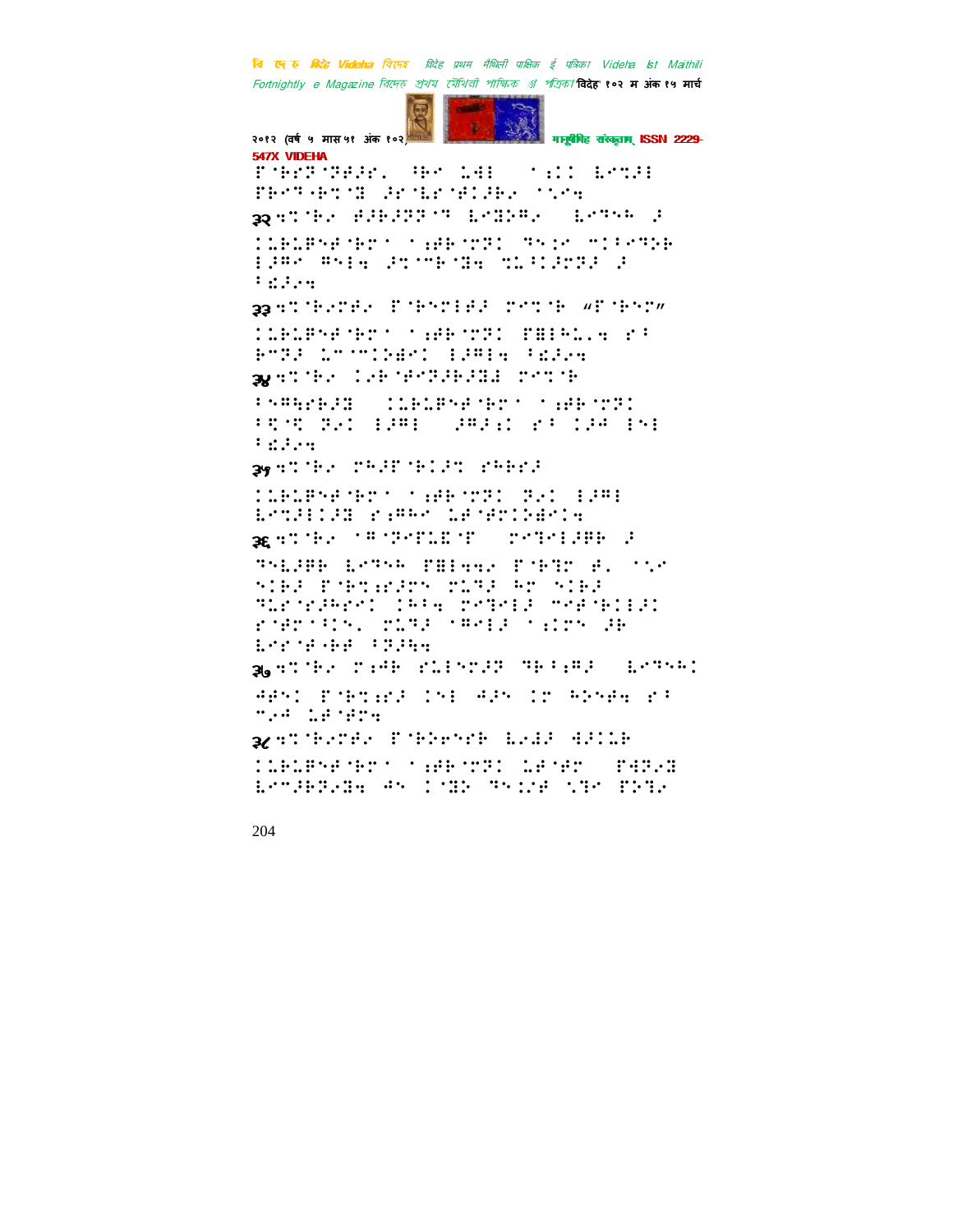३२

३३

३४

३५

३६

३७

३८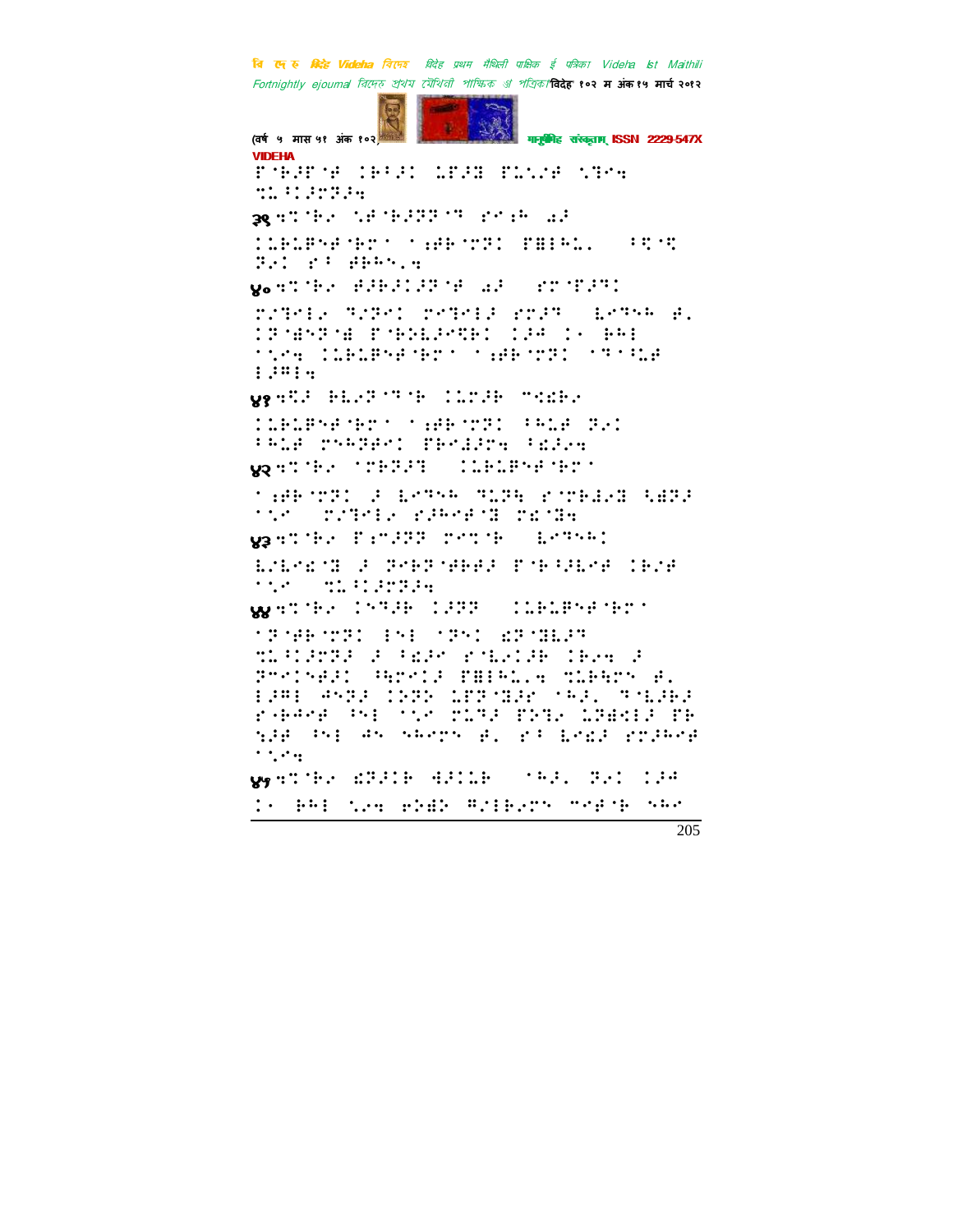३९

४०

४१

४२

४३

४४

४५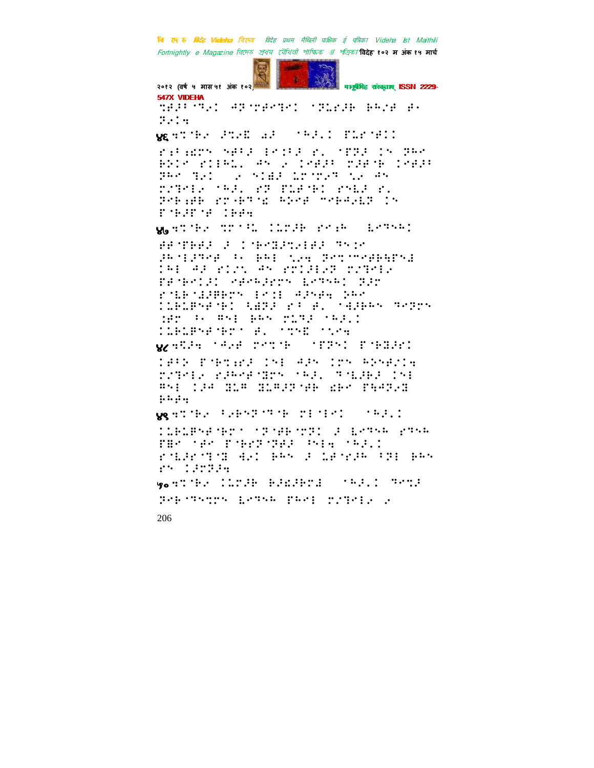⠹⠻�J⠃⠈⠹⠂⠅ ⠚⠝⠈⠗⠋⠉⠹⠅ ⠈⠝⠥⠗⠜⠃ ⠃⠓⠴⠋ ⠗⠂ ⠝⠂⠅⠲

४६ ⠲⠉⠈⠓⠂ ⠜⠹⠂⠪ ⠔⠜ ⠈⠓⠜⠄⠅ ⠏⠥⠗⠈⠋⠅⠅

⠗⠎⠃⠎⠯⠗⠝ ⠎⠋⠃⠜ ⠉⠗⠅⠃⠜ ⠗⠄ ⠈⠏⠝⠜ ⠅⠝ ⠝⠓⠉ ⠃⠕⠅⠉ ⠗⠅⠇⠓⠥⠄ ⠙⠝ ⠂ ⠅⠉⠋⠜⠃ ⠍⠜⠋⠈⠃ ⠅⠉⠋⠜⠃ ⠝⠓⠉ ⠹⠂⠅ ⠂ ⠎⠅⠷⠜ ⠥⠗⠈⠗⠂⠹ ⠎⠂ ⠙⠝ ⠍⠴⠹⠉⠇⠂ ⠈⠓⠜⠄ ⠗⠝ ⠏⠥⠋⠈⠃⠅ ⠗⠎⠥⠜ ⠗⠄ ⠝⠉⠃⠎⠋⠃ ⠗⠗⠈⠃⠹⠈⠯ ⠓⠕⠉⠋ ⠉⠋⠃⠙⠂⠥⠝ ⠅⠝ ⠏⠈⠃⠜⠏⠈⠋ ⠅⠃⠋⠲

४७ ⠲⠉⠈⠓⠂ ⠹⠗⠈⠓⠥ ⠅⠥⠗⠜⠃ ⠗⠉⠎⠓ ⠈⠇⠉⠹⠓⠅

⠋⠋⠈⠏⠃⠋⠜ ⠜ ⠅⠈⠃⠉⠝⠜⠹⠂⠇⠋⠜ ⠹⠝⠅⠉ ⠜⠓⠈⠇⠜⠹⠉⠋ ⠃⠂ ⠃⠓⠇ ⠎⠂⠲ ⠝⠉⠹⠈⠉⠋⠃⠓⠋⠎⠙ ⠅⠓⠇ ⠙⠜ ⠗⠅⠴⠄ ⠙⠝ ⠗⠍⠅⠜⠇⠴⠝ ⠍⠴⠹⠉⠇⠂ ⠏⠋⠈⠃⠉⠅⠜⠅ ⠎⠋⠉⠓⠜⠋⠗⠝ ⠇⠉⠹⠓⠅ ⠝⠜⠗ ⠗⠈⠥⠃⠈⠯⠜⠏⠃⠗⠝ ⠇⠉⠅⠇ ⠙⠜⠝⠋⠲ ⠵⠓⠉ ⠅⠥⠃⠥⠏⠝⠋⠈⠃⠅ ⠩⠻⠝⠜ ⠗⠃ ⠋⠄ ⠈⠲⠜⠃⠓⠝ ⠹⠉⠝⠗⠝ ⠯⠋⠗ ⠃⠂ ⠻⠝⠇ ⠃⠓⠝ ⠍⠥⠹⠜ ⠈⠓⠜⠄⠅ ⠅⠥⠃⠥⠏⠝⠋⠈⠃⠗⠈ ⠋⠄ ⠈⠹⠝⠪ ⠈⠅⠎⠉⠲

४८ ⠲⠩⠜⠲ ⠈⠙⠴⠋ ⠗⠉⠹⠈⠃ ⠈⠏⠝⠝⠅ ⠏⠈⠃⠝⠜⠗⠅

⠅⠋⠃⠕ ⠏⠈⠃⠹⠎⠗⠜ ⠅⠝⠇ ⠙⠜⠝ ⠅⠗⠝ ⠓⠕⠝⠋⠴⠅⠲ ⠍⠴⠹⠉⠇⠂ ⠗⠜⠓⠉⠋⠈⠝⠗⠝ ⠈⠓⠜⠄ ⠹⠈⠥⠜⠃⠜ ⠅⠝⠇ ⠻⠝⠇ ⠅⠜⠙ ⠝⠥⠻ ⠝⠥⠻⠜⠝⠈⠋⠃ ⠯⠃⠉ ⠏⠓⠙⠝⠂⠝ ⠃⠓⠋⠲

४९ ⠲⠉⠈⠓⠂ ⠃⠂⠃⠎⠝⠈⠹⠈⠃ ⠍⠇⠈⠇⠉⠅ ⠈⠓⠜⠄⠅

⠅⠥⠃⠥⠏⠝⠋⠈⠃⠗⠈ ⠈⠝⠈⠋⠃⠈⠗⠝⠅ ⠜ ⠇⠉⠹⠓ ⠗⠹⠓⠓ ⠏⠻⠉ ⠈⠋⠉ ⠏⠈⠃⠗⠝⠈⠹⠋⠜ ⠓⠎⠇⠲ ⠈⠓⠜⠄⠅ ⠗⠥⠜⠗⠈⠹⠈⠝ ⠙⠂⠅ ⠃⠓⠝ ⠜ ⠥⠋⠈⠗⠜⠓ ⠃⠝⠇ ⠃⠓⠝ ⠗⠝ ⠅⠜⠗⠝⠜⠲

५० ⠲⠉⠈⠓⠂ ⠅⠥⠗⠜⠃ ⠃⠜⠯⠜⠃⠗⠯ ⠈⠓⠜⠄⠅ ⠹⠉⠹⠜

⠝⠉⠃⠈⠹⠎⠹⠗⠝ ⠇⠉⠹⠓ ⠏⠓⠉⠇ ⠍⠴⠹⠉⠇⠂ ⠂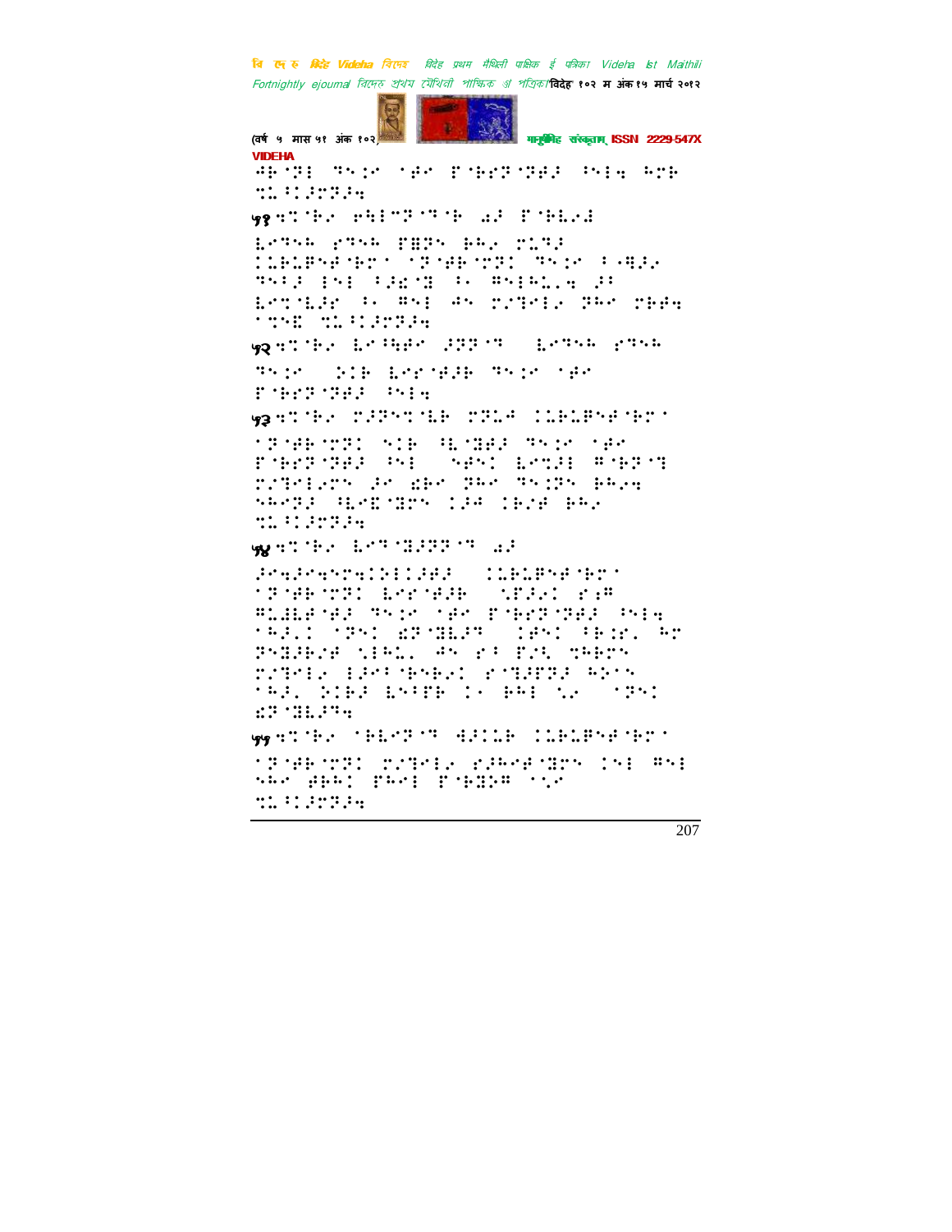४१ ... 

४२ ...

४३ ...

४४ ...

४५ ...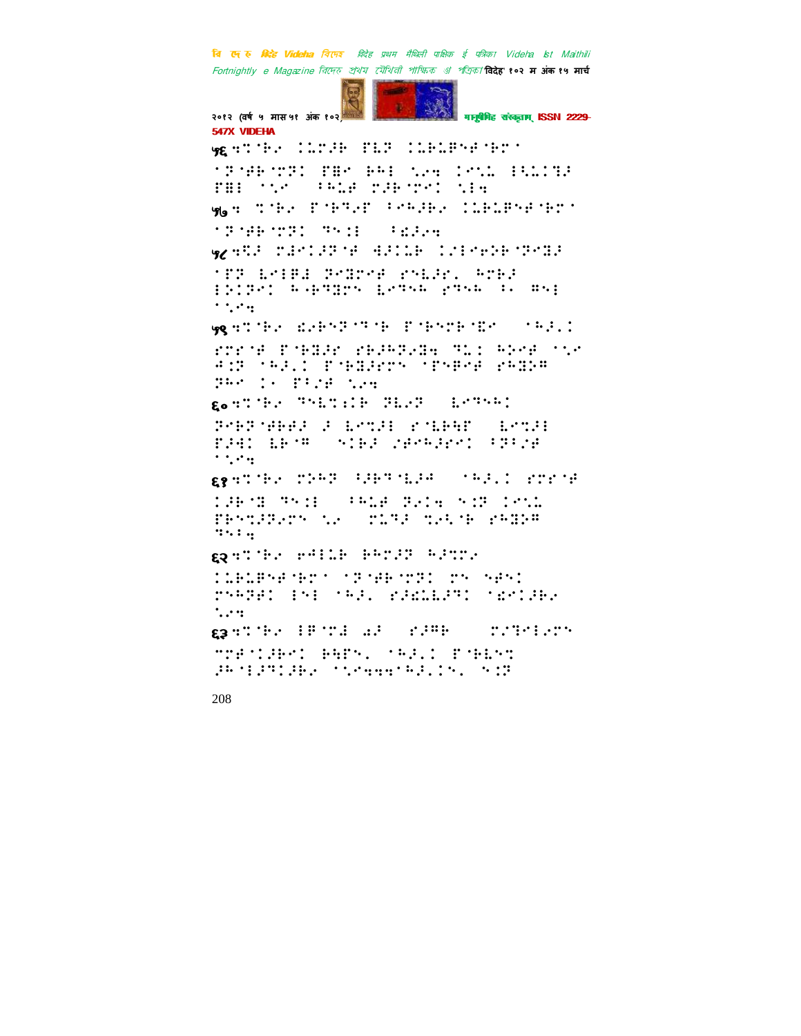५६ ⠙⠅⠀⠓⠢⠀⠁⠇⠗⠕⠓⠀⠋⠇⠏⠀⠁⠇⠃⠇⠋⠝⠋⠀⠓⠗⠁

५७ ⠀⠅⠀⠓⠢⠀⠋⠀⠓⠙⠢⠋⠀⠁⠗⠓⠕⠢⠀⠁⠇⠃⠇⠋⠝⠋⠀⠓⠗⠁

५८ ⠙⠅⠕⠀⠍⠚⠁⠕⠏⠀⠙⠕⠁⠇⠓⠀⠁⠕⠀⠑⠕⠓⠀⠙⠏⠕

५९ ⠙⠅⠀⠓⠢⠀⠫⠢⠓⠝⠏⠀⠏⠀⠓⠀⠋⠀⠓⠝⠗⠓⠀⠗⠢

६० ⠙⠅⠀⠓⠢⠀⠙⠝⠇⠅⠡⠓⠀⠝⠇⠢⠏⠀⠀⠇⠢⠙⠝⠓⠁

६१ ⠙⠅⠀⠓⠢⠀⠍⠕⠓⠏⠀⠁⠕⠓⠙⠇⠕⠚⠀⠀⠁⠓⠕⠇⠁⠀⠑⠗⠑⠀⠋

६२ ⠙⠅⠀⠓⠢⠀⠑⠚⠇⠇⠓⠀⠓⠓⠗⠕⠏⠀⠓⠕⠅⠗⠢

६३ ⠙⠅⠀⠓⠢⠀⠇⠋⠀⠗⠚⠀⠹⠕⠀⠀⠑⠕⠚⠓⠀⠀⠀⠍⠕⠙⠇⠑⠗⠝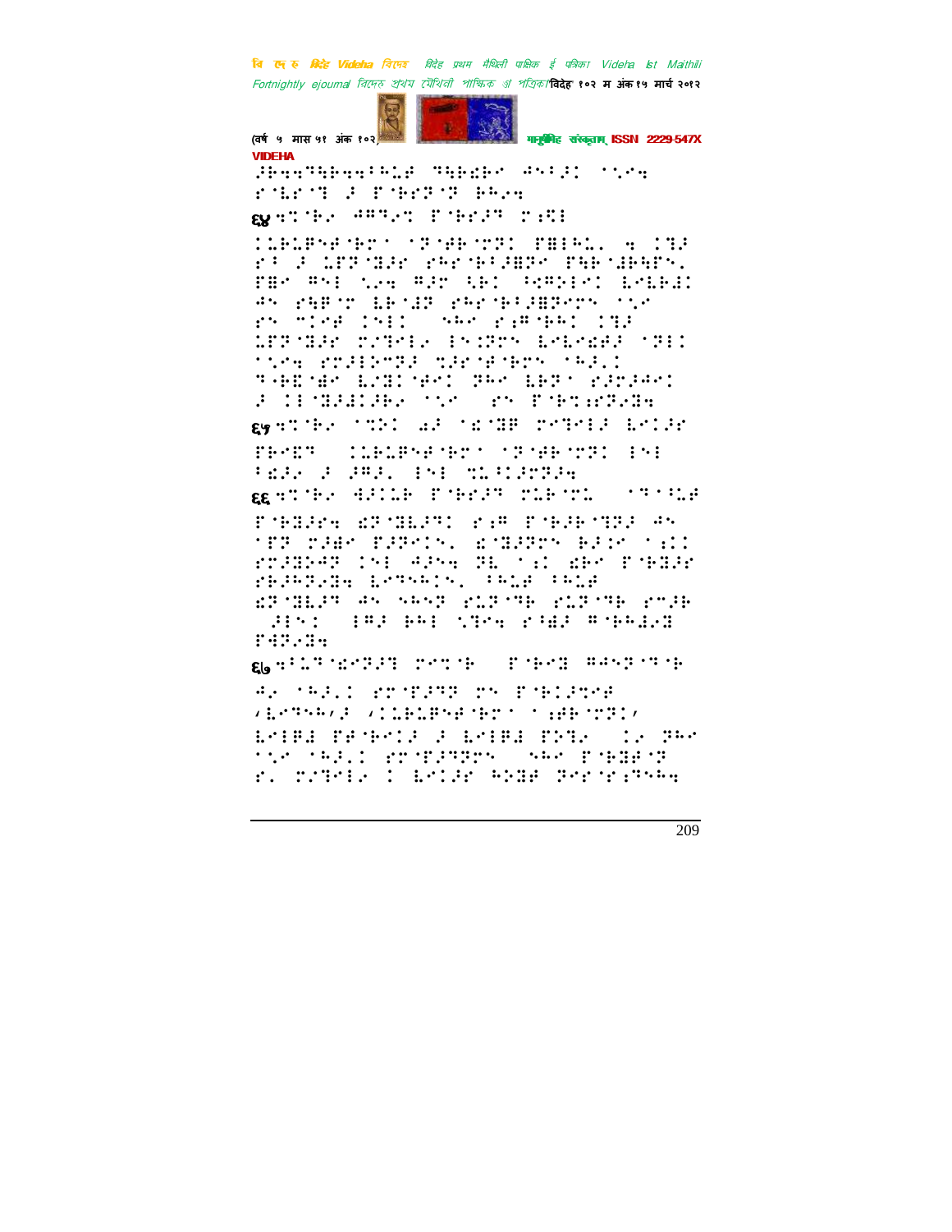VIDEHA

६४

६५

६६

६७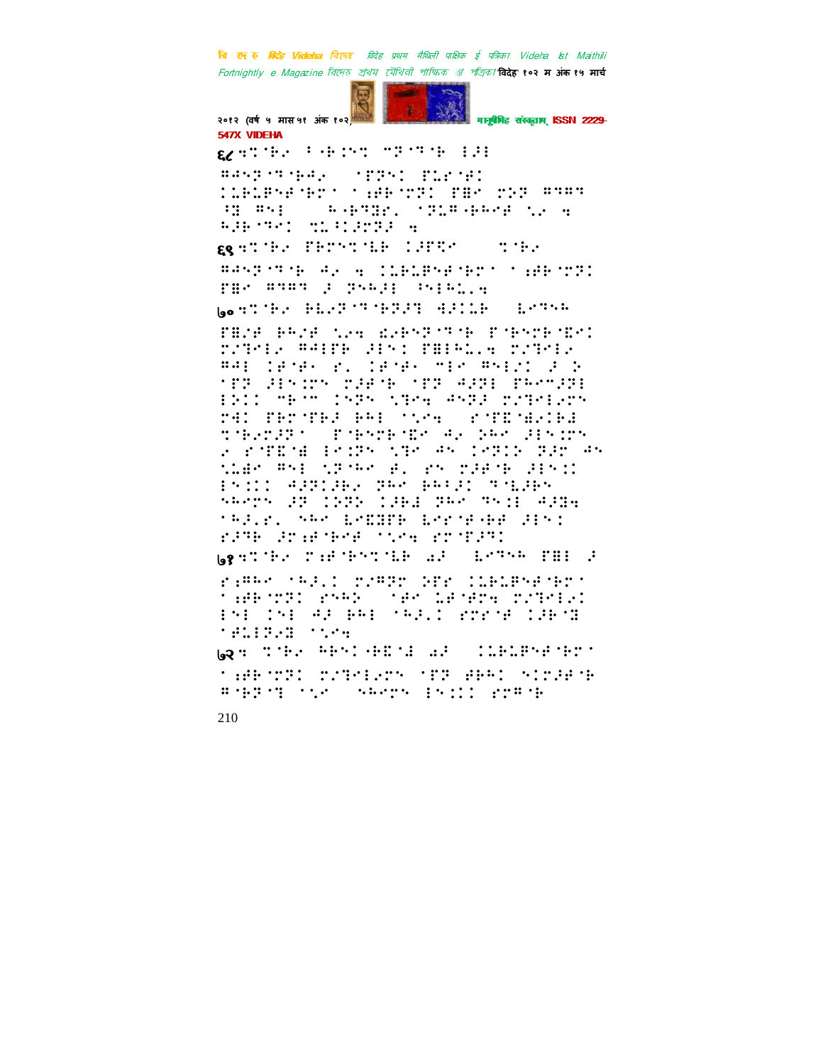६८

६९

७०

७१

७२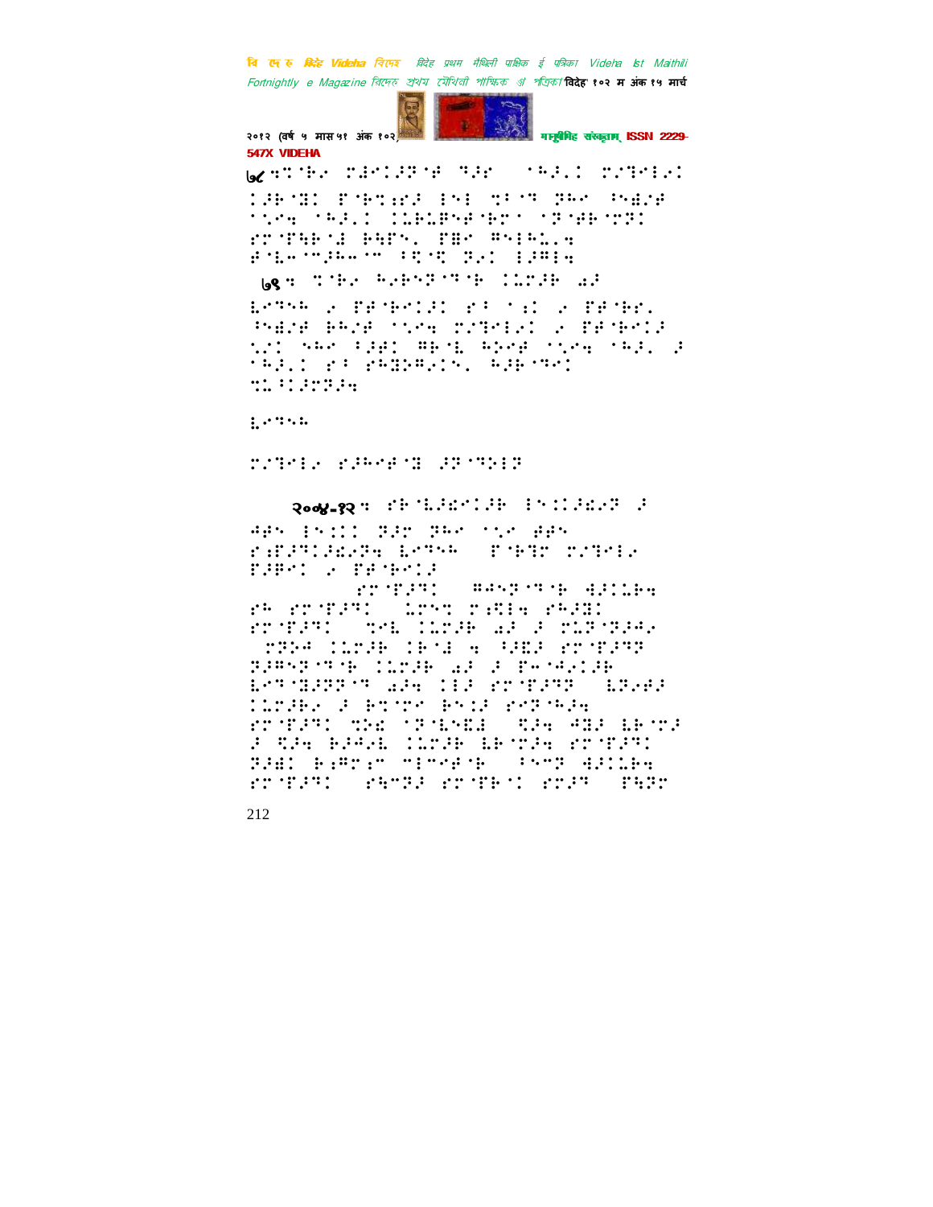६८ ⠹⠅⠊⠗⠂ ⠉⠜⠑⠅⠸⠏⠊⠞ ⠙⠸⠗ ⠁⠓⠸⠄⠅ ⠉⠊⠙⠑⠇⠂⠅ ⠅⠸⠗⠊⠨⠅ ⠋⠊⠗⠹⠪⠯⠸ ⠣⠝⠇ ⠹⠃⠊⠙ ⠝⠓⠑ ⠳⠻⠜⠞ ⠁⠎⠑⠹ ⠁⠓⠸⠄⠅ ⠅⠥⠗⠥⠯⠝⠞⠊⠗⠉⠁ ⠁⠏⠊⠞⠗⠊⠉⠝⠅ ⠗⠉⠊⠋⠷⠗⠊⠜ ⠗⠷⠋⠎⠄ ⠋⠯⠑ ⠻⠝⠣⠓⠥⠄⠹ ⠞⠊⠥⠤⠊⠉⠸⠓⠤⠊⠉ ⠃⠪⠊⠪ ⠝⠂⠅ ⠣⠸⠻⠣⠹

६९ ⠹ ⠹⠊⠗⠂ ⠓⠂⠗⠝⠏⠊⠙⠊⠗ ⠅⠥⠉⠸⠗ ⠔⠸

⠫⠑⠙⠝⠓ ⠂ ⠋⠞⠊⠗⠑⠅⠸⠅ ⠗⠃ ⠁⠪⠅ ⠂ ⠋⠞⠊⠗⠗⠄ ⠳⠻⠜⠞ ⠗⠓⠜⠞ ⠁⠎⠑⠹ ⠉⠊⠙⠑⠇⠂⠅ ⠂ ⠋⠞⠊⠗⠑⠅⠸ ⠪⠜⠅ ⠝⠓⠑ ⠃⠸⠋⠅ ⠻⠗⠊⠥ ⠓⠂⠑⠞ ⠁⠎⠑⠹ ⠁⠓⠸⠄ ⠸ ⠁⠓⠸⠄⠅ ⠗⠃ ⠗⠓⠙⠂⠻⠂⠅⠝⠄ ⠓⠸⠗⠊⠙⠑⠅ ⠹⠥⠃⠅⠸⠗⠏⠸⠹

⠫⠑⠙⠝⠓

⠉⠊⠙⠑⠇⠂ ⠗⠸⠓⠑⠞⠊⠙ ⠸⠏⠊⠙⠕⠇⠏

२००४-१२ ⠹ ⠗⠃⠊⠫⠸⠜⠑⠅⠸⠗ ⠣⠝⠅⠅⠸⠜⠂⠏ ⠸ ⠻⠋⠝ ⠣⠝⠅⠅⠅ ⠏⠸⠗ ⠏⠓⠑ ⠁⠎⠑ ⠞⠋⠝ ⠗⠪⠋⠸⠙⠅⠸⠜⠂⠏⠹ ⠫⠑⠙⠝⠓ ⠋⠊⠗⠙⠗ ⠉⠊⠙⠑⠇⠂ ⠋⠸⠻⠑⠅ ⠂ ⠋⠞⠊⠗⠑⠅⠸

⠗⠉⠊⠋⠸⠙⠅ ⠻⠣⠝⠏⠊⠙⠊⠗ ⠻⠸⠅⠥⠗⠹ ⠗⠓ ⠗⠉⠊⠋⠸⠙⠅ ⠥⠗⠑⠹ ⠉⠪⠻⠣⠹ ⠗⠓⠸⠙⠅ ⠗⠉⠊⠋⠸⠙⠅ ⠹⠑⠇ ⠅⠥⠉⠸⠗ ⠔⠸ ⠸ ⠉⠥⠏⠊⠏⠸⠻⠂ ⠏⠏⠸⠻ ⠅⠥⠉⠸⠗ ⠅⠗⠊⠙ ⠹ ⠓⠸⠙⠸ ⠗⠉⠊⠋⠸⠙⠏ ⠏⠸⠻⠝⠏⠊⠙⠊⠗ ⠅⠥⠉⠸⠗ ⠔⠸ ⠸ ⠋⠤⠊⠻⠂⠅⠸⠗ ⠫⠑⠙⠊⠙⠸⠏⠏⠊⠙ ⠔⠸⠹ ⠅⠅⠸ ⠗⠉⠊⠋⠸⠙⠏ ⠫⠏⠂⠻⠸ ⠅⠥⠉⠸⠗⠂ ⠸ ⠗⠹⠊⠉⠑ ⠗⠝⠅⠸ ⠗⠉⠏⠊⠓⠸⠹ ⠗⠉⠊⠋⠸⠙⠅ ⠹⠪⠜ ⠁⠏⠊⠫⠝⠜⠙ ⠯⠸⠹ ⠻⠙⠸ ⠫⠗⠊⠉⠸ ⠸ ⠯⠸⠹ ⠗⠸⠻⠂⠫ ⠅⠥⠉⠸⠗ ⠫⠗⠊⠉⠸⠹ ⠗⠉⠊⠋⠸⠙⠅ ⠏⠸⠻⠅ ⠗⠪⠻⠗⠪⠉ ⠍⠣⠑⠞⠊⠗ ⠃⠝⠉⠏ ⠻⠸⠅⠥⠗⠹ ⠗⠉⠊⠋⠸⠙⠅ ⠗⠷⠉⠏⠸ ⠗⠉⠊⠋⠗⠁⠅ ⠗⠉⠸⠙ ⠋⠷⠏⠗